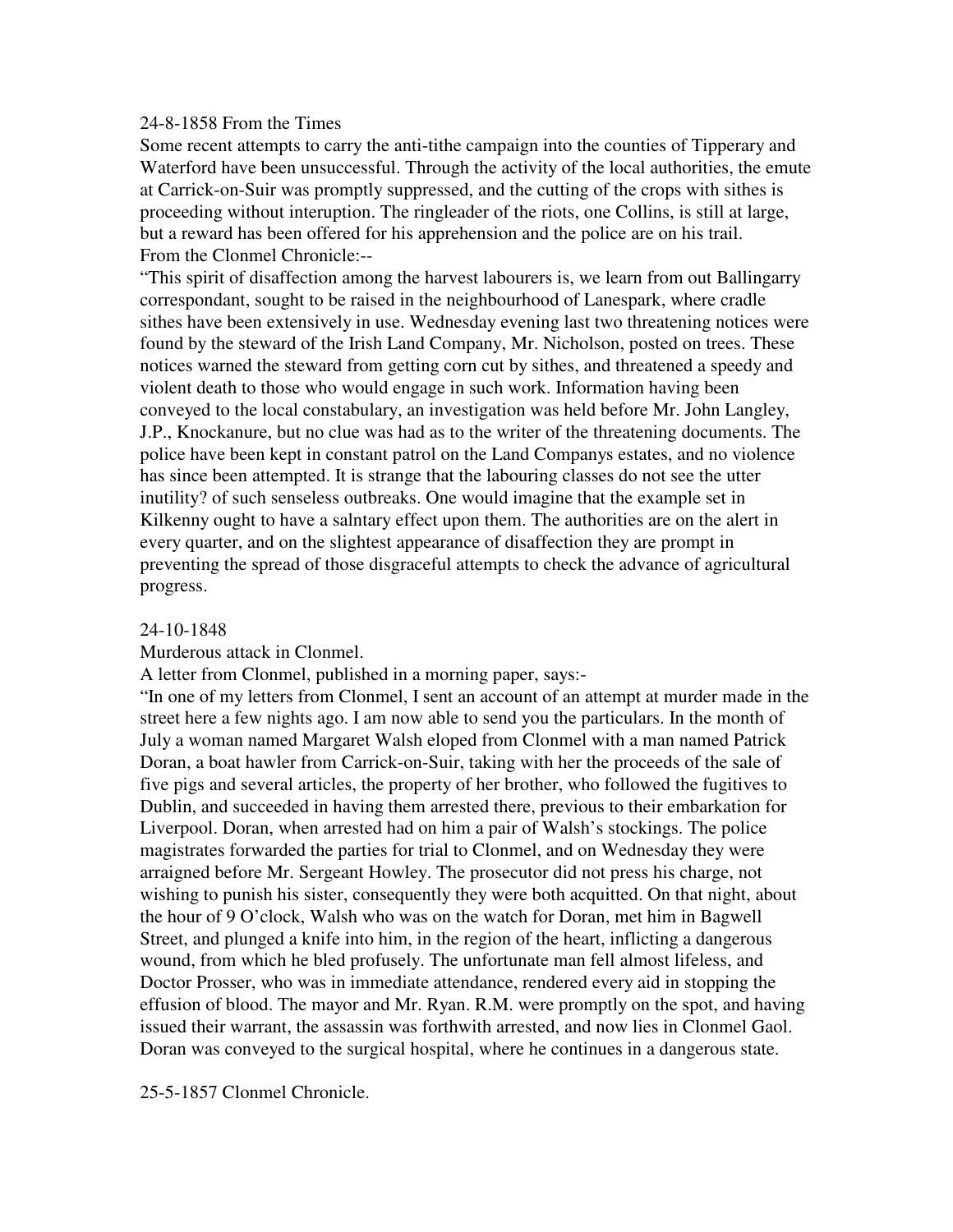24-8-1858 From the Times

Some recent attempts to carry the anti-tithe campaign into the counties of Tipperary and Waterford have been unsuccessful. Through the activity of the local authorities, the emute at Carrick-on-Suir was promptly suppressed, and the cutting of the crops with sithes is proceeding without interuption. The ringleader of the riots, one Collins, is still at large, but a reward has been offered for his apprehension and the police are on his trail.

From the Clonmel Chronicle:--

"This spirit of disaffection among the harvest labourers is, we learn from out Ballingarry correspondant, sought to be raised in the neighbourhood of Lanespark, where cradle sithes have been extensively in use. Wednesday evening last two threatening notices were found by the steward of the Irish Land Company, Mr. Nicholson, posted on trees. These notices warned the steward from getting corn cut by sithes, and threatened a speedy and violent death to those who would engage in such work. Information having been conveyed to the local constabulary, an investigation was held before Mr. John Langley, J.P., Knockanure, but no clue was had as to the writer of the threatening documents. The police have been kept in constant patrol on the Land Companys estates, and no violence has since been attempted. It is strange that the labouring classes do not see the utter inutility? of such senseless outbreaks. One would imagine that the example set in Kilkenny ought to have a salntary effect upon them. The authorities are on the alert in every quarter, and on the slightest appearance of disaffection they are prompt in preventing the spread of those disgraceful attempts to check the advance of agricultural progress.

24-10-1848

Murderous attack in Clonmel.

A letter from Clonmel, published in a morning paper, says:-

"In one of my letters from Clonmel, I sent an account of an attempt at murder made in the street here a few nights ago. I am now able to send you the particulars. In the month of July a woman named Margaret Walsh eloped from Clonmel with a man named Patrick Doran, a boat hawler from Carrick-on-Suir, taking with her the proceeds of the sale of five pigs and several articles, the property of her brother, who followed the fugitives to Dublin, and succeeded in having them arrested there, previous to their embarkation for Liverpool. Doran, when arrested had on him a pair of Walsh's stockings. The police magistrates forwarded the parties for trial to Clonmel, and on Wednesday they were arraigned before Mr. Sergeant Howley. The prosecutor did not press his charge, not wishing to punish his sister, consequently they were both acquitted. On that night, about the hour of 9 O'clock, Walsh who was on the watch for Doran, met him in Bagwell Street, and plunged a knife into him, in the region of the heart, inflicting a dangerous wound, from which he bled profusely. The unfortunate man fell almost lifeless, and Doctor Prosser, who was in immediate attendance, rendered every aid in stopping the effusion of blood. The mayor and Mr. Ryan. R.M. were promptly on the spot, and having issued their warrant, the assassin was forthwith arrested, and now lies in Clonmel Gaol. Doran was conveyed to the surgical hospital, where he continues in a dangerous state.

25-5-1857 Clonmel Chronicle.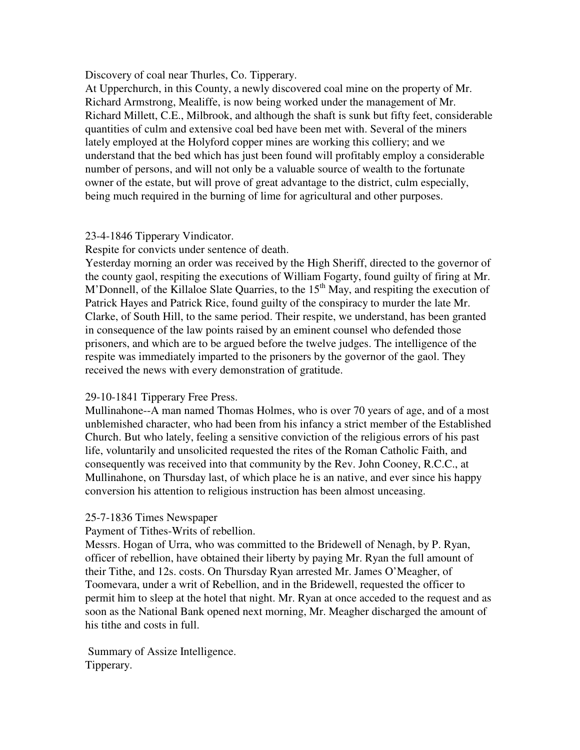Discovery of coal near Thurles, Co. Tipperary.
At Upperchurch, in this County, a newly discovered coal mine on the property of Mr. Richard Armstrong, Mealiffe, is now being worked under the management of Mr. Richard Millett, C.E., Milbrook, and although the shaft is sunk but fifty feet, considerable quantities of culm and extensive coal bed have been met with. Several of the miners lately employed at the Holyford copper mines are working this colliery; and we understand that the bed which has just been found will profitably employ a considerable number of persons, and will not only be a valuable source of wealth to the fortunate owner of the estate, but will prove of great advantage to the district, culm especially, being much required in the burning of lime for agricultural and other purposes.

23-4-1846 Tipperary Vindicator.
Respite for convicts under sentence of death.
Yesterday morning an order was received by the High Sheriff, directed to the governor of the county gaol, respiting the executions of William Fogarty, found guilty of firing at Mr. M'Donnell, of the Killaloe Slate Quarries, to the 15th May, and respiting the execution of Patrick Hayes and Patrick Rice, found guilty of the conspiracy to murder the late Mr. Clarke, of South Hill, to the same period. Their respite, we understand, has been granted in consequence of the law points raised by an eminent counsel who defended those prisoners, and which are to be argued before the twelve judges. The intelligence of the respite was immediately imparted to the prisoners by the governor of the gaol. They received the news with every demonstration of gratitude.

29-10-1841 Tipperary Free Press.
Mullinahone--A man named Thomas Holmes, who is over 70 years of age, and of a most unblemished character, who had been from his infancy a strict member of the Established Church. But who lately, feeling a sensitive conviction of the religious errors of his past life, voluntarily and unsolicited requested the rites of the Roman Catholic Faith, and consequently was received into that community by the Rev. John Cooney, R.C.C., at Mullinahone, on Thursday last, of which place he is an native, and ever since his happy conversion his attention to religious instruction has been almost unceasing.

25-7-1836 Times Newspaper
Payment of Tithes-Writs of rebellion.
Messrs. Hogan of Urra, who was committed to the Bridewell of Nenagh, by P. Ryan, officer of rebellion, have obtained their liberty by paying Mr. Ryan the full amount of their Tithe, and 12s. costs. On Thursday Ryan arrested Mr. James O'Meagher, of Toomevara, under a writ of Rebellion, and in the Bridewell, requested the officer to permit him to sleep at the hotel that night. Mr. Ryan at once acceded to the request and as soon as the National Bank opened next morning, Mr. Meagher discharged the amount of his tithe and costs in full.

Summary of Assize Intelligence.
Tipperary.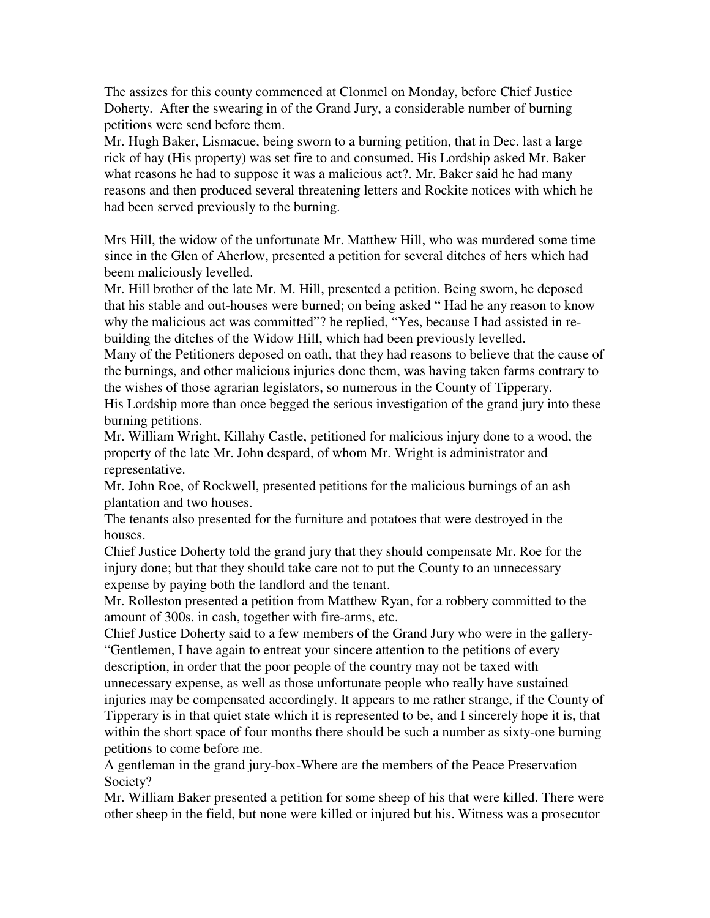The assizes for this county commenced at Clonmel on Monday, before Chief Justice Doherty. After the swearing in of the Grand Jury, a considerable number of burning petitions were send before them.

Mr. Hugh Baker, Lismacue, being sworn to a burning petition, that in Dec. last a large rick of hay (His property) was set fire to and consumed. His Lordship asked Mr. Baker what reasons he had to suppose it was a malicious act?. Mr. Baker said he had many reasons and then produced several threatening letters and Rockite notices with which he had been served previously to the burning.

Mrs Hill, the widow of the unfortunate Mr. Matthew Hill, who was murdered some time since in the Glen of Aherlow, presented a petition for several ditches of hers which had beem maliciously levelled.

Mr. Hill brother of the late Mr. M. Hill, presented a petition. Being sworn, he deposed that his stable and out-houses were burned; on being asked " Had he any reason to know why the malicious act was committed"? he replied, "Yes, because I had assisted in re-building the ditches of the Widow Hill, which had been previously levelled.

Many of the Petitioners deposed on oath, that they had reasons to believe that the cause of the burnings, and other malicious injuries done them, was having taken farms contrary to the wishes of those agrarian legislators, so numerous in the County of Tipperary.

His Lordship more than once begged the serious investigation of the grand jury into these burning petitions.

Mr. William Wright, Killahy Castle, petitioned for malicious injury done to a wood, the property of the late Mr. John despard, of whom Mr. Wright is administrator and representative.

Mr. John Roe, of Rockwell, presented petitions for the malicious burnings of an ash plantation and two houses.

The tenants also presented for the furniture and potatoes that were destroyed in the houses.

Chief Justice Doherty told the grand jury that they should compensate Mr. Roe for the injury done; but that they should take care not to put the County to an unnecessary expense by paying both the landlord and the tenant.

Mr. Rolleston presented a petition from Matthew Ryan, for a robbery committed to the amount of 300s. in cash, together with fire-arms, etc.

Chief Justice Doherty said to a few members of the Grand Jury who were in the gallery- "Gentlemen, I have again to entreat your sincere attention to the petitions of every description, in order that the poor people of the country may not be taxed with unnecessary expense, as well as those unfortunate people who really have sustained injuries may be compensated accordingly. It appears to me rather strange, if the County of Tipperary is in that quiet state which it is represented to be, and I sincerely hope it is, that within the short space of four months there should be such a number as sixty-one burning petitions to come before me.

A gentleman in the grand jury-box-Where are the members of the Peace Preservation Society?

Mr. William Baker presented a petition for some sheep of his that were killed. There were other sheep in the field, but none were killed or injured but his. Witness was a prosecutor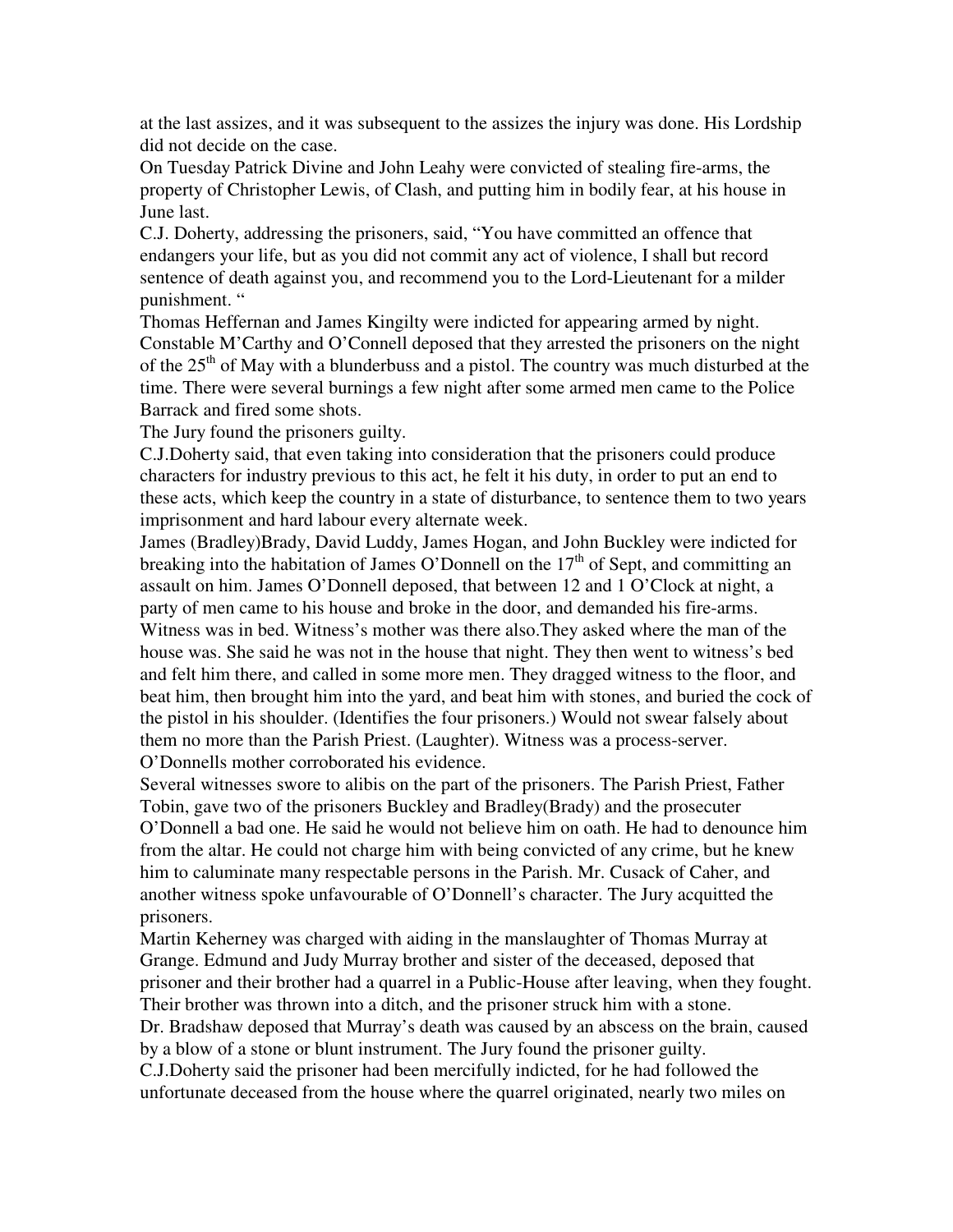at the last assizes, and it was subsequent to the assizes the injury was done. His Lordship did not decide on the case.

On Tuesday Patrick Divine and John Leahy were convicted of stealing fire-arms, the property of Christopher Lewis, of Clash, and putting him in bodily fear, at his house in June last.

C.J. Doherty, addressing the prisoners, said, "You have committed an offence that endangers your life, but as you did not commit any act of violence, I shall but record sentence of death against you, and recommend you to the Lord-Lieutenant for a milder punishment. "

Thomas Heffernan and James Kingilty were indicted for appearing armed by night. Constable M'Carthy and O'Connell deposed that they arrested the prisoners on the night of the 25th of May with a blunderbuss and a pistol. The country was much disturbed at the time. There were several burnings a few night after some armed men came to the Police Barrack and fired some shots.

The Jury found the prisoners guilty.

C.J.Doherty said, that even taking into consideration that the prisoners could produce characters for industry previous to this act, he felt it his duty, in order to put an end to these acts, which keep the country in a state of disturbance, to sentence them to two years imprisonment and hard labour every alternate week.

James (Bradley)Brady, David Luddy, James Hogan, and John Buckley were indicted for breaking into the habitation of James O'Donnell on the 17th of Sept, and committing an assault on him. James O'Donnell deposed, that between 12 and 1 O'Clock at night, a party of men came to his house and broke in the door, and demanded his fire-arms. Witness was in bed. Witness's mother was there also.They asked where the man of the house was. She said he was not in the house that night. They then went to witness's bed and felt him there, and called in some more men. They dragged witness to the floor, and beat him, then brought him into the yard, and beat him with stones, and buried the cock of the pistol in his shoulder. (Identifies the four prisoners.) Would not swear falsely about them no more than the Parish Priest. (Laughter). Witness was a process-server. O'Donnells mother corroborated his evidence.

Several witnesses swore to alibis on the part of the prisoners. The Parish Priest, Father Tobin, gave two of the prisoners Buckley and Bradley(Brady) and the prosecuter O'Donnell a bad one. He said he would not believe him on oath. He had to denounce him from the altar. He could not charge him with being convicted of any crime, but he knew him to caluminate many respectable persons in the Parish. Mr. Cusack of Caher, and another witness spoke unfavourable of O'Donnell's character. The Jury acquitted the prisoners.

Martin Keherney was charged with aiding in the manslaughter of Thomas Murray at Grange. Edmund and Judy Murray brother and sister of the deceased, deposed that prisoner and their brother had a quarrel in a Public-House after leaving, when they fought. Their brother was thrown into a ditch, and the prisoner struck him with a stone.

Dr. Bradshaw deposed that Murray's death was caused by an abscess on the brain, caused by a blow of a stone or blunt instrument. The Jury found the prisoner guilty.

C.J.Doherty said the prisoner had been mercifully indicted, for he had followed the unfortunate deceased from the house where the quarrel originated, nearly two miles on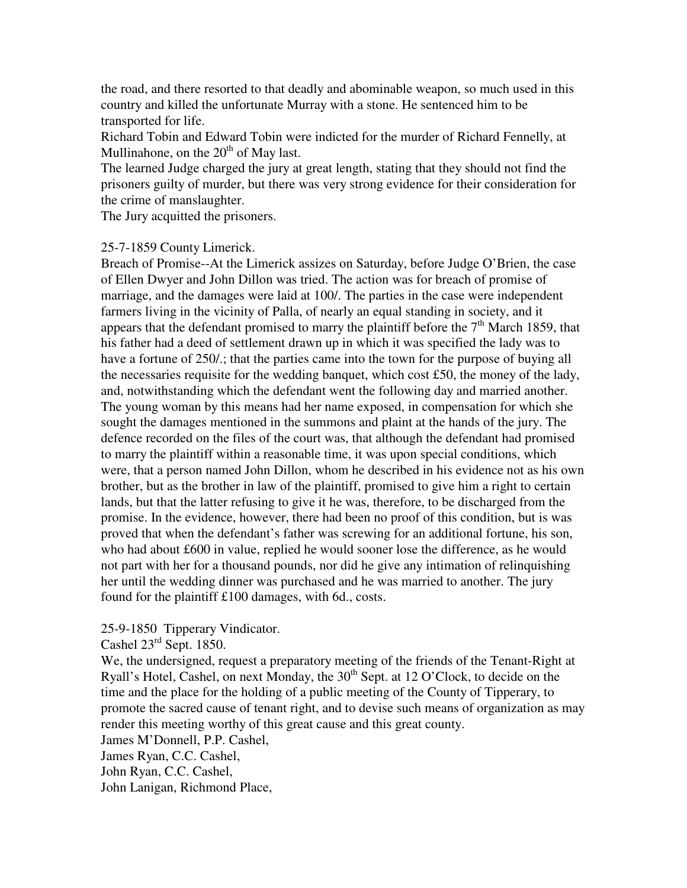the road, and there resorted to that deadly and abominable weapon, so much used in this country and killed the unfortunate Murray with a stone. He sentenced him to be transported for life.

Richard Tobin and Edward Tobin were indicted for the murder of Richard Fennelly, at Mullinahone, on the 20th of May last.

The learned Judge charged the jury at great length, stating that they should not find the prisoners guilty of murder, but there was very strong evidence for their consideration for the crime of manslaughter.

The Jury acquitted the prisoners.

25-7-1859 County Limerick.

Breach of Promise--At the Limerick assizes on Saturday, before Judge O'Brien, the case of Ellen Dwyer and John Dillon was tried. The action was for breach of promise of marriage, and the damages were laid at 100/. The parties in the case were independent farmers living in the vicinity of Palla, of nearly an equal standing in society, and it appears that the defendant promised to marry the plaintiff before the 7th March 1859, that his father had a deed of settlement drawn up in which it was specified the lady was to have a fortune of 250/.; that the parties came into the town for the purpose of buying all the necessaries requisite for the wedding banquet, which cost £50, the money of the lady, and, notwithstanding which the defendant went the following day and married another. The young woman by this means had her name exposed, in compensation for which she sought the damages mentioned in the summons and plaint at the hands of the jury. The defence recorded on the files of the court was, that although the defendant had promised to marry the plaintiff within a reasonable time, it was upon special conditions, which were, that a person named John Dillon, whom he described in his evidence not as his own brother, but as the brother in law of the plaintiff, promised to give him a right to certain lands, but that the latter refusing to give it he was, therefore, to be discharged from the promise. In the evidence, however, there had been no proof of this condition, but is was proved that when the defendant's father was screwing for an additional fortune, his son, who had about £600 in value, replied he would sooner lose the difference, as he would not part with her for a thousand pounds, nor did he give any intimation of relinquishing her until the wedding dinner was purchased and he was married to another. The jury found for the plaintiff £100 damages, with 6d., costs.

25-9-1850 Tipperary Vindicator.

Cashel 23rd Sept. 1850.

We, the undersigned, request a preparatory meeting of the friends of the Tenant-Right at Ryall's Hotel, Cashel, on next Monday, the 30th Sept. at 12 O'Clock, to decide on the time and the place for the holding of a public meeting of the County of Tipperary, to promote the sacred cause of tenant right, and to devise such means of organization as may render this meeting worthy of this great cause and this great county.

James M'Donnell, P.P. Cashel,
James Ryan, C.C. Cashel,
John Ryan, C.C. Cashel,
John Lanigan, Richmond Place,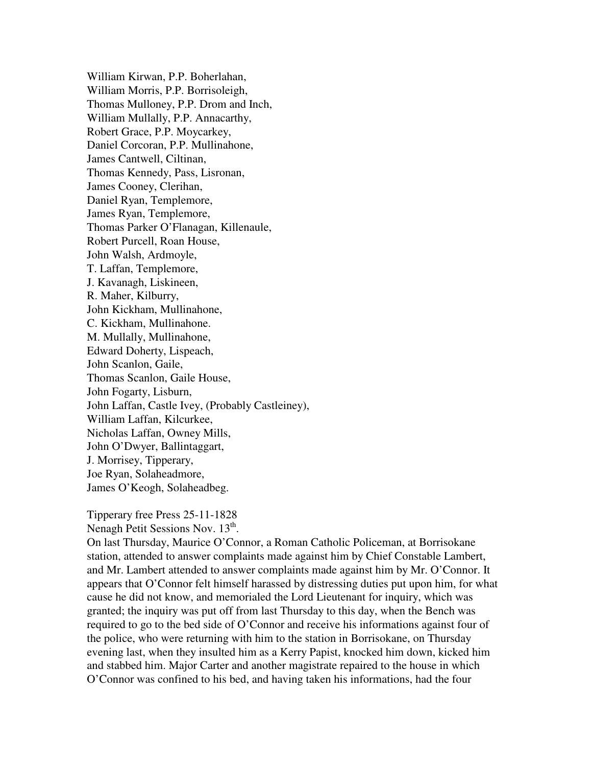William Kirwan, P.P. Boherlahan,  
William Morris, P.P. Borrisoleigh,  
Thomas Mulloney, P.P. Drom and Inch,  
William Mullally, P.P. Annacarthy,  
Robert Grace, P.P. Moycarkey,  
Daniel Corcoran, P.P. Mullinahone,  
James Cantwell, Ciltinan,  
Thomas Kennedy, Pass, Lisronan,  
James Cooney, Clerihan,  
Daniel Ryan, Templemore,  
James Ryan, Templemore,  
Thomas Parker O'Flanagan, Killenaule,  
Robert Purcell, Roan House,  
John Walsh, Ardmoyle,  
T. Laffan, Templemore,  
J. Kavanagh, Liskineen,  
R. Maher, Kilburry,  
John Kickham, Mullinahone,  
C. Kickham, Mullinahone.  
M. Mullally, Mullinahone,  
Edward Doherty, Lispeach,  
John Scanlon, Gaile,  
Thomas Scanlon, Gaile House,  
John Fogarty, Lisburn,  
John Laffan, Castle Ivey, (Probably Castleiney),  
William Laffan, Kilcurkee,  
Nicholas Laffan, Owney Mills,  
John O'Dwyer, Ballintaggart,  
J. Morrisey, Tipperary,  
Joe Ryan, Solaheadmore,  
James O'Keogh, Solaheadbeg.

Tipperary free Press 25-11-1828  
Nenagh Petit Sessions Nov. 13th.  
On last Thursday, Maurice O'Connor, a Roman Catholic Policeman, at Borrisokane station, attended to answer complaints made against him by Chief Constable Lambert, and Mr. Lambert attended to answer complaints made against him by Mr. O'Connor. It appears that O'Connor felt himself harassed by distressing duties put upon him, for what cause he did not know, and memorialed the Lord Lieutenant for inquiry, which was granted; the inquiry was put off from last Thursday to this day, when the Bench was required to go to the bed side of O'Connor and receive his informations against four of the police, who were returning with him to the station in Borrisokane, on Thursday evening last, when they insulted him as a Kerry Papist, knocked him down, kicked him and stabbed him. Major Carter and another magistrate repaired to the house in which O'Connor was confined to his bed, and having taken his informations, had the four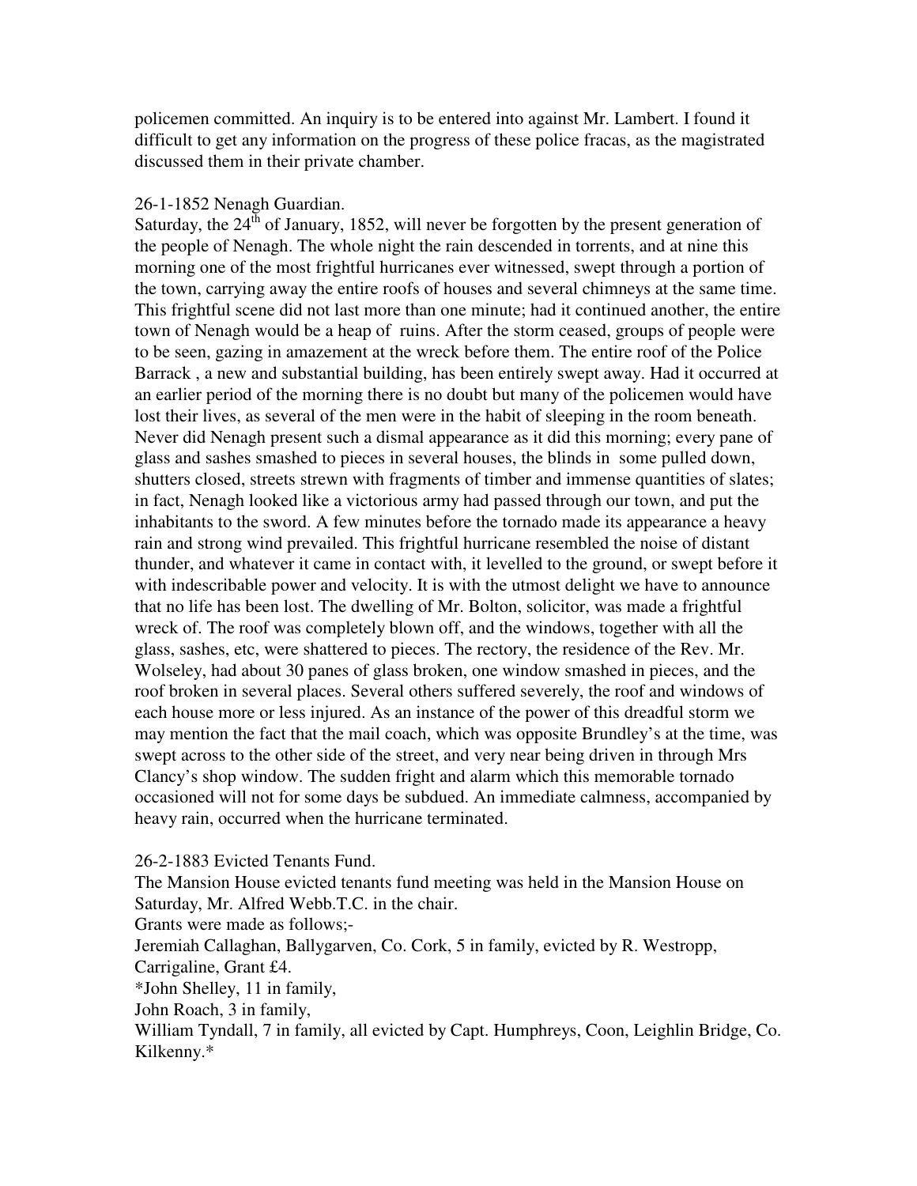policemen committed. An inquiry is to be entered into against Mr. Lambert. I found it difficult to get any information on the progress of these police fracas, as the magistrated discussed them in their private chamber.

26-1-1852 Nenagh Guardian.
Saturday, the 24th of January, 1852, will never be forgotten by the present generation of the people of Nenagh. The whole night the rain descended in torrents, and at nine this morning one of the most frightful hurricanes ever witnessed, swept through a portion of the town, carrying away the entire roofs of houses and several chimneys at the same time. This frightful scene did not last more than one minute; had it continued another, the entire town of Nenagh would be a heap of ruins. After the storm ceased, groups of people were to be seen, gazing in amazement at the wreck before them. The entire roof of the Police Barrack , a new and substantial building, has been entirely swept away. Had it occurred at an earlier period of the morning there is no doubt but many of the policemen would have lost their lives, as several of the men were in the habit of sleeping in the room beneath. Never did Nenagh present such a dismal appearance as it did this morning; every pane of glass and sashes smashed to pieces in several houses, the blinds in some pulled down, shutters closed, streets strewn with fragments of timber and immense quantities of slates; in fact, Nenagh looked like a victorious army had passed through our town, and put the inhabitants to the sword. A few minutes before the tornado made its appearance a heavy rain and strong wind prevailed. This frightful hurricane resembled the noise of distant thunder, and whatever it came in contact with, it levelled to the ground, or swept before it with indescribable power and velocity. It is with the utmost delight we have to announce that no life has been lost. The dwelling of Mr. Bolton, solicitor, was made a frightful wreck of. The roof was completely blown off, and the windows, together with all the glass, sashes, etc, were shattered to pieces. The rectory, the residence of the Rev. Mr. Wolseley, had about 30 panes of glass broken, one window smashed in pieces, and the roof broken in several places. Several others suffered severely, the roof and windows of each house more or less injured. As an instance of the power of this dreadful storm we may mention the fact that the mail coach, which was opposite Brundley's at the time, was swept across to the other side of the street, and very near being driven in through Mrs Clancy's shop window. The sudden fright and alarm which this memorable tornado occasioned will not for some days be subdued. An immediate calmness, accompanied by heavy rain, occurred when the hurricane terminated.

26-2-1883 Evicted Tenants Fund.
The Mansion House evicted tenants fund meeting was held in the Mansion House on Saturday, Mr. Alfred Webb.T.C. in the chair.
Grants were made as follows;-
Jeremiah Callaghan, Ballygarven, Co. Cork, 5 in family, evicted by R. Westropp, Carrigaline, Grant £4.
*John Shelley, 11 in family,
John Roach, 3 in family,
William Tyndall, 7 in family, all evicted by Capt. Humphreys, Coon, Leighlin Bridge, Co. Kilkenny.*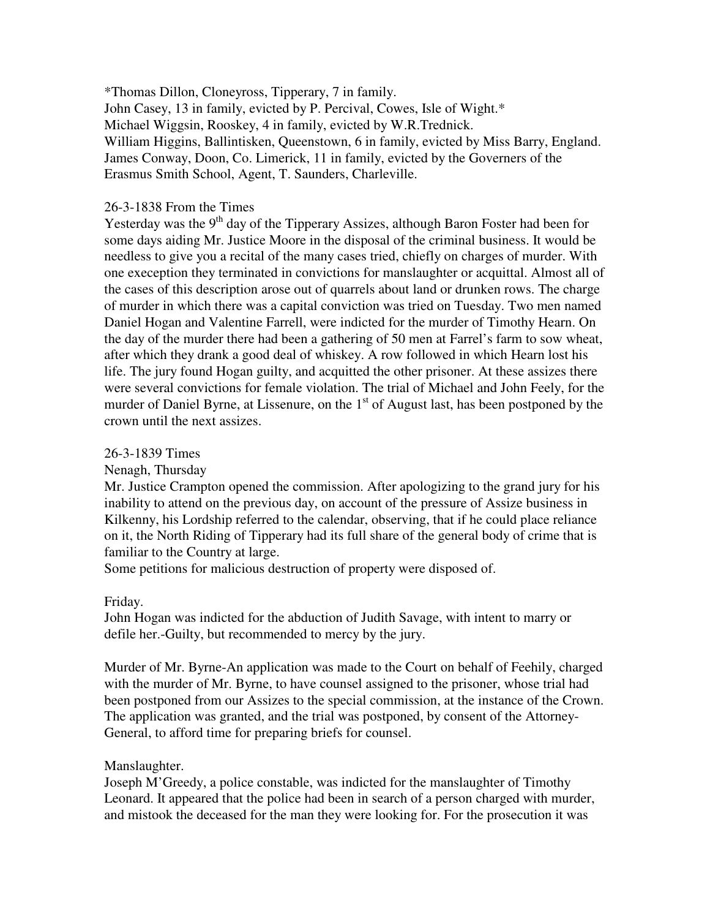*Thomas Dillon, Cloneyross, Tipperary, 7 in family.
John Casey, 13 in family, evicted by P. Percival, Cowes, Isle of Wight.*
Michael Wiggsin, Rooskey, 4 in family, evicted by W.R.Trednick.
William Higgins, Ballintisken, Queenstown, 6 in family, evicted by Miss Barry, England.
James Conway, Doon, Co. Limerick, 11 in family, evicted by the Governers of the Erasmus Smith School, Agent, T. Saunders, Charleville.

26-3-1838 From the Times
Yesterday was the 9th day of the Tipperary Assizes, although Baron Foster had been for some days aiding Mr. Justice Moore in the disposal of the criminal business. It would be needless to give you a recital of the many cases tried, chiefly on charges of murder. With one exeception they terminated in convictions for manslaughter or acquittal. Almost all of the cases of this description arose out of quarrels about land or drunken rows. The charge of murder in which there was a capital conviction was tried on Tuesday. Two men named Daniel Hogan and Valentine Farrell, were indicted for the murder of Timothy Hearn. On the day of the murder there had been a gathering of 50 men at Farrel's farm to sow wheat, after which they drank a good deal of whiskey. A row followed in which Hearn lost his life. The jury found Hogan guilty, and acquitted the other prisoner. At these assizes there were several convictions for female violation. The trial of Michael and John Feely, for the murder of Daniel Byrne, at Lissenure, on the 1st of August last, has been postponed by the crown until the next assizes.

26-3-1839 Times
Nenagh, Thursday
Mr. Justice Crampton opened the commission. After apologizing to the grand jury for his inability to attend on the previous day, on account of the pressure of Assize business in Kilkenny, his Lordship referred to the calendar, observing, that if he could place reliance on it, the North Riding of Tipperary had its full share of the general body of crime that is familiar to the Country at large.
Some petitions for malicious destruction of property were disposed of.

Friday.
John Hogan was indicted for the abduction of Judith Savage, with intent to marry or defile her.-Guilty, but recommended to mercy by the jury.

Murder of Mr. Byrne-An application was made to the Court on behalf of Feehily, charged with the murder of Mr. Byrne, to have counsel assigned to the prisoner, whose trial had been postponed from our Assizes to the special commission, at the instance of the Crown. The application was granted, and the trial was postponed, by consent of the Attorney-General, to afford time for preparing briefs for counsel.

Manslaughter.
Joseph M'Greedy, a police constable, was indicted for the manslaughter of Timothy Leonard. It appeared that the police had been in search of a person charged with murder, and mistook the deceased for the man they were looking for. For the prosecution it was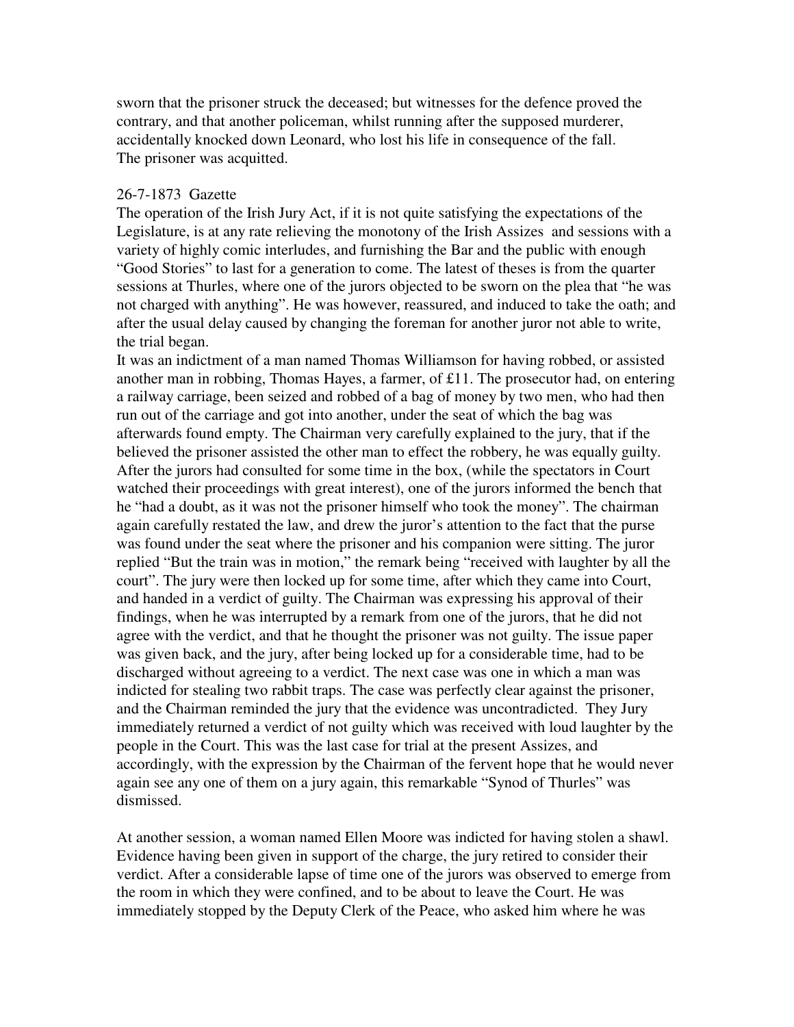sworn that the prisoner struck the deceased; but witnesses for the defence proved the contrary, and that another policeman, whilst running after the supposed murderer, accidentally knocked down Leonard, who lost his life in consequence of the fall.
The prisoner was acquitted.

26-7-1873 Gazette
The operation of the Irish Jury Act, if it is not quite satisfying the expectations of the Legislature, is at any rate relieving the monotony of the Irish Assizes and sessions with a variety of highly comic interludes, and furnishing the Bar and the public with enough "Good Stories" to last for a generation to come. The latest of theses is from the quarter sessions at Thurles, where one of the jurors objected to be sworn on the plea that "he was not charged with anything". He was however, reassured, and induced to take the oath; and after the usual delay caused by changing the foreman for another juror not able to write, the trial began.
It was an indictment of a man named Thomas Williamson for having robbed, or assisted another man in robbing, Thomas Hayes, a farmer, of £11. The prosecutor had, on entering a railway carriage, been seized and robbed of a bag of money by two men, who had then run out of the carriage and got into another, under the seat of which the bag was afterwards found empty. The Chairman very carefully explained to the jury, that if the believed the prisoner assisted the other man to effect the robbery, he was equally guilty. After the jurors had consulted for some time in the box, (while the spectators in Court watched their proceedings with great interest), one of the jurors informed the bench that he "had a doubt, as it was not the prisoner himself who took the money". The chairman again carefully restated the law, and drew the juror's attention to the fact that the purse was found under the seat where the prisoner and his companion were sitting. The juror replied "But the train was in motion," the remark being "received with laughter by all the court". The jury were then locked up for some time, after which they came into Court, and handed in a verdict of guilty. The Chairman was expressing his approval of their findings, when he was interrupted by a remark from one of the jurors, that he did not agree with the verdict, and that he thought the prisoner was not guilty. The issue paper was given back, and the jury, after being locked up for a considerable time, had to be discharged without agreeing to a verdict. The next case was one in which a man was indicted for stealing two rabbit traps. The case was perfectly clear against the prisoner, and the Chairman reminded the jury that the evidence was uncontradicted. They Jury immediately returned a verdict of not guilty which was received with loud laughter by the people in the Court. This was the last case for trial at the present Assizes, and accordingly, with the expression by the Chairman of the fervent hope that he would never again see any one of them on a jury again, this remarkable "Synod of Thurles" was dismissed.

At another session, a woman named Ellen Moore was indicted for having stolen a shawl. Evidence having been given in support of the charge, the jury retired to consider their verdict. After a considerable lapse of time one of the jurors was observed to emerge from the room in which they were confined, and to be about to leave the Court. He was immediately stopped by the Deputy Clerk of the Peace, who asked him where he was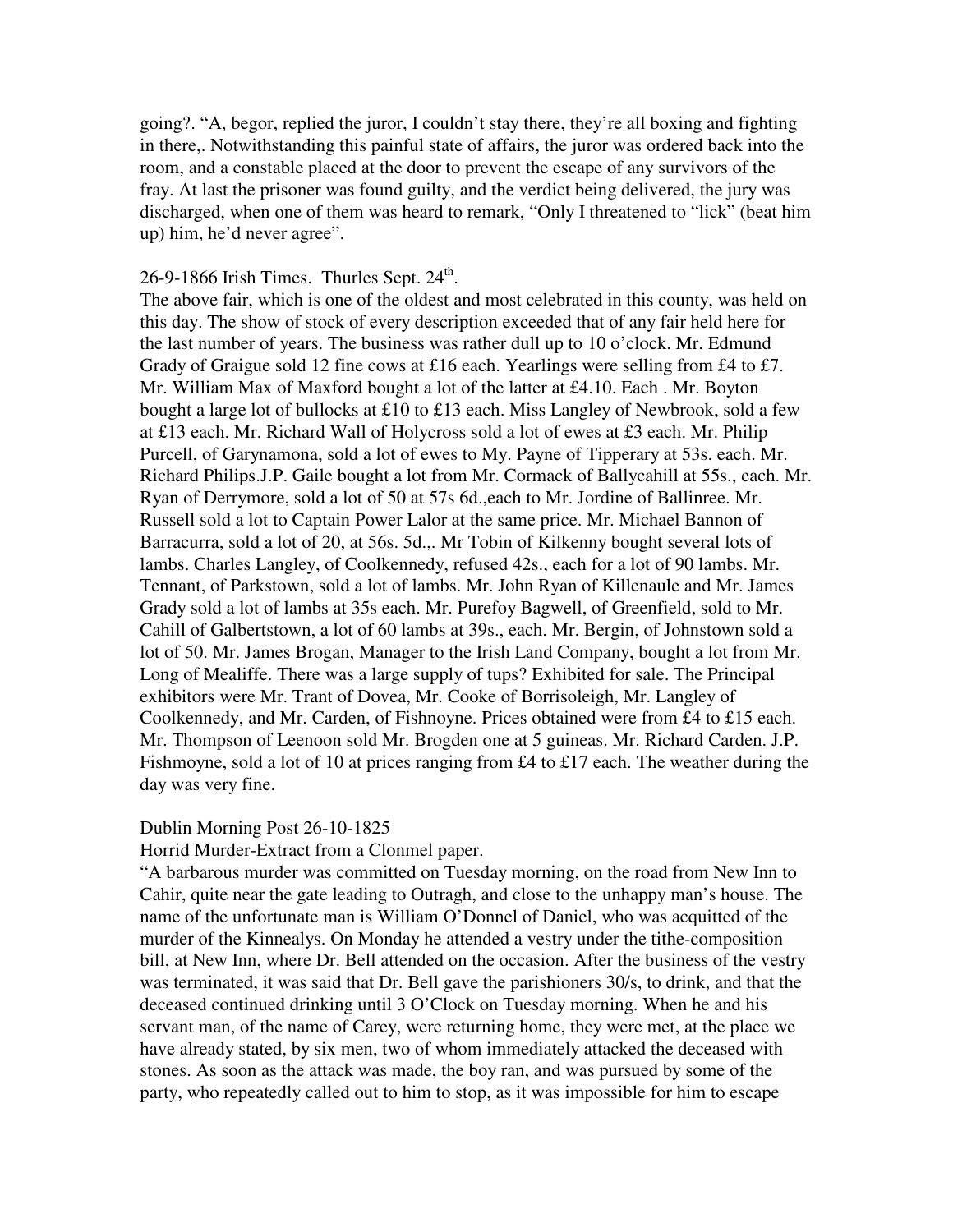going?. "A, begor, replied the juror, I couldn't stay there, they're all boxing and fighting in there,. Notwithstanding this painful state of affairs, the juror was ordered back into the room, and a constable placed at the door to prevent the escape of any survivors of the fray. At last the prisoner was found guilty, and the verdict being delivered, the jury was discharged, when one of them was heard to remark, "Only I threatened to "lick" (beat him up) him, he'd never agree".

26-9-1866 Irish Times. Thurles Sept. 24th.

The above fair, which is one of the oldest and most celebrated in this county, was held on this day. The show of stock of every description exceeded that of any fair held here for the last number of years. The business was rather dull up to 10 o'clock. Mr. Edmund Grady of Graigue sold 12 fine cows at £16 each. Yearlings were selling from £4 to £7. Mr. William Max of Maxford bought a lot of the latter at £4.10. Each . Mr. Boyton bought a large lot of bullocks at £10 to £13 each. Miss Langley of Newbrook, sold a few at £13 each. Mr. Richard Wall of Holycross sold a lot of ewes at £3 each. Mr. Philip Purcell, of Garynamona, sold a lot of ewes to My. Payne of Tipperary at 53s. each. Mr. Richard Philips.J.P. Gaile bought a lot from Mr. Cormack of Ballycahill at 55s., each. Mr. Ryan of Derrymore, sold a lot of 50 at 57s 6d.,each to Mr. Jordine of Ballinree. Mr. Russell sold a lot to Captain Power Lalor at the same price. Mr. Michael Bannon of Barracurra, sold a lot of 20, at 56s. 5d.,. Mr Tobin of Kilkenny bought several lots of lambs. Charles Langley, of Coolkennedy, refused 42s., each for a lot of 90 lambs. Mr. Tennant, of Parkstown, sold a lot of lambs. Mr. John Ryan of Killenaule and Mr. James Grady sold a lot of lambs at 35s each. Mr. Purefoy Bagwell, of Greenfield, sold to Mr. Cahill of Galbertstown, a lot of 60 lambs at 39s., each. Mr. Bergin, of Johnstown sold a lot of 50. Mr. James Brogan, Manager to the Irish Land Company, bought a lot from Mr. Long of Mealiffe. There was a large supply of tups? Exhibited for sale. The Principal exhibitors were Mr. Trant of Dovea, Mr. Cooke of Borrisoleigh, Mr. Langley of Coolkennedy, and Mr. Carden, of Fishnoyne. Prices obtained were from £4 to £15 each. Mr. Thompson of Leenoon sold Mr. Brogden one at 5 guineas. Mr. Richard Carden. J.P. Fishmoyne, sold a lot of 10 at prices ranging from £4 to £17 each. The weather during the day was very fine.

Dublin Morning Post 26-10-1825

Horrid Murder-Extract from a Clonmel paper.

"A barbarous murder was committed on Tuesday morning, on the road from New Inn to Cahir, quite near the gate leading to Outragh, and close to the unhappy man's house. The name of the unfortunate man is William O'Donnel of Daniel, who was acquitted of the murder of the Kinnealys. On Monday he attended a vestry under the tithe-composition bill, at New Inn, where Dr. Bell attended on the occasion. After the business of the vestry was terminated, it was said that Dr. Bell gave the parishioners 30/s, to drink, and that the deceased continued drinking until 3 O'Clock on Tuesday morning. When he and his servant man, of the name of Carey, were returning home, they were met, at the place we have already stated, by six men, two of whom immediately attacked the deceased with stones. As soon as the attack was made, the boy ran, and was pursued by some of the party, who repeatedly called out to him to stop, as it was impossible for him to escape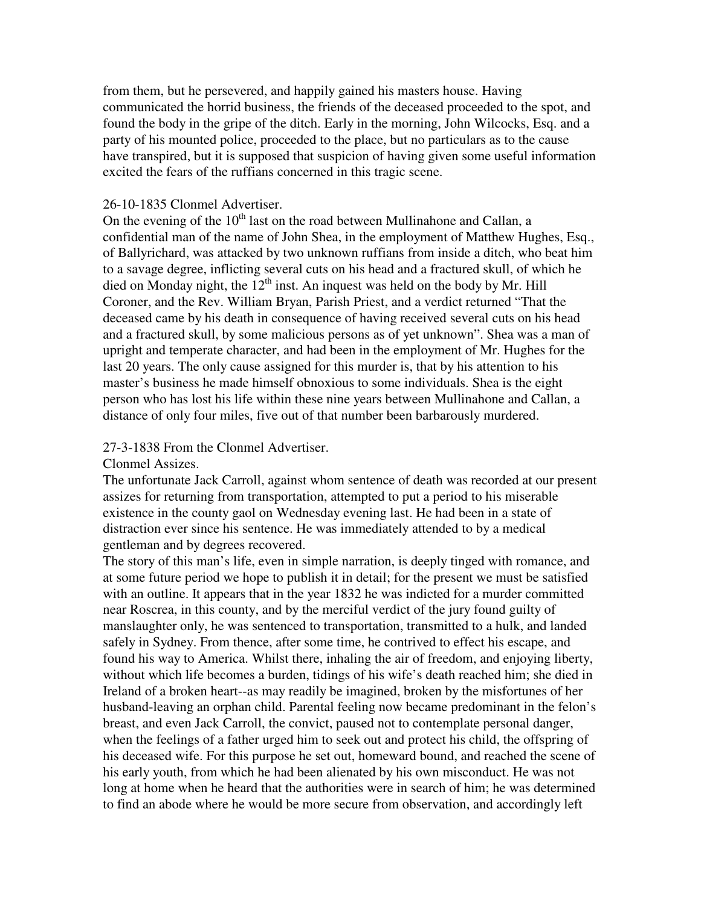from them, but he persevered, and happily gained his masters house. Having communicated the horrid business, the friends of the deceased proceeded to the spot, and found the body in the gripe of the ditch. Early in the morning, John Wilcocks, Esq. and a party of his mounted police, proceeded to the place, but no particulars as to the cause have transpired, but it is supposed that suspicion of having given some useful information excited the fears of the ruffians concerned in this tragic scene.

26-10-1835 Clonmel Advertiser.

On the evening of the 10th last on the road between Mullinahone and Callan, a confidential man of the name of John Shea, in the employment of Matthew Hughes, Esq., of Ballyrichard, was attacked by two unknown ruffians from inside a ditch, who beat him to a savage degree, inflicting several cuts on his head and a fractured skull, of which he died on Monday night, the 12th inst. An inquest was held on the body by Mr. Hill Coroner, and the Rev. William Bryan, Parish Priest, and a verdict returned "That the deceased came by his death in consequence of having received several cuts on his head and a fractured skull, by some malicious persons as of yet unknown". Shea was a man of upright and temperate character, and had been in the employment of Mr. Hughes for the last 20 years. The only cause assigned for this murder is, that by his attention to his master's business he made himself obnoxious to some individuals. Shea is the eight person who has lost his life within these nine years between Mullinahone and Callan, a distance of only four miles, five out of that number been barbarously murdered.

27-3-1838 From the Clonmel Advertiser.

Clonmel Assizes.

The unfortunate Jack Carroll, against whom sentence of death was recorded at our present assizes for returning from transportation, attempted to put a period to his miserable existence in the county gaol on Wednesday evening last. He had been in a state of distraction ever since his sentence. He was immediately attended to by a medical gentleman and by degrees recovered.

The story of this man's life, even in simple narration, is deeply tinged with romance, and at some future period we hope to publish it in detail; for the present we must be satisfied with an outline. It appears that in the year 1832 he was indicted for a murder committed near Roscrea, in this county, and by the merciful verdict of the jury found guilty of manslaughter only, he was sentenced to transportation, transmitted to a hulk, and landed safely in Sydney. From thence, after some time, he contrived to effect his escape, and found his way to America. Whilst there, inhaling the air of freedom, and enjoying liberty, without which life becomes a burden, tidings of his wife's death reached him; she died in Ireland of a broken heart--as may readily be imagined, broken by the misfortunes of her husband-leaving an orphan child. Parental feeling now became predominant in the felon's breast, and even Jack Carroll, the convict, paused not to contemplate personal danger, when the feelings of a father urged him to seek out and protect his child, the offspring of his deceased wife. For this purpose he set out, homeward bound, and reached the scene of his early youth, from which he had been alienated by his own misconduct. He was not long at home when he heard that the authorities were in search of him; he was determined to find an abode where he would be more secure from observation, and accordingly left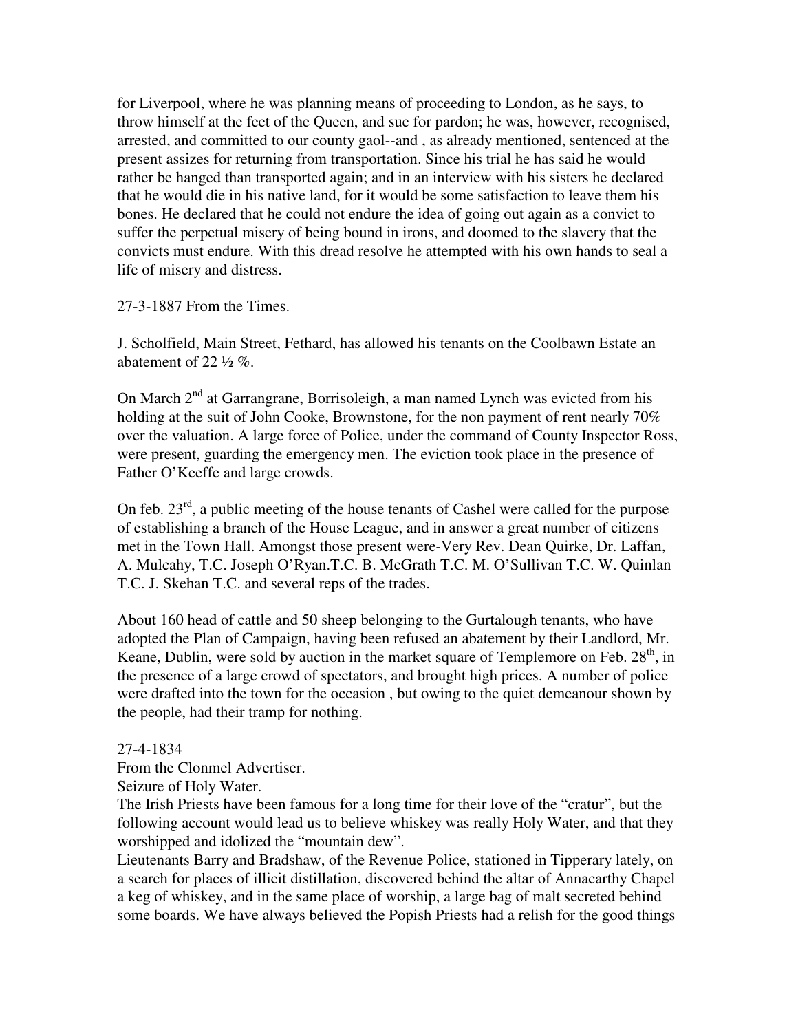for Liverpool, where he was planning means of proceeding to London, as he says, to throw himself at the feet of the Queen, and sue for pardon; he was, however, recognised, arrested, and committed to our county gaol--and , as already mentioned, sentenced at the present assizes for returning from transportation. Since his trial he has said he would rather be hanged than transported again; and in an interview with his sisters he declared that he would die in his native land, for it would be some satisfaction to leave them his bones. He declared that he could not endure the idea of going out again as a convict to suffer the perpetual misery of being bound in irons, and doomed to the slavery that the convicts must endure. With this dread resolve he attempted with his own hands to seal a life of misery and distress.

27-3-1887 From the Times.

J. Scholfield, Main Street, Fethard, has allowed his tenants on the Coolbawn Estate an abatement of 22 ½ %.

On March 2nd at Garrangrane, Borrisoleigh, a man named Lynch was evicted from his holding at the suit of John Cooke, Brownstone, for the non payment of rent nearly 70% over the valuation. A large force of Police, under the command of County Inspector Ross, were present, guarding the emergency men. The eviction took place in the presence of Father O'Keeffe and large crowds.

On feb. 23rd, a public meeting of the house tenants of Cashel were called for the purpose of establishing a branch of the House League, and in answer a great number of citizens met in the Town Hall. Amongst those present were-Very Rev. Dean Quirke, Dr. Laffan, A. Mulcahy, T.C. Joseph O'Ryan.T.C. B. McGrath T.C. M. O'Sullivan T.C. W. Quinlan T.C. J. Skehan T.C. and several reps of the trades.

About 160 head of cattle and 50 sheep belonging to the Gurtalough tenants, who have adopted the Plan of Campaign, having been refused an abatement by their Landlord, Mr. Keane, Dublin, were sold by auction in the market square of Templemore on Feb. 28th, in the presence of a large crowd of spectators, and brought high prices. A number of police were drafted into the town for the occasion , but owing to the quiet demeanour shown by the people, had their tramp for nothing.

27-4-1834
From the Clonmel Advertiser.
Seizure of Holy Water.
The Irish Priests have been famous for a long time for their love of the "cratur", but the following account would lead us to believe whiskey was really Holy Water, and that they worshipped and idolized the "mountain dew".
Lieutenants Barry and Bradshaw, of the Revenue Police, stationed in Tipperary lately, on a search for places of illicit distillation, discovered behind the altar of Annacarthy Chapel a keg of whiskey, and in the same place of worship, a large bag of malt secreted behind some boards. We have always believed the Popish Priests had a relish for the good things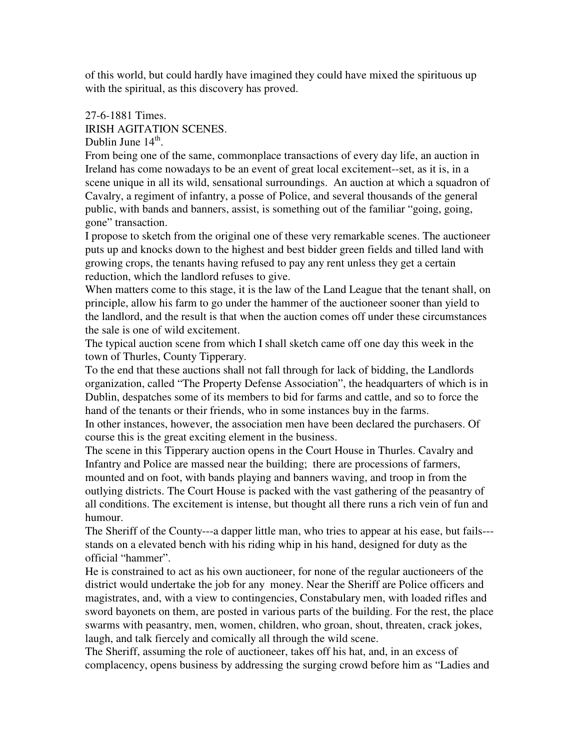of this world, but could hardly have imagined they could have mixed the spirituous up with the spiritual, as this discovery has proved.

27-6-1881 Times.

IRISH AGITATION SCENES.

Dublin June 14th.

From being one of the same, commonplace transactions of every day life, an auction in Ireland has come nowadays to be an event of great local excitement--set, as it is, in a scene unique in all its wild, sensational surroundings. An auction at which a squadron of Cavalry, a regiment of infantry, a posse of Police, and several thousands of the general public, with bands and banners, assist, is something out of the familiar "going, going, gone" transaction.

I propose to sketch from the original one of these very remarkable scenes. The auctioneer puts up and knocks down to the highest and best bidder green fields and tilled land with growing crops, the tenants having refused to pay any rent unless they get a certain reduction, which the landlord refuses to give.

When matters come to this stage, it is the law of the Land League that the tenant shall, on principle, allow his farm to go under the hammer of the auctioneer sooner than yield to the landlord, and the result is that when the auction comes off under these circumstances the sale is one of wild excitement.

The typical auction scene from which I shall sketch came off one day this week in the town of Thurles, County Tipperary.

To the end that these auctions shall not fall through for lack of bidding, the Landlords organization, called "The Property Defense Association", the headquarters of which is in Dublin, despatches some of its members to bid for farms and cattle, and so to force the hand of the tenants or their friends, who in some instances buy in the farms.

In other instances, however, the association men have been declared the purchasers. Of course this is the great exciting element in the business.

The scene in this Tipperary auction opens in the Court House in Thurles. Cavalry and Infantry and Police are massed near the building; there are processions of farmers, mounted and on foot, with bands playing and banners waving, and troop in from the outlying districts. The Court House is packed with the vast gathering of the peasantry of all conditions. The excitement is intense, but thought all there runs a rich vein of fun and humour.

The Sheriff of the County---a dapper little man, who tries to appear at his ease, but fails---stands on a elevated bench with his riding whip in his hand, designed for duty as the official "hammer".

He is constrained to act as his own auctioneer, for none of the regular auctioneers of the district would undertake the job for any money. Near the Sheriff are Police officers and magistrates, and, with a view to contingencies, Constabulary men, with loaded rifles and sword bayonets on them, are posted in various parts of the building. For the rest, the place swarms with peasantry, men, women, children, who groan, shout, threaten, crack jokes, laugh, and talk fiercely and comically all through the wild scene.

The Sheriff, assuming the role of auctioneer, takes off his hat, and, in an excess of complacency, opens business by addressing the surging crowd before him as "Ladies and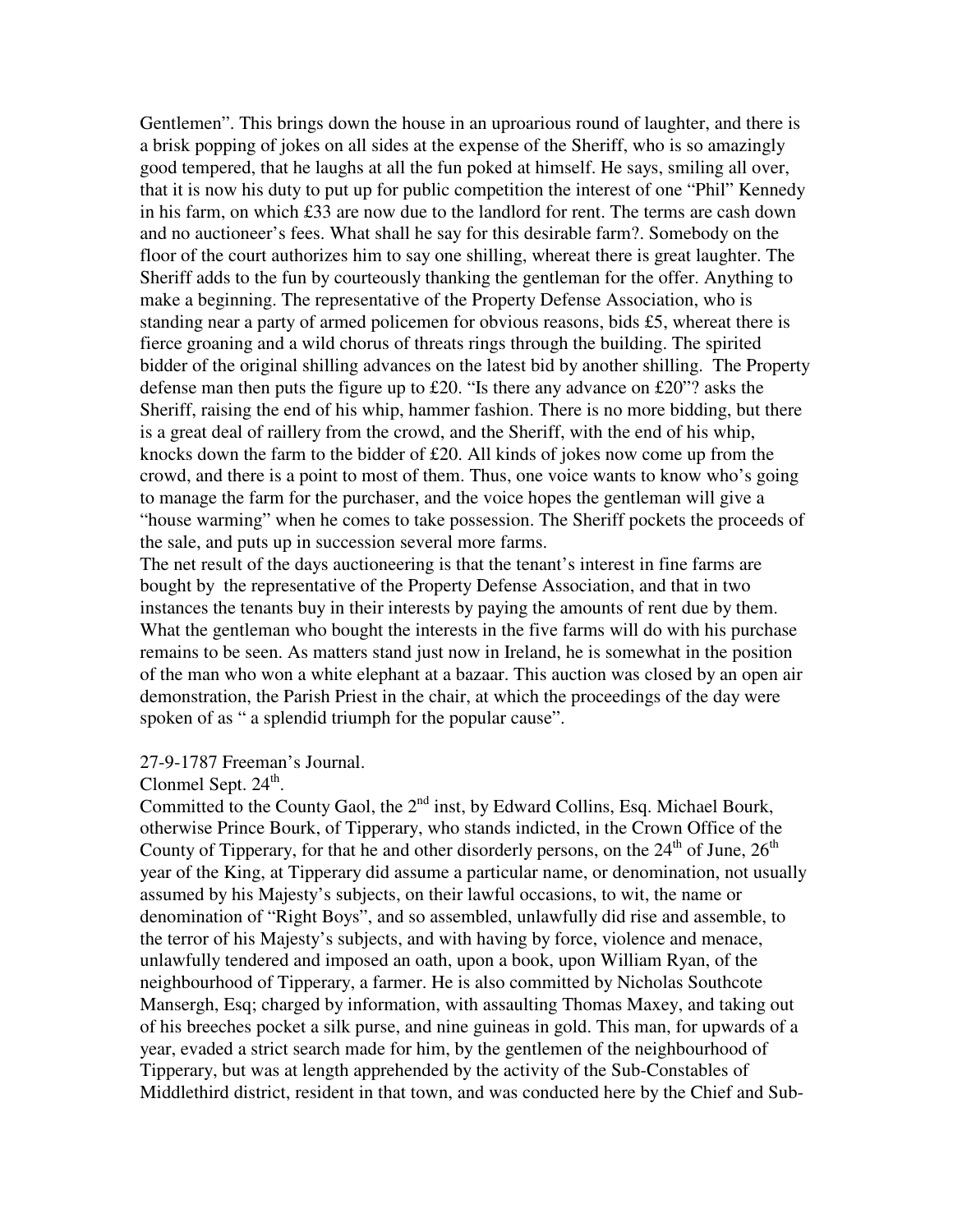Gentlemen". This brings down the house in an uproarious round of laughter, and there is a brisk popping of jokes on all sides at the expense of the Sheriff, who is so amazingly good tempered, that he laughs at all the fun poked at himself. He says, smiling all over, that it is now his duty to put up for public competition the interest of one "Phil" Kennedy in his farm, on which £33 are now due to the landlord for rent. The terms are cash down and no auctioneer's fees. What shall he say for this desirable farm?. Somebody on the floor of the court authorizes him to say one shilling, whereat there is great laughter. The Sheriff adds to the fun by courteously thanking the gentleman for the offer. Anything to make a beginning. The representative of the Property Defense Association, who is standing near a party of armed policemen for obvious reasons, bids £5, whereat there is fierce groaning and a wild chorus of threats rings through the building. The spirited bidder of the original shilling advances on the latest bid by another shilling. The Property defense man then puts the figure up to £20. "Is there any advance on £20"? asks the Sheriff, raising the end of his whip, hammer fashion. There is no more bidding, but there is a great deal of raillery from the crowd, and the Sheriff, with the end of his whip, knocks down the farm to the bidder of £20. All kinds of jokes now come up from the crowd, and there is a point to most of them. Thus, one voice wants to know who's going to manage the farm for the purchaser, and the voice hopes the gentleman will give a "house warming" when he comes to take possession. The Sheriff pockets the proceeds of the sale, and puts up in succession several more farms.
The net result of the days auctioneering is that the tenant's interest in fine farms are bought by the representative of the Property Defense Association, and that in two instances the tenants buy in their interests by paying the amounts of rent due by them. What the gentleman who bought the interests in the five farms will do with his purchase remains to be seen. As matters stand just now in Ireland, he is somewhat in the position of the man who won a white elephant at a bazaar. This auction was closed by an open air demonstration, the Parish Priest in the chair, at which the proceedings of the day were spoken of as " a splendid triumph for the popular cause".

27-9-1787 Freeman's Journal.
Clonmel Sept. 24th.
Committed to the County Gaol, the 2nd inst, by Edward Collins, Esq. Michael Bourk, otherwise Prince Bourk, of Tipperary, who stands indicted, in the Crown Office of the County of Tipperary, for that he and other disorderly persons, on the 24th of June, 26th year of the King, at Tipperary did assume a particular name, or denomination, not usually assumed by his Majesty's subjects, on their lawful occasions, to wit, the name or denomination of "Right Boys", and so assembled, unlawfully did rise and assemble, to the terror of his Majesty's subjects, and with having by force, violence and menace, unlawfully tendered and imposed an oath, upon a book, upon William Ryan, of the neighbourhood of Tipperary, a farmer. He is also committed by Nicholas Southcote Mansergh, Esq; charged by information, with assaulting Thomas Maxey, and taking out of his breeches pocket a silk purse, and nine guineas in gold. This man, for upwards of a year, evaded a strict search made for him, by the gentlemen of the neighbourhood of Tipperary, but was at length apprehended by the activity of the Sub-Constables of Middlethird district, resident in that town, and was conducted here by the Chief and Sub-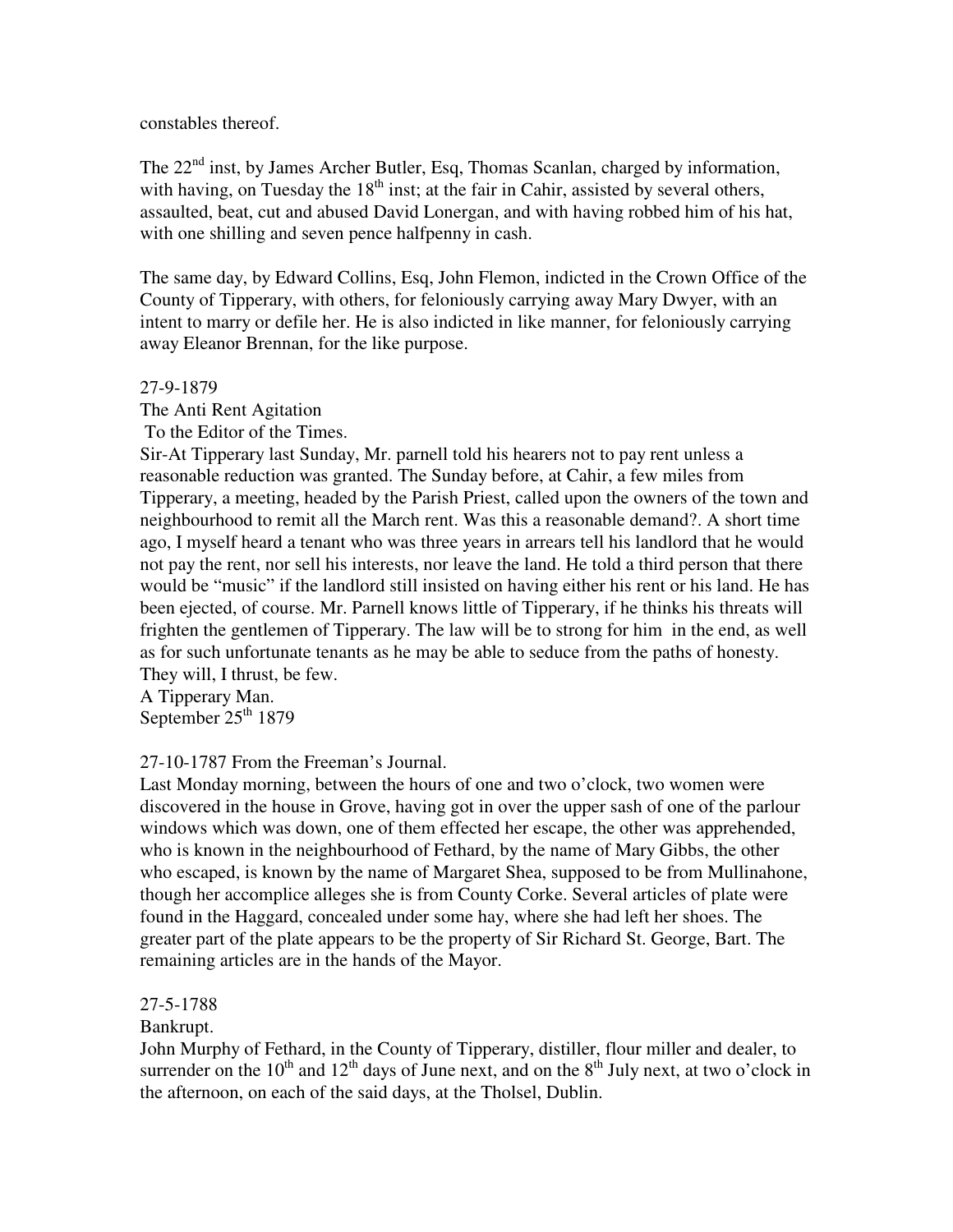constables thereof.

The 22nd inst, by James Archer Butler, Esq, Thomas Scanlan, charged by information, with having, on Tuesday the 18th inst; at the fair in Cahir, assisted by several others, assaulted, beat, cut and abused David Lonergan, and with having robbed him of his hat, with one shilling and seven pence halfpenny in cash.

The same day, by Edward Collins, Esq, John Flemon, indicted in the Crown Office of the County of Tipperary, with others, for feloniously carrying away Mary Dwyer, with an intent to marry or defile her. He is also indicted in like manner, for feloniously carrying away Eleanor Brennan, for the like purpose.

27-9-1879
The Anti Rent Agitation
To the Editor of the Times.
Sir-At Tipperary last Sunday, Mr. parnell told his hearers not to pay rent unless a reasonable reduction was granted. The Sunday before, at Cahir, a few miles from Tipperary, a meeting, headed by the Parish Priest, called upon the owners of the town and neighbourhood to remit all the March rent. Was this a reasonable demand?. A short time ago, I myself heard a tenant who was three years in arrears tell his landlord that he would not pay the rent, nor sell his interests, nor leave the land. He told a third person that there would be "music" if the landlord still insisted on having either his rent or his land. He has been ejected, of course. Mr. Parnell knows little of Tipperary, if he thinks his threats will frighten the gentlemen of Tipperary. The law will be to strong for him in the end, as well as for such unfortunate tenants as he may be able to seduce from the paths of honesty. They will, I thrust, be few.
A Tipperary Man.
September 25th 1879

27-10-1787 From the Freeman's Journal.
Last Monday morning, between the hours of one and two o'clock, two women were discovered in the house in Grove, having got in over the upper sash of one of the parlour windows which was down, one of them effected her escape, the other was apprehended, who is known in the neighbourhood of Fethard, by the name of Mary Gibbs, the other who escaped, is known by the name of Margaret Shea, supposed to be from Mullinahone, though her accomplice alleges she is from County Corke. Several articles of plate were found in the Haggard, concealed under some hay, where she had left her shoes. The greater part of the plate appears to be the property of Sir Richard St. George, Bart. The remaining articles are in the hands of the Mayor.

27-5-1788
Bankrupt.
John Murphy of Fethard, in the County of Tipperary, distiller, flour miller and dealer, to surrender on the 10th and 12th days of June next, and on the 8th July next, at two o'clock in the afternoon, on each of the said days, at the Tholsel, Dublin.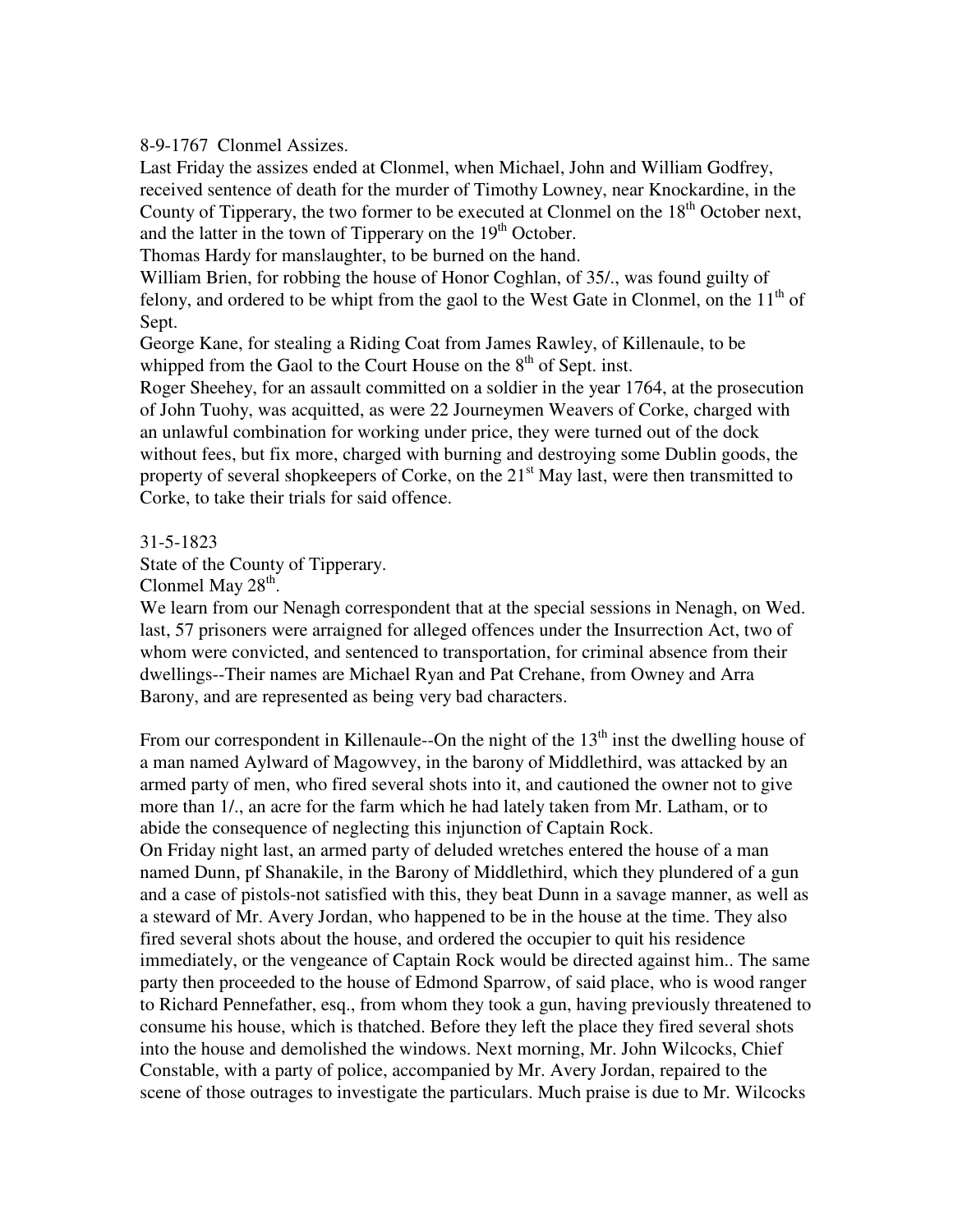8-9-1767 Clonmel Assizes.

Last Friday the assizes ended at Clonmel, when Michael, John and William Godfrey, received sentence of death for the murder of Timothy Lowney, near Knockardine, in the County of Tipperary, the two former to be executed at Clonmel on the 18th October next, and the latter in the town of Tipperary on the 19th October.

Thomas Hardy for manslaughter, to be burned on the hand.

William Brien, for robbing the house of Honor Coghlan, of 35/., was found guilty of felony, and ordered to be whipt from the gaol to the West Gate in Clonmel, on the 11th of Sept.

George Kane, for stealing a Riding Coat from James Rawley, of Killenaule, to be whipped from the Gaol to the Court House on the 8th of Sept. inst.

Roger Sheehey, for an assault committed on a soldier in the year 1764, at the prosecution of John Tuohy, was acquitted, as were 22 Journeymen Weavers of Corke, charged with an unlawful combination for working under price, they were turned out of the dock without fees, but fix more, charged with burning and destroying some Dublin goods, the property of several shopkeepers of Corke, on the 21st May last, were then transmitted to Corke, to take their trials for said offence.

31-5-1823

State of the County of Tipperary.

Clonmel May 28th.

We learn from our Nenagh correspondent that at the special sessions in Nenagh, on Wed. last, 57 prisoners were arraigned for alleged offences under the Insurrection Act, two of whom were convicted, and sentenced to transportation, for criminal absence from their dwellings--Their names are Michael Ryan and Pat Crehane, from Owney and Arra Barony, and are represented as being very bad characters.

From our correspondent in Killenaule--On the night of the 13th inst the dwelling house of a man named Aylward of Magowvey, in the barony of Middlethird, was attacked by an armed party of men, who fired several shots into it, and cautioned the owner not to give more than 1/., an acre for the farm which he had lately taken from Mr. Latham, or to abide the consequence of neglecting this injunction of Captain Rock.

On Friday night last, an armed party of deluded wretches entered the house of a man named Dunn, pf Shanakile, in the Barony of Middlethird, which they plundered of a gun and a case of pistols-not satisfied with this, they beat Dunn in a savage manner, as well as a steward of Mr. Avery Jordan, who happened to be in the house at the time. They also fired several shots about the house, and ordered the occupier to quit his residence immediately, or the vengeance of Captain Rock would be directed against him.. The same party then proceeded to the house of Edmond Sparrow, of said place, who is wood ranger to Richard Pennefather, esq., from whom they took a gun, having previously threatened to consume his house, which is thatched. Before they left the place they fired several shots into the house and demolished the windows. Next morning, Mr. John Wilcocks, Chief Constable, with a party of police, accompanied by Mr. Avery Jordan, repaired to the scene of those outrages to investigate the particulars. Much praise is due to Mr. Wilcocks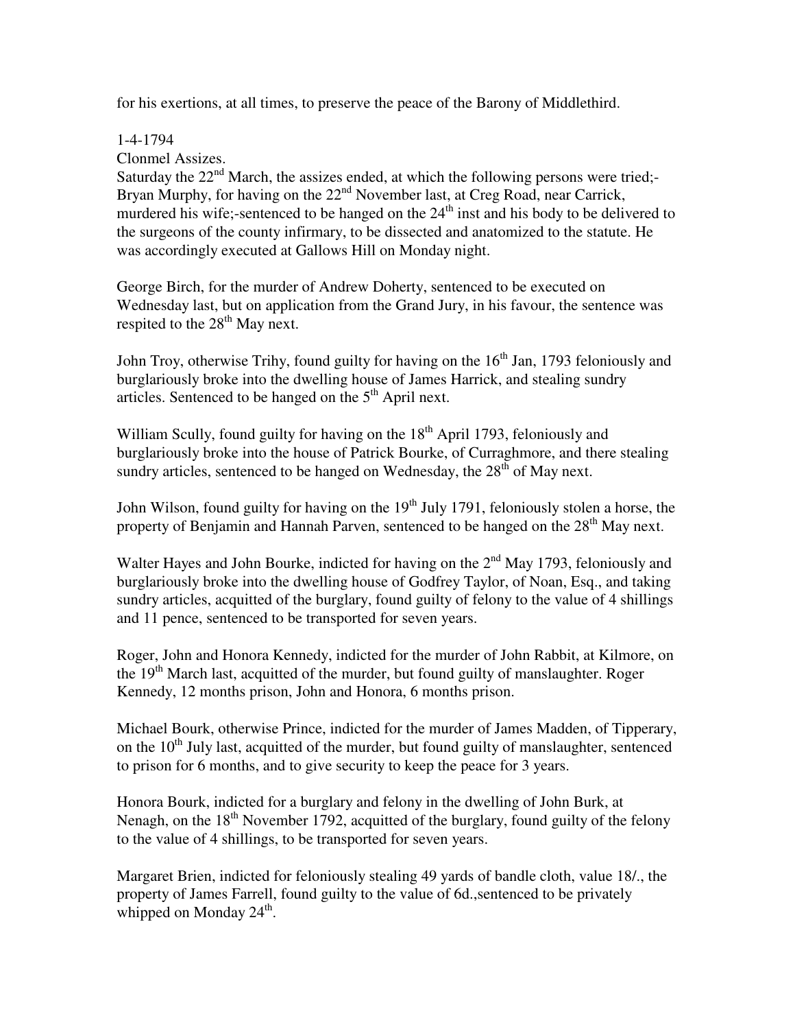for his exertions, at all times, to preserve the peace of the Barony of Middlethird.

1-4-1794
Clonmel Assizes.
Saturday the 22nd March, the assizes ended, at which the following persons were tried;-Bryan Murphy, for having on the 22nd November last, at Creg Road, near Carrick, murdered his wife;-sentenced to be hanged on the 24th inst and his body to be delivered to the surgeons of the county infirmary, to be dissected and anatomized to the statute. He was accordingly executed at Gallows Hill on Monday night.

George Birch, for the murder of Andrew Doherty, sentenced to be executed on Wednesday last, but on application from the Grand Jury, in his favour, the sentence was respited to the 28th May next.

John Troy, otherwise Trihy, found guilty for having on the 16th Jan, 1793 feloniously and burglariously broke into the dwelling house of James Harrick, and stealing sundry articles. Sentenced to be hanged on the 5th April next.

William Scully, found guilty for having on the 18th April 1793, feloniously and burglariously broke into the house of Patrick Bourke, of Curraghmore, and there stealing sundry articles, sentenced to be hanged on Wednesday, the 28th of May next.

John Wilson, found guilty for having on the 19th July 1791, feloniously stolen a horse, the property of Benjamin and Hannah Parven, sentenced to be hanged on the 28th May next.

Walter Hayes and John Bourke, indicted for having on the 2nd May 1793, feloniously and burglariously broke into the dwelling house of Godfrey Taylor, of Noan, Esq., and taking sundry articles, acquitted of the burglary, found guilty of felony to the value of 4 shillings and 11 pence, sentenced to be transported for seven years.

Roger, John and Honora Kennedy, indicted for the murder of John Rabbit, at Kilmore, on the 19th March last, acquitted of the murder, but found guilty of manslaughter. Roger Kennedy, 12 months prison, John and Honora, 6 months prison.

Michael Bourk, otherwise Prince, indicted for the murder of James Madden, of Tipperary, on the 10th July last, acquitted of the murder, but found guilty of manslaughter, sentenced to prison for 6 months, and to give security to keep the peace for 3 years.

Honora Bourk, indicted for a burglary and felony in the dwelling of John Burk, at Nenagh, on the 18th November 1792, acquitted of the burglary, found guilty of the felony to the value of 4 shillings, to be transported for seven years.

Margaret Brien, indicted for feloniously stealing 49 yards of bandle cloth, value 18/., the property of James Farrell, found guilty to the value of 6d.,sentenced to be privately whipped on Monday 24th.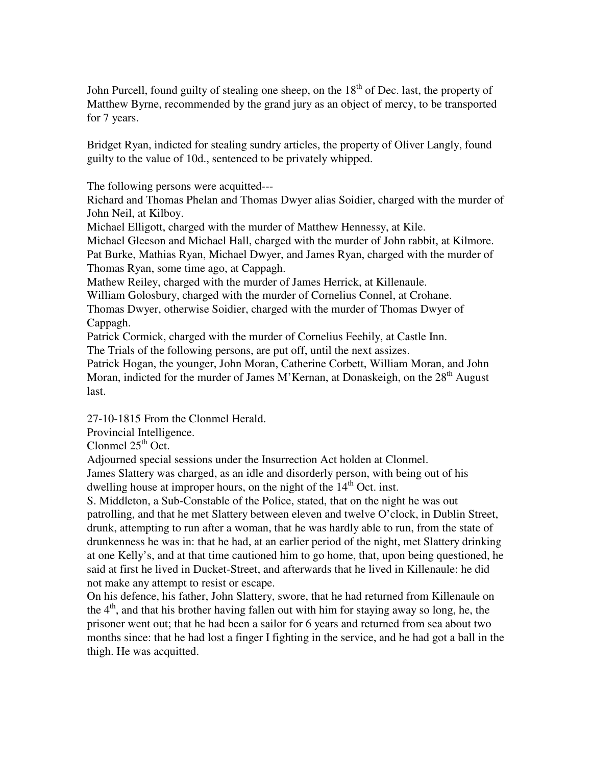John Purcell, found guilty of stealing one sheep, on the 18th of Dec. last, the property of Matthew Byrne, recommended by the grand jury as an object of mercy, to be transported for 7 years.

Bridget Ryan, indicted for stealing sundry articles, the property of Oliver Langly, found guilty to the value of 10d., sentenced to be privately whipped.

The following persons were acquitted---
Richard and Thomas Phelan and Thomas Dwyer alias Soidier, charged with the murder of John Neil, at Kilboy.
Michael Elligott, charged with the murder of Matthew Hennessy, at Kile.
Michael Gleeson and Michael Hall, charged with the murder of John rabbit, at Kilmore.
Pat Burke, Mathias Ryan, Michael Dwyer, and James Ryan, charged with the murder of Thomas Ryan, some time ago, at Cappagh.
Mathew Reiley, charged with the murder of James Herrick, at Killenaule.
William Golosbury, charged with the murder of Cornelius Connel, at Crohane.
Thomas Dwyer, otherwise Soidier, charged with the murder of Thomas Dwyer of Cappagh.
Patrick Cormick, charged with the murder of Cornelius Feehily, at Castle Inn.
The Trials of the following persons, are put off, until the next assizes.
Patrick Hogan, the younger, John Moran, Catherine Corbett, William Moran, and John Moran, indicted for the murder of James M'Kernan, at Donaskeigh, on the 28th August last.

27-10-1815 From the Clonmel Herald.
Provincial Intelligence.
Clonmel 25th Oct.
Adjourned special sessions under the Insurrection Act holden at Clonmel.
James Slattery was charged, as an idle and disorderly person, with being out of his dwelling house at improper hours, on the night of the 14th Oct. inst.
S. Middleton, a Sub-Constable of the Police, stated, that on the night he was out patrolling, and that he met Slattery between eleven and twelve O'clock, in Dublin Street, drunk, attempting to run after a woman, that he was hardly able to run, from the state of drunkenness he was in: that he had, at an earlier period of the night, met Slattery drinking at one Kelly's, and at that time cautioned him to go home, that, upon being questioned, he said at first he lived in Ducket-Street, and afterwards that he lived in Killenaule: he did not make any attempt to resist or escape.
On his defence, his father, John Slattery, swore, that he had returned from Killenaule on the 4th, and that his brother having fallen out with him for staying away so long, he, the prisoner went out; that he had been a sailor for 6 years and returned from sea about two months since: that he had lost a finger I fighting in the service, and he had got a ball in the thigh. He was acquitted.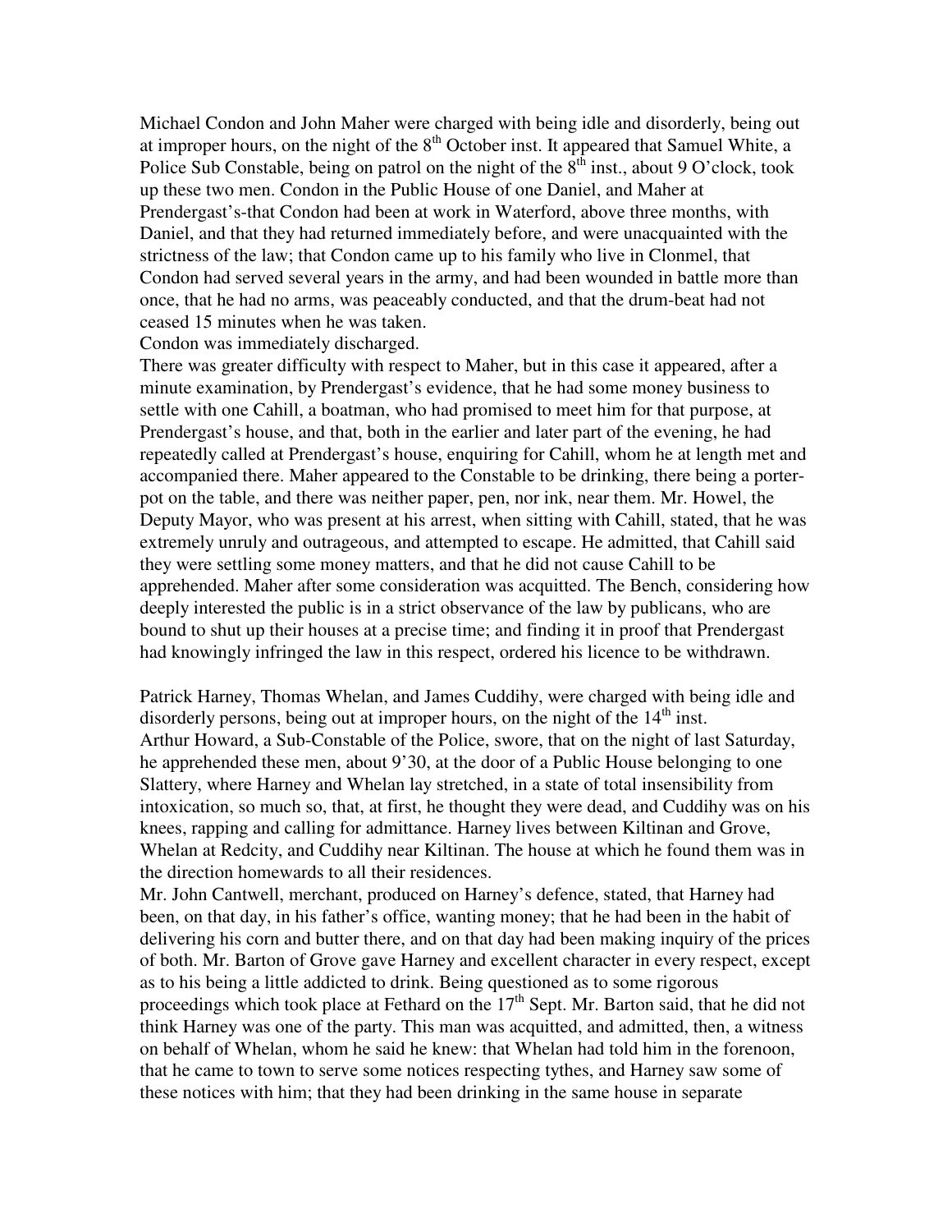Michael Condon and John Maher were charged with being idle and disorderly, being out at improper hours, on the night of the 8th October inst. It appeared that Samuel White, a Police Sub Constable, being on patrol on the night of the 8th inst., about 9 O'clock, took up these two men. Condon in the Public House of one Daniel, and Maher at Prendergast's-that Condon had been at work in Waterford, above three months, with Daniel, and that they had returned immediately before, and were unacquainted with the strictness of the law; that Condon came up to his family who live in Clonmel, that Condon had served several years in the army, and had been wounded in battle more than once, that he had no arms, was peaceably conducted, and that the drum-beat had not ceased 15 minutes when he was taken.

Condon was immediately discharged.

There was greater difficulty with respect to Maher, but in this case it appeared, after a minute examination, by Prendergast's evidence, that he had some money business to settle with one Cahill, a boatman, who had promised to meet him for that purpose, at Prendergast's house, and that, both in the earlier and later part of the evening, he had repeatedly called at Prendergast's house, enquiring for Cahill, whom he at length met and accompanied there. Maher appeared to the Constable to be drinking, there being a porter-pot on the table, and there was neither paper, pen, nor ink, near them. Mr. Howel, the Deputy Mayor, who was present at his arrest, when sitting with Cahill, stated, that he was extremely unruly and outrageous, and attempted to escape. He admitted, that Cahill said they were settling some money matters, and that he did not cause Cahill to be apprehended. Maher after some consideration was acquitted. The Bench, considering how deeply interested the public is in a strict observance of the law by publicans, who are bound to shut up their houses at a precise time; and finding it in proof that Prendergast had knowingly infringed the law in this respect, ordered his licence to be withdrawn.

Patrick Harney, Thomas Whelan, and James Cuddihy, were charged with being idle and disorderly persons, being out at improper hours, on the night of the 14th inst.

Arthur Howard, a Sub-Constable of the Police, swore, that on the night of last Saturday, he apprehended these men, about 9'30, at the door of a Public House belonging to one Slattery, where Harney and Whelan lay stretched, in a state of total insensibility from intoxication, so much so, that, at first, he thought they were dead, and Cuddihy was on his knees, rapping and calling for admittance. Harney lives between Kiltinan and Grove, Whelan at Redcity, and Cuddihy near Kiltinan. The house at which he found them was in the direction homewards to all their residences.

Mr. John Cantwell, merchant, produced on Harney's defence, stated, that Harney had been, on that day, in his father's office, wanting money; that he had been in the habit of delivering his corn and butter there, and on that day had been making inquiry of the prices of both. Mr. Barton of Grove gave Harney and excellent character in every respect, except as to his being a little addicted to drink. Being questioned as to some rigorous proceedings which took place at Fethard on the 17th Sept. Mr. Barton said, that he did not think Harney was one of the party. This man was acquitted, and admitted, then, a witness on behalf of Whelan, whom he said he knew: that Whelan had told him in the forenoon, that he came to town to serve some notices respecting tythes, and Harney saw some of these notices with him; that they had been drinking in the same house in separate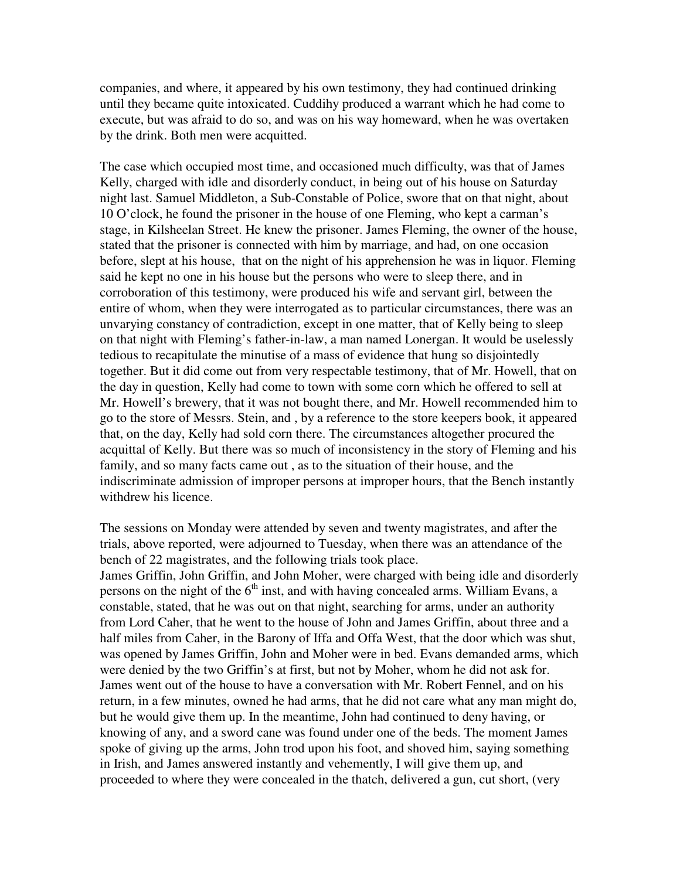companies, and where, it appeared by his own testimony, they had continued drinking until they became quite intoxicated. Cuddihy produced a warrant which he had come to execute, but was afraid to do so, and was on his way homeward, when he was overtaken by the drink. Both men were acquitted.

The case which occupied most time, and occasioned much difficulty, was that of James Kelly, charged with idle and disorderly conduct, in being out of his house on Saturday night last. Samuel Middleton, a Sub-Constable of Police, swore that on that night, about 10 O'clock, he found the prisoner in the house of one Fleming, who kept a carman's stage, in Kilsheelan Street. He knew the prisoner. James Fleming, the owner of the house, stated that the prisoner is connected with him by marriage, and had, on one occasion before, slept at his house, that on the night of his apprehension he was in liquor. Fleming said he kept no one in his house but the persons who were to sleep there, and in corroboration of this testimony, were produced his wife and servant girl, between the entire of whom, when they were interrogated as to particular circumstances, there was an unvarying constancy of contradiction, except in one matter, that of Kelly being to sleep on that night with Fleming's father-in-law, a man named Lonergan. It would be uselessly tedious to recapitulate the minutise of a mass of evidence that hung so disjointedly together. But it did come out from very respectable testimony, that of Mr. Howell, that on the day in question, Kelly had come to town with some corn which he offered to sell at Mr. Howell's brewery, that it was not bought there, and Mr. Howell recommended him to go to the store of Messrs. Stein, and , by a reference to the store keepers book, it appeared that, on the day, Kelly had sold corn there. The circumstances altogether procured the acquittal of Kelly. But there was so much of inconsistency in the story of Fleming and his family, and so many facts came out , as to the situation of their house, and the indiscriminate admission of improper persons at improper hours, that the Bench instantly withdrew his licence.

The sessions on Monday were attended by seven and twenty magistrates, and after the trials, above reported, were adjourned to Tuesday, when there was an attendance of the bench of 22 magistrates, and the following trials took place.

James Griffin, John Griffin, and John Moher, were charged with being idle and disorderly persons on the night of the 6th inst, and with having concealed arms. William Evans, a constable, stated, that he was out on that night, searching for arms, under an authority from Lord Caher, that he went to the house of John and James Griffin, about three and a half miles from Caher, in the Barony of Iffa and Offa West, that the door which was shut, was opened by James Griffin, John and Moher were in bed. Evans demanded arms, which were denied by the two Griffin's at first, but not by Moher, whom he did not ask for. James went out of the house to have a conversation with Mr. Robert Fennel, and on his return, in a few minutes, owned he had arms, that he did not care what any man might do, but he would give them up. In the meantime, John had continued to deny having, or knowing of any, and a sword cane was found under one of the beds. The moment James spoke of giving up the arms, John trod upon his foot, and shoved him, saying something in Irish, and James answered instantly and vehemently, I will give them up, and proceeded to where they were concealed in the thatch, delivered a gun, cut short, (very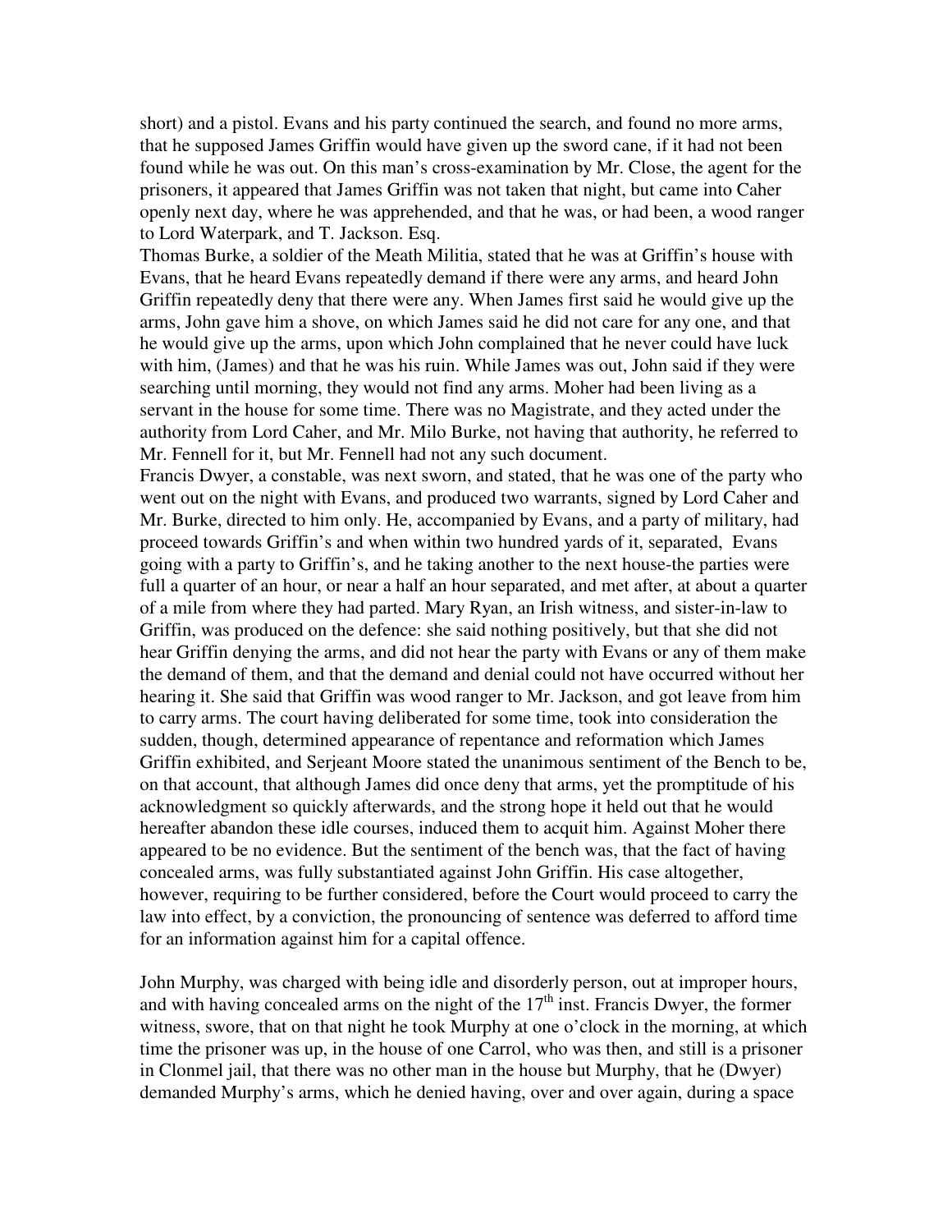short) and a pistol. Evans and his party continued the search, and found no more arms, that he supposed James Griffin would have given up the sword cane, if it had not been found while he was out. On this man's cross-examination by Mr. Close, the agent for the prisoners, it appeared that James Griffin was not taken that night, but came into Caher openly next day, where he was apprehended, and that he was, or had been, a wood ranger to Lord Waterpark, and T. Jackson. Esq.

Thomas Burke, a soldier of the Meath Militia, stated that he was at Griffin's house with Evans, that he heard Evans repeatedly demand if there were any arms, and heard John Griffin repeatedly deny that there were any. When James first said he would give up the arms, John gave him a shove, on which James said he did not care for any one, and that he would give up the arms, upon which John complained that he never could have luck with him, (James) and that he was his ruin. While James was out, John said if they were searching until morning, they would not find any arms. Moher had been living as a servant in the house for some time. There was no Magistrate, and they acted under the authority from Lord Caher, and Mr. Milo Burke, not having that authority, he referred to Mr. Fennell for it, but Mr. Fennell had not any such document.

Francis Dwyer, a constable, was next sworn, and stated, that he was one of the party who went out on the night with Evans, and produced two warrants, signed by Lord Caher and Mr. Burke, directed to him only. He, accompanied by Evans, and a party of military, had proceed towards Griffin's and when within two hundred yards of it, separated, Evans going with a party to Griffin's, and he taking another to the next house-the parties were full a quarter of an hour, or near a half an hour separated, and met after, at about a quarter of a mile from where they had parted. Mary Ryan, an Irish witness, and sister-in-law to Griffin, was produced on the defence: she said nothing positively, but that she did not hear Griffin denying the arms, and did not hear the party with Evans or any of them make the demand of them, and that the demand and denial could not have occurred without her hearing it. She said that Griffin was wood ranger to Mr. Jackson, and got leave from him to carry arms. The court having deliberated for some time, took into consideration the sudden, though, determined appearance of repentance and reformation which James Griffin exhibited, and Serjeant Moore stated the unanimous sentiment of the Bench to be, on that account, that although James did once deny that arms, yet the promptitude of his acknowledgment so quickly afterwards, and the strong hope it held out that he would hereafter abandon these idle courses, induced them to acquit him. Against Moher there appeared to be no evidence. But the sentiment of the bench was, that the fact of having concealed arms, was fully substantiated against John Griffin. His case altogether, however, requiring to be further considered, before the Court would proceed to carry the law into effect, by a conviction, the pronouncing of sentence was deferred to afford time for an information against him for a capital offence.

John Murphy, was charged with being idle and disorderly person, out at improper hours, and with having concealed arms on the night of the 17th inst. Francis Dwyer, the former witness, swore, that on that night he took Murphy at one o'clock in the morning, at which time the prisoner was up, in the house of one Carrol, who was then, and still is a prisoner in Clonmel jail, that there was no other man in the house but Murphy, that he (Dwyer) demanded Murphy's arms, which he denied having, over and over again, during a space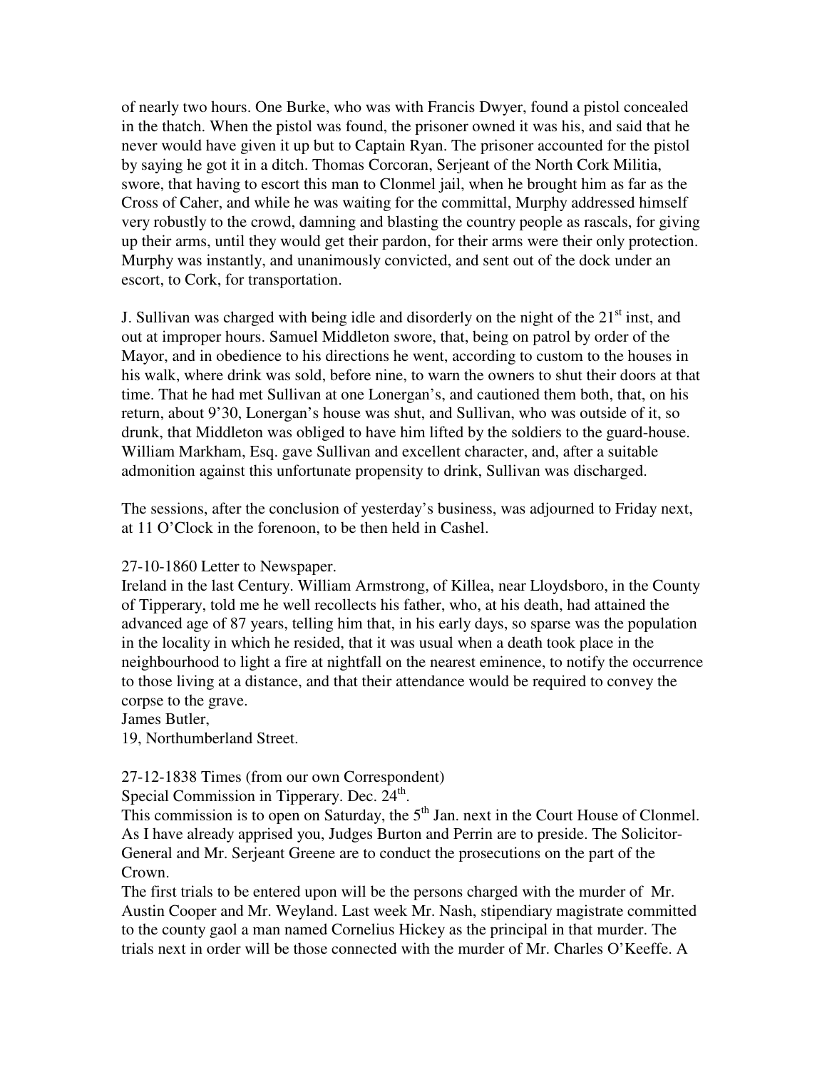of nearly two hours. One Burke, who was with Francis Dwyer, found a pistol concealed in the thatch. When the pistol was found, the prisoner owned it was his, and said that he never would have given it up but to Captain Ryan. The prisoner accounted for the pistol by saying he got it in a ditch. Thomas Corcoran, Serjeant of the North Cork Militia, swore, that having to escort this man to Clonmel jail, when he brought him as far as the Cross of Caher, and while he was waiting for the committal, Murphy addressed himself very robustly to the crowd, damning and blasting the country people as rascals, for giving up their arms, until they would get their pardon, for their arms were their only protection. Murphy was instantly, and unanimously convicted, and sent out of the dock under an escort, to Cork, for transportation.

J. Sullivan was charged with being idle and disorderly on the night of the 21st inst, and out at improper hours. Samuel Middleton swore, that, being on patrol by order of the Mayor, and in obedience to his directions he went, according to custom to the houses in his walk, where drink was sold, before nine, to warn the owners to shut their doors at that time. That he had met Sullivan at one Lonergan's, and cautioned them both, that, on his return, about 9'30, Lonergan's house was shut, and Sullivan, who was outside of it, so drunk, that Middleton was obliged to have him lifted by the soldiers to the guard-house. William Markham, Esq. gave Sullivan and excellent character, and, after a suitable admonition against this unfortunate propensity to drink, Sullivan was discharged.

The sessions, after the conclusion of yesterday's business, was adjourned to Friday next, at 11 O'Clock in the forenoon, to be then held in Cashel.

27-10-1860 Letter to Newspaper.
Ireland in the last Century. William Armstrong, of Killea, near Lloydsboro, in the County of Tipperary, told me he well recollects his father, who, at his death, had attained the advanced age of 87 years, telling him that, in his early days, so sparse was the population in the locality in which he resided, that it was usual when a death took place in the neighbourhood to light a fire at nightfall on the nearest eminence, to notify the occurrence to those living at a distance, and that their attendance would be required to convey the corpse to the grave.
James Butler,
19, Northumberland Street.

27-12-1838 Times (from our own Correspondent)
Special Commission in Tipperary. Dec. 24th.
This commission is to open on Saturday, the 5th Jan. next in the Court House of Clonmel. As I have already apprised you, Judges Burton and Perrin are to preside. The Solicitor-General and Mr. Serjeant Greene are to conduct the prosecutions on the part of the Crown.
The first trials to be entered upon will be the persons charged with the murder of Mr. Austin Cooper and Mr. Weyland. Last week Mr. Nash, stipendiary magistrate committed to the county gaol a man named Cornelius Hickey as the principal in that murder. The trials next in order will be those connected with the murder of Mr. Charles O'Keeffe. A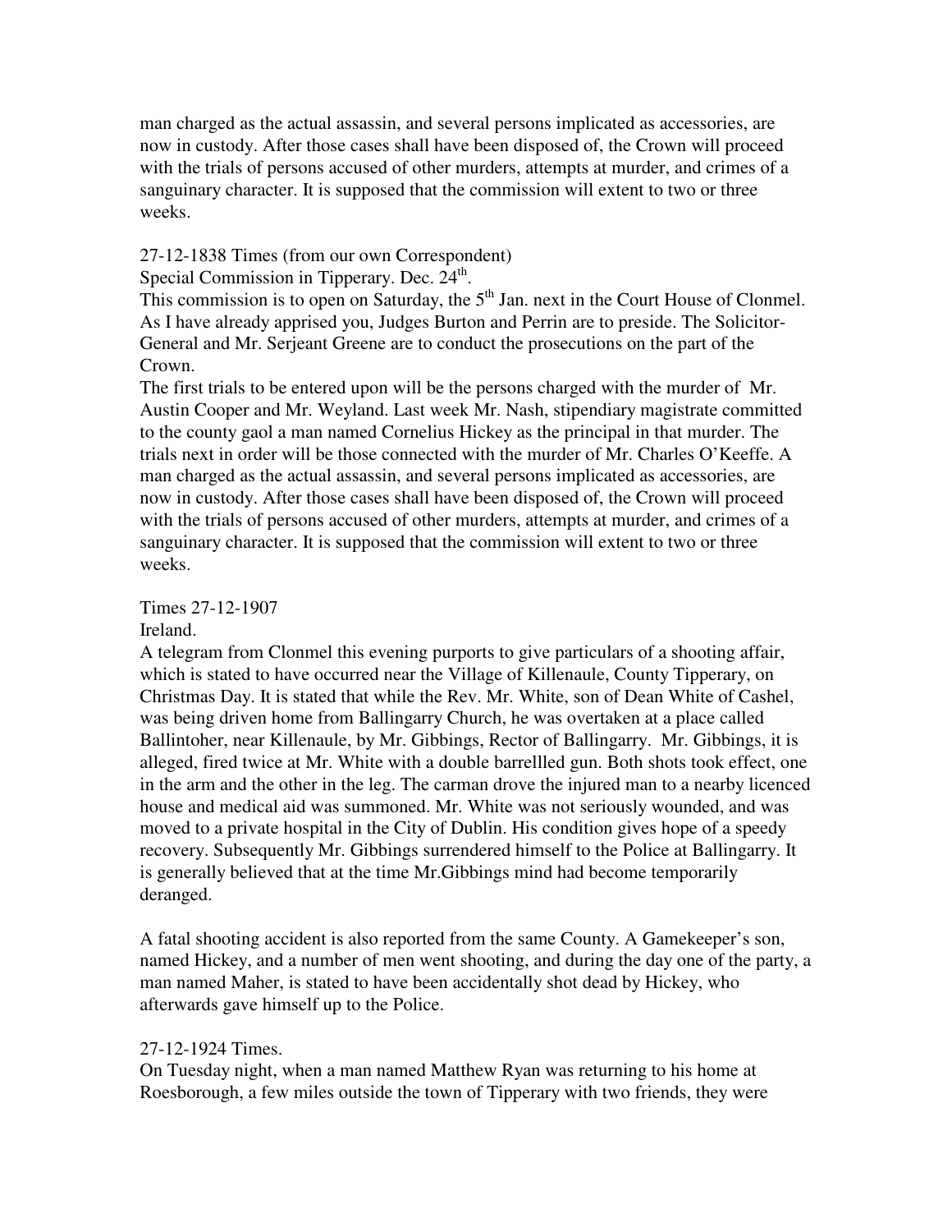man charged as the actual assassin, and several persons implicated as accessories, are now in custody. After those cases shall have been disposed of, the Crown will proceed with the trials of persons accused of other murders, attempts at murder, and crimes of a sanguinary character. It is supposed that the commission will extent to two or three weeks.

27-12-1838 Times (from our own Correspondent)

Special Commission in Tipperary. Dec. 24th.

This commission is to open on Saturday, the 5th Jan. next in the Court House of Clonmel. As I have already apprised you, Judges Burton and Perrin are to preside. The Solicitor-General and Mr. Serjeant Greene are to conduct the prosecutions on the part of the Crown.

The first trials to be entered upon will be the persons charged with the murder of Mr. Austin Cooper and Mr. Weyland. Last week Mr. Nash, stipendiary magistrate committed to the county gaol a man named Cornelius Hickey as the principal in that murder. The trials next in order will be those connected with the murder of Mr. Charles O'Keeffe. A man charged as the actual assassin, and several persons implicated as accessories, are now in custody. After those cases shall have been disposed of, the Crown will proceed with the trials of persons accused of other murders, attempts at murder, and crimes of a sanguinary character. It is supposed that the commission will extent to two or three weeks.

Times 27-12-1907

Ireland.

A telegram from Clonmel this evening purports to give particulars of a shooting affair, which is stated to have occurred near the Village of Killenaule, County Tipperary, on Christmas Day. It is stated that while the Rev. Mr. White, son of Dean White of Cashel, was being driven home from Ballingarry Church, he was overtaken at a place called Ballintoher, near Killenaule, by Mr. Gibbings, Rector of Ballingarry. Mr. Gibbings, it is alleged, fired twice at Mr. White with a double barrellled gun. Both shots took effect, one in the arm and the other in the leg. The carman drove the injured man to a nearby licenced house and medical aid was summoned. Mr. White was not seriously wounded, and was moved to a private hospital in the City of Dublin. His condition gives hope of a speedy recovery. Subsequently Mr. Gibbings surrendered himself to the Police at Ballingarry. It is generally believed that at the time Mr.Gibbings mind had become temporarily deranged.

A fatal shooting accident is also reported from the same County. A Gamekeeper's son, named Hickey, and a number of men went shooting, and during the day one of the party, a man named Maher, is stated to have been accidentally shot dead by Hickey, who afterwards gave himself up to the Police.

27-12-1924 Times.

On Tuesday night, when a man named Matthew Ryan was returning to his home at Roesborough, a few miles outside the town of Tipperary with two friends, they were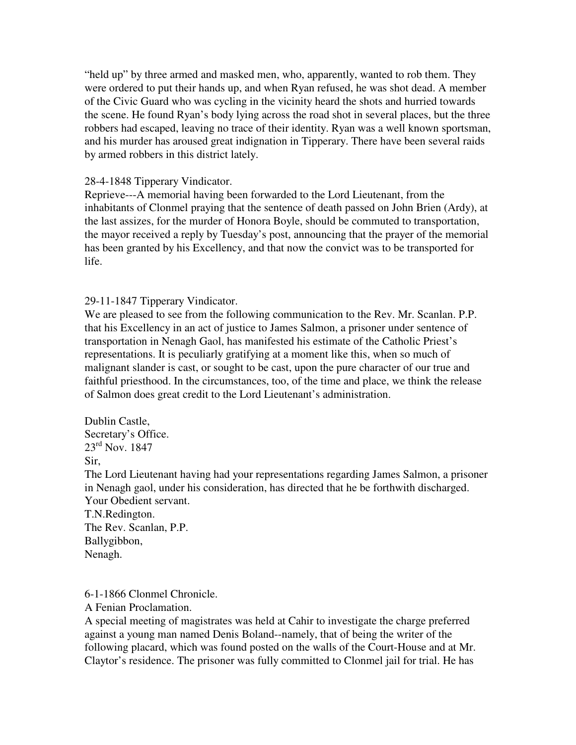"held up" by three armed and masked men, who, apparently, wanted to rob them. They were ordered to put their hands up, and when Ryan refused, he was shot dead. A member of the Civic Guard who was cycling in the vicinity heard the shots and hurried towards the scene. He found Ryan's body lying across the road shot in several places, but the three robbers had escaped, leaving no trace of their identity. Ryan was a well known sportsman, and his murder has aroused great indignation in Tipperary. There have been several raids by armed robbers in this district lately.

28-4-1848 Tipperary Vindicator.
Reprieve---A memorial having been forwarded to the Lord Lieutenant, from the inhabitants of Clonmel praying that the sentence of death passed on John Brien (Ardy), at the last assizes, for the murder of Honora Boyle, should be commuted to transportation, the mayor received a reply by Tuesday's post, announcing that the prayer of the memorial has been granted by his Excellency, and that now the convict was to be transported for life.

29-11-1847 Tipperary Vindicator.
We are pleased to see from the following communication to the Rev. Mr. Scanlan. P.P. that his Excellency in an act of justice to James Salmon, a prisoner under sentence of transportation in Nenagh Gaol, has manifested his estimate of the Catholic Priest's representations. It is peculiarly gratifying at a moment like this, when so much of malignant slander is cast, or sought to be cast, upon the pure character of our true and faithful priesthood. In the circumstances, too, of the time and place, we think the release of Salmon does great credit to the Lord Lieutenant's administration.

Dublin Castle,
Secretary's Office.
23rd Nov. 1847
Sir,
The Lord Lieutenant having had your representations regarding James Salmon, a prisoner in Nenagh gaol, under his consideration, has directed that he be forthwith discharged.
Your Obedient servant.
T.N.Redington.
The Rev. Scanlan, P.P.
Ballygibbon,
Nenagh.

6-1-1866 Clonmel Chronicle.
A Fenian Proclamation.
A special meeting of magistrates was held at Cahir to investigate the charge preferred against a young man named Denis Boland--namely, that of being the writer of the following placard, which was found posted on the walls of the Court-House and at Mr. Claytor's residence. The prisoner was fully committed to Clonmel jail for trial. He has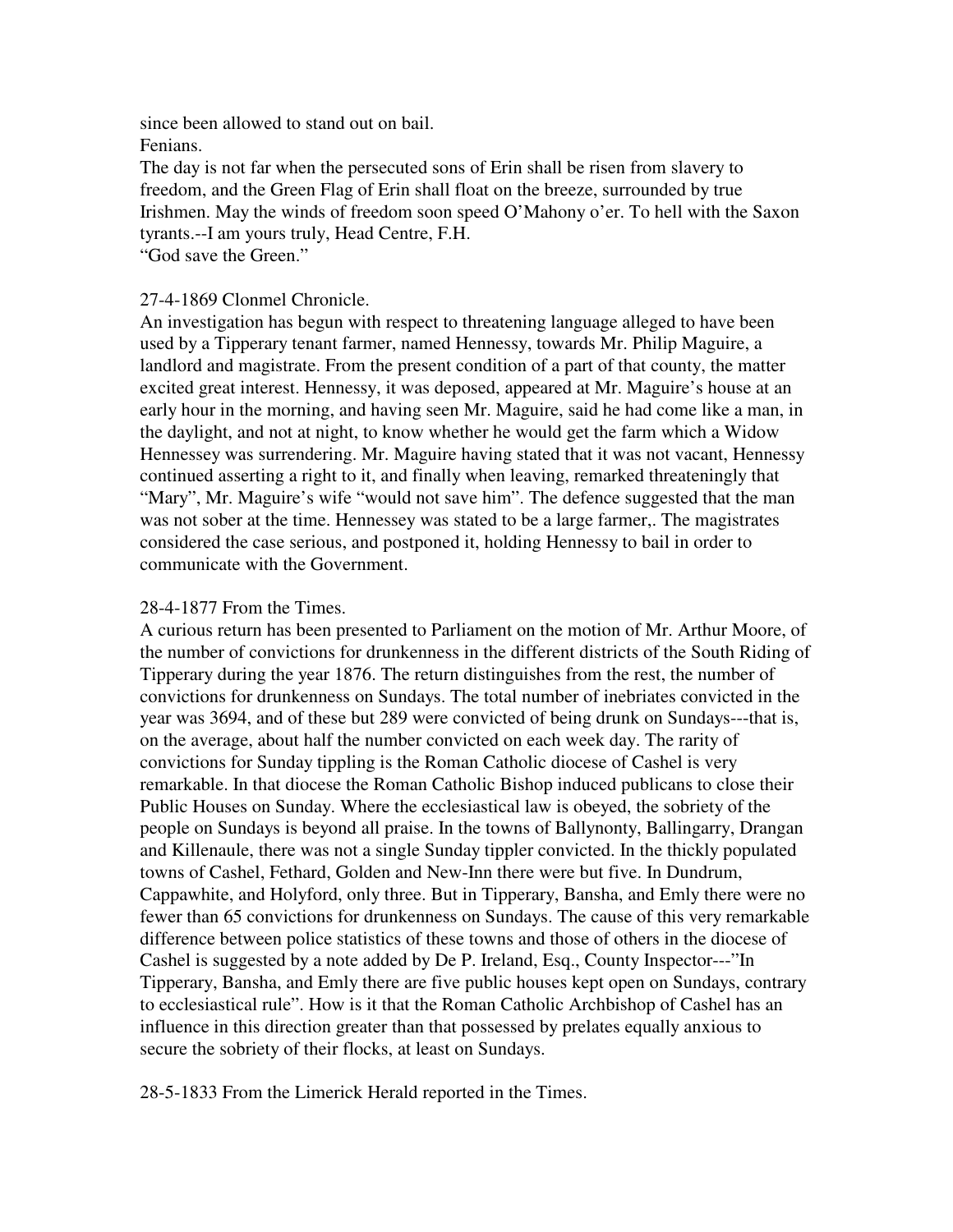since been allowed to stand out on bail.
Fenians.
The day is not far when the persecuted sons of Erin shall be risen from slavery to freedom, and the Green Flag of Erin shall float on the breeze, surrounded by true Irishmen. May the winds of freedom soon speed O'Mahony o'er. To hell with the Saxon tyrants.--I am yours truly, Head Centre, F.H.
"God save the Green."

27-4-1869 Clonmel Chronicle.
An investigation has begun with respect to threatening language alleged to have been used by a Tipperary tenant farmer, named Hennessy, towards Mr. Philip Maguire, a landlord and magistrate. From the present condition of a part of that county, the matter excited great interest. Hennessy, it was deposed, appeared at Mr. Maguire's house at an early hour in the morning, and having seen Mr. Maguire, said he had come like a man, in the daylight, and not at night, to know whether he would get the farm which a Widow Hennessey was surrendering. Mr. Maguire having stated that it was not vacant, Hennessy continued asserting a right to it, and finally when leaving, remarked threateningly that "Mary", Mr. Maguire's wife "would not save him". The defence suggested that the man was not sober at the time. Hennessey was stated to be a large farmer,. The magistrates considered the case serious, and postponed it, holding Hennessy to bail in order to communicate with the Government.

28-4-1877 From the Times.
A curious return has been presented to Parliament on the motion of Mr. Arthur Moore, of the number of convictions for drunkenness in the different districts of the South Riding of Tipperary during the year 1876. The return distinguishes from the rest, the number of convictions for drunkenness on Sundays. The total number of inebriates convicted in the year was 3694, and of these but 289 were convicted of being drunk on Sundays---that is, on the average, about half the number convicted on each week day. The rarity of convictions for Sunday tippling is the Roman Catholic diocese of Cashel is very remarkable. In that diocese the Roman Catholic Bishop induced publicans to close their Public Houses on Sunday. Where the ecclesiastical law is obeyed, the sobriety of the people on Sundays is beyond all praise. In the towns of Ballynonty, Ballingarry, Drangan and Killenaule, there was not a single Sunday tippler convicted. In the thickly populated towns of Cashel, Fethard, Golden and New-Inn there were but five. In Dundrum, Cappawhite, and Holyford, only three. But in Tipperary, Bansha, and Emly there were no fewer than 65 convictions for drunkenness on Sundays. The cause of this very remarkable difference between police statistics of these towns and those of others in the diocese of Cashel is suggested by a note added by De P. Ireland, Esq., County Inspector---"In Tipperary, Bansha, and Emly there are five public houses kept open on Sundays, contrary to ecclesiastical rule". How is it that the Roman Catholic Archbishop of Cashel has an influence in this direction greater than that possessed by prelates equally anxious to secure the sobriety of their flocks, at least on Sundays.

28-5-1833 From the Limerick Herald reported in the Times.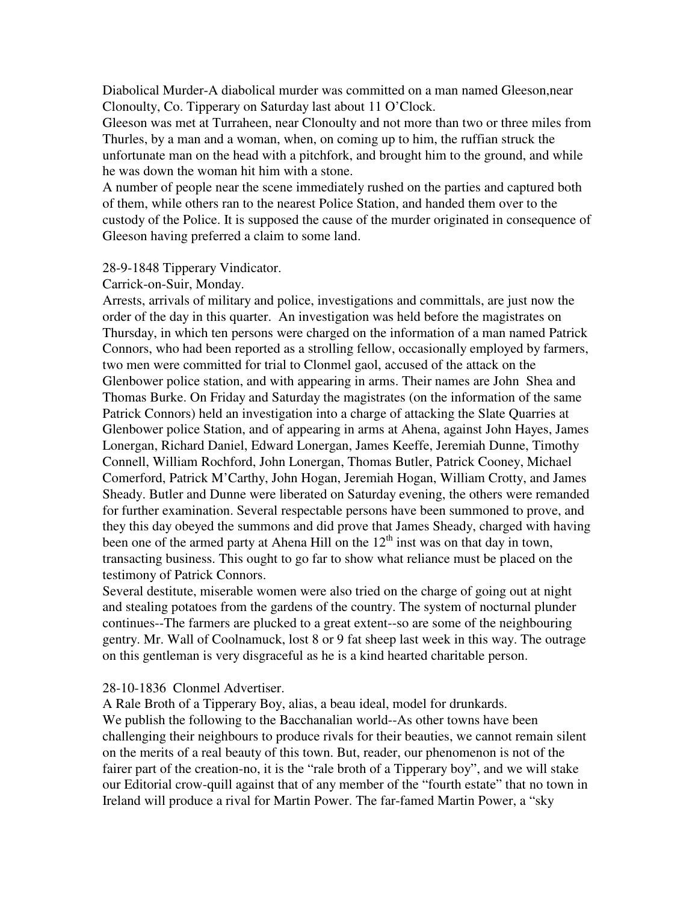Diabolical Murder-A diabolical murder was committed on a man named Gleeson,near Clonoulty, Co. Tipperary on Saturday last about 11 O'Clock.

Gleeson was met at Turraheen, near Clonoulty and not more than two or three miles from Thurles, by a man and a woman, when, on coming up to him, the ruffian struck the unfortunate man on the head with a pitchfork, and brought him to the ground, and while he was down the woman hit him with a stone.

A number of people near the scene immediately rushed on the parties and captured both of them, while others ran to the nearest Police Station, and handed them over to the custody of the Police. It is supposed the cause of the murder originated in consequence of Gleeson having preferred a claim to some land.

28-9-1848 Tipperary Vindicator.

Carrick-on-Suir, Monday.

Arrests, arrivals of military and police, investigations and committals, are just now the order of the day in this quarter. An investigation was held before the magistrates on Thursday, in which ten persons were charged on the information of a man named Patrick Connors, who had been reported as a strolling fellow, occasionally employed by farmers, two men were committed for trial to Clonmel gaol, accused of the attack on the Glenbower police station, and with appearing in arms. Their names are John Shea and Thomas Burke. On Friday and Saturday the magistrates (on the information of the same Patrick Connors) held an investigation into a charge of attacking the Slate Quarries at Glenbower police Station, and of appearing in arms at Ahena, against John Hayes, James Lonergan, Richard Daniel, Edward Lonergan, James Keeffe, Jeremiah Dunne, Timothy Connell, William Rochford, John Lonergan, Thomas Butler, Patrick Cooney, Michael Comerford, Patrick M'Carthy, John Hogan, Jeremiah Hogan, William Crotty, and James Sheady. Butler and Dunne were liberated on Saturday evening, the others were remanded for further examination. Several respectable persons have been summoned to prove, and they this day obeyed the summons and did prove that James Sheady, charged with having been one of the armed party at Ahena Hill on the 12th inst was on that day in town, transacting business. This ought to go far to show what reliance must be placed on the testimony of Patrick Connors.

Several destitute, miserable women were also tried on the charge of going out at night and stealing potatoes from the gardens of the country. The system of nocturnal plunder continues--The farmers are plucked to a great extent--so are some of the neighbouring gentry. Mr. Wall of Coolnamuck, lost 8 or 9 fat sheep last week in this way. The outrage on this gentleman is very disgraceful as he is a kind hearted charitable person.

28-10-1836 Clonmel Advertiser.

A Rale Broth of a Tipperary Boy, alias, a beau ideal, model for drunkards.

We publish the following to the Bacchanalian world--As other towns have been challenging their neighbours to produce rivals for their beauties, we cannot remain silent on the merits of a real beauty of this town. But, reader, our phenomenon is not of the fairer part of the creation-no, it is the "rale broth of a Tipperary boy", and we will stake our Editorial crow-quill against that of any member of the "fourth estate" that no town in Ireland will produce a rival for Martin Power. The far-famed Martin Power, a "sky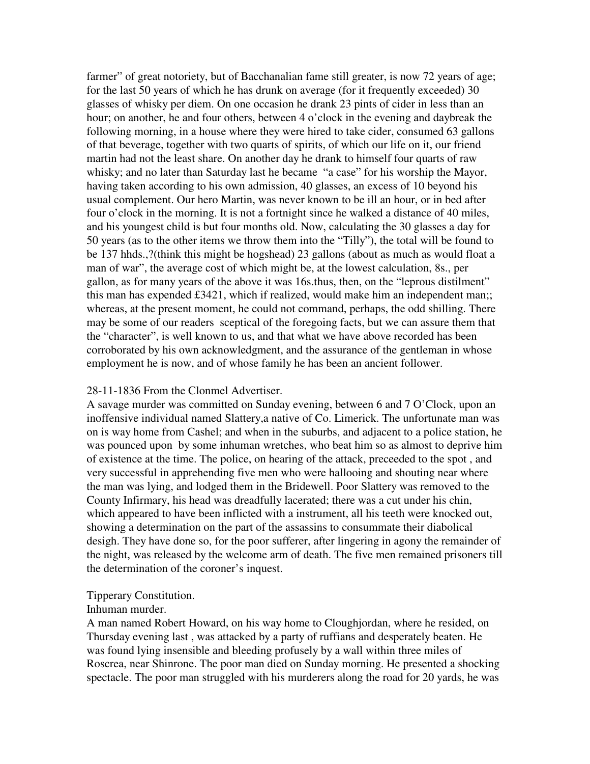farmer" of great notoriety, but of Bacchanalian fame still greater, is now 72 years of age; for the last 50 years of which he has drunk on average (for it frequently exceeded) 30 glasses of whisky per diem. On one occasion he drank 23 pints of cider in less than an hour; on another, he and four others, between 4 o'clock in the evening and daybreak the following morning, in a house where they were hired to take cider, consumed 63 gallons of that beverage, together with two quarts of spirits, of which our life on it, our friend martin had not the least share. On another day he drank to himself four quarts of raw whisky; and no later than Saturday last he became "a case" for his worship the Mayor, having taken according to his own admission, 40 glasses, an excess of 10 beyond his usual complement. Our hero Martin, was never known to be ill an hour, or in bed after four o'clock in the morning. It is not a fortnight since he walked a distance of 40 miles, and his youngest child is but four months old. Now, calculating the 30 glasses a day for 50 years (as to the other items we throw them into the "Tilly"), the total will be found to be 137 hhds.,?(think this might be hogshead) 23 gallons (about as much as would float a man of war", the average cost of which might be, at the lowest calculation, 8s., per gallon, as for many years of the above it was 16s.thus, then, on the "leprous distilment" this man has expended £3421, which if realized, would make him an independent man;; whereas, at the present moment, he could not command, perhaps, the odd shilling. There may be some of our readers sceptical of the foregoing facts, but we can assure them that the "character", is well known to us, and that what we have above recorded has been corroborated by his own acknowledgment, and the assurance of the gentleman in whose employment he is now, and of whose family he has been an ancient follower.

28-11-1836 From the Clonmel Advertiser.
A savage murder was committed on Sunday evening, between 6 and 7 O'Clock, upon an inoffensive individual named Slattery,a native of Co. Limerick. The unfortunate man was on is way home from Cashel; and when in the suburbs, and adjacent to a police station, he was pounced upon by some inhuman wretches, who beat him so as almost to deprive him of existence at the time. The police, on hearing of the attack, preceeded to the spot , and very successful in apprehending five men who were hallooing and shouting near where the man was lying, and lodged them in the Bridewell. Poor Slattery was removed to the County Infirmary, his head was dreadfully lacerated; there was a cut under his chin, which appeared to have been inflicted with a instrument, all his teeth were knocked out, showing a determination on the part of the assassins to consummate their diabolical desigh. They have done so, for the poor sufferer, after lingering in agony the remainder of the night, was released by the welcome arm of death. The five men remained prisoners till the determination of the coroner's inquest.

Tipperary Constitution.
Inhuman murder.
A man named Robert Howard, on his way home to Cloughjordan, where he resided, on Thursday evening last , was attacked by a party of ruffians and desperately beaten. He was found lying insensible and bleeding profusely by a wall within three miles of Roscrea, near Shinrone. The poor man died on Sunday morning. He presented a shocking spectacle. The poor man struggled with his murderers along the road for 20 yards, he was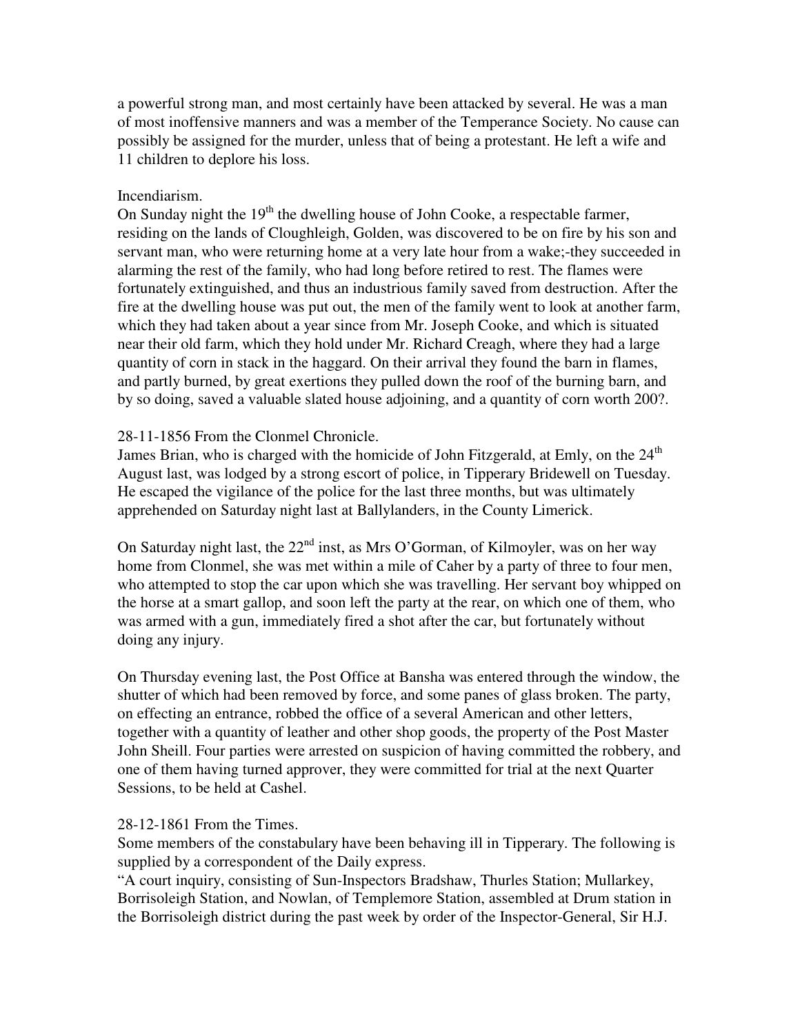a powerful strong man, and most certainly have been attacked by several. He was a man of most inoffensive manners and was a member of the Temperance Society. No cause can possibly be assigned for the murder, unless that of being a protestant. He left a wife and 11 children to deplore his loss.

Incendiarism.

On Sunday night the 19th the dwelling house of John Cooke, a respectable farmer, residing on the lands of Cloughleigh, Golden, was discovered to be on fire by his son and servant man, who were returning home at a very late hour from a wake;-they succeeded in alarming the rest of the family, who had long before retired to rest. The flames were fortunately extinguished, and thus an industrious family saved from destruction. After the fire at the dwelling house was put out, the men of the family went to look at another farm, which they had taken about a year since from Mr. Joseph Cooke, and which is situated near their old farm, which they hold under Mr. Richard Creagh, where they had a large quantity of corn in stack in the haggard. On their arrival they found the barn in flames, and partly burned, by great exertions they pulled down the roof of the burning barn, and by so doing, saved a valuable slated house adjoining, and a quantity of corn worth 200?.

28-11-1856 From the Clonmel Chronicle.

James Brian, who is charged with the homicide of John Fitzgerald, at Emly, on the 24th August last, was lodged by a strong escort of police, in Tipperary Bridewell on Tuesday. He escaped the vigilance of the police for the last three months, but was ultimately apprehended on Saturday night last at Ballylanders, in the County Limerick.

On Saturday night last, the 22nd inst, as Mrs O'Gorman, of Kilmoyler, was on her way home from Clonmel, she was met within a mile of Caher by a party of three to four men, who attempted to stop the car upon which she was travelling. Her servant boy whipped on the horse at a smart gallop, and soon left the party at the rear, on which one of them, who was armed with a gun, immediately fired a shot after the car, but fortunately without doing any injury.

On Thursday evening last, the Post Office at Bansha was entered through the window, the shutter of which had been removed by force, and some panes of glass broken. The party, on effecting an entrance, robbed the office of a several American and other letters, together with a quantity of leather and other shop goods, the property of the Post Master John Sheill. Four parties were arrested on suspicion of having committed the robbery, and one of them having turned approver, they were committed for trial at the next Quarter Sessions, to be held at Cashel.

28-12-1861 From the Times.

Some members of the constabulary have been behaving ill in Tipperary. The following is supplied by a correspondent of the Daily express.

"A court inquiry, consisting of Sun-Inspectors Bradshaw, Thurles Station; Mullarkey, Borrisoleigh Station, and Nowlan, of Templemore Station, assembled at Drum station in the Borrisoleigh district during the past week by order of the Inspector-General, Sir H.J.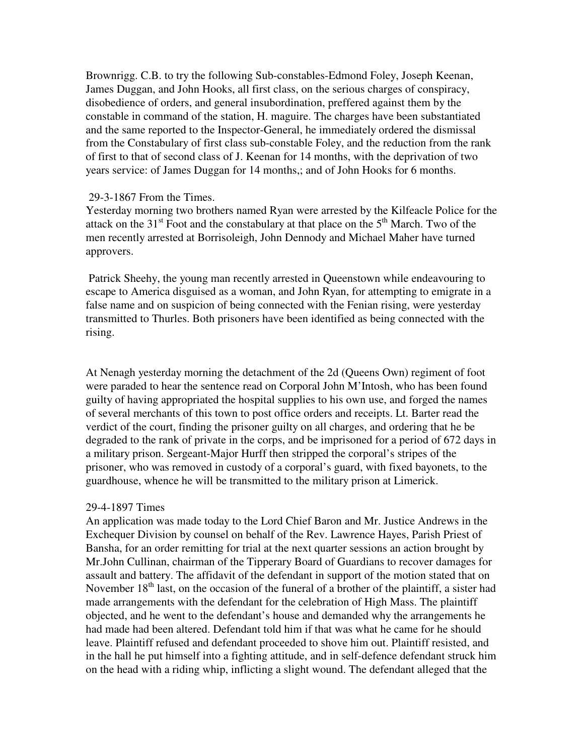Brownrigg. C.B. to try the following Sub-constables-Edmond Foley, Joseph Keenan, James Duggan, and John Hooks, all first class, on the serious charges of conspiracy, disobedience of orders, and general insubordination, preffered against them by the constable in command of the station, H. maguire. The charges have been substantiated and the same reported to the Inspector-General, he immediately ordered the dismissal from the Constabulary of first class sub-constable Foley, and the reduction from the rank of first to that of second class of J. Keenan for 14 months, with the deprivation of two years service: of James Duggan for 14 months,; and of John Hooks for 6 months.

29-3-1867 From the Times.
Yesterday morning two brothers named Ryan were arrested by the Kilfeacle Police for the attack on the 31st Foot and the constabulary at that place on the 5th March. Two of the men recently arrested at Borrisoleigh, John Dennody and Michael Maher have turned approvers.

Patrick Sheehy, the young man recently arrested in Queenstown while endeavouring to escape to America disguised as a woman, and John Ryan, for attempting to emigrate in a false name and on suspicion of being connected with the Fenian rising, were yesterday transmitted to Thurles. Both prisoners have been identified as being connected with the rising.

At Nenagh yesterday morning the detachment of the 2d (Queens Own) regiment of foot were paraded to hear the sentence read on Corporal John M'Intosh, who has been found guilty of having appropriated the hospital supplies to his own use, and forged the names of several merchants of this town to post office orders and receipts. Lt. Barter read the verdict of the court, finding the prisoner guilty on all charges, and ordering that he be degraded to the rank of private in the corps, and be imprisoned for a period of 672 days in a military prison. Sergeant-Major Hurff then stripped the corporal's stripes of the prisoner, who was removed in custody of a corporal's guard, with fixed bayonets, to the guardhouse, whence he will be transmitted to the military prison at Limerick.

29-4-1897 Times
An application was made today to the Lord Chief Baron and Mr. Justice Andrews in the Exchequer Division by counsel on behalf of the Rev. Lawrence Hayes, Parish Priest of Bansha, for an order remitting for trial at the next quarter sessions an action brought by Mr.John Cullinan, chairman of the Tipperary Board of Guardians to recover damages for assault and battery. The affidavit of the defendant in support of the motion stated that on November 18th last, on the occasion of the funeral of a brother of the plaintiff, a sister had made arrangements with the defendant for the celebration of High Mass. The plaintiff objected, and he went to the defendant's house and demanded why the arrangements he had made had been altered. Defendant told him if that was what he came for he should leave. Plaintiff refused and defendant proceeded to shove him out. Plaintiff resisted, and in the hall he put himself into a fighting attitude, and in self-defence defendant struck him on the head with a riding whip, inflicting a slight wound. The defendant alleged that the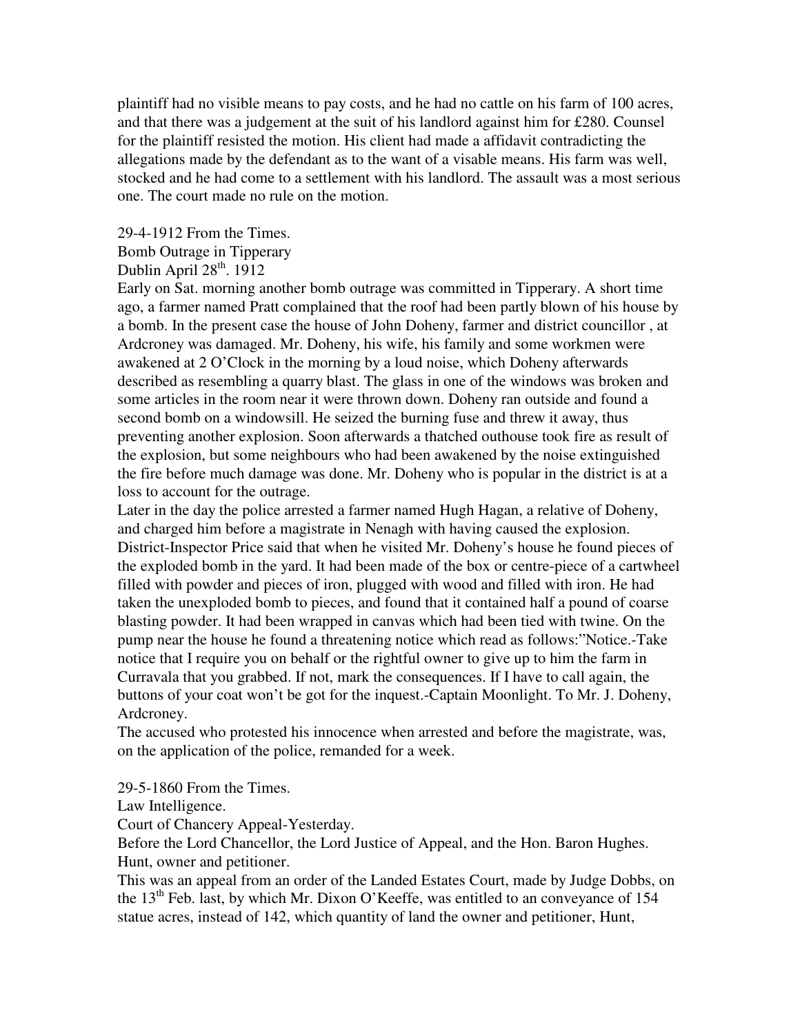plaintiff had no visible means to pay costs, and he had no cattle on his farm of 100 acres, and that there was a judgement at the suit of his landlord against him for £280. Counsel for the plaintiff resisted the motion. His client had made a affidavit contradicting the allegations made by the defendant as to the want of a visable means. His farm was well, stocked and he had come to a settlement with his landlord. The assault was a most serious one. The court made no rule on the motion.

29-4-1912 From the Times.
Bomb Outrage in Tipperary
Dublin April 28th. 1912
Early on Sat. morning another bomb outrage was committed in Tipperary. A short time ago, a farmer named Pratt complained that the roof had been partly blown of his house by a bomb. In the present case the house of John Doheny, farmer and district councillor , at Ardcroney was damaged. Mr. Doheny, his wife, his family and some workmen were awakened at 2 O'Clock in the morning by a loud noise, which Doheny afterwards described as resembling a quarry blast. The glass in one of the windows was broken and some articles in the room near it were thrown down. Doheny ran outside and found a second bomb on a windowsill. He seized the burning fuse and threw it away, thus preventing another explosion. Soon afterwards a thatched outhouse took fire as result of the explosion, but some neighbours who had been awakened by the noise extinguished the fire before much damage was done. Mr. Doheny who is popular in the district is at a loss to account for the outrage.
Later in the day the police arrested a farmer named Hugh Hagan, a relative of Doheny, and charged him before a magistrate in Nenagh with having caused the explosion. District-Inspector Price said that when he visited Mr. Doheny's house he found pieces of the exploded bomb in the yard. It had been made of the box or centre-piece of a cartwheel filled with powder and pieces of iron, plugged with wood and filled with iron. He had taken the unexploded bomb to pieces, and found that it contained half a pound of coarse blasting powder. It had been wrapped in canvas which had been tied with twine. On the pump near the house he found a threatening notice which read as follows:"Notice.-Take notice that I require you on behalf or the rightful owner to give up to him the farm in Curravala that you grabbed. If not, mark the consequences. If I have to call again, the buttons of your coat won't be got for the inquest.-Captain Moonlight. To Mr. J. Doheny, Ardcroney.
The accused who protested his innocence when arrested and before the magistrate, was, on the application of the police, remanded for a week.

29-5-1860 From the Times.
Law Intelligence.
Court of Chancery Appeal-Yesterday.
Before the Lord Chancellor, the Lord Justice of Appeal, and the Hon. Baron Hughes.
Hunt, owner and petitioner.
This was an appeal from an order of the Landed Estates Court, made by Judge Dobbs, on the 13th Feb. last, by which Mr. Dixon O'Keeffe, was entitled to an conveyance of 154 statue acres, instead of 142, which quantity of land the owner and petitioner, Hunt,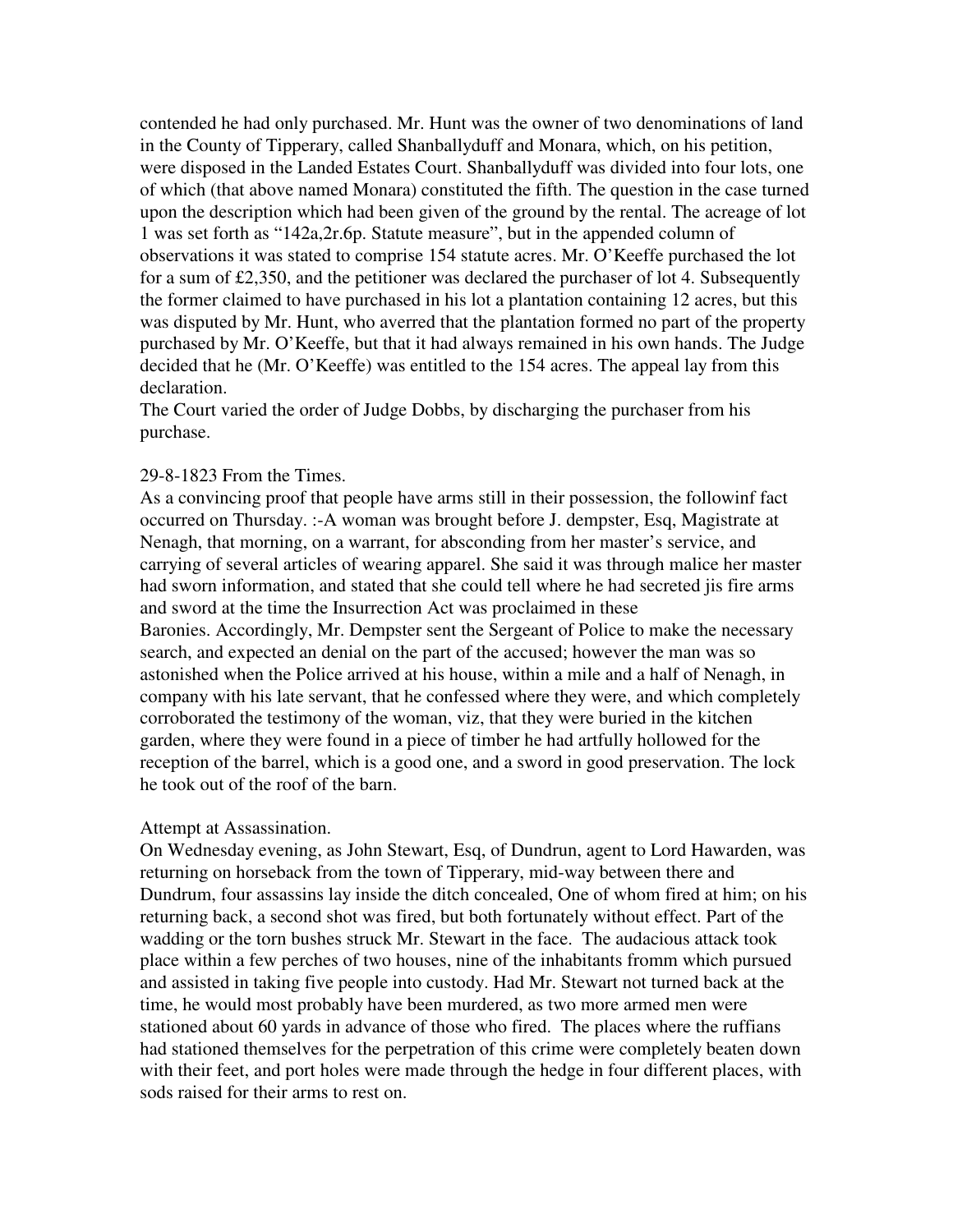contended he had only purchased. Mr. Hunt was the owner of two denominations of land in the County of Tipperary, called Shanballyduff and Monara, which, on his petition, were disposed in the Landed Estates Court. Shanballyduff was divided into four lots, one of which (that above named Monara) constituted the fifth. The question in the case turned upon the description which had been given of the ground by the rental. The acreage of lot 1 was set forth as "142a,2r.6p. Statute measure", but in the appended column of observations it was stated to comprise 154 statute acres. Mr. O'Keeffe purchased the lot for a sum of £2,350, and the petitioner was declared the purchaser of lot 4. Subsequently the former claimed to have purchased in his lot a plantation containing 12 acres, but this was disputed by Mr. Hunt, who averred that the plantation formed no part of the property purchased by Mr. O'Keeffe, but that it had always remained in his own hands. The Judge decided that he (Mr. O'Keeffe) was entitled to the 154 acres. The appeal lay from this declaration.
The Court varied the order of Judge Dobbs, by discharging the purchaser from his purchase.

29-8-1823 From the Times.
As a convincing proof that people have arms still in their possession, the followinf fact occurred on Thursday. :-A woman was brought before J. dempster, Esq, Magistrate at Nenagh, that morning, on a warrant, for absconding from her master's service, and carrying of several articles of wearing apparel. She said it was through malice her master had sworn information, and stated that she could tell where he had secreted jis fire arms and sword at the time the Insurrection Act was proclaimed in these Baronies. Accordingly, Mr. Dempster sent the Sergeant of Police to make the necessary search, and expected an denial on the part of the accused; however the man was so astonished when the Police arrived at his house, within a mile and a half of Nenagh, in company with his late servant, that he confessed where they were, and which completely corroborated the testimony of the woman, viz, that they were buried in the kitchen garden, where they were found in a piece of timber he had artfully hollowed for the reception of the barrel, which is a good one, and a sword in good preservation. The lock he took out of the roof of the barn.

Attempt at Assassination.
On Wednesday evening, as John Stewart, Esq, of Dundrun, agent to Lord Hawarden, was returning on horseback from the town of Tipperary, mid-way between there and Dundrum, four assassins lay inside the ditch concealed, One of whom fired at him; on his returning back, a second shot was fired, but both fortunately without effect. Part of the wadding or the torn bushes struck Mr. Stewart in the face. The audacious attack took place within a few perches of two houses, nine of the inhabitants fromm which pursued and assisted in taking five people into custody. Had Mr. Stewart not turned back at the time, he would most probably have been murdered, as two more armed men were stationed about 60 yards in advance of those who fired. The places where the ruffians had stationed themselves for the perpetration of this crime were completely beaten down with their feet, and port holes were made through the hedge in four different places, with sods raised for their arms to rest on.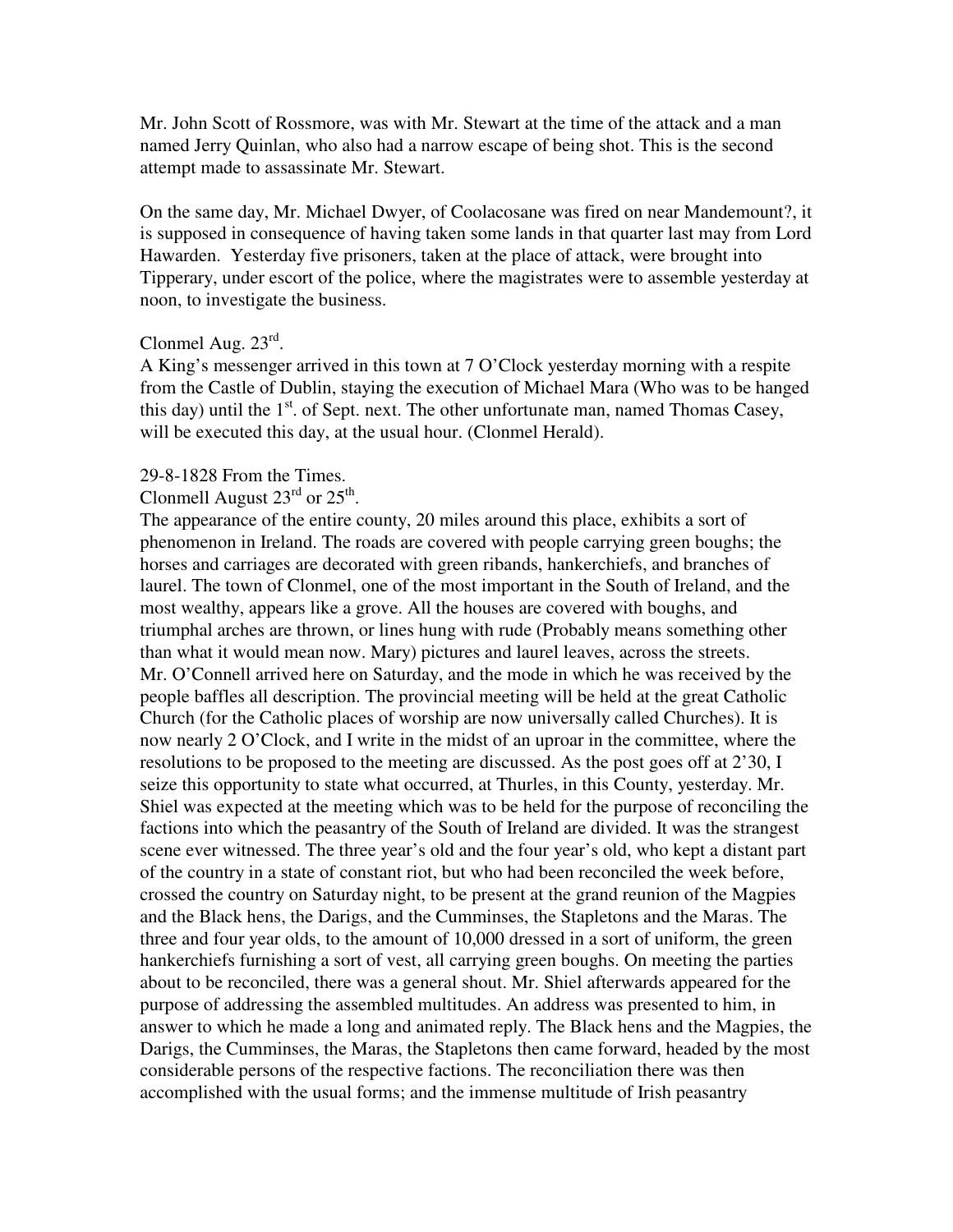Mr. John Scott of Rossmore, was with Mr. Stewart at the time of the attack and a man named Jerry Quinlan, who also had a narrow escape of being shot. This is the second attempt made to assassinate Mr. Stewart.

On the same day, Mr. Michael Dwyer, of Coolacosane was fired on near Mandemount?, it is supposed in consequence of having taken some lands in that quarter last may from Lord Hawarden. Yesterday five prisoners, taken at the place of attack, were brought into Tipperary, under escort of the police, where the magistrates were to assemble yesterday at noon, to investigate the business.

Clonmel Aug. 23rd.
A King's messenger arrived in this town at 7 O'Clock yesterday morning with a respite from the Castle of Dublin, staying the execution of Michael Mara (Who was to be hanged this day) until the 1st. of Sept. next. The other unfortunate man, named Thomas Casey, will be executed this day, at the usual hour. (Clonmel Herald).

29-8-1828 From the Times.
Clonmell August 23rd or 25th.
The appearance of the entire county, 20 miles around this place, exhibits a sort of phenomenon in Ireland. The roads are covered with people carrying green boughs; the horses and carriages are decorated with green ribands, hankerchiefs, and branches of laurel. The town of Clonmel, one of the most important in the South of Ireland, and the most wealthy, appears like a grove. All the houses are covered with boughs, and triumphal arches are thrown, or lines hung with rude (Probably means something other than what it would mean now. Mary) pictures and laurel leaves, across the streets.
Mr. O'Connell arrived here on Saturday, and the mode in which he was received by the people baffles all description. The provincial meeting will be held at the great Catholic Church (for the Catholic places of worship are now universally called Churches). It is now nearly 2 O'Clock, and I write in the midst of an uproar in the committee, where the resolutions to be proposed to the meeting are discussed. As the post goes off at 2'30, I seize this opportunity to state what occurred, at Thurles, in this County, yesterday. Mr. Shiel was expected at the meeting which was to be held for the purpose of reconciling the factions into which the peasantry of the South of Ireland are divided. It was the strangest scene ever witnessed. The three year's old and the four year's old, who kept a distant part of the country in a state of constant riot, but who had been reconciled the week before, crossed the country on Saturday night, to be present at the grand reunion of the Magpies and the Black hens, the Darigs, and the Cumminses, the Stapletons and the Maras. The three and four year olds, to the amount of 10,000 dressed in a sort of uniform, the green hankerchiefs furnishing a sort of vest, all carrying green boughs. On meeting the parties about to be reconciled, there was a general shout. Mr. Shiel afterwards appeared for the purpose of addressing the assembled multitudes. An address was presented to him, in answer to which he made a long and animated reply. The Black hens and the Magpies, the Darigs, the Cumminses, the Maras, the Stapletons then came forward, headed by the most considerable persons of the respective factions. The reconciliation there was then accomplished with the usual forms; and the immense multitude of Irish peasantry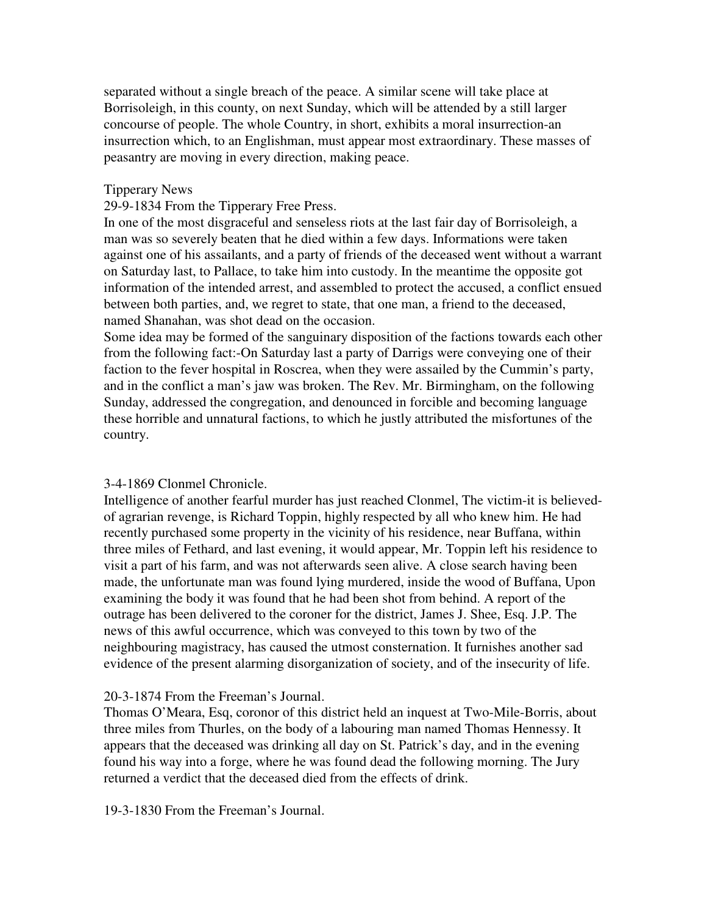separated without a single breach of the peace. A similar scene will take place at Borrisoleigh, in this county, on next Sunday, which will be attended by a still larger concourse of people. The whole Country, in short, exhibits a moral insurrection-an insurrection which, to an Englishman, must appear most extraordinary. These masses of peasantry are moving in every direction, making peace.

Tipperary News

29-9-1834 From the Tipperary Free Press.

In one of the most disgraceful and senseless riots at the last fair day of Borrisoleigh, a man was so severely beaten that he died within a few days. Informations were taken against one of his assailants, and a party of friends of the deceased went without a warrant on Saturday last, to Pallace, to take him into custody. In the meantime the opposite got information of the intended arrest, and assembled to protect the accused, a conflict ensued between both parties, and, we regret to state, that one man, a friend to the deceased, named Shanahan, was shot dead on the occasion.

Some idea may be formed of the sanguinary disposition of the factions towards each other from the following fact:-On Saturday last a party of Darrigs were conveying one of their faction to the fever hospital in Roscrea, when they were assailed by the Cummin's party, and in the conflict a man's jaw was broken. The Rev. Mr. Birmingham, on the following Sunday, addressed the congregation, and denounced in forcible and becoming language these horrible and unnatural factions, to which he justly attributed the misfortunes of the country.

3-4-1869 Clonmel Chronicle.

Intelligence of another fearful murder has just reached Clonmel, The victim-it is believed-of agrarian revenge, is Richard Toppin, highly respected by all who knew him. He had recently purchased some property in the vicinity of his residence, near Buffana, within three miles of Fethard, and last evening, it would appear, Mr. Toppin left his residence to visit a part of his farm, and was not afterwards seen alive. A close search having been made, the unfortunate man was found lying murdered, inside the wood of Buffana, Upon examining the body it was found that he had been shot from behind. A report of the outrage has been delivered to the coroner for the district, James J. Shee, Esq. J.P. The news of this awful occurrence, which was conveyed to this town by two of the neighbouring magistracy, has caused the utmost consternation. It furnishes another sad evidence of the present alarming disorganization of society, and of the insecurity of life.

20-3-1874 From the Freeman's Journal.

Thomas O'Meara, Esq, coronor of this district held an inquest at Two-Mile-Borris, about three miles from Thurles, on the body of a labouring man named Thomas Hennessy. It appears that the deceased was drinking all day on St. Patrick's day, and in the evening found his way into a forge, where he was found dead the following morning. The Jury returned a verdict that the deceased died from the effects of drink.

19-3-1830 From the Freeman's Journal.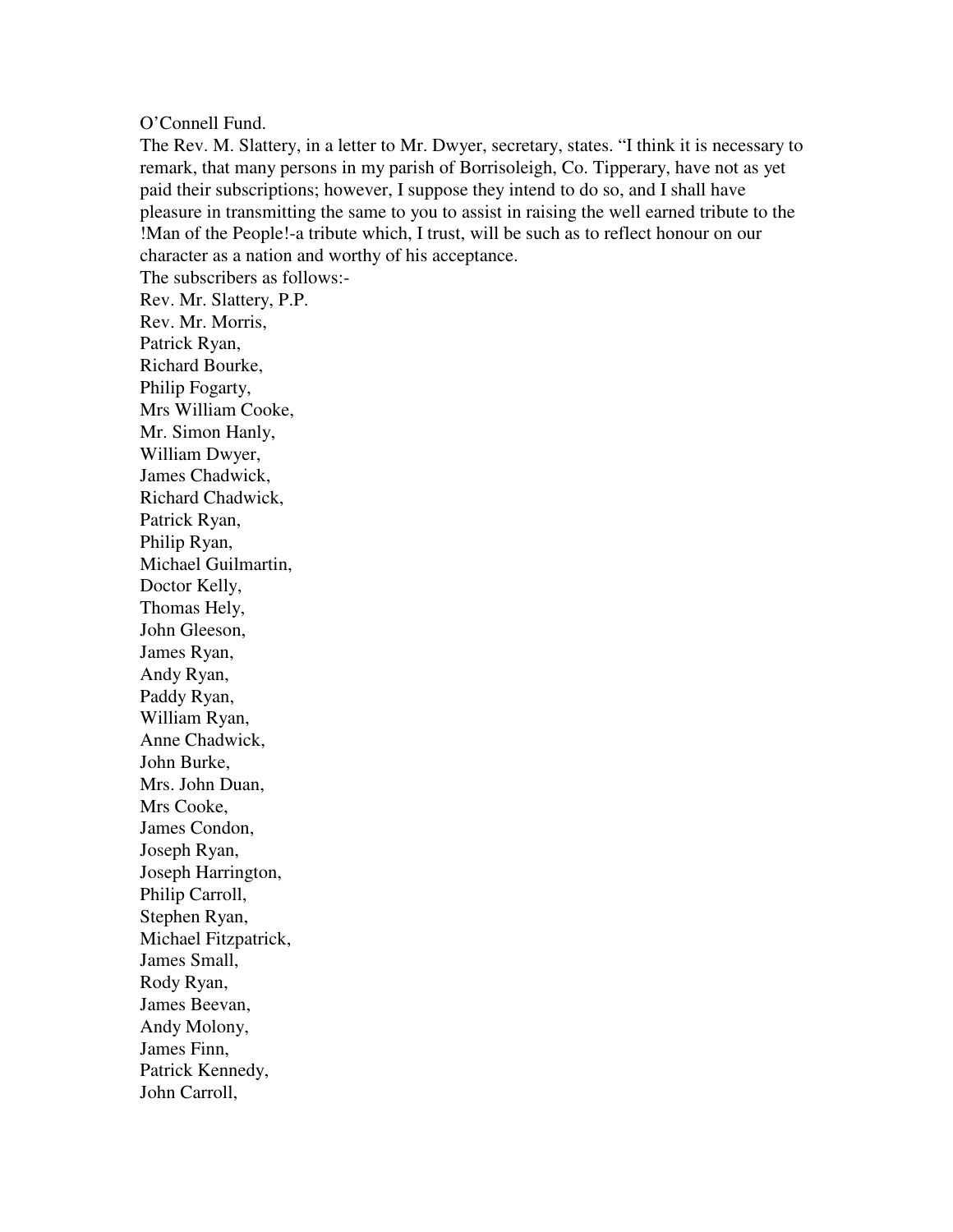O'Connell Fund.

The Rev. M. Slattery, in a letter to Mr. Dwyer, secretary, states. "I think it is necessary to remark, that many persons in my parish of Borrisoleigh, Co. Tipperary, have not as yet paid their subscriptions; however, I suppose they intend to do so, and I shall have pleasure in transmitting the same to you to assist in raising the well earned tribute to the !Man of the People!-a tribute which, I trust, will be such as to reflect honour on our character as a nation and worthy of his acceptance.

The subscribers as follows:-

Rev. Mr. Slattery, P.P.
Rev. Mr. Morris,
Patrick Ryan,
Richard Bourke,
Philip Fogarty,
Mrs William Cooke,
Mr. Simon Hanly,
William Dwyer,
James Chadwick,
Richard Chadwick,
Patrick Ryan,
Philip Ryan,
Michael Guilmartin,
Doctor Kelly,
Thomas Hely,
John Gleeson,
James Ryan,
Andy Ryan,
Paddy Ryan,
William Ryan,
Anne Chadwick,
John Burke,
Mrs. John Duan,
Mrs Cooke,
James Condon,
Joseph Ryan,
Joseph Harrington,
Philip Carroll,
Stephen Ryan,
Michael Fitzpatrick,
James Small,
Rody Ryan,
James Beevan,
Andy Molony,
James Finn,
Patrick Kennedy,
John Carroll,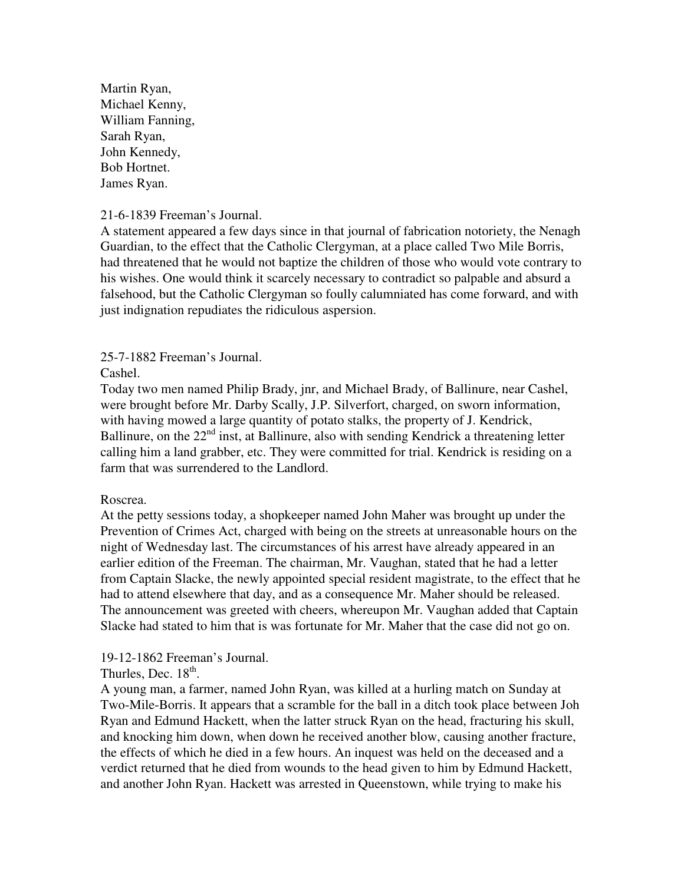Martin Ryan,
Michael Kenny,
William Fanning,
Sarah Ryan,
John Kennedy,
Bob Hortnet.
James Ryan.

21-6-1839 Freeman's Journal.
A statement appeared a few days since in that journal of fabrication notoriety, the Nenagh Guardian, to the effect that the Catholic Clergyman, at a place called Two Mile Borris, had threatened that he would not baptize the children of those who would vote contrary to his wishes. One would think it scarcely necessary to contradict so palpable and absurd a falsehood, but the Catholic Clergyman so foully calumniated has come forward, and with just indignation repudiates the ridiculous aspersion.

25-7-1882 Freeman's Journal.
Cashel.
Today two men named Philip Brady, jnr, and Michael Brady, of Ballinure, near Cashel, were brought before Mr. Darby Scally, J.P. Silverfort, charged, on sworn information, with having mowed a large quantity of potato stalks, the property of J. Kendrick, Ballinure, on the 22nd inst, at Ballinure, also with sending Kendrick a threatening letter calling him a land grabber, etc. They were committed for trial. Kendrick is residing on a farm that was surrendered to the Landlord.

Roscrea.
At the petty sessions today, a shopkeeper named John Maher was brought up under the Prevention of Crimes Act, charged with being on the streets at unreasonable hours on the night of Wednesday last. The circumstances of his arrest have already appeared in an earlier edition of the Freeman. The chairman, Mr. Vaughan, stated that he had a letter from Captain Slacke, the newly appointed special resident magistrate, to the effect that he had to attend elsewhere that day, and as a consequence Mr. Maher should be released. The announcement was greeted with cheers, whereupon Mr. Vaughan added that Captain Slacke had stated to him that is was fortunate for Mr. Maher that the case did not go on.

19-12-1862 Freeman's Journal.
Thurles, Dec. 18th.
A young man, a farmer, named John Ryan, was killed at a hurling match on Sunday at Two-Mile-Borris. It appears that a scramble for the ball in a ditch took place between Joh Ryan and Edmund Hackett, when the latter struck Ryan on the head, fracturing his skull, and knocking him down, when down he received another blow, causing another fracture, the effects of which he died in a few hours. An inquest was held on the deceased and a verdict returned that he died from wounds to the head given to him by Edmund Hackett, and another John Ryan. Hackett was arrested in Queenstown, while trying to make his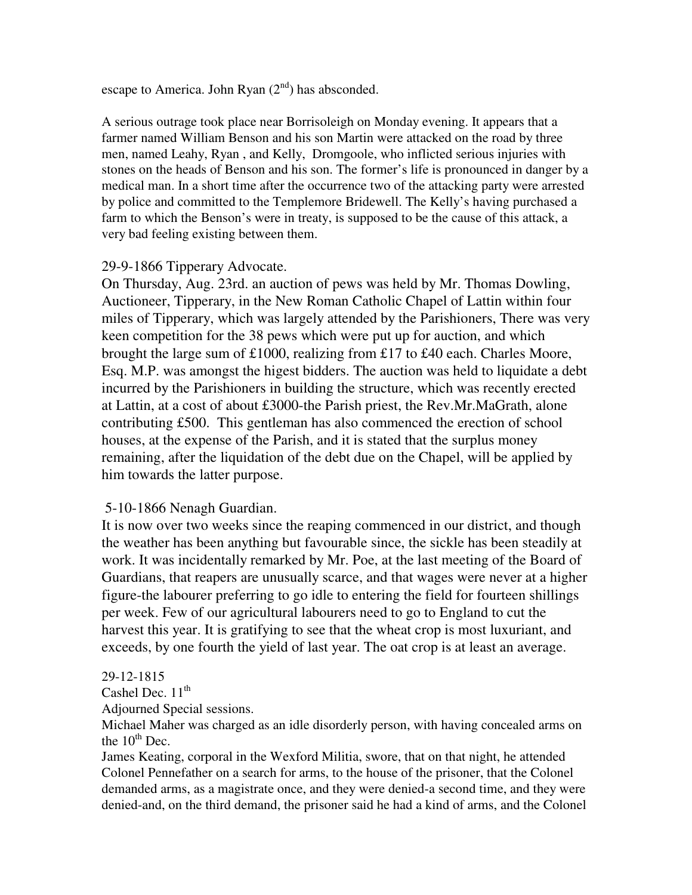escape to America. John Ryan (2nd) has absconded.

A serious outrage took place near Borrisoleigh on Monday evening. It appears that a farmer named William Benson and his son Martin were attacked on the road by three men, named Leahy, Ryan , and Kelly, Dromgoole, who inflicted serious injuries with stones on the heads of Benson and his son. The former's life is pronounced in danger by a medical man. In a short time after the occurrence two of the attacking party were arrested by police and committed to the Templemore Bridewell. The Kelly's having purchased a farm to which the Benson's were in treaty, is supposed to be the cause of this attack, a very bad feeling existing between them.

29-9-1866 Tipperary Advocate.
On Thursday, Aug. 23rd. an auction of pews was held by Mr. Thomas Dowling, Auctioneer, Tipperary, in the New Roman Catholic Chapel of Lattin within four miles of Tipperary, which was largely attended by the Parishioners, There was very keen competition for the 38 pews which were put up for auction, and which brought the large sum of £1000, realizing from £17 to £40 each. Charles Moore, Esq. M.P. was amongst the higest bidders. The auction was held to liquidate a debt incurred by the Parishioners in building the structure, which was recently erected at Lattin, at a cost of about £3000-the Parish priest, the Rev.Mr.MaGrath, alone contributing £500. This gentleman has also commenced the erection of school houses, at the expense of the Parish, and it is stated that the surplus money remaining, after the liquidation of the debt due on the Chapel, will be applied by him towards the latter purpose.

5-10-1866 Nenagh Guardian.
It is now over two weeks since the reaping commenced in our district, and though the weather has been anything but favourable since, the sickle has been steadily at work. It was incidentally remarked by Mr. Poe, at the last meeting of the Board of Guardians, that reapers are unusually scarce, and that wages were never at a higher figure-the labourer preferring to go idle to entering the field for fourteen shillings per week. Few of our agricultural labourers need to go to England to cut the harvest this year. It is gratifying to see that the wheat crop is most luxuriant, and exceeds, by one fourth the yield of last year. The oat crop is at least an average.

29-12-1815
Cashel Dec. 11th
Adjourned Special sessions.
Michael Maher was charged as an idle disorderly person, with having concealed arms on the 10th Dec.
James Keating, corporal in the Wexford Militia, swore, that on that night, he attended Colonel Pennefather on a search for arms, to the house of the prisoner, that the Colonel demanded arms, as a magistrate once, and they were denied-a second time, and they were denied-and, on the third demand, the prisoner said he had a kind of arms, and the Colonel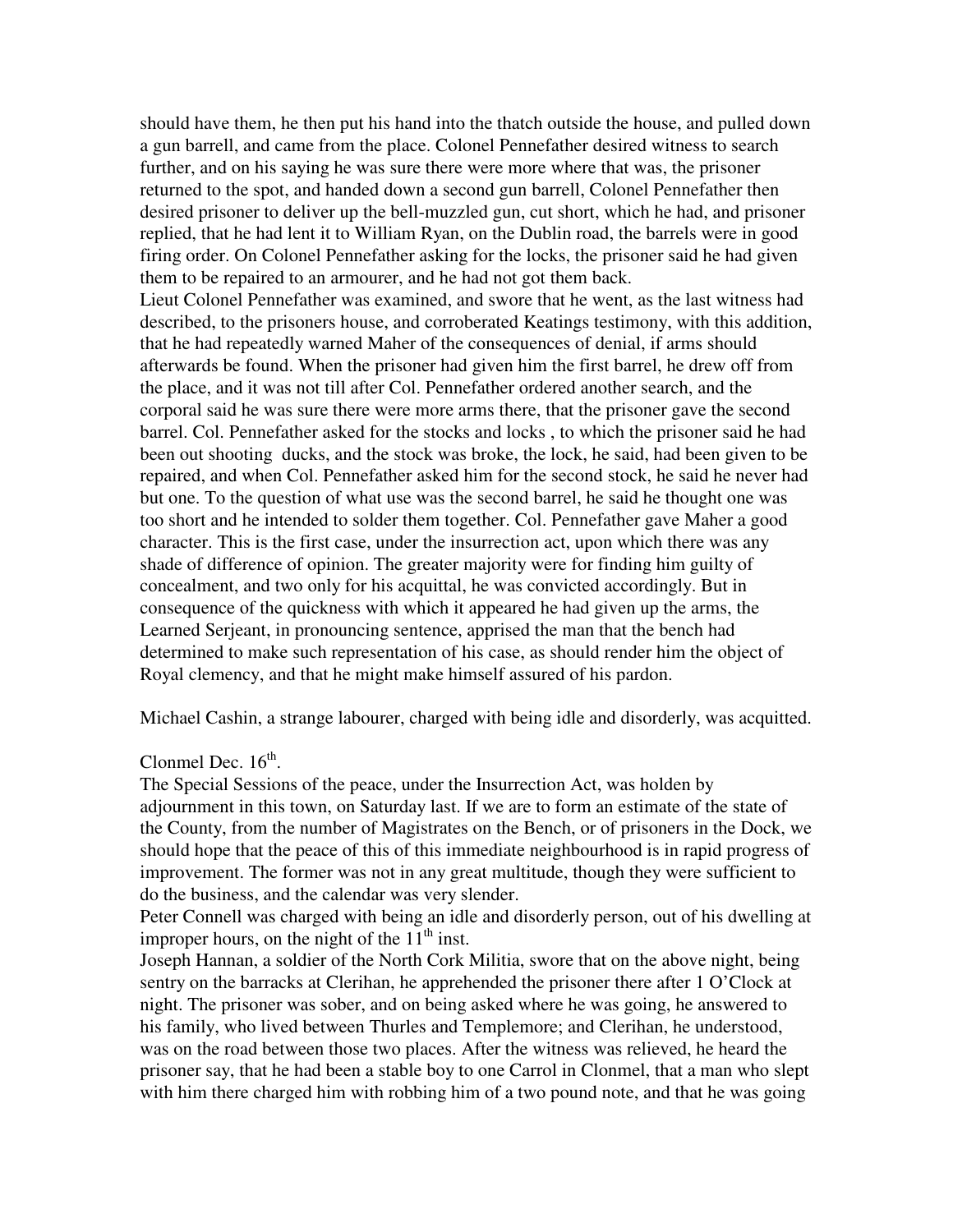should have them, he then put his hand into the thatch outside the house, and pulled down a gun barrell, and came from the place. Colonel Pennefather desired witness to search further, and on his saying he was sure there were more where that was, the prisoner returned to the spot, and handed down a second gun barrell, Colonel Pennefather then desired prisoner to deliver up the bell-muzzled gun, cut short, which he had, and prisoner replied, that he had lent it to William Ryan, on the Dublin road, the barrels were in good firing order. On Colonel Pennefather asking for the locks, the prisoner said he had given them to be repaired to an armourer, and he had not got them back.

Lieut Colonel Pennefather was examined, and swore that he went, as the last witness had described, to the prisoners house, and corroberated Keatings testimony, with this addition, that he had repeatedly warned Maher of the consequences of denial, if arms should afterwards be found. When the prisoner had given him the first barrel, he drew off from the place, and it was not till after Col. Pennefather ordered another search, and the corporal said he was sure there were more arms there, that the prisoner gave the second barrel. Col. Pennefather asked for the stocks and locks , to which the prisoner said he had been out shooting ducks, and the stock was broke, the lock, he said, had been given to be repaired, and when Col. Pennefather asked him for the second stock, he said he never had but one. To the question of what use was the second barrel, he said he thought one was too short and he intended to solder them together. Col. Pennefather gave Maher a good character. This is the first case, under the insurrection act, upon which there was any shade of difference of opinion. The greater majority were for finding him guilty of concealment, and two only for his acquittal, he was convicted accordingly. But in consequence of the quickness with which it appeared he had given up the arms, the Learned Serjeant, in pronouncing sentence, apprised the man that the bench had determined to make such representation of his case, as should render him the object of Royal clemency, and that he might make himself assured of his pardon.

Michael Cashin, a strange labourer, charged with being idle and disorderly, was acquitted.

Clonmel Dec. 16th.

The Special Sessions of the peace, under the Insurrection Act, was holden by adjournment in this town, on Saturday last. If we are to form an estimate of the state of the County, from the number of Magistrates on the Bench, or of prisoners in the Dock, we should hope that the peace of this of this immediate neighbourhood is in rapid progress of improvement. The former was not in any great multitude, though they were sufficient to do the business, and the calendar was very slender.

Peter Connell was charged with being an idle and disorderly person, out of his dwelling at improper hours, on the night of the 11th inst.

Joseph Hannan, a soldier of the North Cork Militia, swore that on the above night, being sentry on the barracks at Clerihan, he apprehended the prisoner there after 1 O'Clock at night. The prisoner was sober, and on being asked where he was going, he answered to his family, who lived between Thurles and Templemore; and Clerihan, he understood, was on the road between those two places. After the witness was relieved, he heard the prisoner say, that he had been a stable boy to one Carrol in Clonmel, that a man who slept with him there charged him with robbing him of a two pound note, and that he was going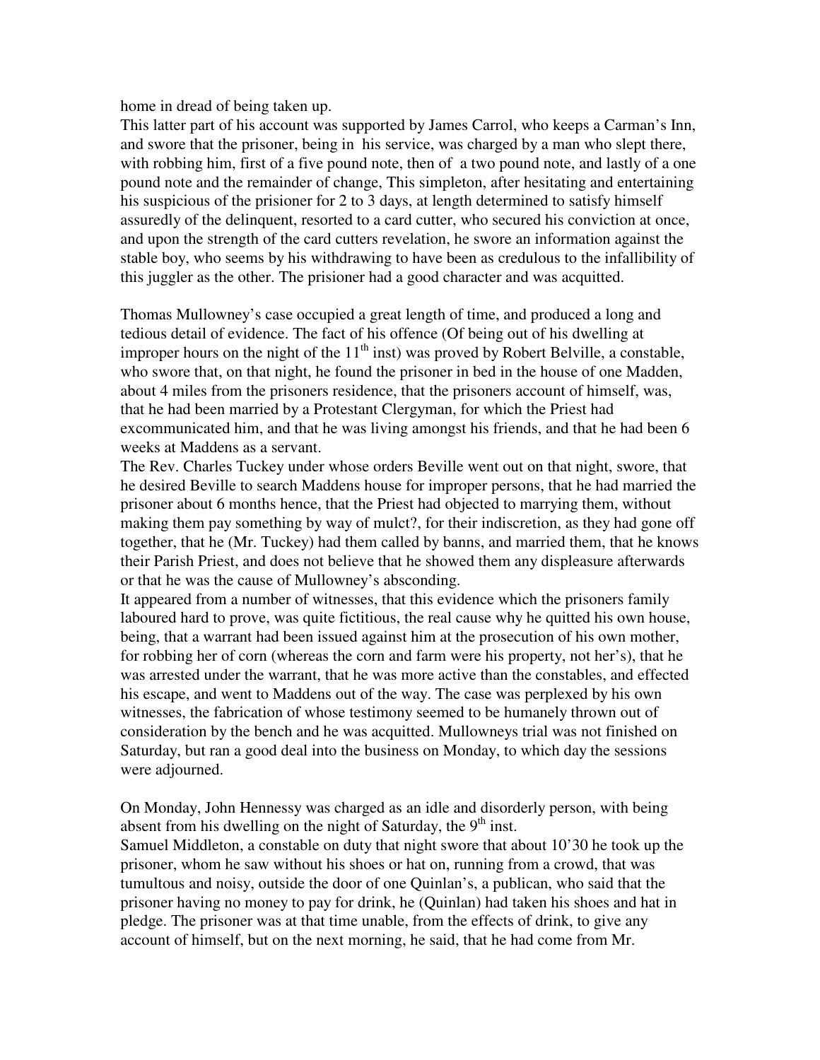home in dread of being taken up.
This latter part of his account was supported by James Carrol, who keeps a Carman's Inn, and swore that the prisoner, being in  his service, was charged by a man who slept there, with robbing him, first of a five pound note, then of  a two pound note, and lastly of a one pound note and the remainder of change, This simpleton, after hesitating and entertaining his suspicious of the prisioner for 2 to 3 days, at length determined to satisfy himself assuredly of the delinquent, resorted to a card cutter, who secured his conviction at once, and upon the strength of the card cutters revelation, he swore an information against the stable boy, who seems by his withdrawing to have been as credulous to the infallibility of this juggler as the other. The prisioner had a good character and was acquitted.

Thomas Mullowney's case occupied a great length of time, and produced a long and tedious detail of evidence. The fact of his offence (Of being out of his dwelling at improper hours on the night of the 11th inst) was proved by Robert Belville, a constable, who swore that, on that night, he found the prisoner in bed in the house of one Madden, about 4 miles from the prisoners residence, that the prisoners account of himself, was, that he had been married by a Protestant Clergyman, for which the Priest had excommunicated him, and that he was living amongst his friends, and that he had been 6 weeks at Maddens as a servant.
The Rev. Charles Tuckey under whose orders Beville went out on that night, swore, that he desired Beville to search Maddens house for improper persons, that he had married the prisoner about 6 months hence, that the Priest had objected to marrying them, without making them pay something by way of mulct?, for their indiscretion, as they had gone off together, that he (Mr. Tuckey) had them called by banns, and married them, that he knows their Parish Priest, and does not believe that he showed them any displeasure afterwards or that he was the cause of Mullowney's absconding.
It appeared from a number of witnesses, that this evidence which the prisoners family laboured hard to prove, was quite fictitious, the real cause why he quitted his own house, being, that a warrant had been issued against him at the prosecution of his own mother, for robbing her of corn (whereas the corn and farm were his property, not her's), that he was arrested under the warrant, that he was more active than the constables, and effected his escape, and went to Maddens out of the way. The case was perplexed by his own witnesses, the fabrication of whose testimony seemed to be humanely thrown out of consideration by the bench and he was acquitted. Mullowneys trial was not finished on Saturday, but ran a good deal into the business on Monday, to which day the sessions were adjourned.

On Monday, John Hennessy was charged as an idle and disorderly person, with being absent from his dwelling on the night of Saturday, the 9th inst.
Samuel Middleton, a constable on duty that night swore that about 10'30 he took up the prisoner, whom he saw without his shoes or hat on, running from a crowd, that was tumultous and noisy, outside the door of one Quinlan's, a publican, who said that the prisoner having no money to pay for drink, he (Quinlan) had taken his shoes and hat in pledge. The prisoner was at that time unable, from the effects of drink, to give any account of himself, but on the next morning, he said, that he had come from Mr.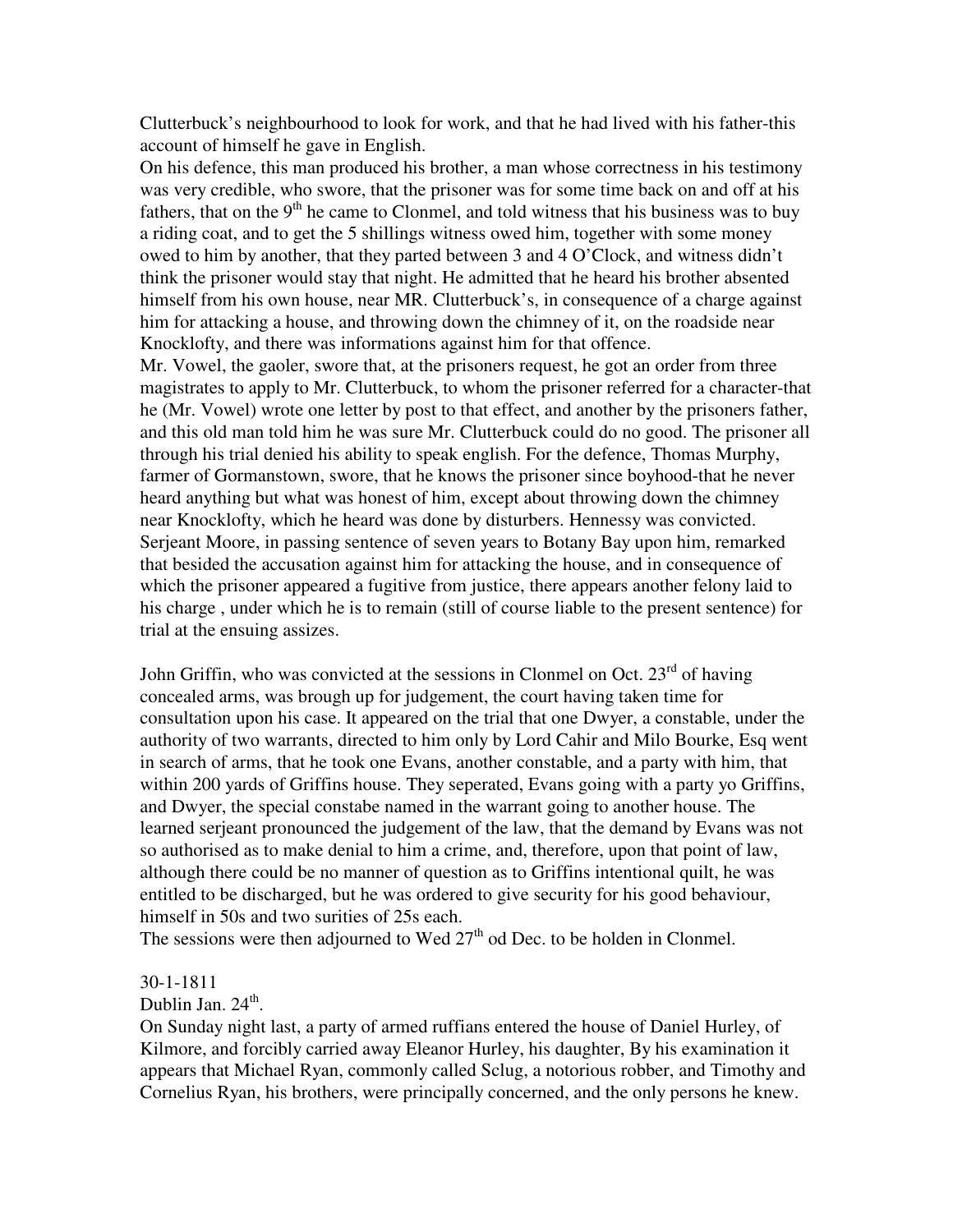Clutterbuck's neighbourhood to look for work, and that he had lived with his father-this account of himself he gave in English.

On his defence, this man produced his brother, a man whose correctness in his testimony was very credible, who swore, that the prisoner was for some time back on and off at his fathers, that on the 9th he came to Clonmel, and told witness that his business was to buy a riding coat, and to get the 5 shillings witness owed him, together with some money owed to him by another, that they parted between 3 and 4 O'Clock, and witness didn't think the prisoner would stay that night. He admitted that he heard his brother absented himself from his own house, near MR. Clutterbuck's, in consequence of a charge against him for attacking a house, and throwing down the chimney of it, on the roadside near Knocklofty, and there was informations against him for that offence.

Mr. Vowel, the gaoler, swore that, at the prisoners request, he got an order from three magistrates to apply to Mr. Clutterbuck, to whom the prisoner referred for a character-that he (Mr. Vowel) wrote one letter by post to that effect, and another by the prisoners father, and this old man told him he was sure Mr. Clutterbuck could do no good. The prisoner all through his trial denied his ability to speak english. For the defence, Thomas Murphy, farmer of Gormanstown, swore, that he knows the prisoner since boyhood-that he never heard anything but what was honest of him, except about throwing down the chimney near Knocklofty, which he heard was done by disturbers. Hennessy was convicted. Serjeant Moore, in passing sentence of seven years to Botany Bay upon him, remarked that besided the accusation against him for attacking the house, and in consequence of which the prisoner appeared a fugitive from justice, there appears another felony laid to his charge , under which he is to remain (still of course liable to the present sentence) for trial at the ensuing assizes.

John Griffin, who was convicted at the sessions in Clonmel on Oct. 23rd of having concealed arms, was brough up for judgement, the court having taken time for consultation upon his case. It appeared on the trial that one Dwyer, a constable, under the authority of two warrants, directed to him only by Lord Cahir and Milo Bourke, Esq went in search of arms, that he took one Evans, another constable, and a party with him, that within 200 yards of Griffins house. They seperated, Evans going with a party yo Griffins, and Dwyer, the special constabe named in the warrant going to another house. The learned serjeant pronounced the judgement of the law, that the demand by Evans was not so authorised as to make denial to him a crime, and, therefore, upon that point of law, although there could be no manner of question as to Griffins intentional quilt, he was entitled to be discharged, but he was ordered to give security for his good behaviour, himself in 50s and two surities of 25s each.

The sessions were then adjourned to Wed 27th od Dec. to be holden in Clonmel.

30-1-1811

Dublin Jan. 24th.

On Sunday night last, a party of armed ruffians entered the house of Daniel Hurley, of Kilmore, and forcibly carried away Eleanor Hurley, his daughter, By his examination it appears that Michael Ryan, commonly called Sclug, a notorious robber, and Timothy and Cornelius Ryan, his brothers, were principally concerned, and the only persons he knew.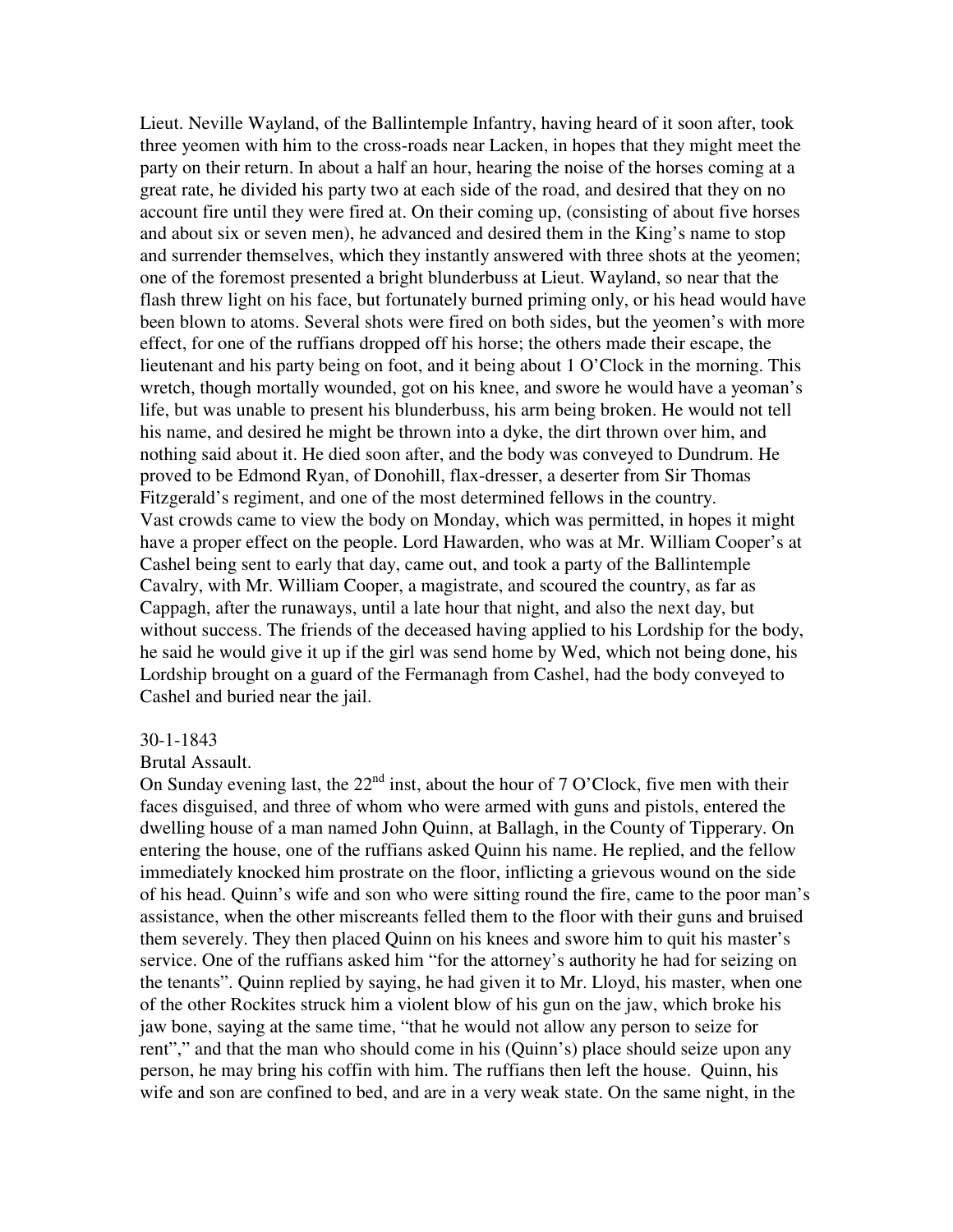Lieut. Neville Wayland, of the Ballintemple Infantry, having heard of it soon after, took three yeomen with him to the cross-roads near Lacken, in hopes that they might meet the party on their return. In about a half an hour, hearing the noise of the horses coming at a great rate, he divided his party two at each side of the road, and desired that they on no account fire until they were fired at. On their coming up, (consisting of about five horses and about six or seven men), he advanced and desired them in the King's name to stop and surrender themselves, which they instantly answered with three shots at the yeomen; one of the foremost presented a bright blunderbuss at Lieut. Wayland, so near that the flash threw light on his face, but fortunately burned priming only, or his head would have been blown to atoms. Several shots were fired on both sides, but the yeomen's with more effect, for one of the ruffians dropped off his horse; the others made their escape, the lieutenant and his party being on foot, and it being about 1 O'Clock in the morning. This wretch, though mortally wounded, got on his knee, and swore he would have a yeoman's life, but was unable to present his blunderbuss, his arm being broken. He would not tell his name, and desired he might be thrown into a dyke, the dirt thrown over him, and nothing said about it. He died soon after, and the body was conveyed to Dundrum. He proved to be Edmond Ryan, of Donohill, flax-dresser, a deserter from Sir Thomas Fitzgerald's regiment, and one of the most determined fellows in the country.
Vast crowds came to view the body on Monday, which was permitted, in hopes it might have a proper effect on the people. Lord Hawarden, who was at Mr. William Cooper's at Cashel being sent to early that day, came out, and took a party of the Ballintemple Cavalry, with Mr. William Cooper, a magistrate, and scoured the country, as far as Cappagh, after the runaways, until a late hour that night, and also the next day, but without success. The friends of the deceased having applied to his Lordship for the body, he said he would give it up if the girl was send home by Wed, which not being done, his Lordship brought on a guard of the Fermanagh from Cashel, had the body conveyed to Cashel and buried near the jail.

30-1-1843

Brutal Assault.

On Sunday evening last, the 22nd inst, about the hour of 7 O'Clock, five men with their faces disguised, and three of whom who were armed with guns and pistols, entered the dwelling house of a man named John Quinn, at Ballagh, in the County of Tipperary. On entering the house, one of the ruffians asked Quinn his name. He replied, and the fellow immediately knocked him prostrate on the floor, inflicting a grievous wound on the side of his head. Quinn's wife and son who were sitting round the fire, came to the poor man's assistance, when the other miscreants felled them to the floor with their guns and bruised them severely. They then placed Quinn on his knees and swore him to quit his master's service. One of the ruffians asked him "for the attorney's authority he had for seizing on the tenants". Quinn replied by saying, he had given it to Mr. Lloyd, his master, when one of the other Rockites struck him a violent blow of his gun on the jaw, which broke his jaw bone, saying at the same time, "that he would not allow any person to seize for rent"," and that the man who should come in his (Quinn's) place should seize upon any person, he may bring his coffin with him. The ruffians then left the house. Quinn, his wife and son are confined to bed, and are in a very weak state. On the same night, in the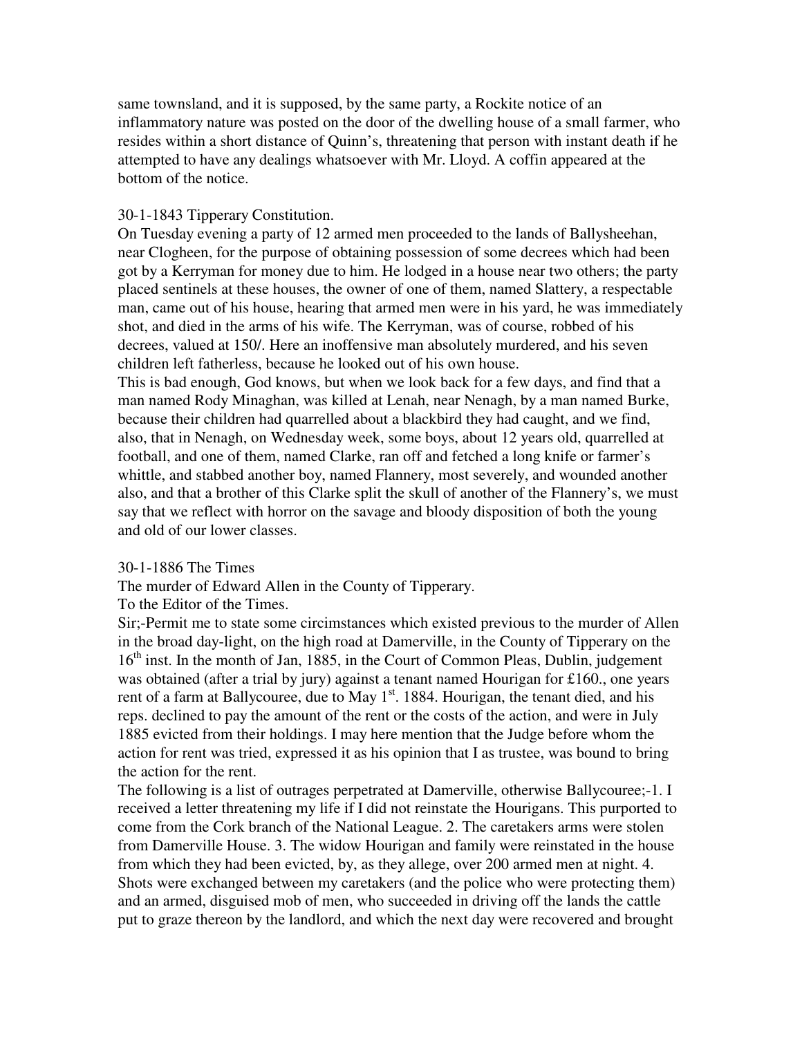same townsland, and it is supposed, by the same party, a Rockite notice of an inflammatory nature was posted on the door of the dwelling house of a small farmer, who resides within a short distance of Quinn's, threatening that person with instant death if he attempted to have any dealings whatsoever with Mr. Lloyd. A coffin appeared at the bottom of the notice.

30-1-1843 Tipperary Constitution.
On Tuesday evening a party of 12 armed men proceeded to the lands of Ballysheehan, near Clogheen, for the purpose of obtaining possession of some decrees which had been got by a Kerryman for money due to him. He lodged in a house near two others; the party placed sentinels at these houses, the owner of one of them, named Slattery, a respectable man, came out of his house, hearing that armed men were in his yard, he was immediately shot, and died in the arms of his wife. The Kerryman, was of course, robbed of his decrees, valued at 150/. Here an inoffensive man absolutely murdered, and his seven children left fatherless, because he looked out of his own house.
This is bad enough, God knows, but when we look back for a few days, and find that a man named Rody Minaghan, was killed at Lenah, near Nenagh, by a man named Burke, because their children had quarrelled about a blackbird they had caught, and we find, also, that in Nenagh, on Wednesday week, some boys, about 12 years old, quarrelled at football, and one of them, named Clarke, ran off and fetched a long knife or farmer's whittle, and stabbed another boy, named Flannery, most severely, and wounded another also, and that a brother of this Clarke split the skull of another of the Flannery's, we must say that we reflect with horror on the savage and bloody disposition of both the young and old of our lower classes.

30-1-1886 The Times
The murder of Edward Allen in the County of Tipperary.
To the Editor of the Times.
Sir;-Permit me to state some circimstances which existed previous to the murder of Allen in the broad day-light, on the high road at Damerville, in the County of Tipperary on the 16th inst. In the month of Jan, 1885, in the Court of Common Pleas, Dublin, judgement was obtained (after a trial by jury) against a tenant named Hourigan for £160., one years rent of a farm at Ballycouree, due to May 1st. 1884. Hourigan, the tenant died, and his reps. declined to pay the amount of the rent or the costs of the action, and were in July 1885 evicted from their holdings. I may here mention that the Judge before whom the action for rent was tried, expressed it as his opinion that I as trustee, was bound to bring the action for the rent.
The following is a list of outrages perpetrated at Damerville, otherwise Ballycouree;-1. I received a letter threatening my life if I did not reinstate the Hourigans. This purported to come from the Cork branch of the National League. 2. The caretakers arms were stolen from Damerville House. 3. The widow Hourigan and family were reinstated in the house from which they had been evicted, by, as they allege, over 200 armed men at night. 4. Shots were exchanged between my caretakers (and the police who were protecting them) and an armed, disguised mob of men, who succeeded in driving off the lands the cattle put to graze thereon by the landlord, and which the next day were recovered and brought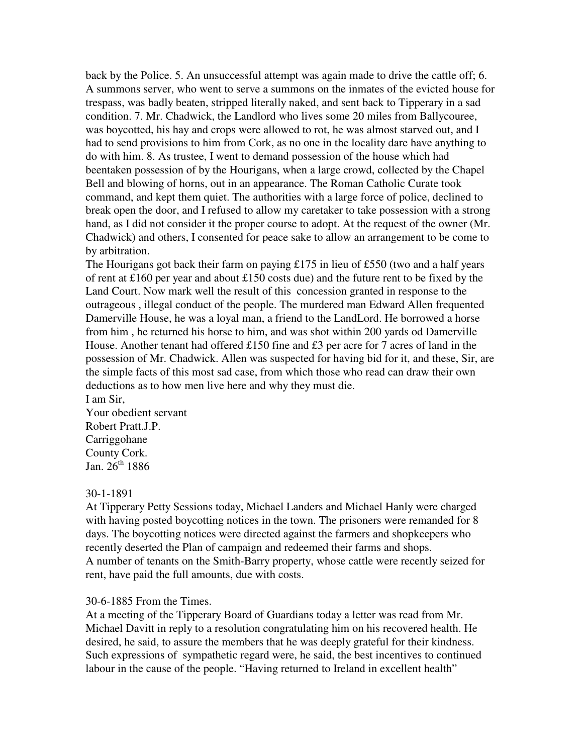back by the Police. 5. An unsuccessful attempt was again made to drive the cattle off; 6. A summons server, who went to serve a summons on the inmates of the evicted house for trespass, was badly beaten, stripped literally naked, and sent back to Tipperary in a sad condition. 7. Mr. Chadwick, the Landlord who lives some 20 miles from Ballycouree, was boycotted, his hay and crops were allowed to rot, he was almost starved out, and I had to send provisions to him from Cork, as no one in the locality dare have anything to do with him. 8. As trustee, I went to demand possession of the house which had beentaken possession of by the Hourigans, when a large crowd, collected by the Chapel Bell and blowing of horns, out in an appearance. The Roman Catholic Curate took command, and kept them quiet. The authorities with a large force of police, declined to break open the door, and I refused to allow my caretaker to take possession with a strong hand, as I did not consider it the proper course to adopt. At the request of the owner (Mr. Chadwick) and others, I consented for peace sake to allow an arrangement to be come to by arbitration.

The Hourigans got back their farm on paying £175 in lieu of £550 (two and a half years of rent at £160 per year and about £150 costs due) and the future rent to be fixed by the Land Court. Now mark well the result of this concession granted in response to the outrageous , illegal conduct of the people. The murdered man Edward Allen frequented Damerville House, he was a loyal man, a friend to the LandLord. He borrowed a horse from him , he returned his horse to him, and was shot within 200 yards od Damerville House. Another tenant had offered £150 fine and £3 per acre for 7 acres of land in the possession of Mr. Chadwick. Allen was suspected for having bid for it, and these, Sir, are the simple facts of this most sad case, from which those who read can draw their own deductions as to how men live here and why they must die.

I am Sir,
Your obedient servant
Robert Pratt.J.P.
Carriggohane
County Cork.
Jan. 26th 1886

30-1-1891

At Tipperary Petty Sessions today, Michael Landers and Michael Hanly were charged with having posted boycotting notices in the town. The prisoners were remanded for 8 days. The boycotting notices were directed against the farmers and shopkeepers who recently deserted the Plan of campaign and redeemed their farms and shops.

A number of tenants on the Smith-Barry property, whose cattle were recently seized for rent, have paid the full amounts, due with costs.

30-6-1885 From the Times.

At a meeting of the Tipperary Board of Guardians today a letter was read from Mr. Michael Davitt in reply to a resolution congratulating him on his recovered health. He desired, he said, to assure the members that he was deeply grateful for their kindness. Such expressions of sympathetic regard were, he said, the best incentives to continued labour in the cause of the people. "Having returned to Ireland in excellent health"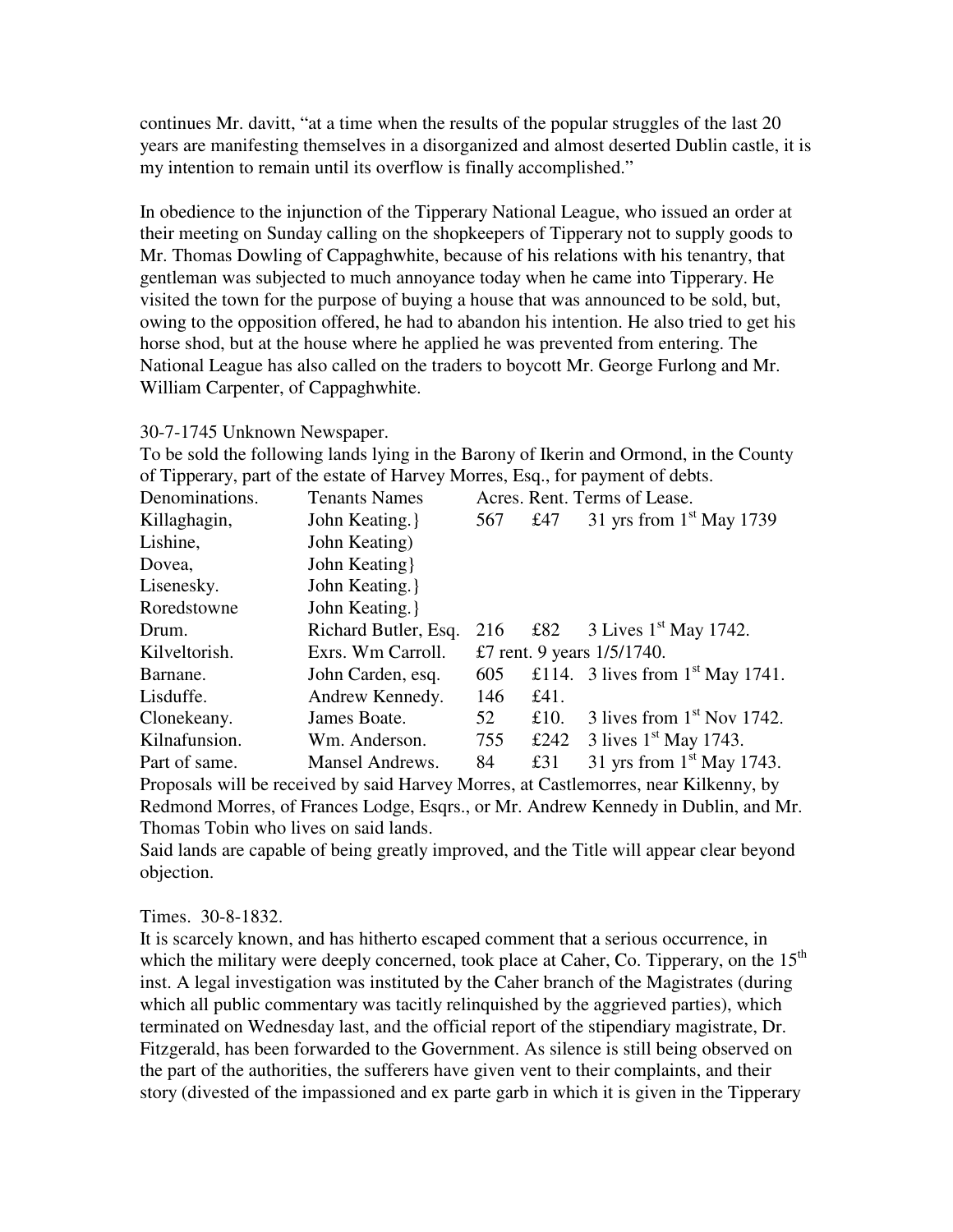continues Mr. davitt, "at a time when the results of the popular struggles of the last 20 years are manifesting themselves in a disorganized and almost deserted Dublin castle, it is my intention to remain until its overflow is finally accomplished."

In obedience to the injunction of the Tipperary National League, who issued an order at their meeting on Sunday calling on the shopkeepers of Tipperary not to supply goods to Mr. Thomas Dowling of Cappaghwhite, because of his relations with his tenantry, that gentleman was subjected to much annoyance today when he came into Tipperary. He visited the town for the purpose of buying a house that was announced to be sold, but, owing to the opposition offered, he had to abandon his intention. He also tried to get his horse shod, but at the house where he applied he was prevented from entering. The National League has also called on the traders to boycott Mr. George Furlong and Mr. William Carpenter, of Cappaghwhite.

30-7-1745 Unknown Newspaper.

To be sold the following lands lying in the Barony of Ikerin and Ormond, in the County of Tipperary, part of the estate of Harvey Morres, Esq., for payment of debts.

| Denominations. | Tenants Names | Acres. | Rent. | Terms of Lease. |
|---|---|---|---|---|
| Killaghagin, | John Keating.} | 567 | £47 | 31 yrs from 1st May 1739 |
| Lishine, | John Keating) | | | |
| Dovea, | John Keating} | | | |
| Lisenesky. | John Keating.} | | | |
| Roredstowne | John Keating.} | | | |
| Drum. | Richard Butler, Esq. | 216 | £82 | 3 Lives 1st May 1742. |
| Kilveltorish. | Exrs. Wm Carroll. | £7 rent. 9 years 1/5/1740. | | |
| Barnane. | John Carden, esq. | 605 | £114. | 3 lives from 1st May 1741. |
| Lisduffe. | Andrew Kennedy. | 146 | £41. | |
| Clonekeany. | James Boate. | 52 | £10. | 3 lives from 1st Nov 1742. |
| Kilnafunsion. | Wm. Anderson. | 755 | £242 | 3 lives 1st May 1743. |
| Part of same. | Mansel Andrews. | 84 | £31 | 31 yrs from 1st May 1743. |

Proposals will be received by said Harvey Morres, at Castlemorres, near Kilkenny, by Redmond Morres, of Frances Lodge, Esqrs., or Mr. Andrew Kennedy in Dublin, and Mr. Thomas Tobin who lives on said lands.

Said lands are capable of being greatly improved, and the Title will appear clear beyond objection.

Times. 30-8-1832.

It is scarcely known, and has hitherto escaped comment that a serious occurrence, in which the military were deeply concerned, took place at Caher, Co. Tipperary, on the 15th inst. A legal investigation was instituted by the Caher branch of the Magistrates (during which all public commentary was tacitly relinquished by the aggrieved parties), which terminated on Wednesday last, and the official report of the stipendiary magistrate, Dr. Fitzgerald, has been forwarded to the Government. As silence is still being observed on the part of the authorities, the sufferers have given vent to their complaints, and their story (divested of the impassioned and ex parte garb in which it is given in the Tipperary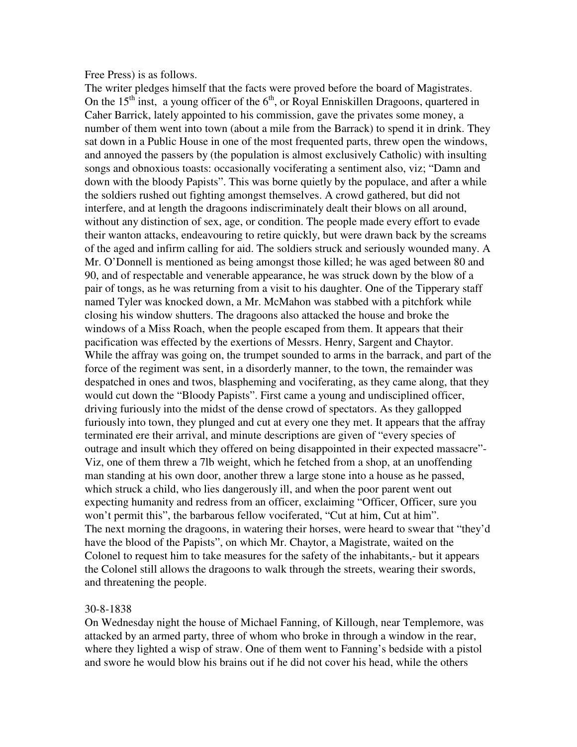Free Press) is as follows.

The writer pledges himself that the facts were proved before the board of Magistrates. On the 15th inst, a young officer of the 6th, or Royal Enniskillen Dragoons, quartered in Caher Barrick, lately appointed to his commission, gave the privates some money, a number of them went into town (about a mile from the Barrack) to spend it in drink. They sat down in a Public House in one of the most frequented parts, threw open the windows, and annoyed the passers by (the population is almost exclusively Catholic) with insulting songs and obnoxious toasts: occasionally vociferating a sentiment also, viz; "Damn and down with the bloody Papists". This was borne quietly by the populace, and after a while the soldiers rushed out fighting amongst themselves. A crowd gathered, but did not interfere, and at length the dragoons indiscriminately dealt their blows on all around, without any distinction of sex, age, or condition. The people made every effort to evade their wanton attacks, endeavouring to retire quickly, but were drawn back by the screams of the aged and infirm calling for aid. The soldiers struck and seriously wounded many. A Mr. O'Donnell is mentioned as being amongst those killed; he was aged between 80 and 90, and of respectable and venerable appearance, he was struck down by the blow of a pair of tongs, as he was returning from a visit to his daughter. One of the Tipperary staff named Tyler was knocked down, a Mr. McMahon was stabbed with a pitchfork while closing his window shutters. The dragoons also attacked the house and broke the windows of a Miss Roach, when the people escaped from them. It appears that their pacification was effected by the exertions of Messrs. Henry, Sargent and Chaytor.

While the affray was going on, the trumpet sounded to arms in the barrack, and part of the force of the regiment was sent, in a disorderly manner, to the town, the remainder was despatched in ones and twos, blaspheming and vociferating, as they came along, that they would cut down the "Bloody Papists". First came a young and undisciplined officer, driving furiously into the midst of the dense crowd of spectators. As they gallopped furiously into town, they plunged and cut at every one they met. It appears that the affray terminated ere their arrival, and minute descriptions are given of "every species of outrage and insult which they offered on being disappointed in their expected massacre"- Viz, one of them threw a 7lb weight, which he fetched from a shop, at an unoffending man standing at his own door, another threw a large stone into a house as he passed, which struck a child, who lies dangerously ill, and when the poor parent went out expecting humanity and redress from an officer, exclaiming "Officer, Officer, sure you won't permit this", the barbarous fellow vociferated, "Cut at him, Cut at him".

The next morning the dragoons, in watering their horses, were heard to swear that "they'd have the blood of the Papists", on which Mr. Chaytor, a Magistrate, waited on the Colonel to request him to take measures for the safety of the inhabitants,- but it appears the Colonel still allows the dragoons to walk through the streets, wearing their swords, and threatening the people.

30-8-1838

On Wednesday night the house of Michael Fanning, of Killough, near Templemore, was attacked by an armed party, three of whom who broke in through a window in the rear, where they lighted a wisp of straw. One of them went to Fanning's bedside with a pistol and swore he would blow his brains out if he did not cover his head, while the others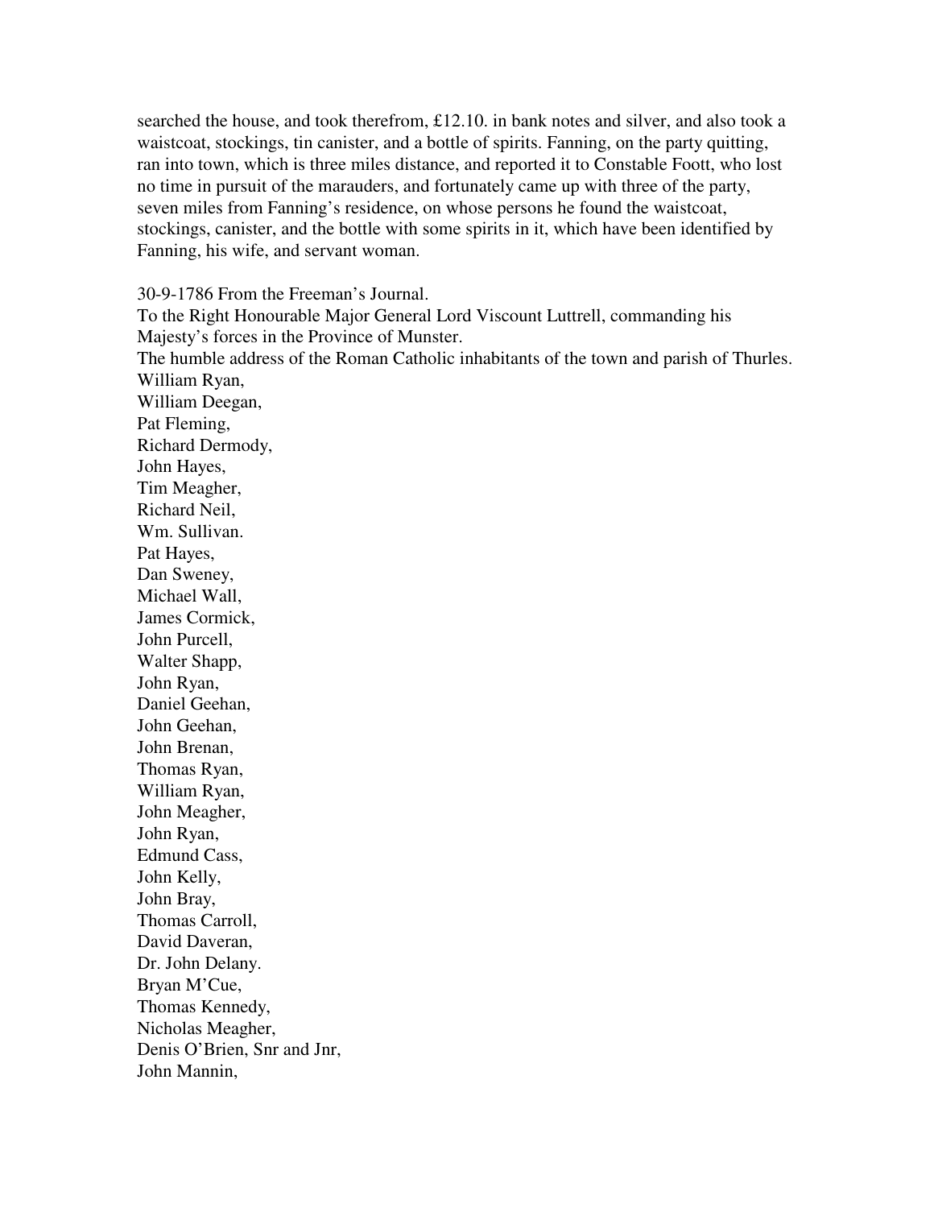searched the house, and took therefrom, £12.10. in bank notes and silver, and also took a waistcoat, stockings, tin canister, and a bottle of spirits. Fanning, on the party quitting, ran into town, which is three miles distance, and reported it to Constable Foott, who lost no time in pursuit of the marauders, and fortunately came up with three of the party, seven miles from Fanning's residence, on whose persons he found the waistcoat, stockings, canister, and the bottle with some spirits in it, which have been identified by Fanning, his wife, and servant woman.

30-9-1786 From the Freeman's Journal.
To the Right Honourable Major General Lord Viscount Luttrell, commanding his Majesty's forces in the Province of Munster.
The humble address of the Roman Catholic inhabitants of the town and parish of Thurles.
William Ryan,
William Deegan,
Pat Fleming,
Richard Dermody,
John Hayes,
Tim Meagher,
Richard Neil,
Wm. Sullivan.
Pat Hayes,
Dan Sweney,
Michael Wall,
James Cormick,
John Purcell,
Walter Shapp,
John Ryan,
Daniel Geehan,
John Geehan,
John Brenan,
Thomas Ryan,
William Ryan,
John Meagher,
John Ryan,
Edmund Cass,
John Kelly,
John Bray,
Thomas Carroll,
David Daveran,
Dr. John Delany.
Bryan M'Cue,
Thomas Kennedy,
Nicholas Meagher,
Denis O'Brien, Snr and Jnr,
John Mannin,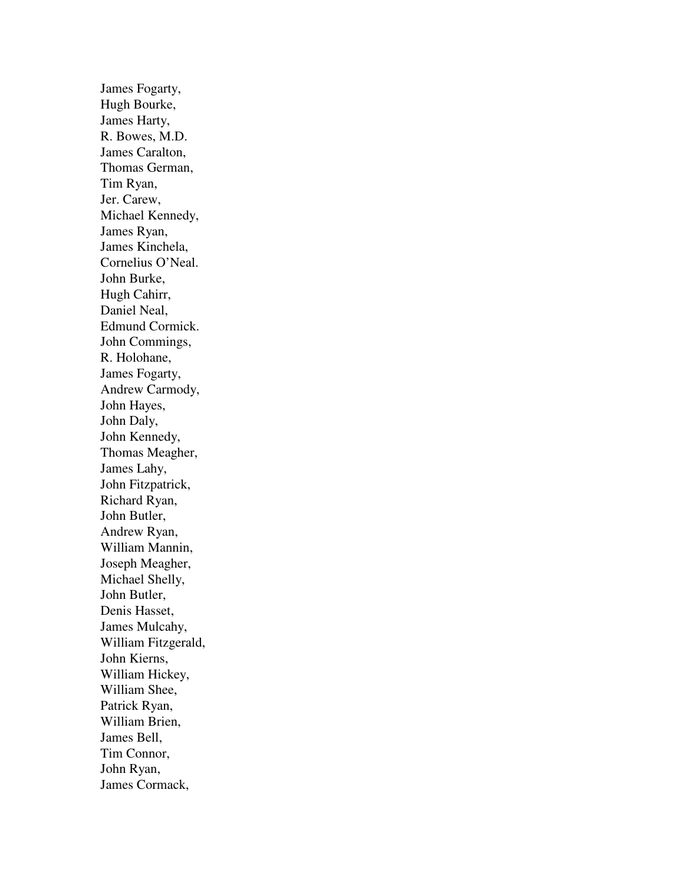James Fogarty,
Hugh Bourke,
James Harty,
R. Bowes, M.D.
James Caralton,
Thomas German,
Tim Ryan,
Jer. Carew,
Michael Kennedy,
James Ryan,
James Kinchela,
Cornelius O'Neal.
John Burke,
Hugh Cahirr,
Daniel Neal,
Edmund Cormick.
John Commings,
R. Holohane,
James Fogarty,
Andrew Carmody,
John Hayes,
John Daly,
John Kennedy,
Thomas Meagher,
James Lahy,
John Fitzpatrick,
Richard Ryan,
John Butler,
Andrew Ryan,
William Mannin,
Joseph Meagher,
Michael Shelly,
John Butler,
Denis Hasset,
James Mulcahy,
William Fitzgerald,
John Kierns,
William Hickey,
William Shee,
Patrick Ryan,
William Brien,
James Bell,
Tim Connor,
John Ryan,
James Cormack,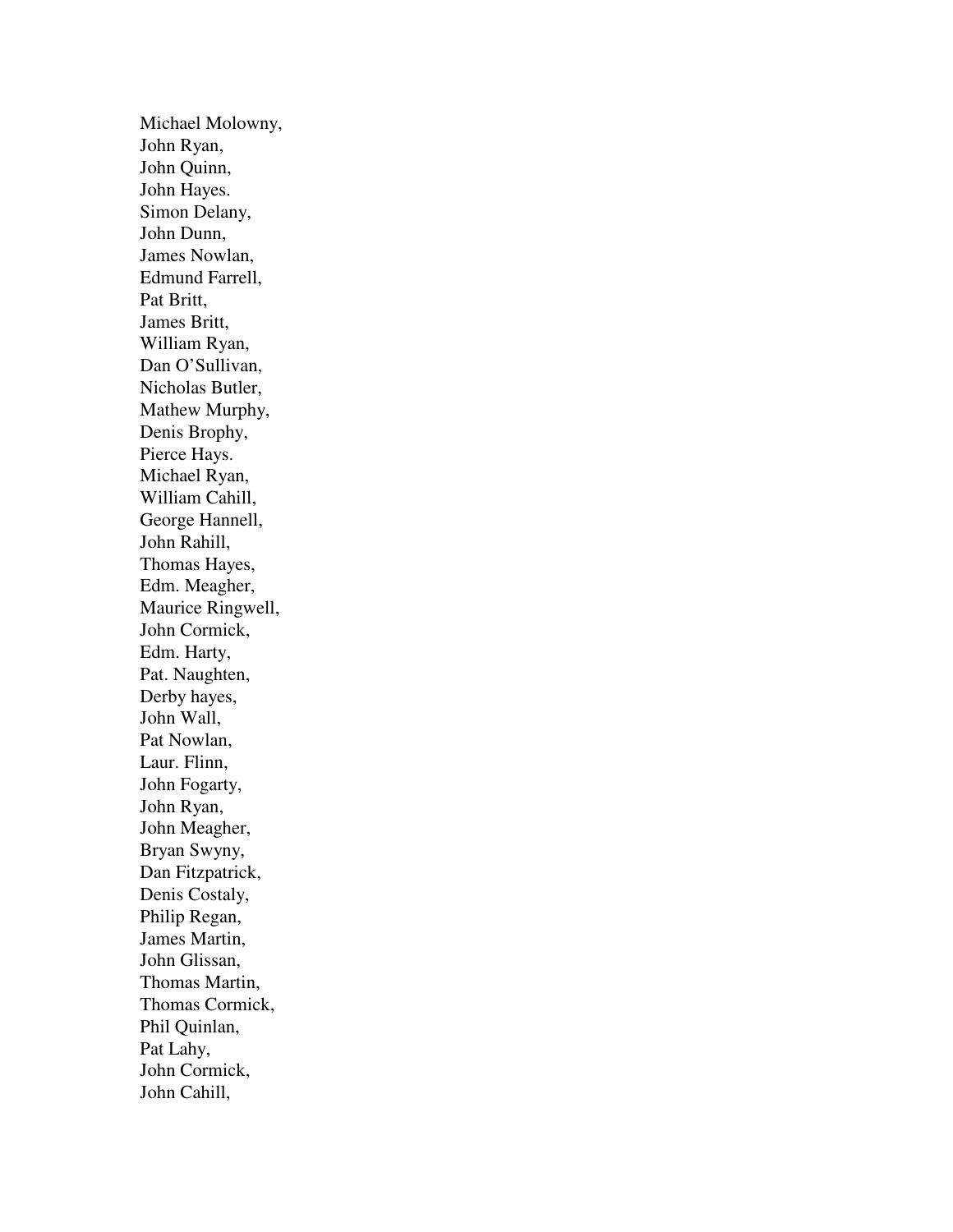Michael Molowny,  
John Ryan,  
John Quinn,  
John Hayes.  
Simon Delany,  
John Dunn,  
James Nowlan,  
Edmund Farrell,  
Pat Britt,  
James Britt,  
William Ryan,  
Dan O'Sullivan,  
Nicholas Butler,  
Mathew Murphy,  
Denis Brophy,  
Pierce Hays.  
Michael Ryan,  
William Cahill,  
George Hannell,  
John Rahill,  
Thomas Hayes,  
Edm. Meagher,  
Maurice Ringwell,  
John Cormick,  
Edm. Harty,  
Pat. Naughten,  
Derby hayes,  
John Wall,  
Pat Nowlan,  
Laur. Flinn,  
John Fogarty,  
John Ryan,  
John Meagher,  
Bryan Swyny,  
Dan Fitzpatrick,  
Denis Costaly,  
Philip Regan,  
James Martin,  
John Glissan,  
Thomas Martin,  
Thomas Cormick,  
Phil Quinlan,  
Pat Lahy,  
John Cormick,  
John Cahill,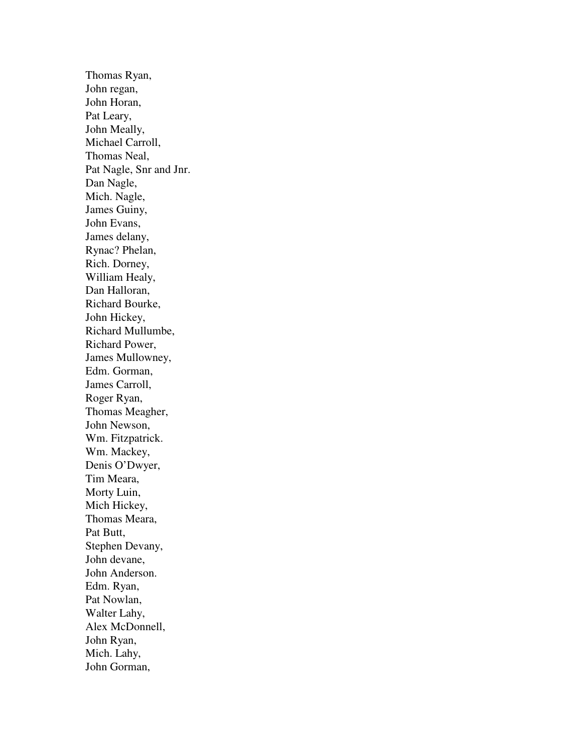Thomas Ryan,
John regan,
John Horan,
Pat Leary,
John Meally,
Michael Carroll,
Thomas Neal,
Pat Nagle, Snr and Jnr.
Dan Nagle,
Mich. Nagle,
James Guiny,
John Evans,
James delany,
Rynac? Phelan,
Rich. Dorney,
William Healy,
Dan Halloran,
Richard Bourke,
John Hickey,
Richard Mullumbe,
Richard Power,
James Mullowney,
Edm. Gorman,
James Carroll,
Roger Ryan,
Thomas Meagher,
John Newson,
Wm. Fitzpatrick.
Wm. Mackey,
Denis O'Dwyer,
Tim Meara,
Morty Luin,
Mich Hickey,
Thomas Meara,
Pat Butt,
Stephen Devany,
John devane,
John Anderson.
Edm. Ryan,
Pat Nowlan,
Walter Lahy,
Alex McDonnell,
John Ryan,
Mich. Lahy,
John Gorman,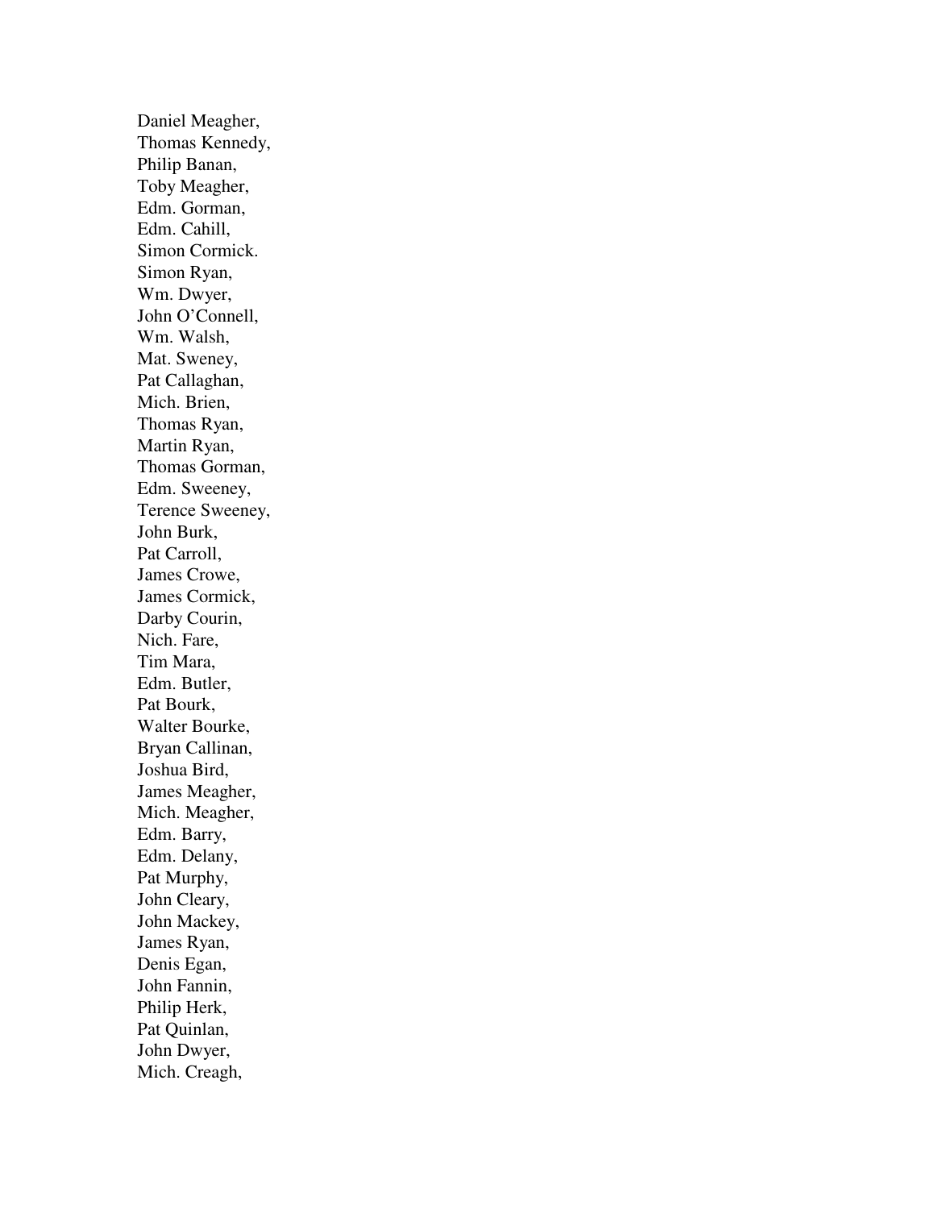Daniel Meagher,  
Thomas Kennedy,  
Philip Banan,  
Toby Meagher,  
Edm. Gorman,  
Edm. Cahill,  
Simon Cormick.  
Simon Ryan,  
Wm. Dwyer,  
John O'Connell,  
Wm. Walsh,  
Mat. Sweney,  
Pat Callaghan,  
Mich. Brien,  
Thomas Ryan,  
Martin Ryan,  
Thomas Gorman,  
Edm. Sweeney,  
Terence Sweeney,  
John Burk,  
Pat Carroll,  
James Crowe,  
James Cormick,  
Darby Courin,  
Nich. Fare,  
Tim Mara,  
Edm. Butler,  
Pat Bourk,  
Walter Bourke,  
Bryan Callinan,  
Joshua Bird,  
James Meagher,  
Mich. Meagher,  
Edm. Barry,  
Edm. Delany,  
Pat Murphy,  
John Cleary,  
John Mackey,  
James Ryan,  
Denis Egan,  
John Fannin,  
Philip Herk,  
Pat Quinlan,  
John Dwyer,  
Mich. Creagh,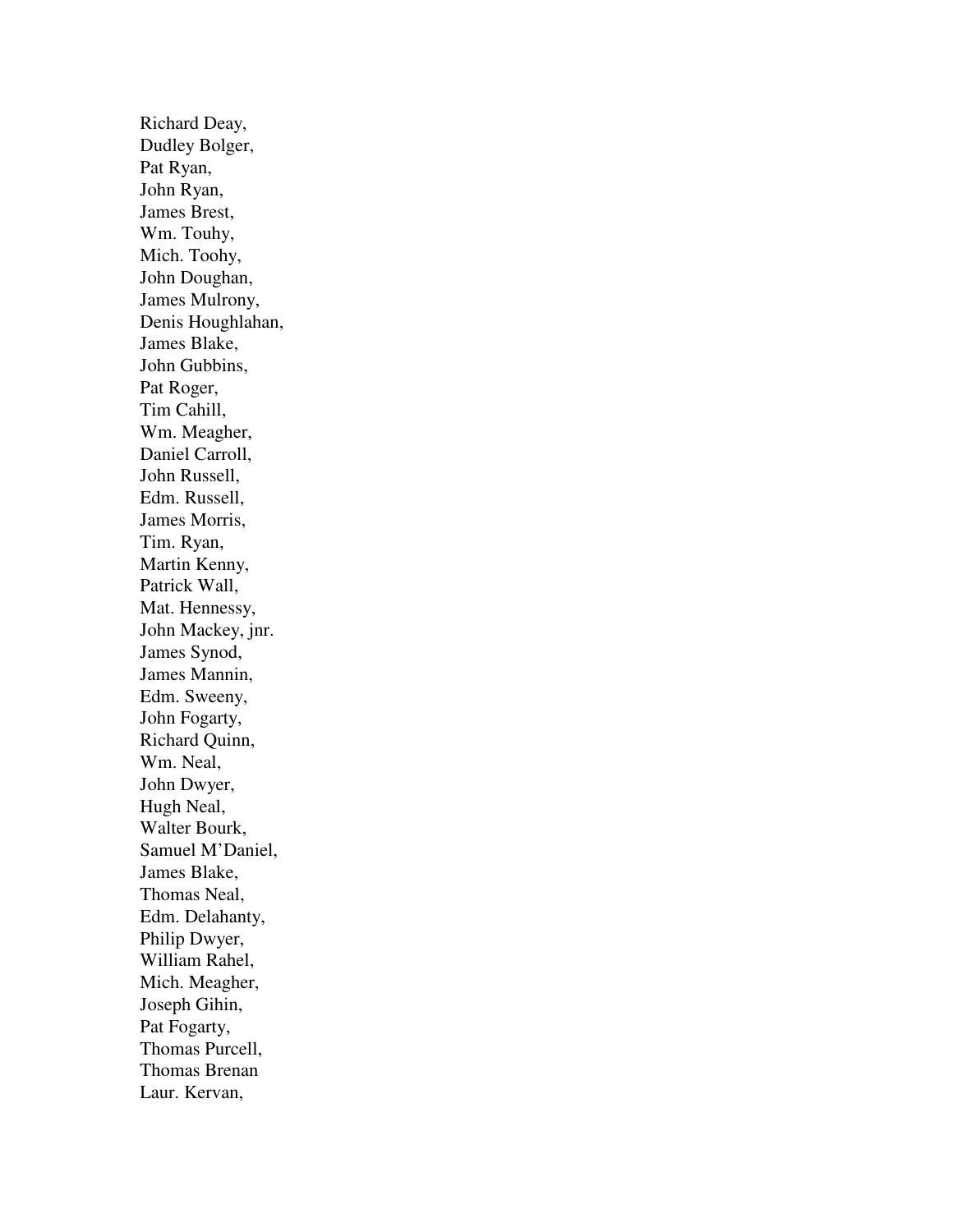Richard Deay,
Dudley Bolger,
Pat Ryan,
John Ryan,
James Brest,
Wm. Touhy,
Mich. Toohy,
John Doughan,
James Mulrony,
Denis Houghlahan,
James Blake,
John Gubbins,
Pat Roger,
Tim Cahill,
Wm. Meagher,
Daniel Carroll,
John Russell,
Edm. Russell,
James Morris,
Tim. Ryan,
Martin Kenny,
Patrick Wall,
Mat. Hennessy,
John Mackey, jnr.
James Synod,
James Mannin,
Edm. Sweeny,
John Fogarty,
Richard Quinn,
Wm. Neal,
John Dwyer,
Hugh Neal,
Walter Bourk,
Samuel M'Daniel,
James Blake,
Thomas Neal,
Edm. Delahanty,
Philip Dwyer,
William Rahel,
Mich. Meagher,
Joseph Gihin,
Pat Fogarty,
Thomas Purcell,
Thomas Brenan
Laur. Kervan,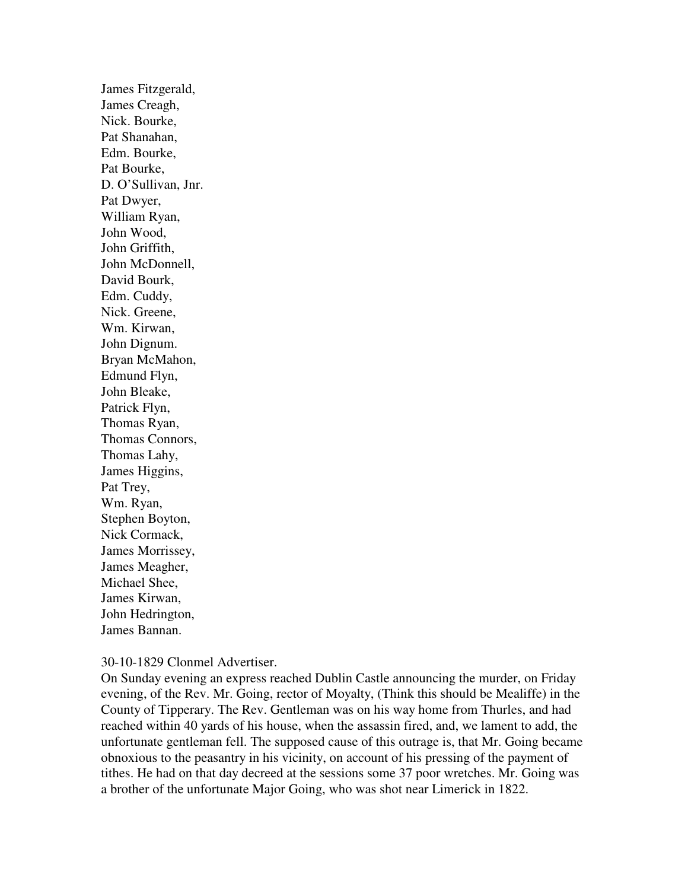James Fitzgerald,
James Creagh,
Nick. Bourke,
Pat Shanahan,
Edm. Bourke,
Pat Bourke,
D. O'Sullivan, Jnr.
Pat Dwyer,
William Ryan,
John Wood,
John Griffith,
John McDonnell,
David Bourk,
Edm. Cuddy,
Nick. Greene,
Wm. Kirwan,
John Dignum.
Bryan McMahon,
Edmund Flyn,
John Bleake,
Patrick Flyn,
Thomas Ryan,
Thomas Connors,
Thomas Lahy,
James Higgins,
Pat Trey,
Wm. Ryan,
Stephen Boyton,
Nick Cormack,
James Morrissey,
James Meagher,
Michael Shee,
James Kirwan,
John Hedrington,
James Bannan.

30-10-1829 Clonmel Advertiser.
On Sunday evening an express reached Dublin Castle announcing the murder, on Friday evening, of the Rev. Mr. Going, rector of Moyalty, (Think this should be Mealiffe) in the County of Tipperary. The Rev. Gentleman was on his way home from Thurles, and had reached within 40 yards of his house, when the assassin fired, and, we lament to add, the unfortunate gentleman fell. The supposed cause of this outrage is, that Mr. Going became obnoxious to the peasantry in his vicinity, on account of his pressing of the payment of tithes. He had on that day decreed at the sessions some 37 poor wretches. Mr. Going was a brother of the unfortunate Major Going, who was shot near Limerick in 1822.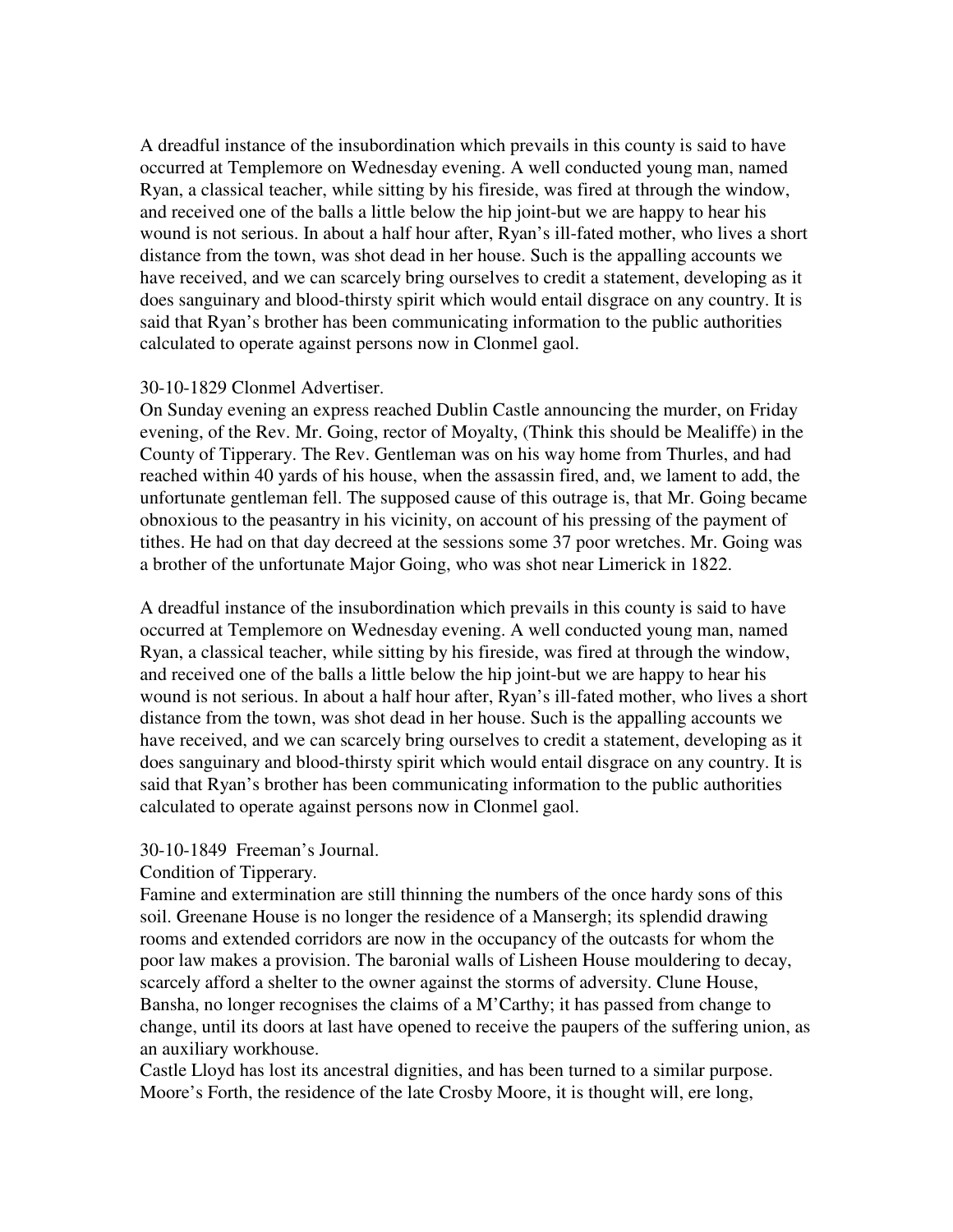A dreadful instance of the insubordination which prevails in this county is said to have occurred at Templemore on Wednesday evening. A well conducted young man, named Ryan, a classical teacher, while sitting by his fireside, was fired at through the window, and received one of the balls a little below the hip joint-but we are happy to hear his wound is not serious. In about a half hour after, Ryan's ill-fated mother, who lives a short distance from the town, was shot dead in her house. Such is the appalling accounts we have received, and we can scarcely bring ourselves to credit a statement, developing as it does sanguinary and blood-thirsty spirit which would entail disgrace on any country. It is said that Ryan's brother has been communicating information to the public authorities calculated to operate against persons now in Clonmel gaol.

30-10-1829 Clonmel Advertiser.
On Sunday evening an express reached Dublin Castle announcing the murder, on Friday evening, of the Rev. Mr. Going, rector of Moyalty, (Think this should be Mealiffe) in the County of Tipperary. The Rev. Gentleman was on his way home from Thurles, and had reached within 40 yards of his house, when the assassin fired, and, we lament to add, the unfortunate gentleman fell. The supposed cause of this outrage is, that Mr. Going became obnoxious to the peasantry in his vicinity, on account of his pressing of the payment of tithes. He had on that day decreed at the sessions some 37 poor wretches. Mr. Going was a brother of the unfortunate Major Going, who was shot near Limerick in 1822.

A dreadful instance of the insubordination which prevails in this county is said to have occurred at Templemore on Wednesday evening. A well conducted young man, named Ryan, a classical teacher, while sitting by his fireside, was fired at through the window, and received one of the balls a little below the hip joint-but we are happy to hear his wound is not serious. In about a half hour after, Ryan's ill-fated mother, who lives a short distance from the town, was shot dead in her house. Such is the appalling accounts we have received, and we can scarcely bring ourselves to credit a statement, developing as it does sanguinary and blood-thirsty spirit which would entail disgrace on any country. It is said that Ryan's brother has been communicating information to the public authorities calculated to operate against persons now in Clonmel gaol.

30-10-1849 Freeman's Journal.
Condition of Tipperary.
Famine and extermination are still thinning the numbers of the once hardy sons of this soil. Greenane House is no longer the residence of a Mansergh; its splendid drawing rooms and extended corridors are now in the occupancy of the outcasts for whom the poor law makes a provision. The baronial walls of Lisheen House mouldering to decay, scarcely afford a shelter to the owner against the storms of adversity. Clune House, Bansha, no longer recognises the claims of a M'Carthy; it has passed from change to change, until its doors at last have opened to receive the paupers of the suffering union, as an auxiliary workhouse.
Castle Lloyd has lost its ancestral dignities, and has been turned to a similar purpose. Moore's Forth, the residence of the late Crosby Moore, it is thought will, ere long,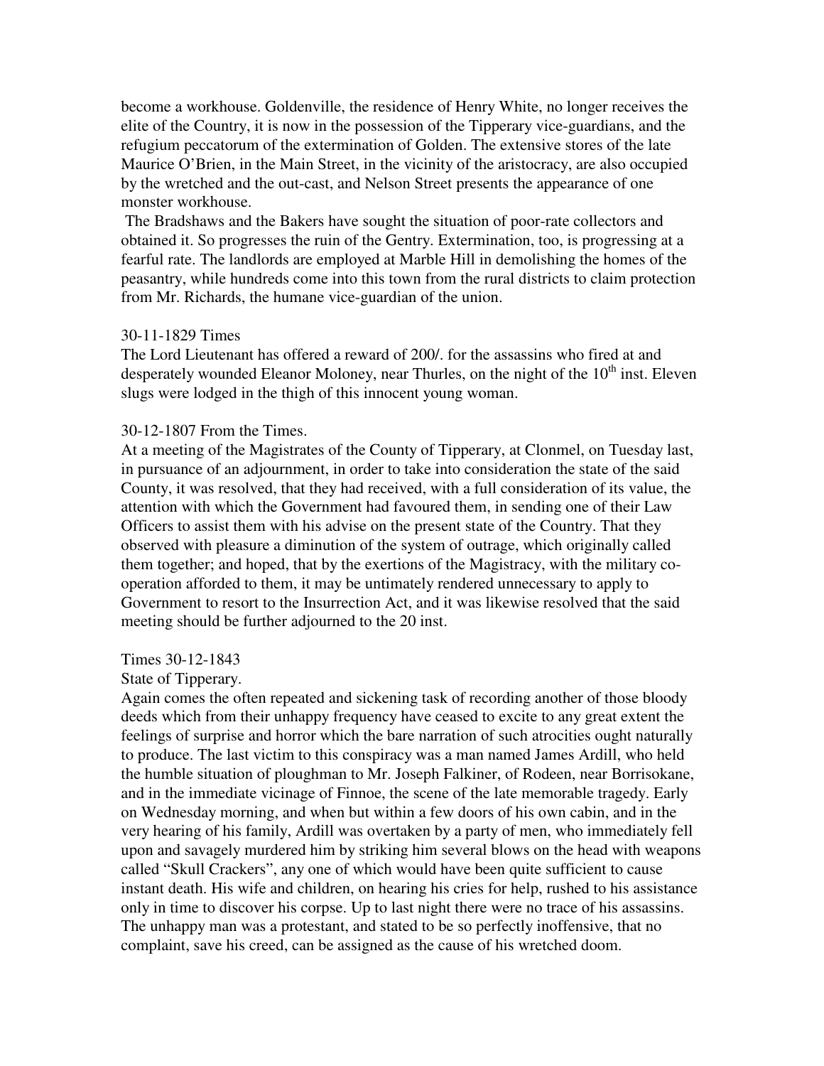become a workhouse. Goldenville, the residence of Henry White, no longer receives the elite of the Country, it is now in the possession of the Tipperary vice-guardians, and the refugium peccatorum of the extermination of Golden. The extensive stores of the late Maurice O'Brien, in the Main Street, in the vicinity of the aristocracy, are also occupied by the wretched and the out-cast, and Nelson Street presents the appearance of one monster workhouse.

The Bradshaws and the Bakers have sought the situation of poor-rate collectors and obtained it. So progresses the ruin of the Gentry. Extermination, too, is progressing at a fearful rate. The landlords are employed at Marble Hill in demolishing the homes of the peasantry, while hundreds come into this town from the rural districts to claim protection from Mr. Richards, the humane vice-guardian of the union.

30-11-1829 Times

The Lord Lieutenant has offered a reward of 200/. for the assassins who fired at and desperately wounded Eleanor Moloney, near Thurles, on the night of the 10th inst. Eleven slugs were lodged in the thigh of this innocent young woman.

30-12-1807 From the Times.

At a meeting of the Magistrates of the County of Tipperary, at Clonmel, on Tuesday last, in pursuance of an adjournment, in order to take into consideration the state of the said County, it was resolved, that they had received, with a full consideration of its value, the attention with which the Government had favoured them, in sending one of their Law Officers to assist them with his advise on the present state of the Country. That they observed with pleasure a diminution of the system of outrage, which originally called them together; and hoped, that by the exertions of the Magistracy, with the military co-operation afforded to them, it may be untimately rendered unnecessary to apply to Government to resort to the Insurrection Act, and it was likewise resolved that the said meeting should be further adjourned to the 20 inst.

Times 30-12-1843

State of Tipperary.

Again comes the often repeated and sickening task of recording another of those bloody deeds which from their unhappy frequency have ceased to excite to any great extent the feelings of surprise and horror which the bare narration of such atrocities ought naturally to produce. The last victim to this conspiracy was a man named James Ardill, who held the humble situation of ploughman to Mr. Joseph Falkiner, of Rodeen, near Borrisokane, and in the immediate vicinage of Finnoe, the scene of the late memorable tragedy. Early on Wednesday morning, and when but within a few doors of his own cabin, and in the very hearing of his family, Ardill was overtaken by a party of men, who immediately fell upon and savagely murdered him by striking him several blows on the head with weapons called "Skull Crackers", any one of which would have been quite sufficient to cause instant death. His wife and children, on hearing his cries for help, rushed to his assistance only in time to discover his corpse. Up to last night there were no trace of his assassins. The unhappy man was a protestant, and stated to be so perfectly inoffensive, that no complaint, save his creed, can be assigned as the cause of his wretched doom.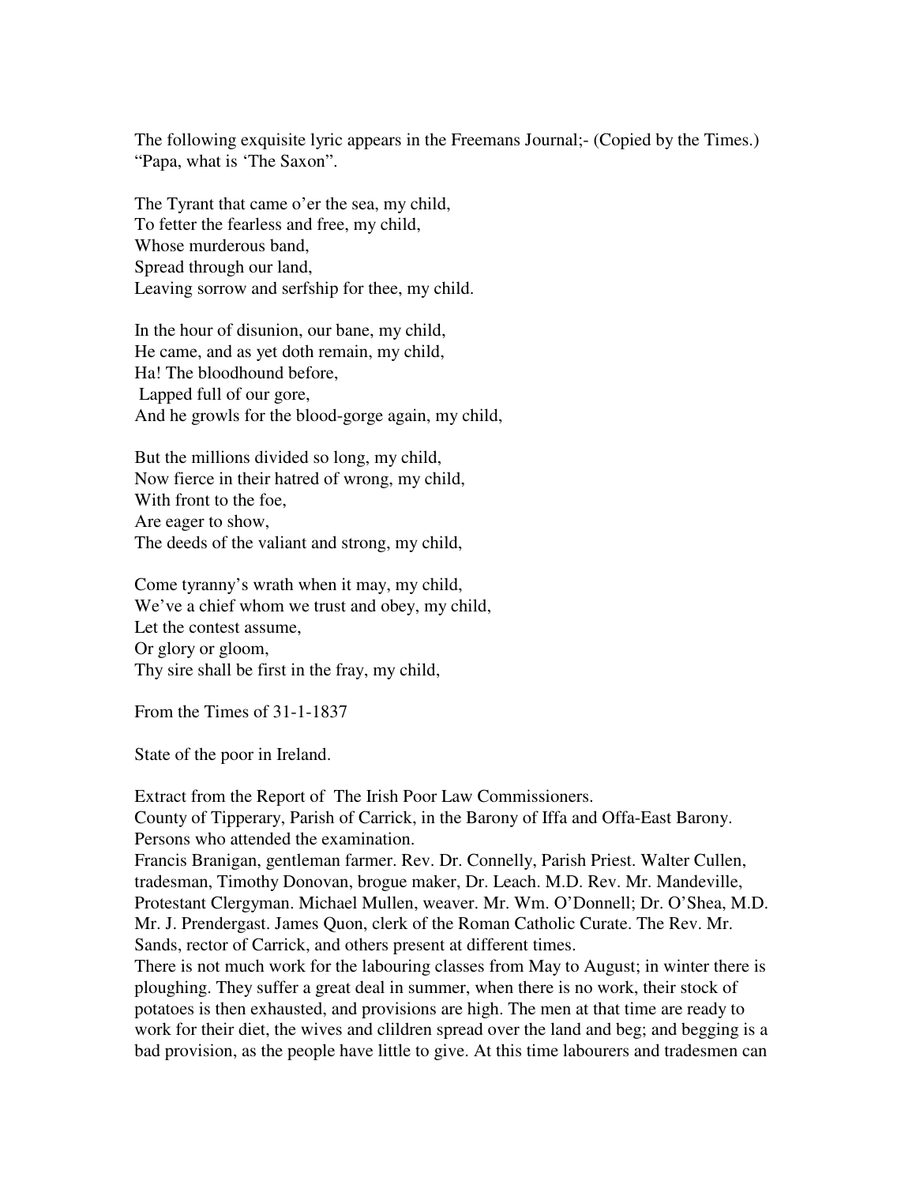The following exquisite lyric appears in the Freemans Journal;- (Copied by the Times.)
"Papa, what is 'The Saxon".

The Tyrant that came o'er the sea, my child,
To fetter the fearless and free, my child,
Whose murderous band,
Spread through our land,
Leaving sorrow and serfship for thee, my child.

In the hour of disunion, our bane, my child,
He came, and as yet doth remain, my child,
Ha! The bloodhound before,
Lapped full of our gore,
And he growls for the blood-gorge again, my child,

But the millions divided so long, my child,
Now fierce in their hatred of wrong, my child,
With front to the foe,
Are eager to show,
The deeds of the valiant and strong, my child,

Come tyranny's wrath when it may, my child,
We've a chief whom we trust and obey, my child,
Let the contest assume,
Or glory or gloom,
Thy sire shall be first in the fray, my child,

From the Times of 31-1-1837

State of the poor in Ireland.

Extract from the Report of The Irish Poor Law Commissioners.
County of Tipperary, Parish of Carrick, in the Barony of Iffa and Offa-East Barony.
Persons who attended the examination.
Francis Branigan, gentleman farmer. Rev. Dr. Connelly, Parish Priest. Walter Cullen, tradesman, Timothy Donovan, brogue maker, Dr. Leach. M.D. Rev. Mr. Mandeville, Protestant Clergyman. Michael Mullen, weaver. Mr. Wm. O'Donnell; Dr. O'Shea, M.D. Mr. J. Prendergast. James Quon, clerk of the Roman Catholic Curate. The Rev. Mr. Sands, rector of Carrick, and others present at different times.
There is not much work for the labouring classes from May to August; in winter there is ploughing. They suffer a great deal in summer, when there is no work, their stock of potatoes is then exhausted, and provisions are high. The men at that time are ready to work for their diet, the wives and clildren spread over the land and beg; and begging is a bad provision, as the people have little to give. At this time labourers and tradesmen can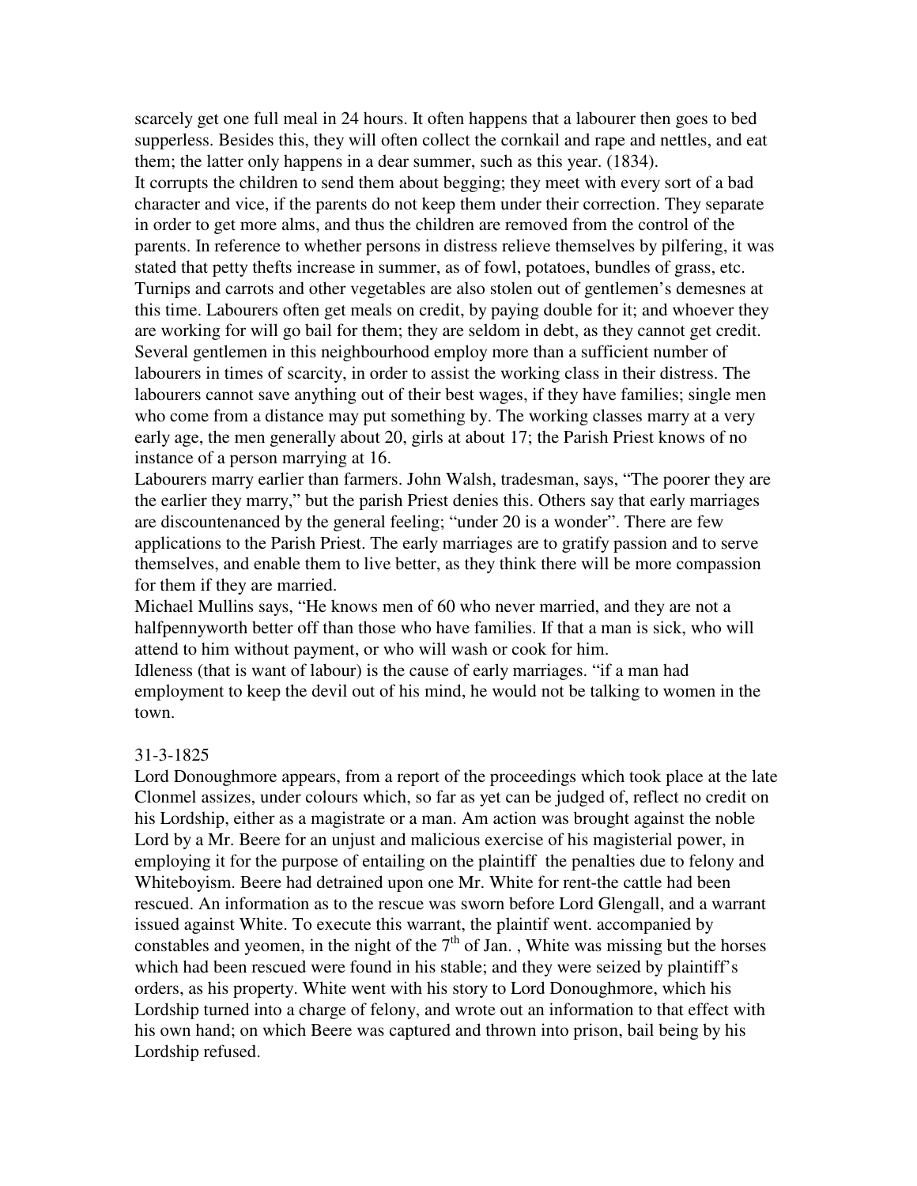scarcely get one full meal in 24 hours. It often happens that a labourer then goes to bed supperless. Besides this, they will often collect the cornkail and rape and nettles, and eat them; the latter only happens in a dear summer, such as this year. (1834).

It corrupts the children to send them about begging; they meet with every sort of a bad character and vice, if the parents do not keep them under their correction. They separate in order to get more alms, and thus the children are removed from the control of the parents. In reference to whether persons in distress relieve themselves by pilfering, it was stated that petty thefts increase in summer, as of fowl, potatoes, bundles of grass, etc. Turnips and carrots and other vegetables are also stolen out of gentlemen's demesnes at this time. Labourers often get meals on credit, by paying double for it; and whoever they are working for will go bail for them; they are seldom in debt, as they cannot get credit. Several gentlemen in this neighbourhood employ more than a sufficient number of labourers in times of scarcity, in order to assist the working class in their distress. The labourers cannot save anything out of their best wages, if they have families; single men who come from a distance may put something by. The working classes marry at a very early age, the men generally about 20, girls at about 17; the Parish Priest knows of no instance of a person marrying at 16.

Labourers marry earlier than farmers. John Walsh, tradesman, says, "The poorer they are the earlier they marry," but the parish Priest denies this. Others say that early marriages are discountenanced by the general feeling; "under 20 is a wonder". There are few applications to the Parish Priest. The early marriages are to gratify passion and to serve themselves, and enable them to live better, as they think there will be more compassion for them if they are married.

Michael Mullins says, "He knows men of 60 who never married, and they are not a halfpennyworth better off than those who have families. If that a man is sick, who will attend to him without payment, or who will wash or cook for him.

Idleness (that is want of labour) is the cause of early marriages. "if a man had employment to keep the devil out of his mind, he would not be talking to women in the town.

31-3-1825

Lord Donoughmore appears, from a report of the proceedings which took place at the late Clonmel assizes, under colours which, so far as yet can be judged of, reflect no credit on his Lordship, either as a magistrate or a man. Am action was brought against the noble Lord by a Mr. Beere for an unjust and malicious exercise of his magisterial power, in employing it for the purpose of entailing on the plaintiff the penalties due to felony and Whiteboyism. Beere had detrained upon one Mr. White for rent-the cattle had been rescued. An information as to the rescue was sworn before Lord Glengall, and a warrant issued against White. To execute this warrant, the plaintif went. accompanied by constables and yeomen, in the night of the 7th of Jan. , White was missing but the horses which had been rescued were found in his stable; and they were seized by plaintiff's orders, as his property. White went with his story to Lord Donoughmore, which his Lordship turned into a charge of felony, and wrote out an information to that effect with his own hand; on which Beere was captured and thrown into prison, bail being by his Lordship refused.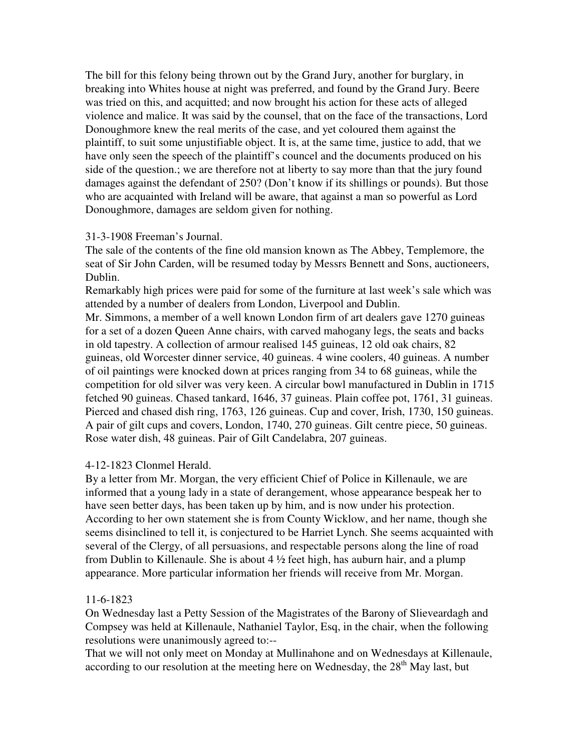The bill for this felony being thrown out by the Grand Jury, another for burglary, in breaking into Whites house at night was preferred, and found by the Grand Jury. Beere was tried on this, and acquitted; and now brought his action for these acts of alleged violence and malice. It was said by the counsel, that on the face of the transactions, Lord Donoughmore knew the real merits of the case, and yet coloured them against the plaintiff, to suit some unjustifiable object. It is, at the same time, justice to add, that we have only seen the speech of the plaintiff's councel and the documents produced on his side of the question.; we are therefore not at liberty to say more than that the jury found damages against the defendant of 250? (Don't know if its shillings or pounds). But those who are acquainted with Ireland will be aware, that against a man so powerful as Lord Donoughmore, damages are seldom given for nothing.

31-3-1908 Freeman's Journal.

The sale of the contents of the fine old mansion known as The Abbey, Templemore, the seat of Sir John Carden, will be resumed today by Messrs Bennett and Sons, auctioneers, Dublin.

Remarkably high prices were paid for some of the furniture at last week's sale which was attended by a number of dealers from London, Liverpool and Dublin.

Mr. Simmons, a member of a well known London firm of art dealers gave 1270 guineas for a set of a dozen Queen Anne chairs, with carved mahogany legs, the seats and backs in old tapestry. A collection of armour realised 145 guineas, 12 old oak chairs, 82 guineas, old Worcester dinner service, 40 guineas. 4 wine coolers, 40 guineas. A number of oil paintings were knocked down at prices ranging from 34 to 68 guineas, while the competition for old silver was very keen. A circular bowl manufactured in Dublin in 1715 fetched 90 guineas. Chased tankard, 1646, 37 guineas. Plain coffee pot, 1761, 31 guineas. Pierced and chased dish ring, 1763, 126 guineas. Cup and cover, Irish, 1730, 150 guineas. A pair of gilt cups and covers, London, 1740, 270 guineas. Gilt centre piece, 50 guineas. Rose water dish, 48 guineas. Pair of Gilt Candelabra, 207 guineas.

4-12-1823 Clonmel Herald.

By a letter from Mr. Morgan, the very efficient Chief of Police in Killenaule, we are informed that a young lady in a state of derangement, whose appearance bespeak her to have seen better days, has been taken up by him, and is now under his protection. According to her own statement she is from County Wicklow, and her name, though she seems disinclined to tell it, is conjectured to be Harriet Lynch. She seems acquainted with several of the Clergy, of all persuasions, and respectable persons along the line of road from Dublin to Killenaule. She is about 4 ½ feet high, has auburn hair, and a plump appearance. More particular information her friends will receive from Mr. Morgan.

11-6-1823

On Wednesday last a Petty Session of the Magistrates of the Barony of Slieveardagh and Compsey was held at Killenaule, Nathaniel Taylor, Esq, in the chair, when the following resolutions were unanimously agreed to:--

That we will not only meet on Monday at Mullinahone and on Wednesdays at Killenaule, according to our resolution at the meeting here on Wednesday, the 28th May last, but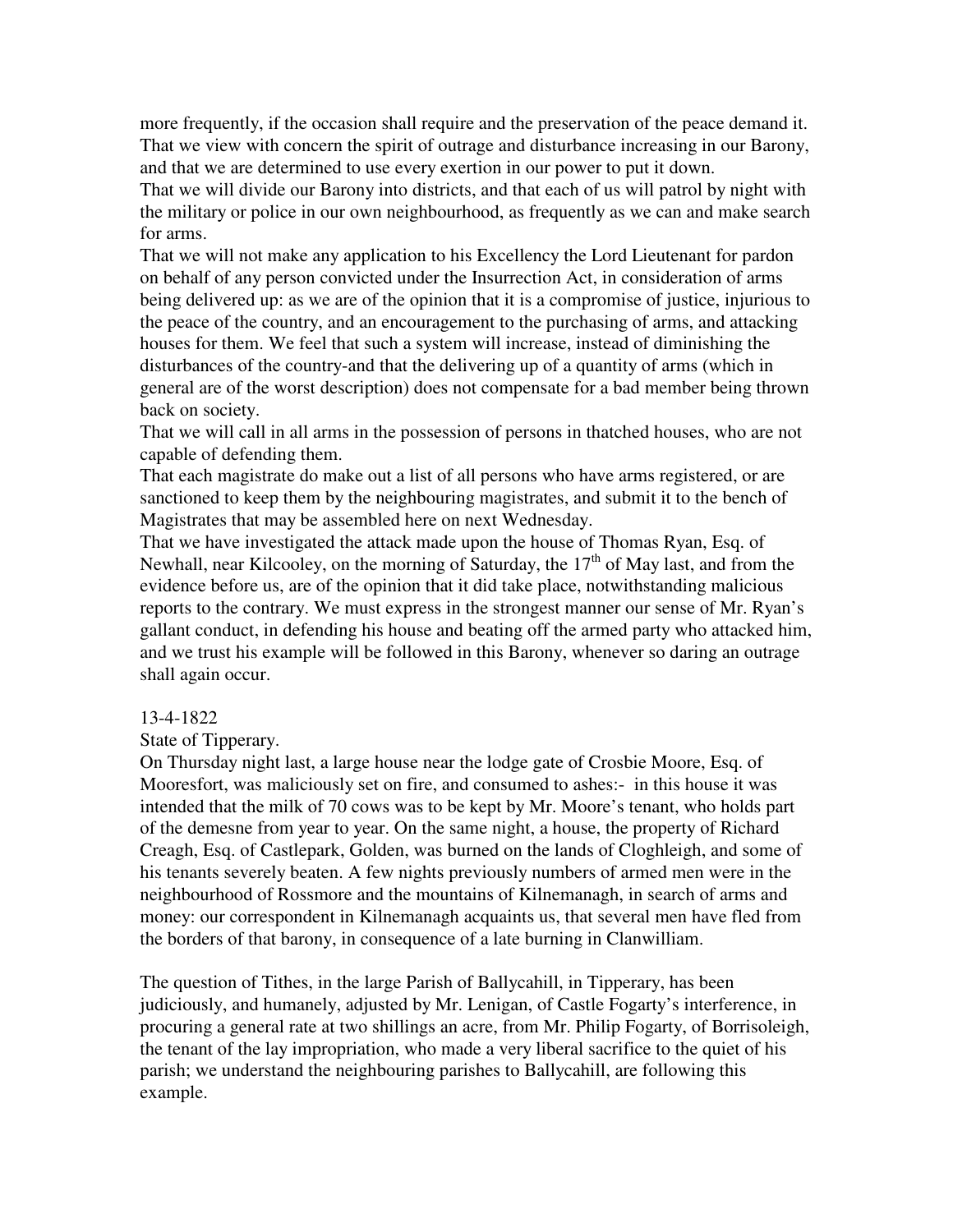more frequently, if the occasion shall require and the preservation of the peace demand it.
That we view with concern the spirit of outrage and disturbance increasing in our Barony, and that we are determined to use every exertion in our power to put it down.
That we will divide our Barony into districts, and that each of us will patrol by night with the military or police in our own neighbourhood, as frequently as we can and make search for arms.
That we will not make any application to his Excellency the Lord Lieutenant for pardon on behalf of any person convicted under the Insurrection Act, in consideration of arms being delivered up: as we are of the opinion that it is a compromise of justice, injurious to the peace of the country, and an encouragement to the purchasing of arms, and attacking houses for them. We feel that such a system will increase, instead of diminishing the disturbances of the country-and that the delivering up of a quantity of arms (which in general are of the worst description) does not compensate for a bad member being thrown back on society.
That we will call in all arms in the possession of persons in thatched houses, who are not capable of defending them.
That each magistrate do make out a list of all persons who have arms registered, or are sanctioned to keep them by the neighbouring magistrates, and submit it to the bench of Magistrates that may be assembled here on next Wednesday.
That we have investigated the attack made upon the house of Thomas Ryan, Esq. of Newhall, near Kilcooley, on the morning of Saturday, the 17th of May last, and from the evidence before us, are of the opinion that it did take place, notwithstanding malicious reports to the contrary. We must express in the strongest manner our sense of Mr. Ryan's gallant conduct, in defending his house and beating off the armed party who attacked him, and we trust his example will be followed in this Barony, whenever so daring an outrage shall again occur.

13-4-1822
State of Tipperary.
On Thursday night last, a large house near the lodge gate of Crosbie Moore, Esq. of Mooresfort, was maliciously set on fire, and consumed to ashes:- in this house it was intended that the milk of 70 cows was to be kept by Mr. Moore's tenant, who holds part of the demesne from year to year. On the same night, a house, the property of Richard Creagh, Esq. of Castlepark, Golden, was burned on the lands of Cloghleigh, and some of his tenants severely beaten. A few nights previously numbers of armed men were in the neighbourhood of Rossmore and the mountains of Kilnemanagh, in search of arms and money: our correspondent in Kilnemanagh acquaints us, that several men have fled from the borders of that barony, in consequence of a late burning in Clanwilliam.

The question of Tithes, in the large Parish of Ballycahill, in Tipperary, has been judiciously, and humanely, adjusted by Mr. Lenigan, of Castle Fogarty's interference, in procuring a general rate at two shillings an acre, from Mr. Philip Fogarty, of Borrisoleigh, the tenant of the lay impropriation, who made a very liberal sacrifice to the quiet of his parish; we understand the neighbouring parishes to Ballycahill, are following this example.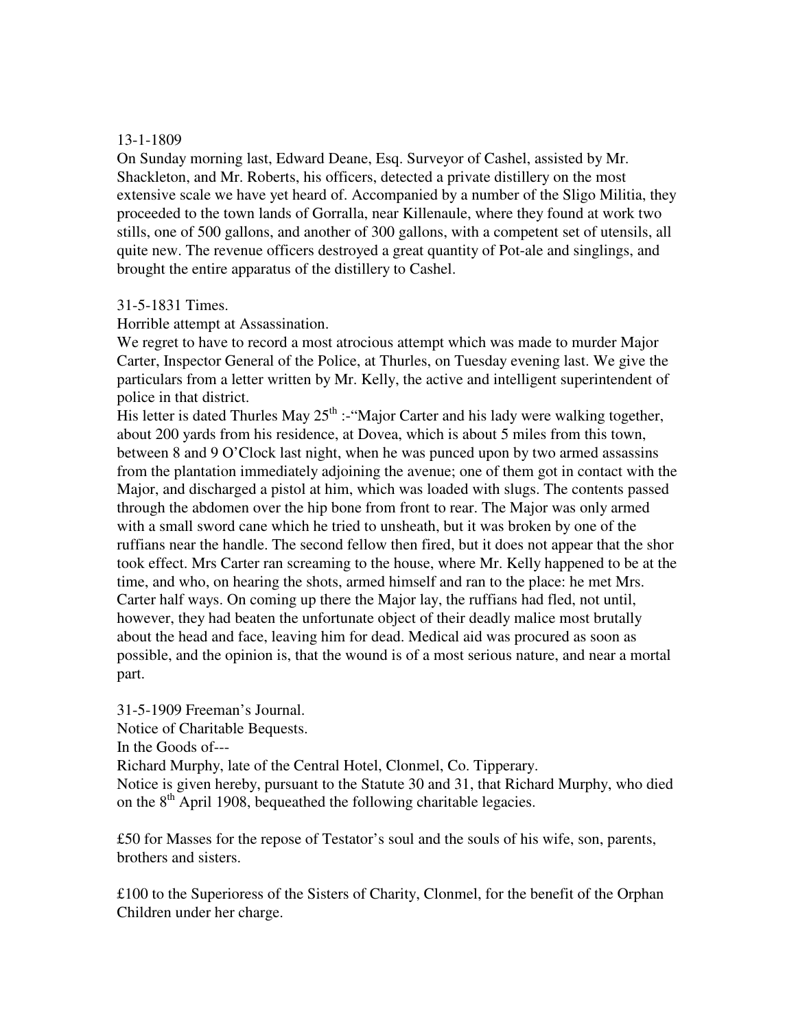13-1-1809

On Sunday morning last, Edward Deane, Esq. Surveyor of Cashel, assisted by Mr. Shackleton, and Mr. Roberts, his officers, detected a private distillery on the most extensive scale we have yet heard of. Accompanied by a number of the Sligo Militia, they proceeded to the town lands of Gorralla, near Killenaule, where they found at work two stills, one of 500 gallons, and another of 300 gallons, with a competent set of utensils, all quite new. The revenue officers destroyed a great quantity of Pot-ale and singlings, and brought the entire apparatus of the distillery to Cashel.

31-5-1831 Times.

Horrible attempt at Assassination.

We regret to have to record a most atrocious attempt which was made to murder Major Carter, Inspector General of the Police, at Thurles, on Tuesday evening last. We give the particulars from a letter written by Mr. Kelly, the active and intelligent superintendent of police in that district.

His letter is dated Thurles May 25th :-"Major Carter and his lady were walking together, about 200 yards from his residence, at Dovea, which is about 5 miles from this town, between 8 and 9 O'Clock last night, when he was punced upon by two armed assassins from the plantation immediately adjoining the avenue; one of them got in contact with the Major, and discharged a pistol at him, which was loaded with slugs. The contents passed through the abdomen over the hip bone from front to rear. The Major was only armed with a small sword cane which he tried to unsheath, but it was broken by one of the ruffians near the handle. The second fellow then fired, but it does not appear that the shor took effect. Mrs Carter ran screaming to the house, where Mr. Kelly happened to be at the time, and who, on hearing the shots, armed himself and ran to the place: he met Mrs. Carter half ways. On coming up there the Major lay, the ruffians had fled, not until, however, they had beaten the unfortunate object of their deadly malice most brutally about the head and face, leaving him for dead. Medical aid was procured as soon as possible, and the opinion is, that the wound is of a most serious nature, and near a mortal part.

31-5-1909 Freeman's Journal.

Notice of Charitable Bequests.

In the Goods of---

Richard Murphy, late of the Central Hotel, Clonmel, Co. Tipperary.

Notice is given hereby, pursuant to the Statute 30 and 31, that Richard Murphy, who died on the 8th April 1908, bequeathed the following charitable legacies.

£50 for Masses for the repose of Testator's soul and the souls of his wife, son, parents, brothers and sisters.

£100 to the Superioress of the Sisters of Charity, Clonmel, for the benefit of the Orphan Children under her charge.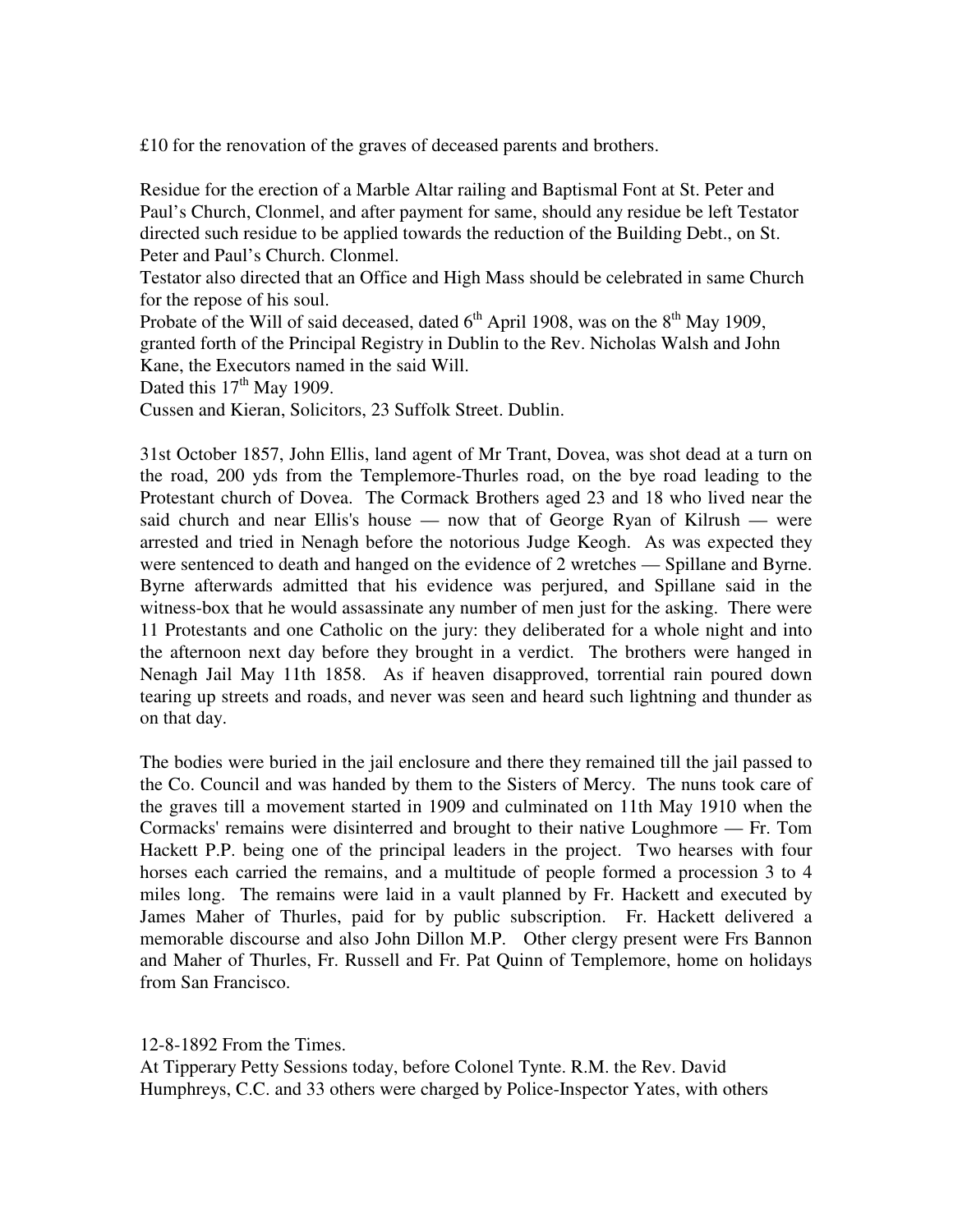£10 for the renovation of the graves of deceased parents and brothers.

Residue for the erection of a Marble Altar railing and Baptismal Font at St. Peter and Paul's Church, Clonmel, and after payment for same, should any residue be left Testator directed such residue to be applied towards the reduction of the Building Debt., on St. Peter and Paul's Church. Clonmel.
Testator also directed that an Office and High Mass should be celebrated in same Church for the repose of his soul.
Probate of the Will of said deceased, dated 6th April 1908, was on the 8th May 1909, granted forth of the Principal Registry in Dublin to the Rev. Nicholas Walsh and John Kane, the Executors named in the said Will.
Dated this 17th May 1909.
Cussen and Kieran, Solicitors, 23 Suffolk Street. Dublin.

31st October 1857, John Ellis, land agent of Mr Trant, Dovea, was shot dead at a turn on the road, 200 yds from the Templemore-Thurles road, on the bye road leading to the Protestant church of Dovea. The Cormack Brothers aged 23 and 18 who lived near the said church and near Ellis's house — now that of George Ryan of Kilrush — were arrested and tried in Nenagh before the notorious Judge Keogh. As was expected they were sentenced to death and hanged on the evidence of 2 wretches — Spillane and Byrne. Byrne afterwards admitted that his evidence was perjured, and Spillane said in the witness-box that he would assassinate any number of men just for the asking. There were 11 Protestants and one Catholic on the jury: they deliberated for a whole night and into the afternoon next day before they brought in a verdict. The brothers were hanged in Nenagh Jail May 11th 1858. As if heaven disapproved, torrential rain poured down tearing up streets and roads, and never was seen and heard such lightning and thunder as on that day.

The bodies were buried in the jail enclosure and there they remained till the jail passed to the Co. Council and was handed by them to the Sisters of Mercy. The nuns took care of the graves till a movement started in 1909 and culminated on 11th May 1910 when the Cormacks' remains were disinterred and brought to their native Loughmore — Fr. Tom Hackett P.P. being one of the principal leaders in the project. Two hearses with four horses each carried the remains, and a multitude of people formed a procession 3 to 4 miles long. The remains were laid in a vault planned by Fr. Hackett and executed by James Maher of Thurles, paid for by public subscription. Fr. Hackett delivered a memorable discourse and also John Dillon M.P. Other clergy present were Frs Bannon and Maher of Thurles, Fr. Russell and Fr. Pat Quinn of Templemore, home on holidays from San Francisco.

12-8-1892 From the Times.
At Tipperary Petty Sessions today, before Colonel Tynte. R.M. the Rev. David Humphreys, C.C. and 33 others were charged by Police-Inspector Yates, with others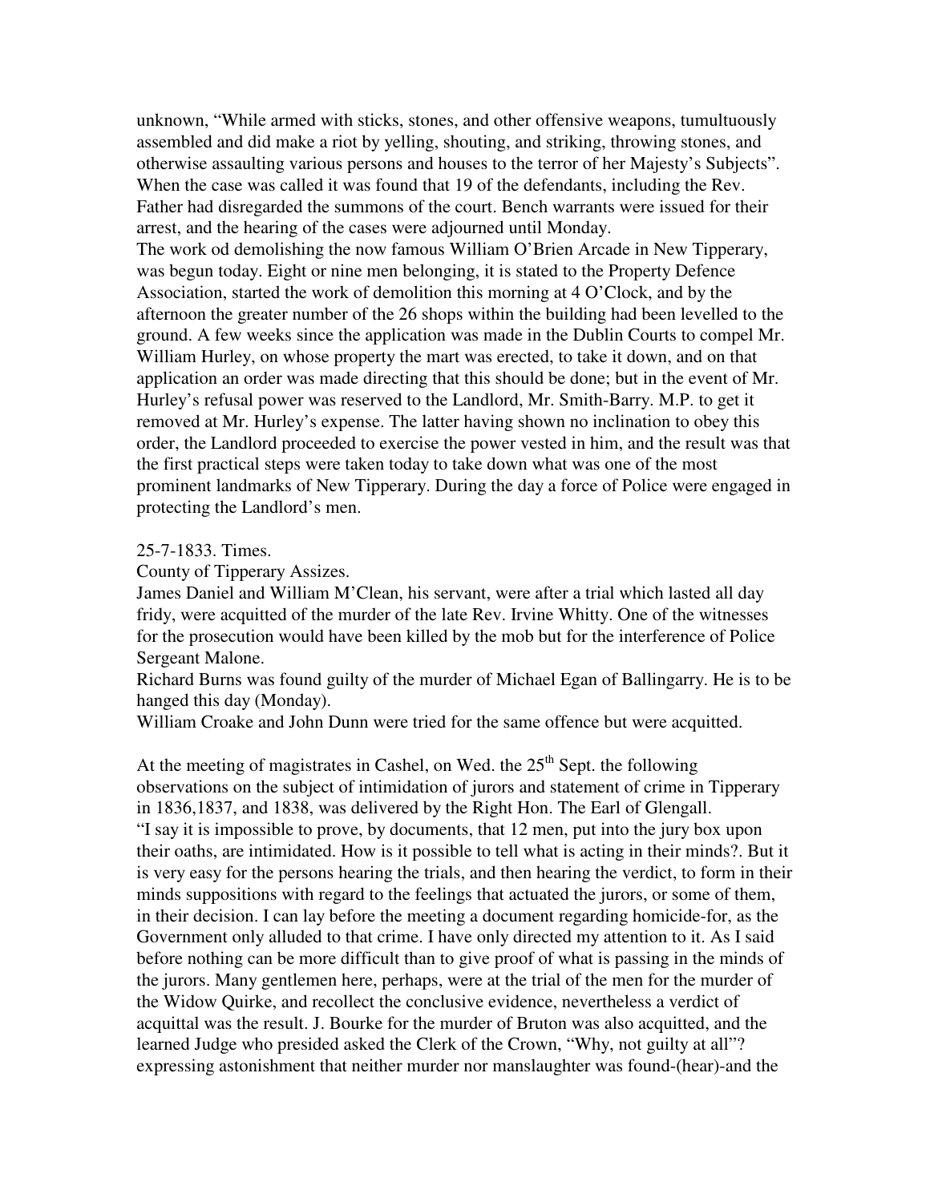unknown, "While armed with sticks, stones, and other offensive weapons, tumultuously assembled and did make a riot by yelling, shouting, and striking, throwing stones, and otherwise assaulting various persons and houses to the terror of her Majesty's Subjects". When the case was called it was found that 19 of the defendants, including the Rev. Father had disregarded the summons of the court. Bench warrants were issued for their arrest, and the hearing of the cases were adjourned until Monday.
The work od demolishing the now famous William O'Brien Arcade in New Tipperary, was begun today. Eight or nine men belonging, it is stated to the Property Defence Association, started the work of demolition this morning at 4 O'Clock, and by the afternoon the greater number of the 26 shops within the building had been levelled to the ground. A few weeks since the application was made in the Dublin Courts to compel Mr. William Hurley, on whose property the mart was erected, to take it down, and on that application an order was made directing that this should be done; but in the event of Mr. Hurley's refusal power was reserved to the Landlord, Mr. Smith-Barry. M.P. to get it removed at Mr. Hurley's expense. The latter having shown no inclination to obey this order, the Landlord proceeded to exercise the power vested in him, and the result was that the first practical steps were taken today to take down what was one of the most prominent landmarks of New Tipperary. During the day a force of Police were engaged in protecting the Landlord's men.

25-7-1833. Times.
County of Tipperary Assizes.
James Daniel and William M'Clean, his servant, were after a trial which lasted all day fridy, were acquitted of the murder of the late Rev. Irvine Whitty. One of the witnesses for the prosecution would have been killed by the mob but for the interference of Police Sergeant Malone.
Richard Burns was found guilty of the murder of Michael Egan of Ballingarry. He is to be hanged this day (Monday).
William Croake and John Dunn were tried for the same offence but were acquitted.

At the meeting of magistrates in Cashel, on Wed. the 25th Sept. the following observations on the subject of intimidation of jurors and statement of crime in Tipperary in 1836,1837, and 1838, was delivered by the Right Hon. The Earl of Glengall.
"I say it is impossible to prove, by documents, that 12 men, put into the jury box upon their oaths, are intimidated. How is it possible to tell what is acting in their minds?. But it is very easy for the persons hearing the trials, and then hearing the verdict, to form in their minds suppositions with regard to the feelings that actuated the jurors, or some of them, in their decision. I can lay before the meeting a document regarding homicide-for, as the Government only alluded to that crime. I have only directed my attention to it. As I said before nothing can be more difficult than to give proof of what is passing in the minds of the jurors. Many gentlemen here, perhaps, were at the trial of the men for the murder of the Widow Quirke, and recollect the conclusive evidence, nevertheless a verdict of acquittal was the result. J. Bourke for the murder of Bruton was also acquitted, and the learned Judge who presided asked the Clerk of the Crown, "Why, not guilty at all"? expressing astonishment that neither murder nor manslaughter was found-(hear)-and the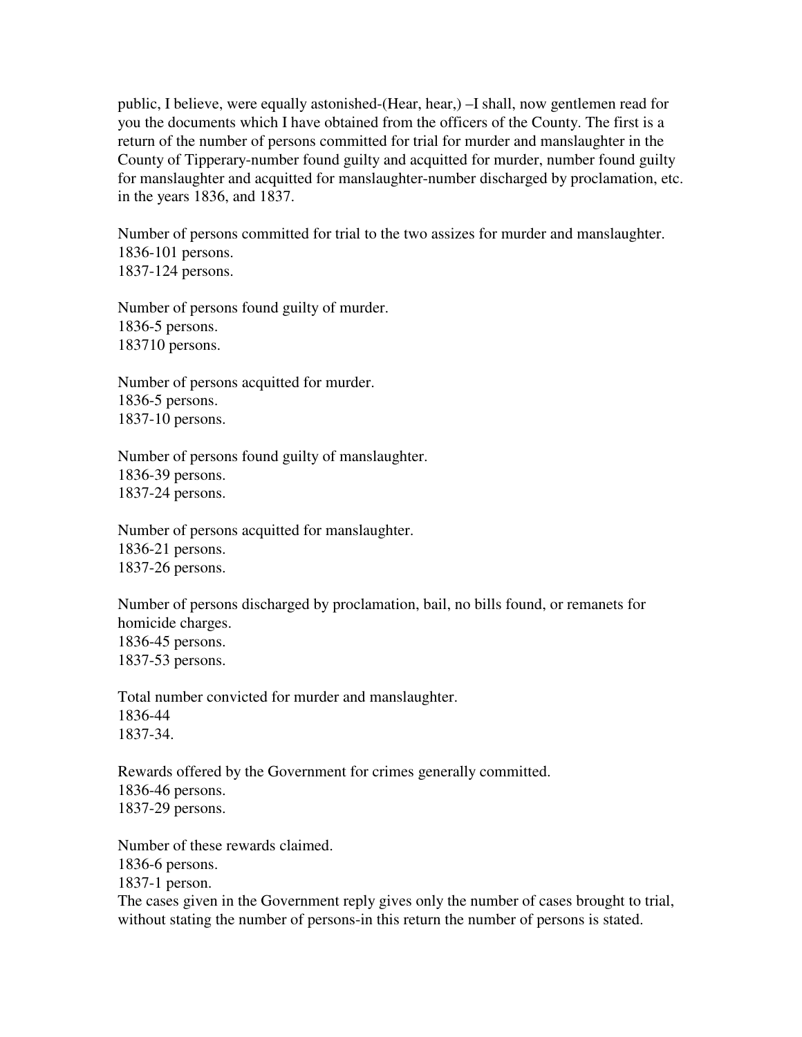public, I believe, were equally astonished-(Hear, hear,) –I shall, now gentlemen read for you the documents which I have obtained from the officers of the County. The first is a return of the number of persons committed for trial for murder and manslaughter in the County of Tipperary-number found guilty and acquitted for murder, number found guilty for manslaughter and acquitted for manslaughter-number discharged by proclamation, etc. in the years 1836, and 1837.

Number of persons committed for trial to the two assizes for murder and manslaughter.
1836-101 persons.
1837-124 persons.

Number of persons found guilty of murder.
1836-5 persons.
183710 persons.

Number of persons acquitted for murder.
1836-5 persons.
1837-10 persons.

Number of persons found guilty of manslaughter.
1836-39 persons.
1837-24 persons.

Number of persons acquitted for manslaughter.
1836-21 persons.
1837-26 persons.

Number of persons discharged by proclamation, bail, no bills found, or remanets for homicide charges.
1836-45 persons.
1837-53 persons.

Total number convicted for murder and manslaughter.
1836-44
1837-34.

Rewards offered by the Government for crimes generally committed.
1836-46 persons.
1837-29 persons.

Number of these rewards claimed.
1836-6 persons.
1837-1 person.
The cases given in the Government reply gives only the number of cases brought to trial, without stating the number of persons-in this return the number of persons is stated.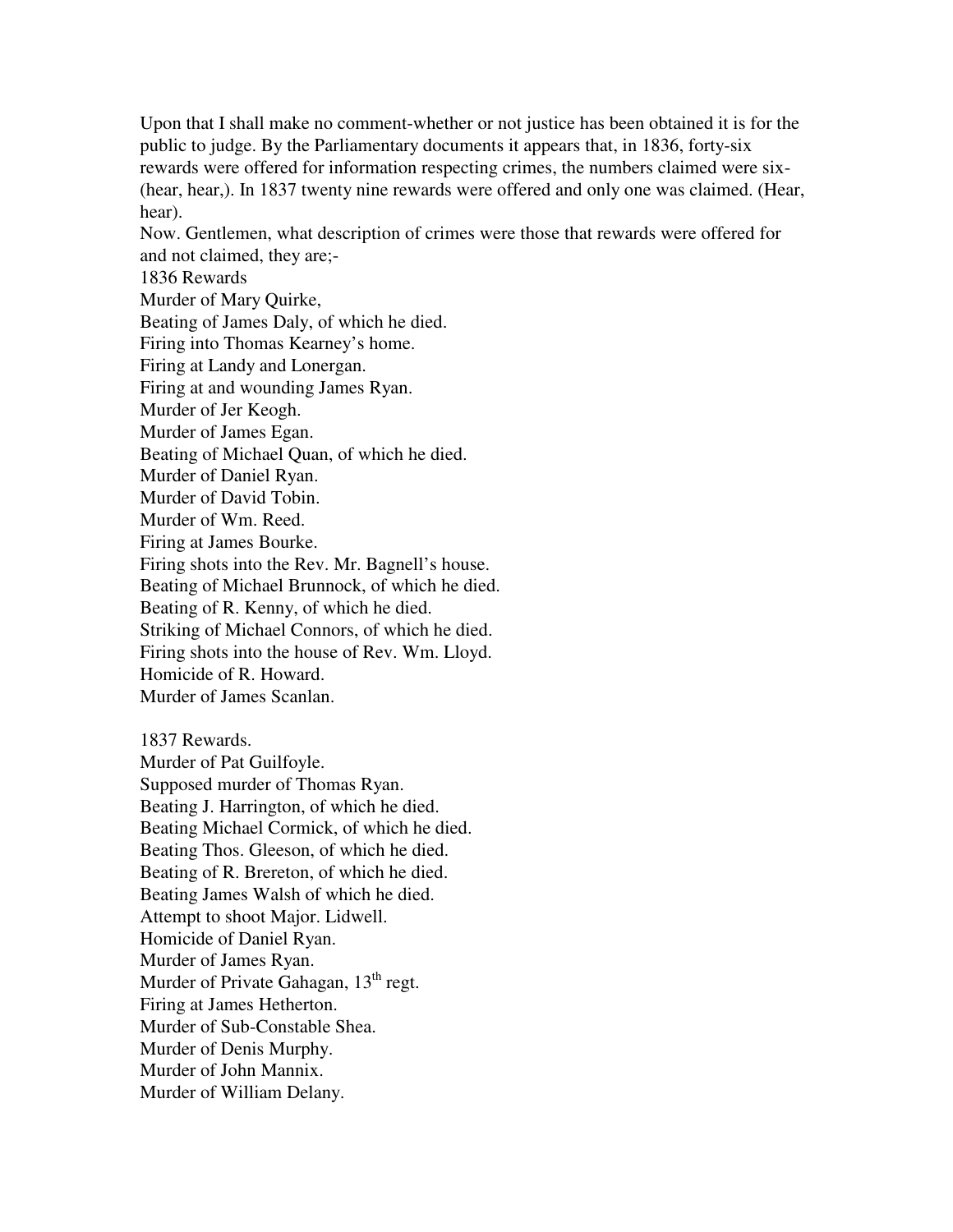Upon that I shall make no comment-whether or not justice has been obtained it is for the public to judge. By the Parliamentary documents it appears that, in 1836, forty-six rewards were offered for information respecting crimes, the numbers claimed were six-(hear, hear,). In 1837 twenty nine rewards were offered and only one was claimed. (Hear, hear).

Now. Gentlemen, what description of crimes were those that rewards were offered for and not claimed, they are;-

1836 Rewards

Murder of Mary Quirke,
Beating of James Daly, of which he died.
Firing into Thomas Kearney's home.
Firing at Landy and Lonergan.
Firing at and wounding James Ryan.
Murder of Jer Keogh.
Murder of James Egan.
Beating of Michael Quan, of which he died.
Murder of Daniel Ryan.
Murder of David Tobin.
Murder of Wm. Reed.
Firing at James Bourke.
Firing shots into the Rev. Mr. Bagnell's house.
Beating of Michael Brunnock, of which he died.
Beating of R. Kenny, of which he died.
Striking of Michael Connors, of which he died.
Firing shots into the house of Rev. Wm. Lloyd.
Homicide of R. Howard.
Murder of James Scanlan.

1837 Rewards.

Murder of Pat Guilfoyle.
Supposed murder of Thomas Ryan.
Beating J. Harrington, of which he died.
Beating Michael Cormick, of which he died.
Beating Thos. Gleeson, of which he died.
Beating of R. Brereton, of which he died.
Beating James Walsh of which he died.
Attempt to shoot Major. Lidwell.
Homicide of Daniel Ryan.
Murder of James Ryan.
Murder of Private Gahagan, 13th regt.
Firing at James Hetherton.
Murder of Sub-Constable Shea.
Murder of Denis Murphy.
Murder of John Mannix.
Murder of William Delany.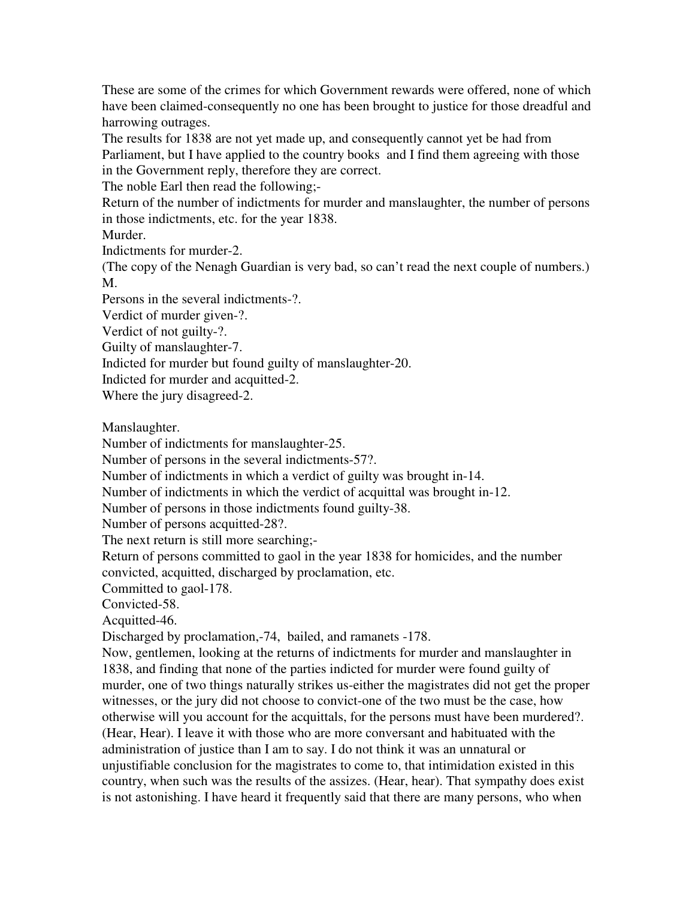These are some of the crimes for which Government rewards were offered, none of which have been claimed-consequently no one has been brought to justice for those dreadful and harrowing outrages.

The results for 1838 are not yet made up, and consequently cannot yet be had from Parliament, but I have applied to the country books and I find them agreeing with those in the Government reply, therefore they are correct.

The noble Earl then read the following;-

Return of the number of indictments for murder and manslaughter, the number of persons in those indictments, etc. for the year 1838.

Murder.

Indictments for murder-2.

(The copy of the Nenagh Guardian is very bad, so can't read the next couple of numbers.) M.

Persons in the several indictments-?.

Verdict of murder given-?.

Verdict of not guilty-?.

Guilty of manslaughter-7.

Indicted for murder but found guilty of manslaughter-20.

Indicted for murder and acquitted-2.

Where the jury disagreed-2.

Manslaughter.

Number of indictments for manslaughter-25.

Number of persons in the several indictments-57?.

Number of indictments in which a verdict of guilty was brought in-14.

Number of indictments in which the verdict of acquittal was brought in-12.

Number of persons in those indictments found guilty-38.

Number of persons acquitted-28?.

The next return is still more searching;-

Return of persons committed to gaol in the year 1838 for homicides, and the number convicted, acquitted, discharged by proclamation, etc.

Committed to gaol-178.

Convicted-58.

Acquitted-46.

Discharged by proclamation,-74, bailed, and ramanets -178.

Now, gentlemen, looking at the returns of indictments for murder and manslaughter in 1838, and finding that none of the parties indicted for murder were found guilty of murder, one of two things naturally strikes us-either the magistrates did not get the proper witnesses, or the jury did not choose to convict-one of the two must be the case, how otherwise will you account for the acquittals, for the persons must have been murdered?. (Hear, Hear). I leave it with those who are more conversant and habituated with the administration of justice than I am to say. I do not think it was an unnatural or unjustifiable conclusion for the magistrates to come to, that intimidation existed in this country, when such was the results of the assizes. (Hear, hear). That sympathy does exist is not astonishing. I have heard it frequently said that there are many persons, who when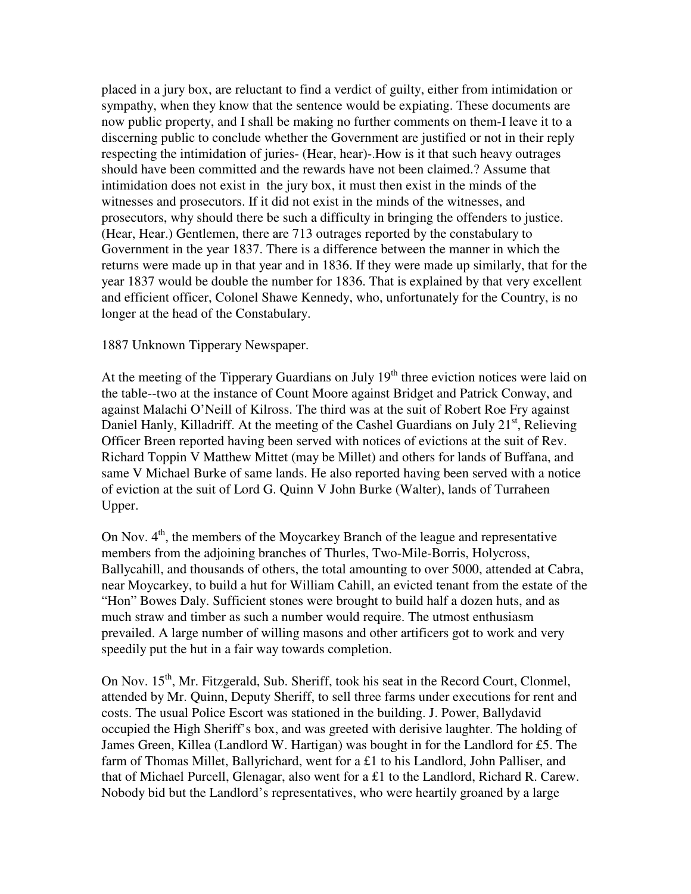placed in a jury box, are reluctant to find a verdict of guilty, either from intimidation or sympathy, when they know that the sentence would be expiating. These documents are now public property, and I shall be making no further comments on them-I leave it to a discerning public to conclude whether the Government are justified or not in their reply respecting the intimidation of juries- (Hear, hear)-.How is it that such heavy outrages should have been committed and the rewards have not been claimed.? Assume that intimidation does not exist in  the jury box, it must then exist in the minds of the witnesses and prosecutors. If it did not exist in the minds of the witnesses, and prosecutors, why should there be such a difficulty in bringing the offenders to justice. (Hear, Hear.) Gentlemen, there are 713 outrages reported by the constabulary to Government in the year 1837. There is a difference between the manner in which the returns were made up in that year and in 1836. If they were made up similarly, that for the year 1837 would be double the number for 1836. That is explained by that very excellent and efficient officer, Colonel Shawe Kennedy, who, unfortunately for the Country, is no longer at the head of the Constabulary.

1887 Unknown Tipperary Newspaper.

At the meeting of the Tipperary Guardians on July 19th three eviction notices were laid on the table--two at the instance of Count Moore against Bridget and Patrick Conway, and against Malachi O'Neill of Kilross. The third was at the suit of Robert Roe Fry against Daniel Hanly, Killadriff. At the meeting of the Cashel Guardians on July 21st, Relieving Officer Breen reported having been served with notices of evictions at the suit of Rev. Richard Toppin V Matthew Mittet (may be Millet) and others for lands of Buffana, and same V Michael Burke of same lands. He also reported having been served with a notice of eviction at the suit of Lord G. Quinn V John Burke (Walter), lands of Turraheen Upper.

On Nov. 4th, the members of the Moycarkey Branch of the league and representative members from the adjoining branches of Thurles, Two-Mile-Borris, Holycross, Ballycahill, and thousands of others, the total amounting to over 5000, attended at Cabra, near Moycarkey, to build a hut for William Cahill, an evicted tenant from the estate of the "Hon" Bowes Daly. Sufficient stones were brought to build half a dozen huts, and as much straw and timber as such a number would require. The utmost enthusiasm prevailed. A large number of willing masons and other artificers got to work and very speedily put the hut in a fair way towards completion.

On Nov. 15th, Mr. Fitzgerald, Sub. Sheriff, took his seat in the Record Court, Clonmel, attended by Mr. Quinn, Deputy Sheriff, to sell three farms under executions for rent and costs. The usual Police Escort was stationed in the building. J. Power, Ballydavid occupied the High Sheriff's box, and was greeted with derisive laughter. The holding of James Green, Killea (Landlord W. Hartigan) was bought in for the Landlord for £5. The farm of Thomas Millet, Ballyrichard, went for a £1 to his Landlord, John Palliser, and that of Michael Purcell, Glenagar, also went for a £1 to the Landlord, Richard R. Carew. Nobody bid but the Landlord's representatives, who were heartily groaned by a large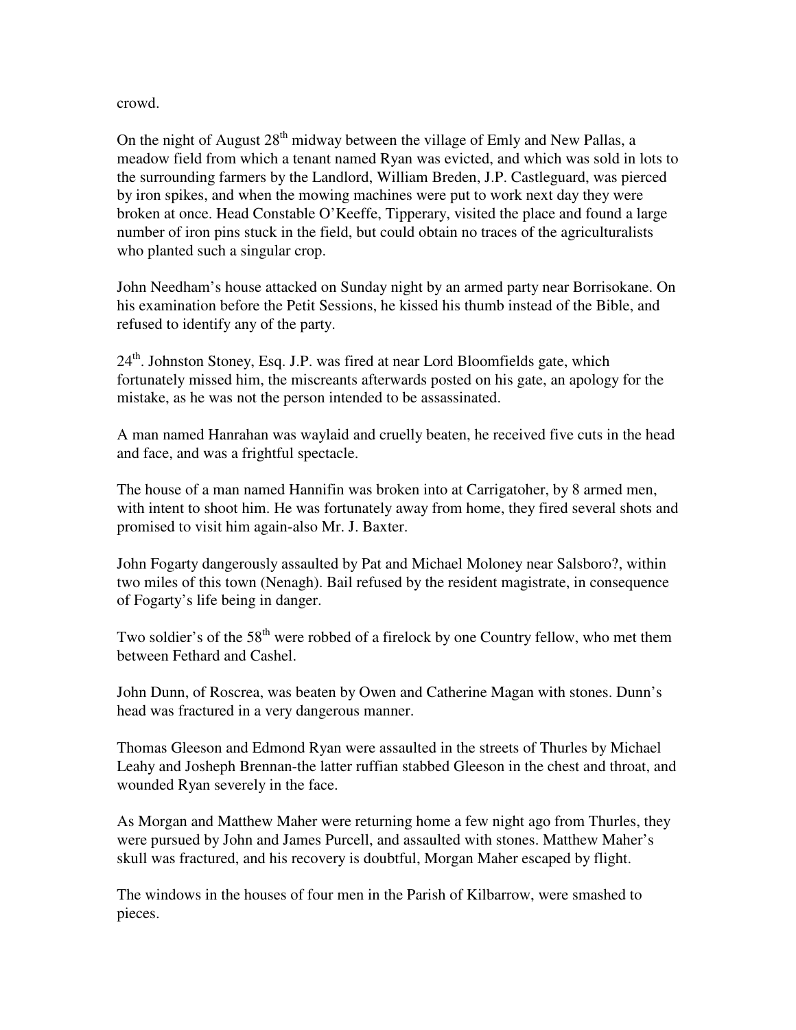crowd.

On the night of August 28th midway between the village of Emly and New Pallas, a meadow field from which a tenant named Ryan was evicted, and which was sold in lots to the surrounding farmers by the Landlord, William Breden, J.P. Castleguard, was pierced by iron spikes, and when the mowing machines were put to work next day they were broken at once. Head Constable O'Keeffe, Tipperary, visited the place and found a large number of iron pins stuck in the field, but could obtain no traces of the agriculturalists who planted such a singular crop.

John Needham's house attacked on Sunday night by an armed party near Borrisokane. On his examination before the Petit Sessions, he kissed his thumb instead of the Bible, and refused to identify any of the party.

24th. Johnston Stoney, Esq. J.P. was fired at near Lord Bloomfields gate, which fortunately missed him, the miscreants afterwards posted on his gate, an apology for the mistake, as he was not the person intended to be assassinated.

A man named Hanrahan was waylaid and cruelly beaten, he received five cuts in the head and face, and was a frightful spectacle.

The house of a man named Hannifin was broken into at Carrigatoher, by 8 armed men, with intent to shoot him. He was fortunately away from home, they fired several shots and promised to visit him again-also Mr. J. Baxter.

John Fogarty dangerously assaulted by Pat and Michael Moloney near Salsboro?, within two miles of this town (Nenagh). Bail refused by the resident magistrate, in consequence of Fogarty's life being in danger.

Two soldier's of the 58th were robbed of a firelock by one Country fellow, who met them between Fethard and Cashel.

John Dunn, of Roscrea, was beaten by Owen and Catherine Magan with stones. Dunn's head was fractured in a very dangerous manner.

Thomas Gleeson and Edmond Ryan were assaulted in the streets of Thurles by Michael Leahy and Josheph Brennan-the latter ruffian stabbed Gleeson in the chest and throat, and wounded Ryan severely in the face.

As Morgan and Matthew Maher were returning home a few night ago from Thurles, they were pursued by John and James Purcell, and assaulted with stones. Matthew Maher's skull was fractured, and his recovery is doubtful, Morgan Maher escaped by flight.

The windows in the houses of four men in the Parish of Kilbarrow, were smashed to pieces.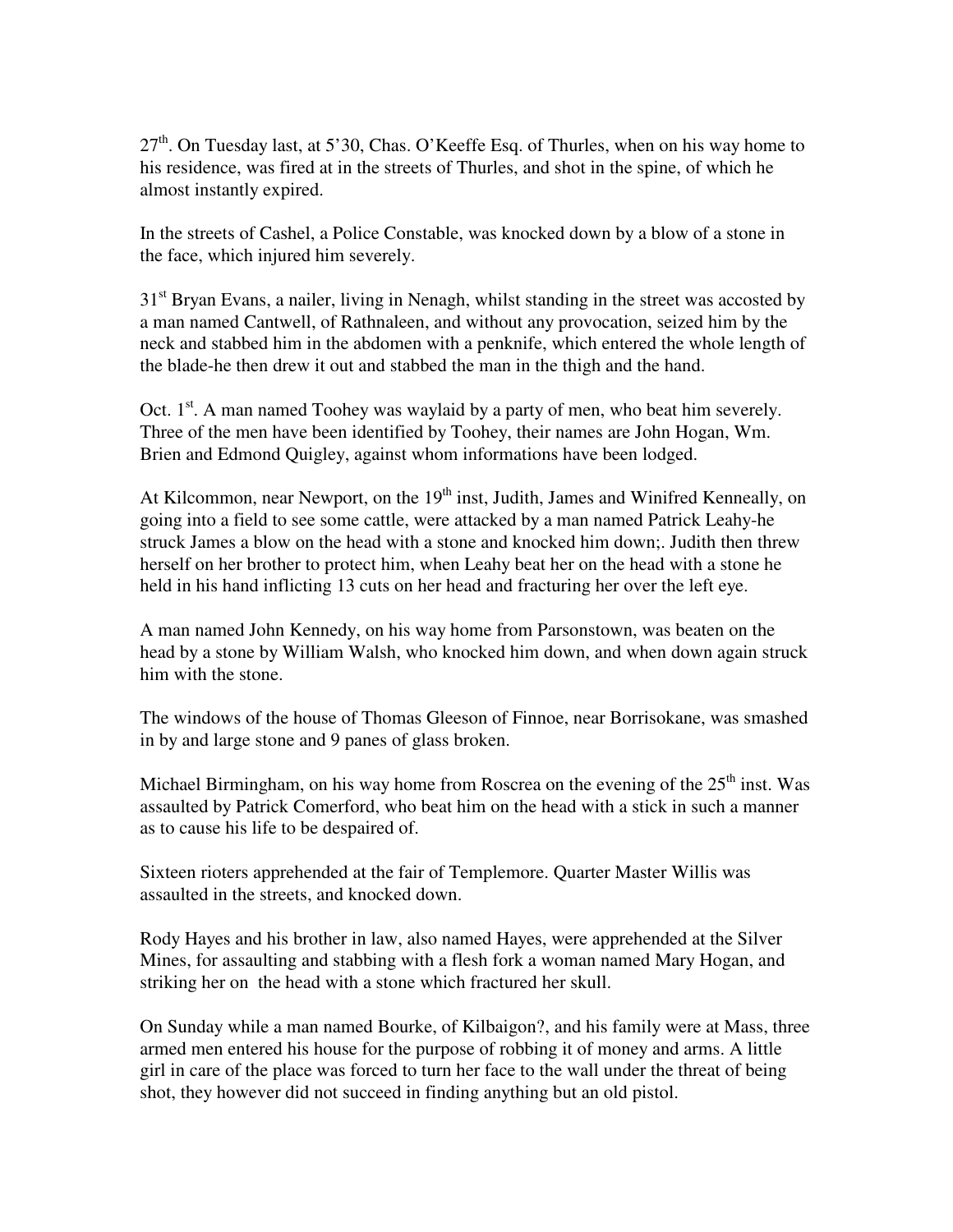27th. On Tuesday last, at 5'30, Chas. O'Keeffe Esq. of Thurles, when on his way home to his residence, was fired at in the streets of Thurles, and shot in the spine, of which he almost instantly expired.

In the streets of Cashel, a Police Constable, was knocked down by a blow of a stone in the face, which injured him severely.

31st Bryan Evans, a nailer, living in Nenagh, whilst standing in the street was accosted by a man named Cantwell, of Rathnaleen, and without any provocation, seized him by the neck and stabbed him in the abdomen with a penknife, which entered the whole length of the blade-he then drew it out and stabbed the man in the thigh and the hand.

Oct. 1st. A man named Toohey was waylaid by a party of men, who beat him severely. Three of the men have been identified by Toohey, their names are John Hogan, Wm. Brien and Edmond Quigley, against whom informations have been lodged.

At Kilcommon, near Newport, on the 19th inst, Judith, James and Winifred Kenneally, on going into a field to see some cattle, were attacked by a man named Patrick Leahy-he struck James a blow on the head with a stone and knocked him down;. Judith then threw herself on her brother to protect him, when Leahy beat her on the head with a stone he held in his hand inflicting 13 cuts on her head and fracturing her over the left eye.

A man named John Kennedy, on his way home from Parsonstown, was beaten on the head by a stone by William Walsh, who knocked him down, and when down again struck him with the stone.

The windows of the house of Thomas Gleeson of Finnoe, near Borrisokane, was smashed in by and large stone and 9 panes of glass broken.

Michael Birmingham, on his way home from Roscrea on the evening of the 25th inst. Was assaulted by Patrick Comerford, who beat him on the head with a stick in such a manner as to cause his life to be despaired of.

Sixteen rioters apprehended at the fair of Templemore. Quarter Master Willis was assaulted in the streets, and knocked down.

Rody Hayes and his brother in law, also named Hayes, were apprehended at the Silver Mines, for assaulting and stabbing with a flesh fork a woman named Mary Hogan, and striking her on the head with a stone which fractured her skull.

On Sunday while a man named Bourke, of Kilbaigon?, and his family were at Mass, three armed men entered his house for the purpose of robbing it of money and arms. A little girl in care of the place was forced to turn her face to the wall under the threat of being shot, they however did not succeed in finding anything but an old pistol.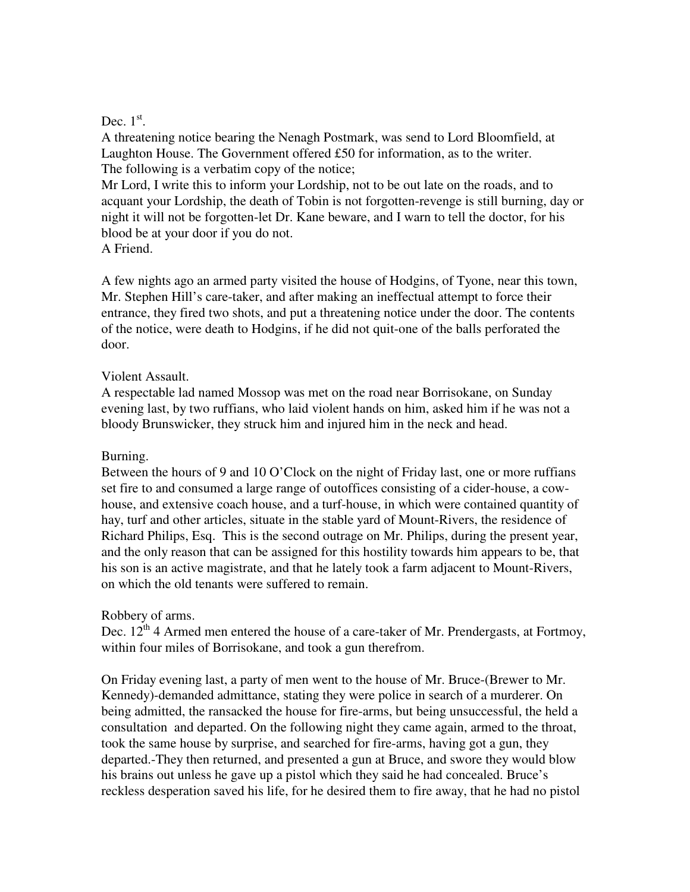Dec. 1st.

A threatening notice bearing the Nenagh Postmark, was send to Lord Bloomfield, at Laughton House. The Government offered £50 for information, as to the writer.

The following is a verbatim copy of the notice;

Mr Lord, I write this to inform your Lordship, not to be out late on the roads, and to acquant your Lordship, the death of Tobin is not forgotten-revenge is still burning, day or night it will not be forgotten-let Dr. Kane beware, and I warn to tell the doctor, for his blood be at your door if you do not.

A Friend.

A few nights ago an armed party visited the house of Hodgins, of Tyone, near this town, Mr. Stephen Hill's care-taker, and after making an ineffectual attempt to force their entrance, they fired two shots, and put a threatening notice under the door. The contents of the notice, were death to Hodgins, if he did not quit-one of the balls perforated the door.

Violent Assault.

A respectable lad named Mossop was met on the road near Borrisokane, on Sunday evening last, by two ruffians, who laid violent hands on him, asked him if he was not a bloody Brunswicker, they struck him and injured him in the neck and head.

Burning.

Between the hours of 9 and 10 O'Clock on the night of Friday last, one or more ruffians set fire to and consumed a large range of outoffices consisting of a cider-house, a cow-house, and extensive coach house, and a turf-house, in which were contained quantity of hay, turf and other articles, situate in the stable yard of Mount-Rivers, the residence of Richard Philips, Esq. This is the second outrage on Mr. Philips, during the present year, and the only reason that can be assigned for this hostility towards him appears to be, that his son is an active magistrate, and that he lately took a farm adjacent to Mount-Rivers, on which the old tenants were suffered to remain.

Robbery of arms.

Dec. 12th 4 Armed men entered the house of a care-taker of Mr. Prendergasts, at Fortmoy, within four miles of Borrisokane, and took a gun therefrom.

On Friday evening last, a party of men went to the house of Mr. Bruce-(Brewer to Mr. Kennedy)-demanded admittance, stating they were police in search of a murderer. On being admitted, the ransacked the house for fire-arms, but being unsuccessful, the held a consultation and departed. On the following night they came again, armed to the throat, took the same house by surprise, and searched for fire-arms, having got a gun, they departed.-They then returned, and presented a gun at Bruce, and swore they would blow his brains out unless he gave up a pistol which they said he had concealed. Bruce's reckless desperation saved his life, for he desired them to fire away, that he had no pistol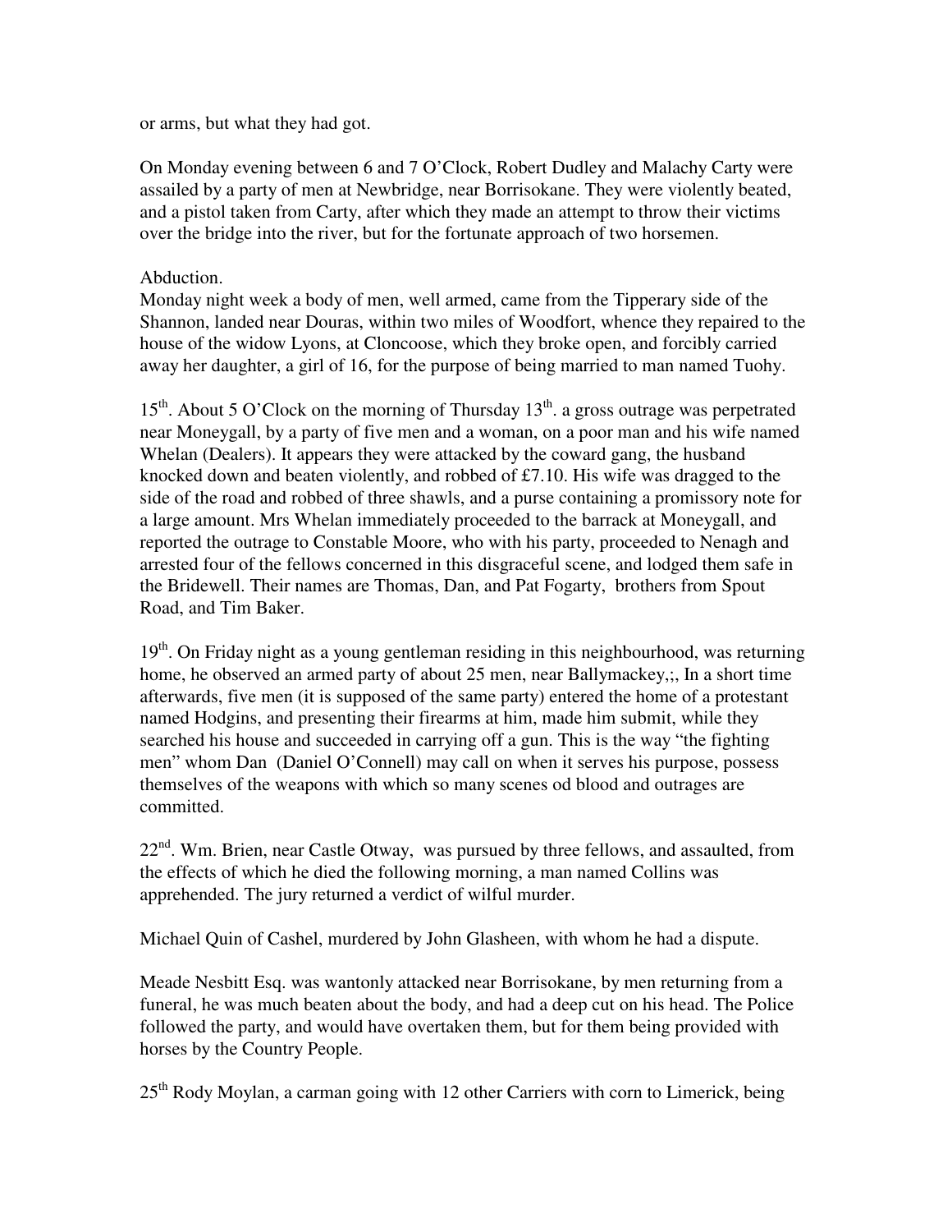or arms, but what they had got.

On Monday evening between 6 and 7 O'Clock, Robert Dudley and Malachy Carty were assailed by a party of men at Newbridge, near Borrisokane. They were violently beaten, and a pistol taken from Carty, after which they made an attempt to throw their victims over the bridge into the river, but for the fortunate approach of two horsemen.

Abduction.
Monday night week a body of men, well armed, came from the Tipperary side of the Shannon, landed near Douras, within two miles of Woodfort, whence they repaired to the house of the widow Lyons, at Cloncoose, which they broke open, and forcibly carried away her daughter, a girl of 16, for the purpose of being married to man named Tuohy.

15th. About 5 O'Clock on the morning of Thursday 13th. a gross outrage was perpetrated near Moneygall, by a party of five men and a woman, on a poor man and his wife named Whelan (Dealers). It appears they were attacked by the coward gang, the husband knocked down and beaten violently, and robbed of £7.10. His wife was dragged to the side of the road and robbed of three shawls, and a purse containing a promissory note for a large amount. Mrs Whelan immediately proceeded to the barrack at Moneygall, and reported the outrage to Constable Moore, who with his party, proceeded to Nenagh and arrested four of the fellows concerned in this disgraceful scene, and lodged them safe in the Bridewell. Their names are Thomas, Dan, and Pat Fogarty, brothers from Spout Road, and Tim Baker.

19th. On Friday night as a young gentleman residing in this neighbourhood, was returning home, he observed an armed party of about 25 men, near Ballymackey,;, In a short time afterwards, five men (it is supposed of the same party) entered the home of a protestant named Hodgins, and presenting their firearms at him, made him submit, while they searched his house and succeeded in carrying off a gun. This is the way "the fighting men" whom Dan (Daniel O'Connell) may call on when it serves his purpose, possess themselves of the weapons with which so many scenes od blood and outrages are committed.

22nd. Wm. Brien, near Castle Otway, was pursued by three fellows, and assaulted, from the effects of which he died the following morning, a man named Collins was apprehended. The jury returned a verdict of wilful murder.

Michael Quin of Cashel, murdered by John Glasheen, with whom he had a dispute.

Meade Nesbitt Esq. was wantonly attacked near Borrisokane, by men returning from a funeral, he was much beaten about the body, and had a deep cut on his head. The Police followed the party, and would have overtaken them, but for them being provided with horses by the Country People.

25th Rody Moylan, a carman going with 12 other Carriers with corn to Limerick, being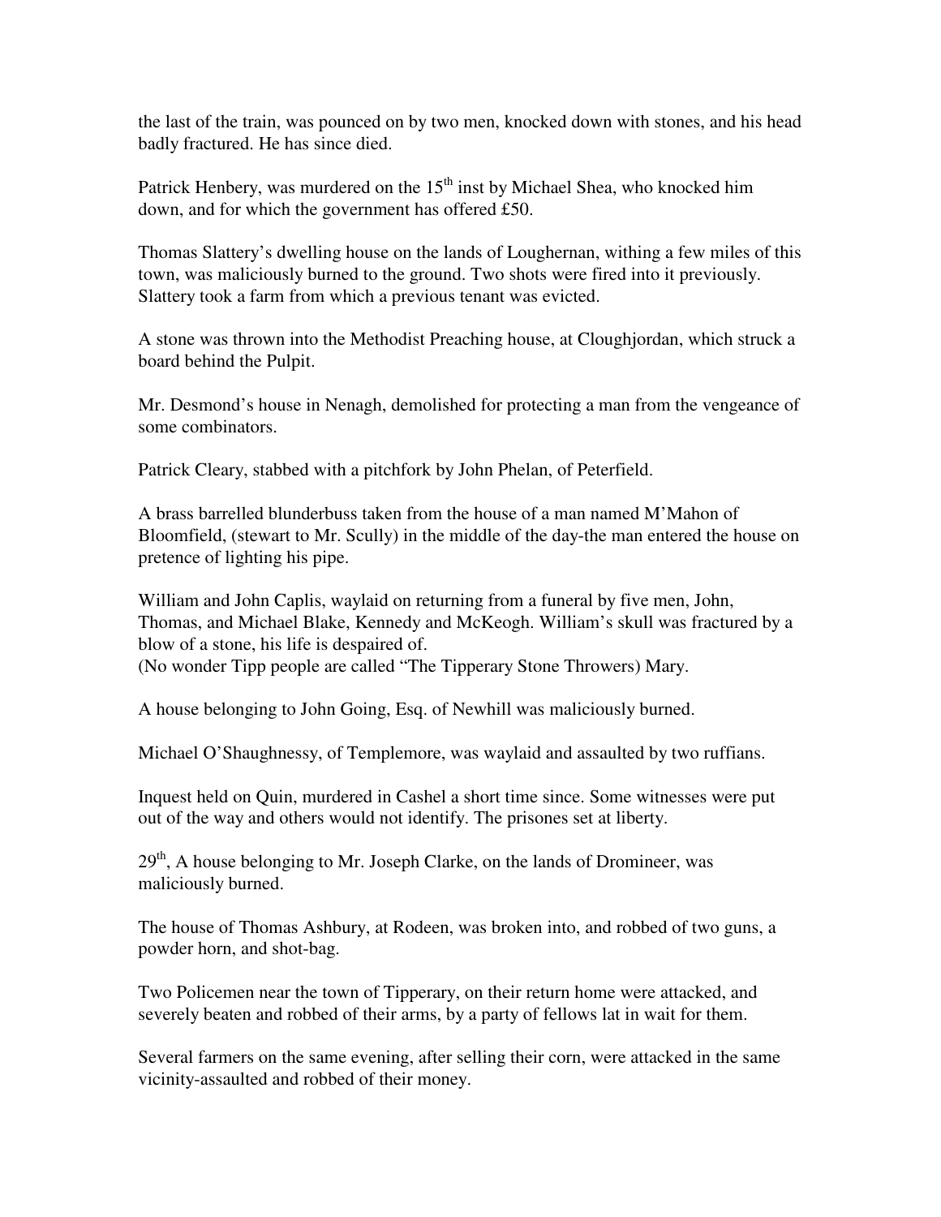the last of the train, was pounced on by two men, knocked down with stones, and his head badly fractured. He has since died.

Patrick Henbery, was murdered on the 15th inst by Michael Shea, who knocked him down, and for which the government has offered £50.

Thomas Slattery's dwelling house on the lands of Loughernan, withing a few miles of this town, was maliciously burned to the ground. Two shots were fired into it previously. Slattery took a farm from which a previous tenant was evicted.

A stone was thrown into the Methodist Preaching house, at Cloughjordan, which struck a board behind the Pulpit.

Mr. Desmond's house in Nenagh, demolished for protecting a man from the vengeance of some combinators.

Patrick Cleary, stabbed with a pitchfork by John Phelan, of Peterfield.

A brass barrelled blunderbuss taken from the house of a man named M'Mahon of Bloomfield, (stewart to Mr. Scully) in the middle of the day-the man entered the house on pretence of lighting his pipe.

William and John Caplis, waylaid on returning from a funeral by five men, John, Thomas, and Michael Blake, Kennedy and McKeogh. William's skull was fractured by a blow of a stone, his life is despaired of.
(No wonder Tipp people are called "The Tipperary Stone Throwers) Mary.

A house belonging to John Going, Esq. of Newhill was maliciously burned.

Michael O'Shaughnessy, of Templemore, was waylaid and assaulted by two ruffians.

Inquest held on Quin, murdered in Cashel a short time since. Some witnesses were put out of the way and others would not identify. The prisones set at liberty.

29th, A house belonging to Mr. Joseph Clarke, on the lands of Dromineer, was maliciously burned.

The house of Thomas Ashbury, at Rodeen, was broken into, and robbed of two guns, a powder horn, and shot-bag.

Two Policemen near the town of Tipperary, on their return home were attacked, and severely beaten and robbed of their arms, by a party of fellows lat in wait for them.

Several farmers on the same evening, after selling their corn, were attacked in the same vicinity-assaulted and robbed of their money.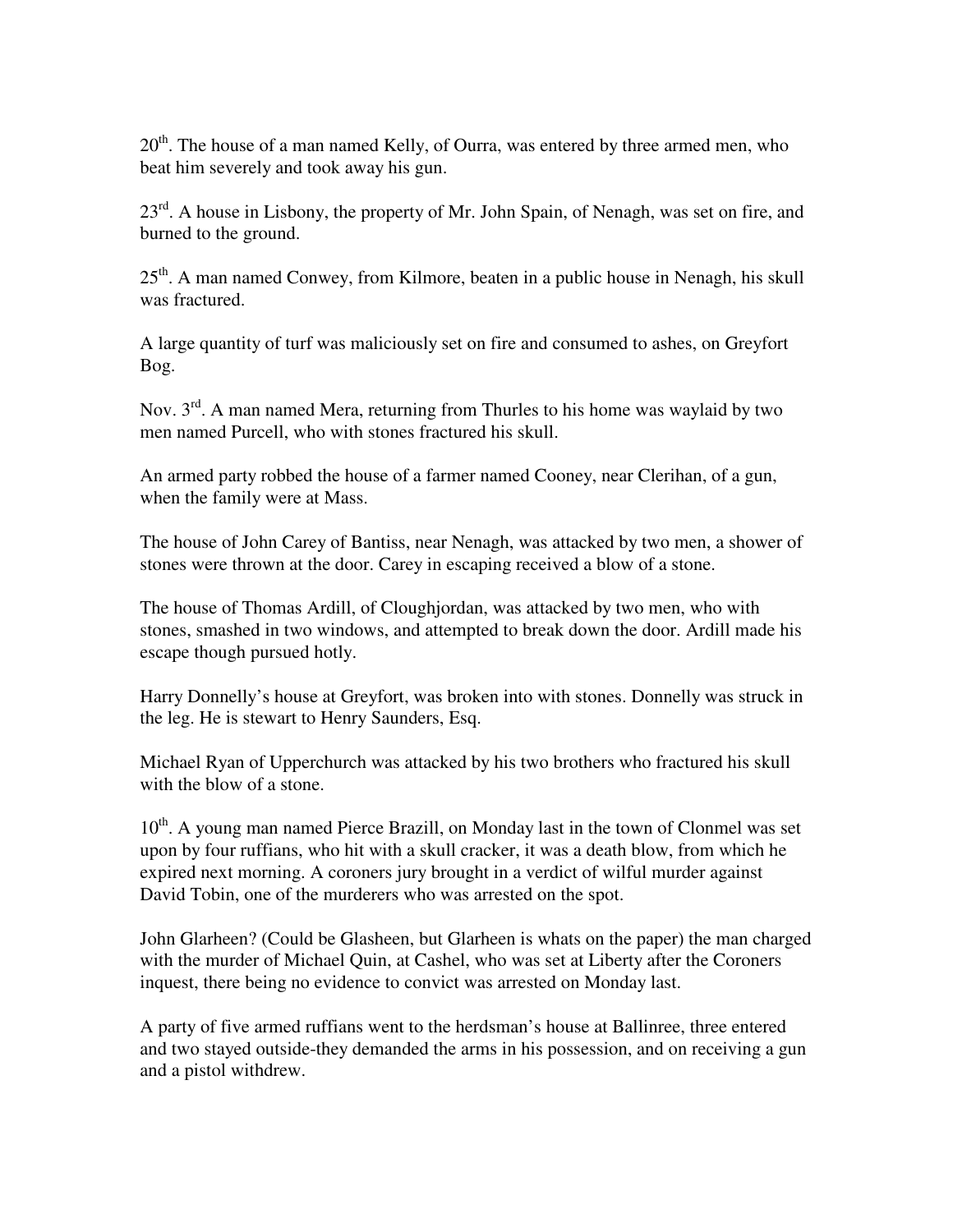20th. The house of a man named Kelly, of Ourra, was entered by three armed men, who beat him severely and took away his gun.

23rd. A house in Lisbony, the property of Mr. John Spain, of Nenagh, was set on fire, and burned to the ground.

25th. A man named Conwey, from Kilmore, beaten in a public house in Nenagh, his skull was fractured.

A large quantity of turf was maliciously set on fire and consumed to ashes, on Greyfort Bog.

Nov. 3rd. A man named Mera, returning from Thurles to his home was waylaid by two men named Purcell, who with stones fractured his skull.

An armed party robbed the house of a farmer named Cooney, near Clerihan, of a gun, when the family were at Mass.

The house of John Carey of Bantiss, near Nenagh, was attacked by two men, a shower of stones were thrown at the door. Carey in escaping received a blow of a stone.

The house of Thomas Ardill, of Cloughjordan, was attacked by two men, who with stones, smashed in two windows, and attempted to break down the door. Ardill made his escape though pursued hotly.

Harry Donnelly's house at Greyfort, was broken into with stones. Donnelly was struck in the leg. He is stewart to Henry Saunders, Esq.

Michael Ryan of Upperchurch was attacked by his two brothers who fractured his skull with the blow of a stone.

10th. A young man named Pierce Brazill, on Monday last in the town of Clonmel was set upon by four ruffians, who hit with a skull cracker, it was a death blow, from which he expired next morning. A coroners jury brought in a verdict of wilful murder against David Tobin, one of the murderers who was arrested on the spot.

John Glarheen? (Could be Glasheen, but Glarheen is whats on the paper) the man charged with the murder of Michael Quin, at Cashel, who was set at Liberty after the Coroners inquest, there being no evidence to convict was arrested on Monday last.

A party of five armed ruffians went to the herdsman's house at Ballinree, three entered and two stayed outside-they demanded the arms in his possession, and on receiving a gun and a pistol withdrew.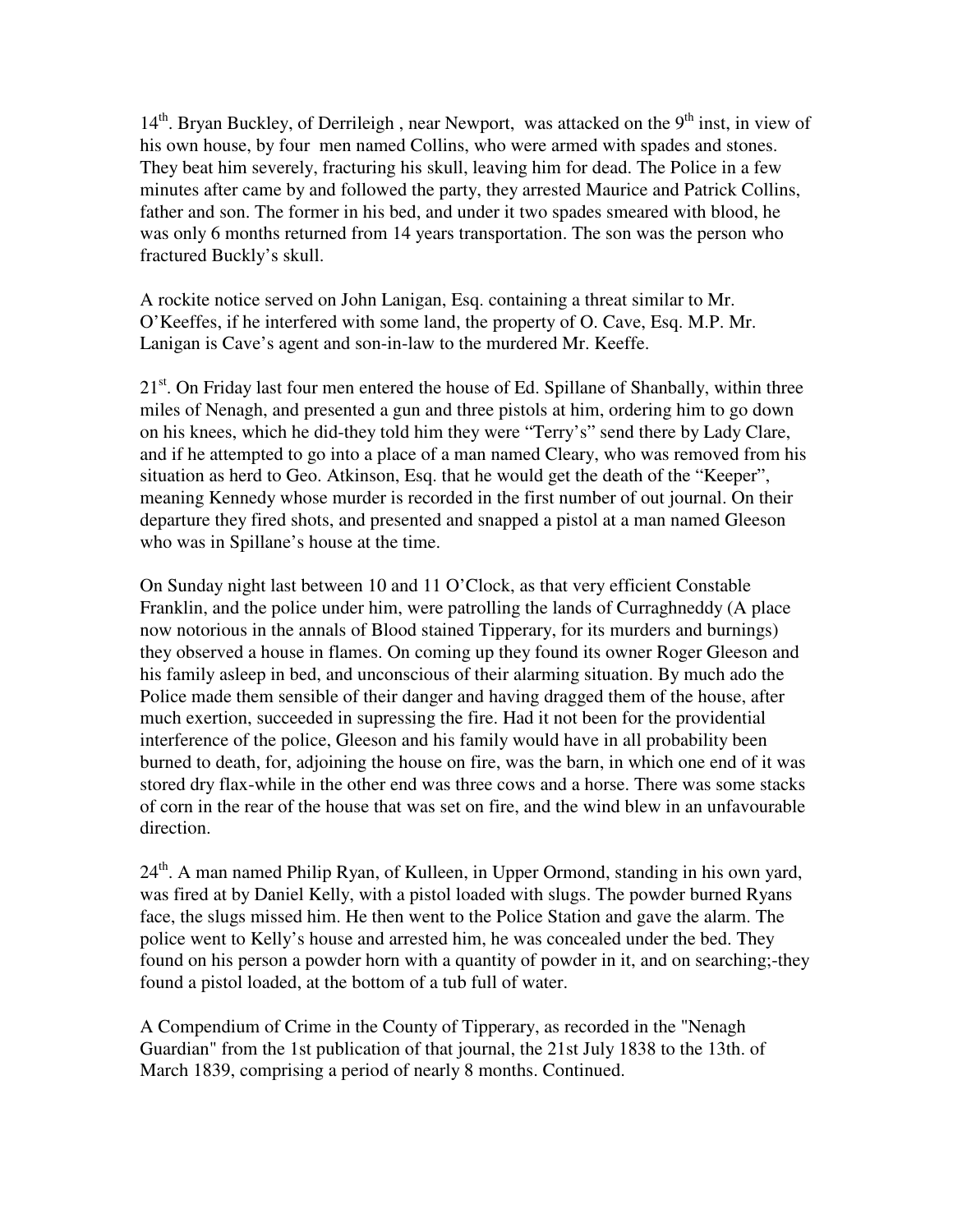14th. Bryan Buckley, of Derrileigh , near Newport, was attacked on the 9th inst, in view of his own house, by four men named Collins, who were armed with spades and stones. They beat him severely, fracturing his skull, leaving him for dead. The Police in a few minutes after came by and followed the party, they arrested Maurice and Patrick Collins, father and son. The former in his bed, and under it two spades smeared with blood, he was only 6 months returned from 14 years transportation. The son was the person who fractured Buckly's skull.

A rockite notice served on John Lanigan, Esq. containing a threat similar to Mr. O'Keeffes, if he interfered with some land, the property of O. Cave, Esq. M.P. Mr. Lanigan is Cave's agent and son-in-law to the murdered Mr. Keeffe.

21st. On Friday last four men entered the house of Ed. Spillane of Shanbally, within three miles of Nenagh, and presented a gun and three pistols at him, ordering him to go down on his knees, which he did-they told him they were "Terry's" send there by Lady Clare, and if he attempted to go into a place of a man named Cleary, who was removed from his situation as herd to Geo. Atkinson, Esq. that he would get the death of the "Keeper", meaning Kennedy whose murder is recorded in the first number of out journal. On their departure they fired shots, and presented and snapped a pistol at a man named Gleeson who was in Spillane's house at the time.

On Sunday night last between 10 and 11 O'Clock, as that very efficient Constable Franklin, and the police under him, were patrolling the lands of Curraghneddy (A place now notorious in the annals of Blood stained Tipperary, for its murders and burnings) they observed a house in flames. On coming up they found its owner Roger Gleeson and his family asleep in bed, and unconscious of their alarming situation. By much ado the Police made them sensible of their danger and having dragged them of the house, after much exertion, succeeded in supressing the fire. Had it not been for the providential interference of the police, Gleeson and his family would have in all probability been burned to death, for, adjoining the house on fire, was the barn, in which one end of it was stored dry flax-while in the other end was three cows and a horse. There was some stacks of corn in the rear of the house that was set on fire, and the wind blew in an unfavourable direction.

24th. A man named Philip Ryan, of Kulleen, in Upper Ormond, standing in his own yard, was fired at by Daniel Kelly, with a pistol loaded with slugs. The powder burned Ryans face, the slugs missed him. He then went to the Police Station and gave the alarm. The police went to Kelly's house and arrested him, he was concealed under the bed. They found on his person a powder horn with a quantity of powder in it, and on searching;-they found a pistol loaded, at the bottom of a tub full of water.

A Compendium of Crime in the County of Tipperary, as recorded in the "Nenagh Guardian" from the 1st publication of that journal, the 21st July 1838 to the 13th. of March 1839, comprising a period of nearly 8 months. Continued.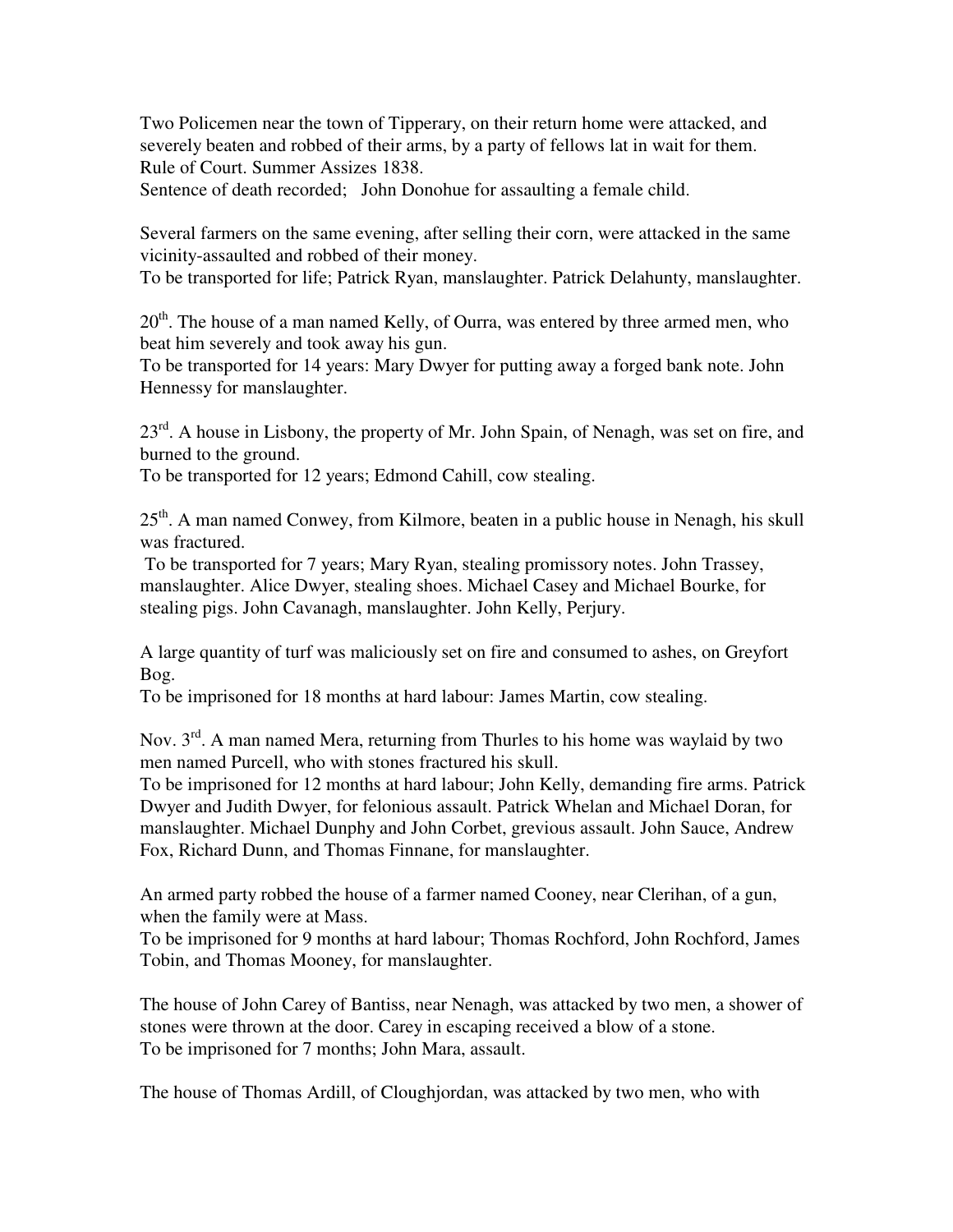Two Policemen near the town of Tipperary, on their return home were attacked, and severely beaten and robbed of their arms, by a party of fellows lat in wait for them.
Rule of Court. Summer Assizes 1838.
Sentence of death recorded; John Donohue for assaulting a female child.

Several farmers on the same evening, after selling their corn, were attacked in the same vicinity-assaulted and robbed of their money.
To be transported for life; Patrick Ryan, manslaughter. Patrick Delahunty, manslaughter.

20th. The house of a man named Kelly, of Ourra, was entered by three armed men, who beat him severely and took away his gun.
To be transported for 14 years: Mary Dwyer for putting away a forged bank note. John Hennessy for manslaughter.

23rd. A house in Lisbony, the property of Mr. John Spain, of Nenagh, was set on fire, and burned to the ground.
To be transported for 12 years; Edmond Cahill, cow stealing.

25th. A man named Conwey, from Kilmore, beaten in a public house in Nenagh, his skull was fractured.
To be transported for 7 years; Mary Ryan, stealing promissory notes. John Trassey, manslaughter. Alice Dwyer, stealing shoes. Michael Casey and Michael Bourke, for stealing pigs. John Cavanagh, manslaughter. John Kelly, Perjury.

A large quantity of turf was maliciously set on fire and consumed to ashes, on Greyfort Bog.
To be imprisoned for 18 months at hard labour: James Martin, cow stealing.

Nov. 3rd. A man named Mera, returning from Thurles to his home was waylaid by two men named Purcell, who with stones fractured his skull.
To be imprisoned for 12 months at hard labour; John Kelly, demanding fire arms. Patrick Dwyer and Judith Dwyer, for felonious assault. Patrick Whelan and Michael Doran, for manslaughter. Michael Dunphy and John Corbet, grevious assault. John Sauce, Andrew Fox, Richard Dunn, and Thomas Finnane, for manslaughter.

An armed party robbed the house of a farmer named Cooney, near Clerihan, of a gun, when the family were at Mass.
To be imprisoned for 9 months at hard labour; Thomas Rochford, John Rochford, James Tobin, and Thomas Mooney, for manslaughter.

The house of John Carey of Bantiss, near Nenagh, was attacked by two men, a shower of stones were thrown at the door. Carey in escaping received a blow of a stone.
To be imprisoned for 7 months; John Mara, assault.

The house of Thomas Ardill, of Cloughjordan, was attacked by two men, who with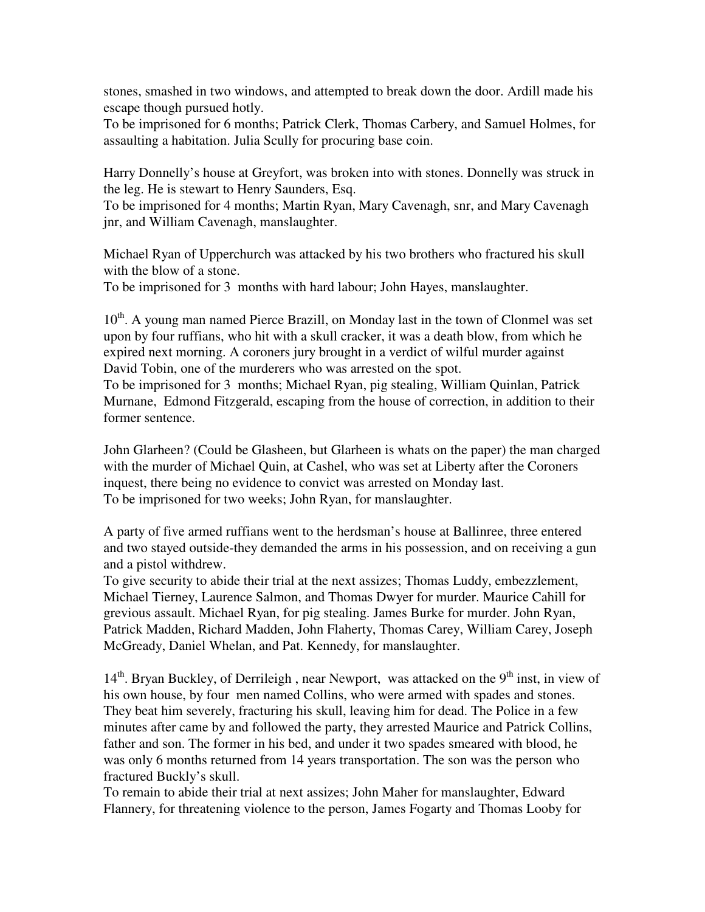stones, smashed in two windows, and attempted to break down the door. Ardill made his escape though pursued hotly.

To be imprisoned for 6 months; Patrick Clerk, Thomas Carbery, and Samuel Holmes, for assaulting a habitation. Julia Scully for procuring base coin.

Harry Donnelly's house at Greyfort, was broken into with stones. Donnelly was struck in the leg. He is stewart to Henry Saunders, Esq.

To be imprisoned for 4 months; Martin Ryan, Mary Cavenagh, snr, and Mary Cavenagh jnr, and William Cavenagh, manslaughter.

Michael Ryan of Upperchurch was attacked by his two brothers who fractured his skull with the blow of a stone.

To be imprisoned for 3 months with hard labour; John Hayes, manslaughter.

10th. A young man named Pierce Brazill, on Monday last in the town of Clonmel was set upon by four ruffians, who hit with a skull cracker, it was a death blow, from which he expired next morning. A coroners jury brought in a verdict of wilful murder against David Tobin, one of the murderers who was arrested on the spot.

To be imprisoned for 3 months; Michael Ryan, pig stealing, William Quinlan, Patrick Murnane, Edmond Fitzgerald, escaping from the house of correction, in addition to their former sentence.

John Glarheen? (Could be Glasheen, but Glarheen is whats on the paper) the man charged with the murder of Michael Quin, at Cashel, who was set at Liberty after the Coroners inquest, there being no evidence to convict was arrested on Monday last.

To be imprisoned for two weeks; John Ryan, for manslaughter.

A party of five armed ruffians went to the herdsman's house at Ballinree, three entered and two stayed outside-they demanded the arms in his possession, and on receiving a gun and a pistol withdrew.

To give security to abide their trial at the next assizes; Thomas Luddy, embezzlement, Michael Tierney, Laurence Salmon, and Thomas Dwyer for murder. Maurice Cahill for grevious assault. Michael Ryan, for pig stealing. James Burke for murder. John Ryan, Patrick Madden, Richard Madden, John Flaherty, Thomas Carey, William Carey, Joseph McGready, Daniel Whelan, and Pat. Kennedy, for manslaughter.

14th. Bryan Buckley, of Derrileigh , near Newport, was attacked on the 9th inst, in view of his own house, by four men named Collins, who were armed with spades and stones. They beat him severely, fracturing his skull, leaving him for dead. The Police in a few minutes after came by and followed the party, they arrested Maurice and Patrick Collins, father and son. The former in his bed, and under it two spades smeared with blood, he was only 6 months returned from 14 years transportation. The son was the person who fractured Buckly's skull.

To remain to abide their trial at next assizes; John Maher for manslaughter, Edward Flannery, for threatening violence to the person, James Fogarty and Thomas Looby for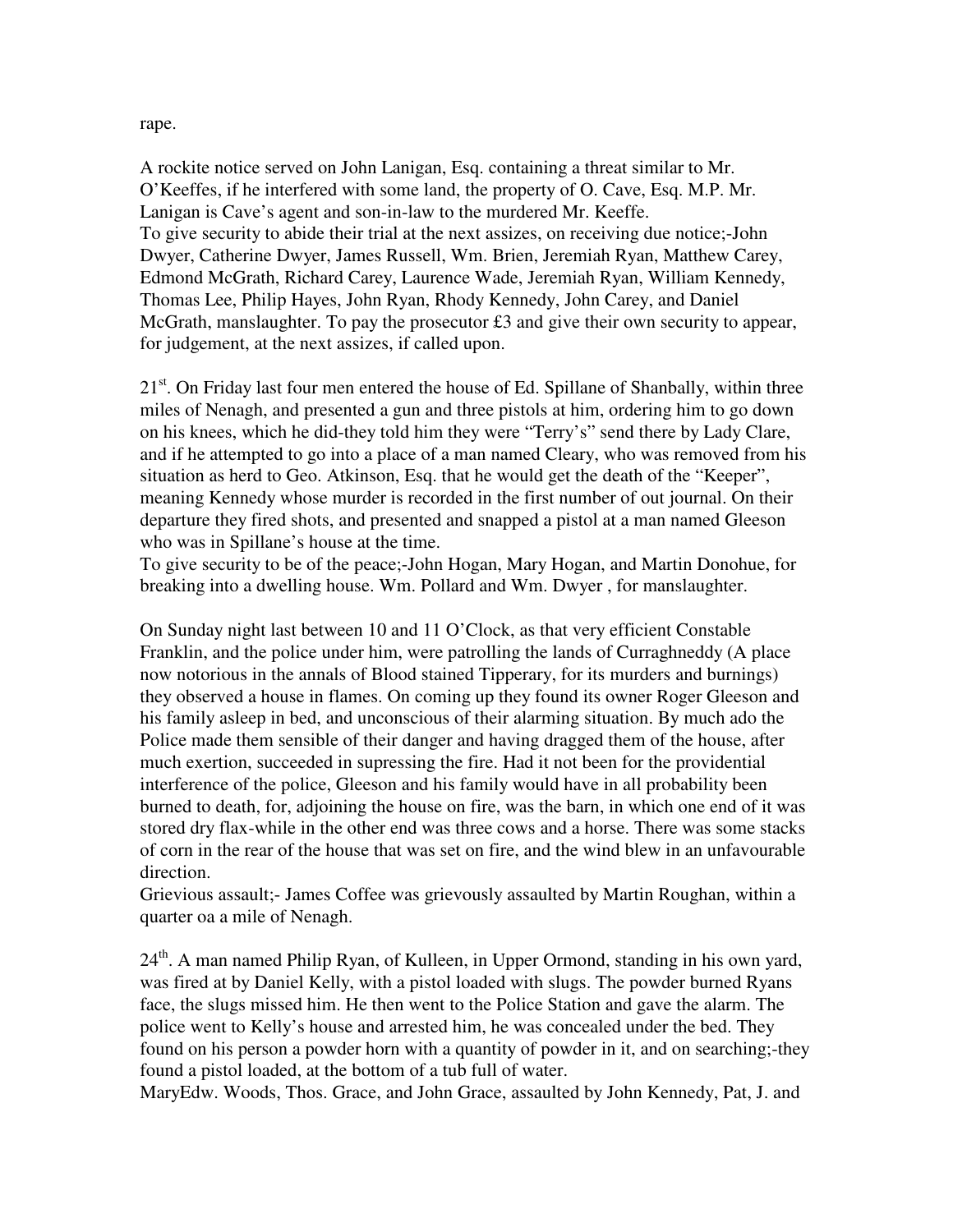rape.

A rockite notice served on John Lanigan, Esq. containing a threat similar to Mr. O'Keeffes, if he interfered with some land, the property of O. Cave, Esq. M.P. Mr. Lanigan is Cave's agent and son-in-law to the murdered Mr. Keeffe.
To give security to abide their trial at the next assizes, on receiving due notice;-John Dwyer, Catherine Dwyer, James Russell, Wm. Brien, Jeremiah Ryan, Matthew Carey, Edmond McGrath, Richard Carey, Laurence Wade, Jeremiah Ryan, William Kennedy, Thomas Lee, Philip Hayes, John Ryan, Rhody Kennedy, John Carey, and Daniel McGrath, manslaughter. To pay the prosecutor £3 and give their own security to appear, for judgement, at the next assizes, if called upon.

21st. On Friday last four men entered the house of Ed. Spillane of Shanbally, within three miles of Nenagh, and presented a gun and three pistols at him, ordering him to go down on his knees, which he did-they told him they were "Terry's" send there by Lady Clare, and if he attempted to go into a place of a man named Cleary, who was removed from his situation as herd to Geo. Atkinson, Esq. that he would get the death of the "Keeper", meaning Kennedy whose murder is recorded in the first number of out journal. On their departure they fired shots, and presented and snapped a pistol at a man named Gleeson who was in Spillane's house at the time.
To give security to be of the peace;-John Hogan, Mary Hogan, and Martin Donohue, for breaking into a dwelling house. Wm. Pollard and Wm. Dwyer , for manslaughter.

On Sunday night last between 10 and 11 O'Clock, as that very efficient Constable Franklin, and the police under him, were patrolling the lands of Curraghneddy (A place now notorious in the annals of Blood stained Tipperary, for its murders and burnings) they observed a house in flames. On coming up they found its owner Roger Gleeson and his family asleep in bed, and unconscious of their alarming situation. By much ado the Police made them sensible of their danger and having dragged them of the house, after much exertion, succeeded in supressing the fire. Had it not been for the providential interference of the police, Gleeson and his family would have in all probability been burned to death, for, adjoining the house on fire, was the barn, in which one end of it was stored dry flax-while in the other end was three cows and a horse. There was some stacks of corn in the rear of the house that was set on fire, and the wind blew in an unfavourable direction.
Grievious assault;- James Coffee was grievously assaulted by Martin Roughan, within a quarter oa a mile of Nenagh.

24th. A man named Philip Ryan, of Kulleen, in Upper Ormond, standing in his own yard, was fired at by Daniel Kelly, with a pistol loaded with slugs. The powder burned Ryans face, the slugs missed him. He then went to the Police Station and gave the alarm. The police went to Kelly's house and arrested him, he was concealed under the bed. They found on his person a powder horn with a quantity of powder in it, and on searching;-they found a pistol loaded, at the bottom of a tub full of water.
MaryEdw. Woods, Thos. Grace, and John Grace, assaulted by John Kennedy, Pat, J. and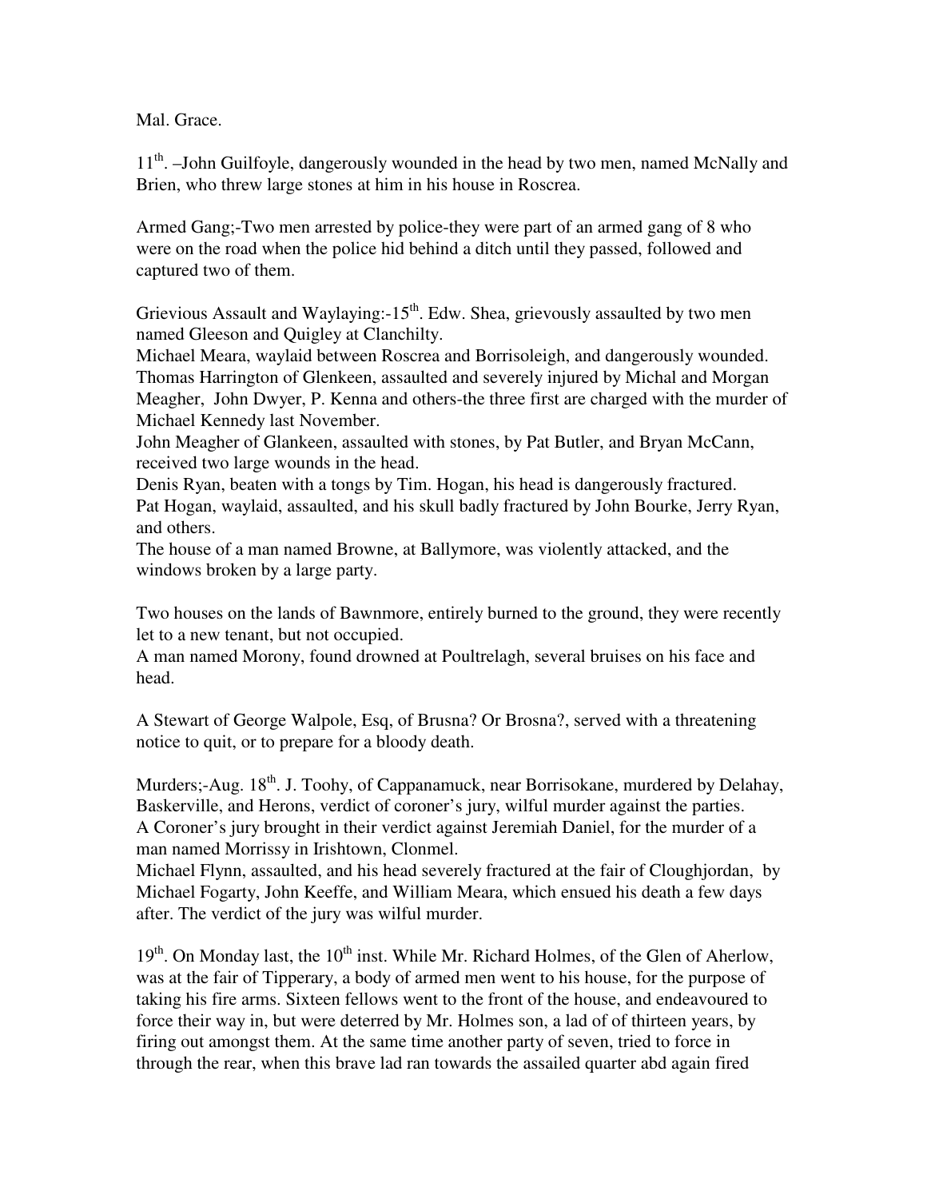Mal. Grace.

11th. –John Guilfoyle, dangerously wounded in the head by two men, named McNally and Brien, who threw large stones at him in his house in Roscrea.

Armed Gang;-Two men arrested by police-they were part of an armed gang of 8 who were on the road when the police hid behind a ditch until they passed, followed and captured two of them.

Grievious Assault and Waylaying:-15th. Edw. Shea, grievously assaulted by two men named Gleeson and Quigley at Clanchilty.
Michael Meara, waylaid between Roscrea and Borrisoleigh, and dangerously wounded.
Thomas Harrington of Glenkeen, assaulted and severely injured by Michal and Morgan Meagher, John Dwyer, P. Kenna and others-the three first are charged with the murder of Michael Kennedy last November.
John Meagher of Glankeen, assaulted with stones, by Pat Butler, and Bryan McCann, received two large wounds in the head.
Denis Ryan, beaten with a tongs by Tim. Hogan, his head is dangerously fractured.
Pat Hogan, waylaid, assaulted, and his skull badly fractured by John Bourke, Jerry Ryan, and others.
The house of a man named Browne, at Ballymore, was violently attacked, and the windows broken by a large party.

Two houses on the lands of Bawnmore, entirely burned to the ground, they were recently let to a new tenant, but not occupied.
A man named Morony, found drowned at Poultrelagh, several bruises on his face and head.

A Stewart of George Walpole, Esq, of Brusna? Or Brosna?, served with a threatening notice to quit, or to prepare for a bloody death.

Murders;-Aug. 18th. J. Toohy, of Cappanamuck, near Borrisokane, murdered by Delahay, Baskerville, and Herons, verdict of coroner's jury, wilful murder against the parties.
A Coroner's jury brought in their verdict against Jeremiah Daniel, for the murder of a man named Morrissy in Irishtown, Clonmel.
Michael Flynn, assaulted, and his head severely fractured at the fair of Cloughjordan, by Michael Fogarty, John Keeffe, and William Meara, which ensued his death a few days after. The verdict of the jury was wilful murder.

19th. On Monday last, the 10th inst. While Mr. Richard Holmes, of the Glen of Aherlow, was at the fair of Tipperary, a body of armed men went to his house, for the purpose of taking his fire arms. Sixteen fellows went to the front of the house, and endeavoured to force their way in, but were deterred by Mr. Holmes son, a lad of of thirteen years, by firing out amongst them. At the same time another party of seven, tried to force in through the rear, when this brave lad ran towards the assailed quarter abd again fired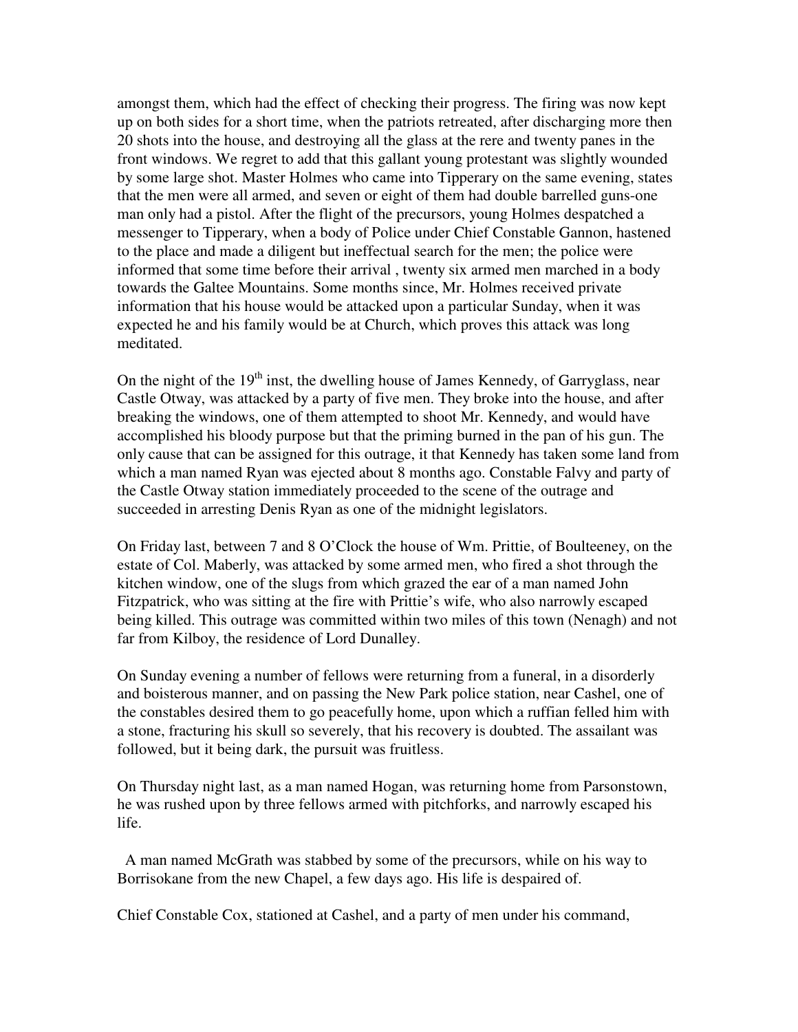amongst them, which had the effect of checking their progress. The firing was now kept up on both sides for a short time, when the patriots retreated, after discharging more then 20 shots into the house, and destroying all the glass at the rere and twenty panes in the front windows. We regret to add that this gallant young protestant was slightly wounded by some large shot. Master Holmes who came into Tipperary on the same evening, states that the men were all armed, and seven or eight of them had double barrelled guns-one man only had a pistol. After the flight of the precursors, young Holmes despatched a messenger to Tipperary, when a body of Police under Chief Constable Gannon, hastened to the place and made a diligent but ineffectual search for the men; the police were informed that some time before their arrival , twenty six armed men marched in a body towards the Galtee Mountains. Some months since, Mr. Holmes received private information that his house would be attacked upon a particular Sunday, when it was expected he and his family would be at Church, which proves this attack was long meditated.

On the night of the 19th inst, the dwelling house of James Kennedy, of Garryglass, near Castle Otway, was attacked by a party of five men. They broke into the house, and after breaking the windows, one of them attempted to shoot Mr. Kennedy, and would have accomplished his bloody purpose but that the priming burned in the pan of his gun. The only cause that can be assigned for this outrage, it that Kennedy has taken some land from which a man named Ryan was ejected about 8 months ago. Constable Falvy and party of the Castle Otway station immediately proceeded to the scene of the outrage and succeeded in arresting Denis Ryan as one of the midnight legislators.

On Friday last, between 7 and 8 O'Clock the house of Wm. Prittie, of Boulteeney, on the estate of Col. Maberly, was attacked by some armed men, who fired a shot through the kitchen window, one of the slugs from which grazed the ear of a man named John Fitzpatrick, who was sitting at the fire with Prittie's wife, who also narrowly escaped being killed. This outrage was committed within two miles of this town (Nenagh) and not far from Kilboy, the residence of Lord Dunalley.

On Sunday evening a number of fellows were returning from a funeral, in a disorderly and boisterous manner, and on passing the New Park police station, near Cashel, one of the constables desired them to go peacefully home, upon which a ruffian felled him with a stone, fracturing his skull so severely, that his recovery is doubted. The assailant was followed, but it being dark, the pursuit was fruitless.

On Thursday night last, as a man named Hogan, was returning home from Parsonstown, he was rushed upon by three fellows armed with pitchforks, and narrowly escaped his life.

A man named McGrath was stabbed by some of the precursors, while on his way to Borrisokane from the new Chapel, a few days ago. His life is despaired of.

Chief Constable Cox, stationed at Cashel, and a party of men under his command,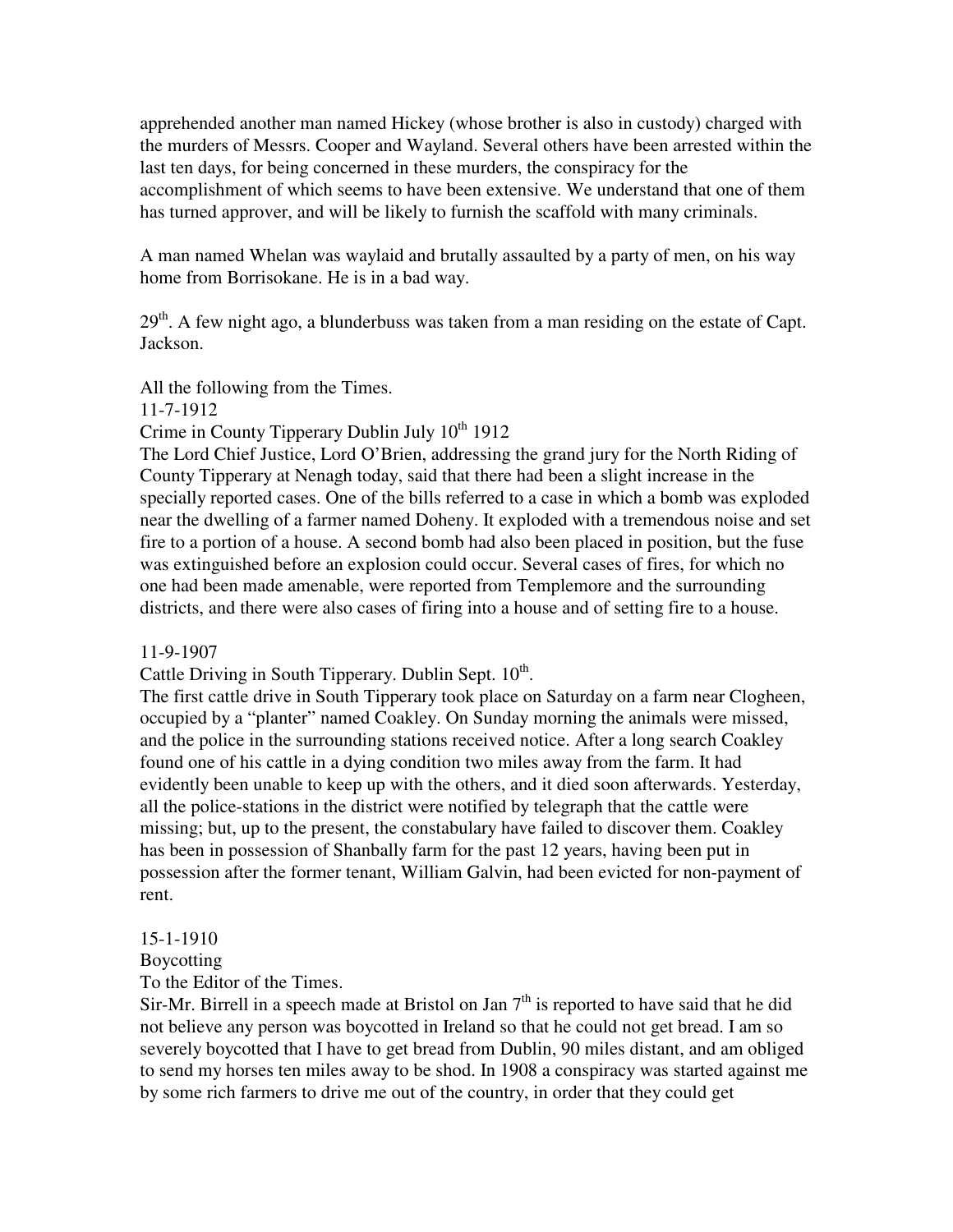apprehended another man named Hickey (whose brother is also in custody) charged with the murders of Messrs. Cooper and Wayland. Several others have been arrested within the last ten days, for being concerned in these murders, the conspiracy for the accomplishment of which seems to have been extensive. We understand that one of them has turned approver, and will be likely to furnish the scaffold with many criminals.

A man named Whelan was waylaid and brutally assaulted by a party of men, on his way home from Borrisokane. He is in a bad way.

29th. A few night ago, a blunderbuss was taken from a man residing on the estate of Capt. Jackson.

All the following from the Times.

11-7-1912

Crime in County Tipperary Dublin July 10th 1912

The Lord Chief Justice, Lord O'Brien, addressing the grand jury for the North Riding of County Tipperary at Nenagh today, said that there had been a slight increase in the specially reported cases. One of the bills referred to a case in which a bomb was exploded near the dwelling of a farmer named Doheny. It exploded with a tremendous noise and set fire to a portion of a house. A second bomb had also been placed in position, but the fuse was extinguished before an explosion could occur. Several cases of fires, for which no one had been made amenable, were reported from Templemore and the surrounding districts, and there were also cases of firing into a house and of setting fire to a house.

11-9-1907

Cattle Driving in South Tipperary. Dublin Sept. 10th.

The first cattle drive in South Tipperary took place on Saturday on a farm near Clogheen, occupied by a "planter" named Coakley. On Sunday morning the animals were missed, and the police in the surrounding stations received notice. After a long search Coakley found one of his cattle in a dying condition two miles away from the farm. It had evidently been unable to keep up with the others, and it died soon afterwards. Yesterday, all the police-stations in the district were notified by telegraph that the cattle were missing; but, up to the present, the constabulary have failed to discover them. Coakley has been in possession of Shanbally farm for the past 12 years, having been put in possession after the former tenant, William Galvin, had been evicted for non-payment of rent.

15-1-1910

Boycotting

To the Editor of the Times.

Sir-Mr. Birrell in a speech made at Bristol on Jan 7th is reported to have said that he did not believe any person was boycotted in Ireland so that he could not get bread. I am so severely boycotted that I have to get bread from Dublin, 90 miles distant, and am obliged to send my horses ten miles away to be shod. In 1908 a conspiracy was started against me by some rich farmers to drive me out of the country, in order that they could get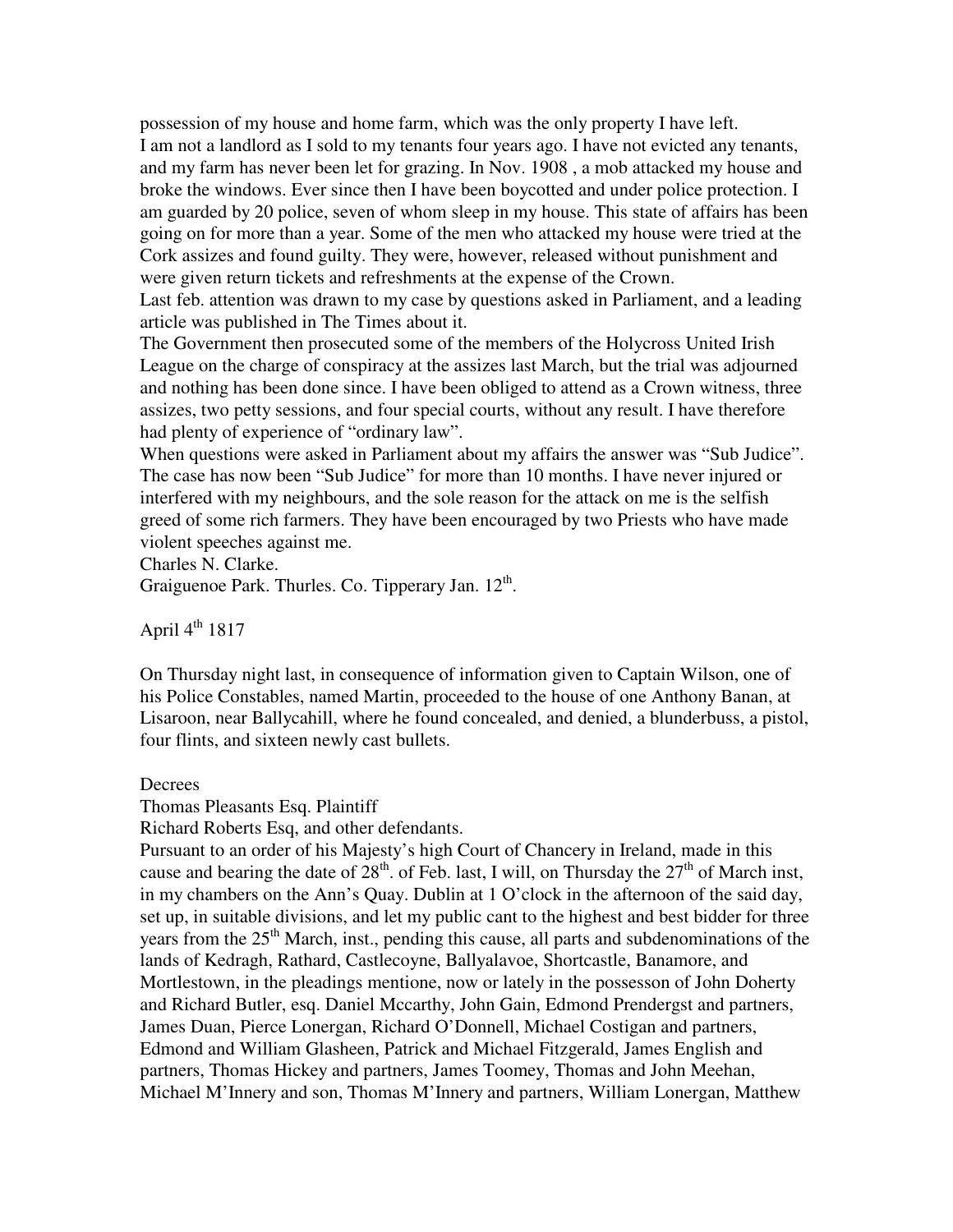possession of my house and home farm, which was the only property I have left.
I am not a landlord as I sold to my tenants four years ago. I have not evicted any tenants, and my farm has never been let for grazing. In Nov. 1908 , a mob attacked my house and broke the windows. Ever since then I have been boycotted and under police protection. I am guarded by 20 police, seven of whom sleep in my house. This state of affairs has been going on for more than a year. Some of the men who attacked my house were tried at the Cork assizes and found guilty. They were, however, released without punishment and were given return tickets and refreshments at the expense of the Crown.
Last feb. attention was drawn to my case by questions asked in Parliament, and a leading article was published in The Times about it.
The Government then prosecuted some of the members of the Holycross United Irish League on the charge of conspiracy at the assizes last March, but the trial was adjourned and nothing has been done since. I have been obliged to attend as a Crown witness, three assizes, two petty sessions, and four special courts, without any result. I have therefore had plenty of experience of "ordinary law".
When questions were asked in Parliament about my affairs the answer was "Sub Judice". The case has now been "Sub Judice" for more than 10 months. I have never injured or interfered with my neighbours, and the sole reason for the attack on me is the selfish greed of some rich farmers. They have been encouraged by two Priests who have made violent speeches against me.
Charles N. Clarke.
Graiguenoe Park. Thurles. Co. Tipperary Jan. 12th.

April 4th 1817

On Thursday night last, in consequence of information given to Captain Wilson, one of his Police Constables, named Martin, proceeded to the house of one Anthony Banan, at Lisaroon, near Ballycahill, where he found concealed, and denied, a blunderbuss, a pistol, four flints, and sixteen newly cast bullets.

Decrees
Thomas Pleasants Esq. Plaintiff
Richard Roberts Esq, and other defendants.
Pursuant to an order of his Majesty's high Court of Chancery in Ireland, made in this cause and bearing the date of 28th. of Feb. last, I will, on Thursday the 27th of March inst, in my chambers on the Ann's Quay. Dublin at 1 O'clock in the afternoon of the said day, set up, in suitable divisions, and let my public cant to the highest and best bidder for three years from the 25th March, inst., pending this cause, all parts and subdenominations of the lands of Kedragh, Rathard, Castlecoyne, Ballyalavoe, Shortcastle, Banamore, and Mortlestown, in the pleadings mentione, now or lately in the possesson of John Doherty and Richard Butler, esq. Daniel Mccarthy, John Gain, Edmond Prendergst and partners, James Duan, Pierce Lonergan, Richard O'Donnell, Michael Costigan and partners, Edmond and William Glasheen, Patrick and Michael Fitzgerald, James English and partners, Thomas Hickey and partners, James Toomey, Thomas and John Meehan, Michael M'Innery and son, Thomas M'Innery and partners, William Lonergan, Matthew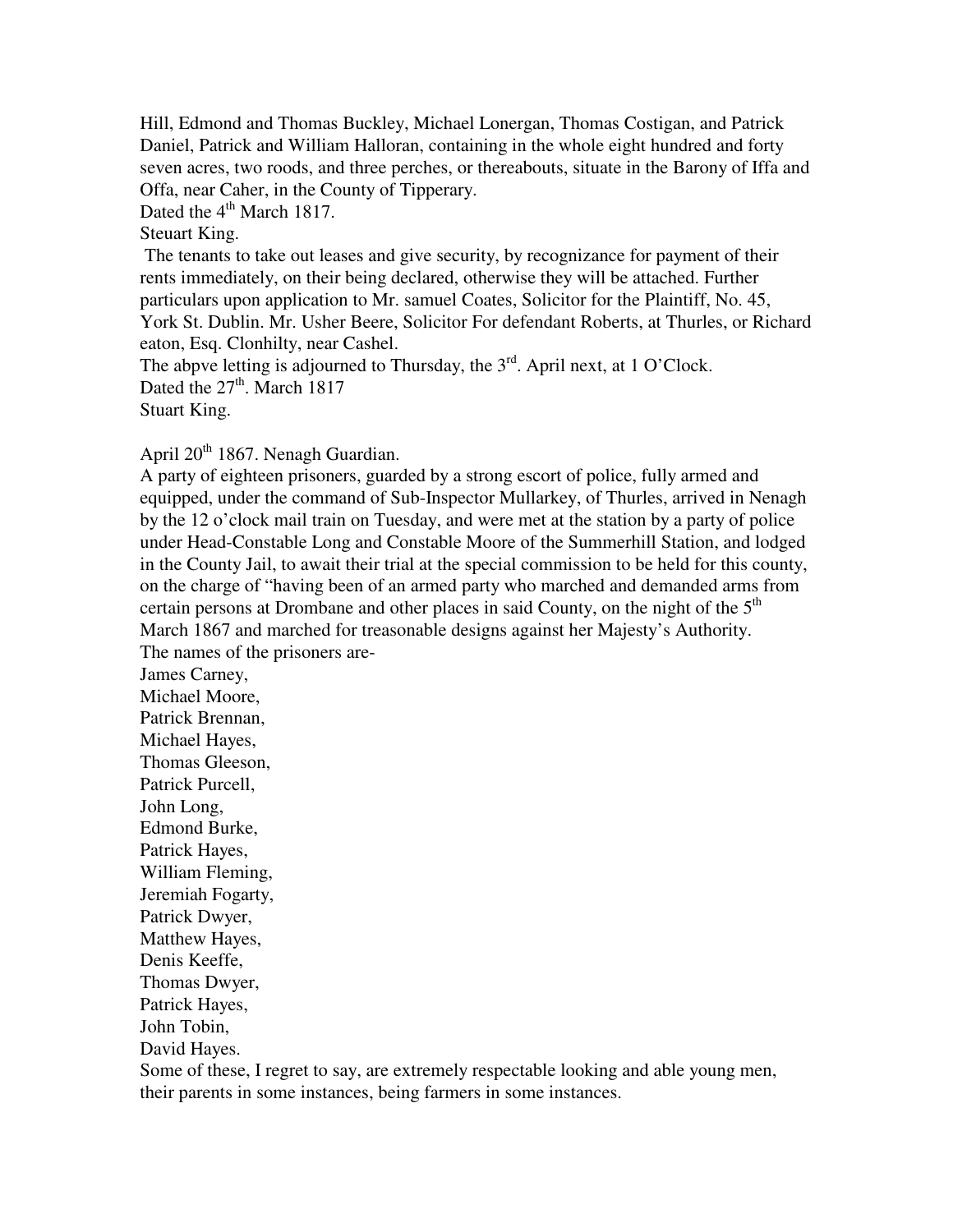Hill, Edmond and Thomas Buckley, Michael Lonergan, Thomas Costigan, and Patrick Daniel, Patrick and William Halloran, containing in the whole eight hundred and forty seven acres, two roods, and three perches, or thereabouts, situate in the Barony of Iffa and Offa, near Caher, in the County of Tipperary.

Dated the 4th March 1817.

Steuart King.

The tenants to take out leases and give security, by recognizance for payment of their rents immediately, on their being declared, otherwise they will be attached. Further particulars upon application to Mr. samuel Coates, Solicitor for the Plaintiff, No. 45, York St. Dublin. Mr. Usher Beere, Solicitor For defendant Roberts, at Thurles, or Richard eaton, Esq. Clonhilty, near Cashel.

The abpve letting is adjourned to Thursday, the 3rd. April next, at 1 O'Clock.

Dated the 27th. March 1817

Stuart King.

April 20th 1867. Nenagh Guardian.

A party of eighteen prisoners, guarded by a strong escort of police, fully armed and equipped, under the command of Sub-Inspector Mullarkey, of Thurles, arrived in Nenagh by the 12 o'clock mail train on Tuesday, and were met at the station by a party of police under Head-Constable Long and Constable Moore of the Summerhill Station, and lodged in the County Jail, to await their trial at the special commission to be held for this county, on the charge of "having been of an armed party who marched and demanded arms from certain persons at Drombane and other places in said County, on the night of the 5th March 1867 and marched for treasonable designs against her Majesty's Authority.

The names of the prisoners are-

James Carney,  
Michael Moore,  
Patrick Brennan,  
Michael Hayes,  
Thomas Gleeson,  
Patrick Purcell,  
John Long,  
Edmond Burke,  
Patrick Hayes,  
William Fleming,  
Jeremiah Fogarty,  
Patrick Dwyer,  
Matthew Hayes,  
Denis Keeffe,  
Thomas Dwyer,  
Patrick Hayes,  
John Tobin,  
David Hayes.

Some of these, I regret to say, are extremely respectable looking and able young men, their parents in some instances, being farmers in some instances.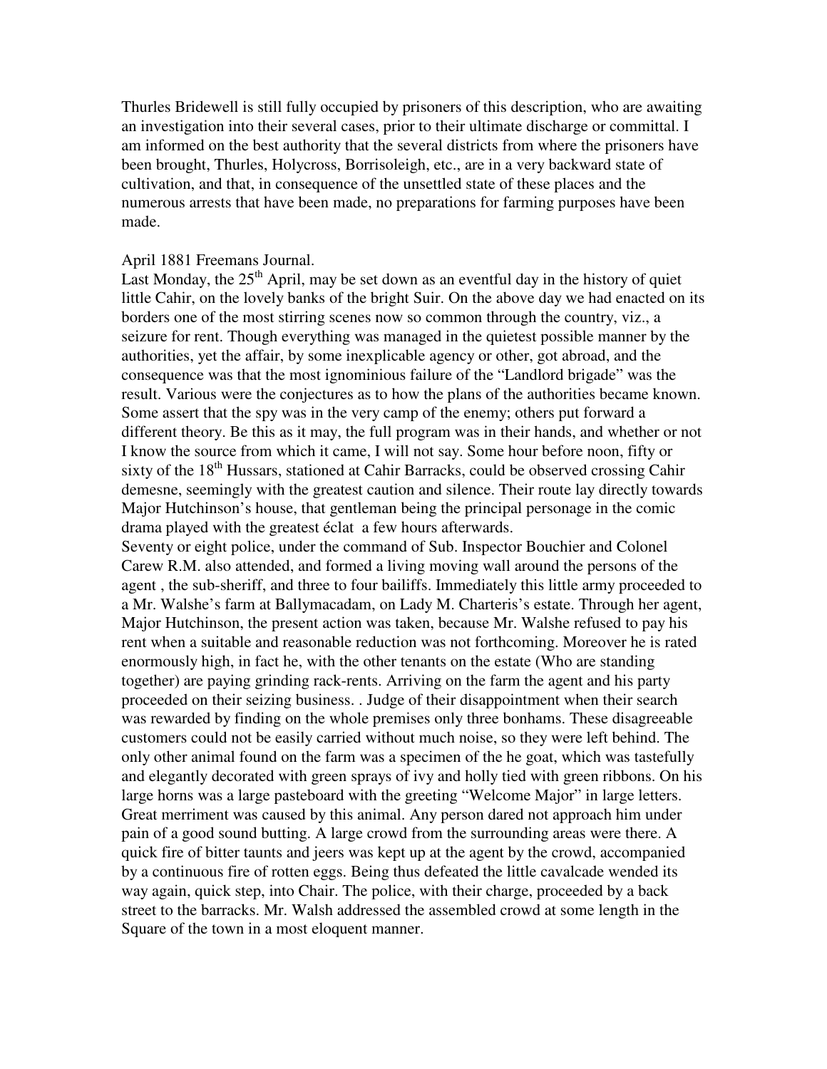Thurles Bridewell is still fully occupied by prisoners of this description, who are awaiting an investigation into their several cases, prior to their ultimate discharge or committal. I am informed on the best authority that the several districts from where the prisoners have been brought, Thurles, Holycross, Borrisoleigh, etc., are in a very backward state of cultivation, and that, in consequence of the unsettled state of these places and the numerous arrests that have been made, no preparations for farming purposes have been made.

April 1881 Freemans Journal.

Last Monday, the 25th April, may be set down as an eventful day in the history of quiet little Cahir, on the lovely banks of the bright Suir. On the above day we had enacted on its borders one of the most stirring scenes now so common through the country, viz., a seizure for rent. Though everything was managed in the quietest possible manner by the authorities, yet the affair, by some inexplicable agency or other, got abroad, and the consequence was that the most ignominious failure of the "Landlord brigade" was the result. Various were the conjectures as to how the plans of the authorities became known. Some assert that the spy was in the very camp of the enemy; others put forward a different theory. Be this as it may, the full program was in their hands, and whether or not I know the source from which it came, I will not say. Some hour before noon, fifty or sixty of the 18th Hussars, stationed at Cahir Barracks, could be observed crossing Cahir demesne, seemingly with the greatest caution and silence. Their route lay directly towards Major Hutchinson's house, that gentleman being the principal personage in the comic drama played with the greatest éclat a few hours afterwards.

Seventy or eight police, under the command of Sub. Inspector Bouchier and Colonel Carew R.M. also attended, and formed a living moving wall around the persons of the agent , the sub-sheriff, and three to four bailiffs. Immediately this little army proceeded to a Mr. Walshe's farm at Ballymacadam, on Lady M. Charteris's estate. Through her agent, Major Hutchinson, the present action was taken, because Mr. Walshe refused to pay his rent when a suitable and reasonable reduction was not forthcoming. Moreover he is rated enormously high, in fact he, with the other tenants on the estate (Who are standing together) are paying grinding rack-rents. Arriving on the farm the agent and his party proceeded on their seizing business. . Judge of their disappointment when their search was rewarded by finding on the whole premises only three bonhams. These disagreeable customers could not be easily carried without much noise, so they were left behind. The only other animal found on the farm was a specimen of the he goat, which was tastefully and elegantly decorated with green sprays of ivy and holly tied with green ribbons. On his large horns was a large pasteboard with the greeting "Welcome Major" in large letters. Great merriment was caused by this animal. Any person dared not approach him under pain of a good sound butting. A large crowd from the surrounding areas were there. A quick fire of bitter taunts and jeers was kept up at the agent by the crowd, accompanied by a continuous fire of rotten eggs. Being thus defeated the little cavalcade wended its way again, quick step, into Chair. The police, with their charge, proceeded by a back street to the barracks. Mr. Walsh addressed the assembled crowd at some length in the Square of the town in a most eloquent manner.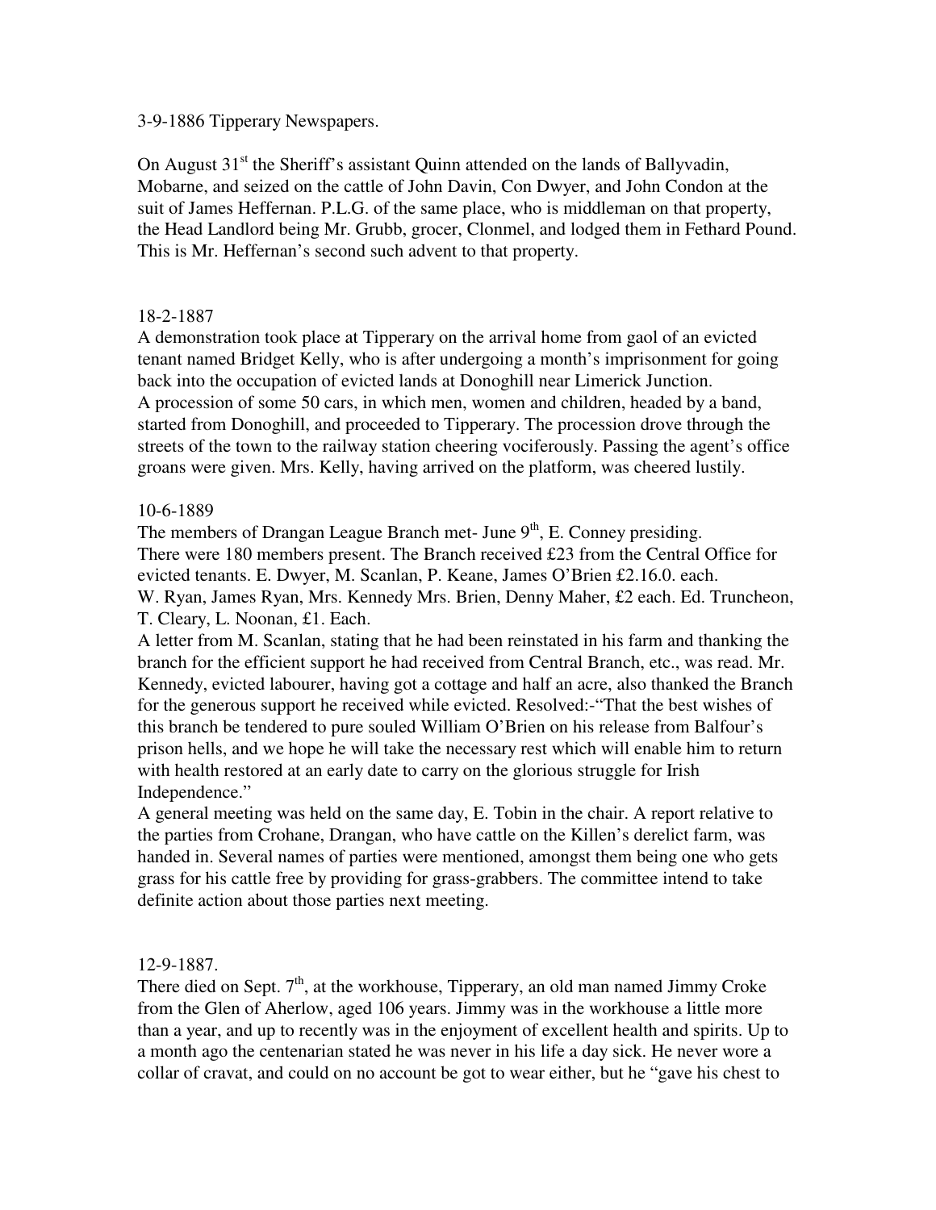3-9-1886 Tipperary Newspapers.

On August 31st the Sheriff's assistant Quinn attended on the lands of Ballyvadin, Mobarne, and seized on the cattle of John Davin, Con Dwyer, and John Condon at the suit of James Heffernan. P.L.G. of the same place, who is middleman on that property, the Head Landlord being Mr. Grubb, grocer, Clonmel, and lodged them in Fethard Pound. This is Mr. Heffernan's second such advent to that property.

18-2-1887

A demonstration took place at Tipperary on the arrival home from gaol of an evicted tenant named Bridget Kelly, who is after undergoing a month's imprisonment for going back into the occupation of evicted lands at Donoghill near Limerick Junction.

A procession of some 50 cars, in which men, women and children, headed by a band, started from Donoghill, and proceeded to Tipperary. The procession drove through the streets of the town to the railway station cheering vociferously. Passing the agent's office groans were given. Mrs. Kelly, having arrived on the platform, was cheered lustily.

10-6-1889

The members of Drangan League Branch met- June 9th, E. Conney presiding.

There were 180 members present. The Branch received £23 from the Central Office for evicted tenants. E. Dwyer, M. Scanlan, P. Keane, James O'Brien £2.16.0. each.

W. Ryan, James Ryan, Mrs. Kennedy Mrs. Brien, Denny Maher, £2 each. Ed. Truncheon, T. Cleary, L. Noonan, £1. Each.

A letter from M. Scanlan, stating that he had been reinstated in his farm and thanking the branch for the efficient support he had received from Central Branch, etc., was read. Mr. Kennedy, evicted labourer, having got a cottage and half an acre, also thanked the Branch for the generous support he received while evicted. Resolved:-"That the best wishes of this branch be tendered to pure souled William O'Brien on his release from Balfour's prison hells, and we hope he will take the necessary rest which will enable him to return with health restored at an early date to carry on the glorious struggle for Irish Independence."

A general meeting was held on the same day, E. Tobin in the chair. A report relative to the parties from Crohane, Drangan, who have cattle on the Killen's derelict farm, was handed in. Several names of parties were mentioned, amongst them being one who gets grass for his cattle free by providing for grass-grabbers. The committee intend to take definite action about those parties next meeting.

12-9-1887.

There died on Sept. 7th, at the workhouse, Tipperary, an old man named Jimmy Croke from the Glen of Aherlow, aged 106 years. Jimmy was in the workhouse a little more than a year, and up to recently was in the enjoyment of excellent health and spirits. Up to a month ago the centenarian stated he was never in his life a day sick. He never wore a collar of cravat, and could on no account be got to wear either, but he "gave his chest to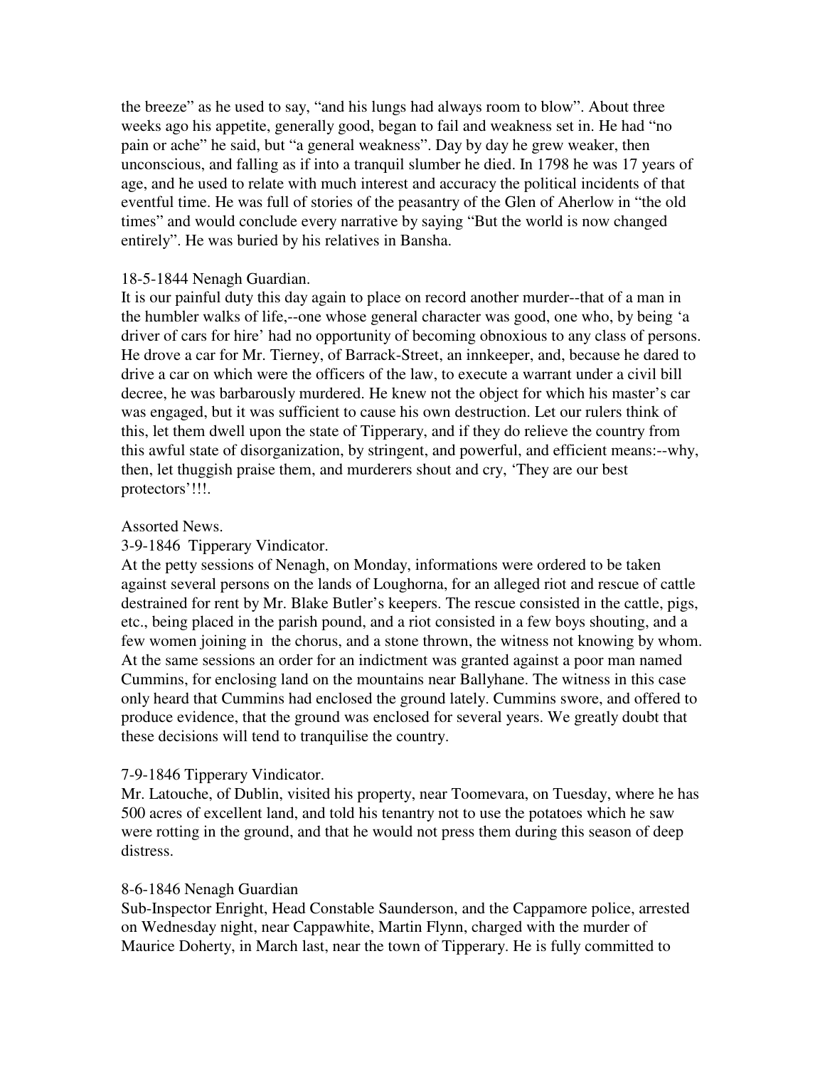the breeze" as he used to say, "and his lungs had always room to blow". About three weeks ago his appetite, generally good, began to fail and weakness set in. He had "no pain or ache" he said, but "a general weakness". Day by day he grew weaker, then unconscious, and falling as if into a tranquil slumber he died. In 1798 he was 17 years of age, and he used to relate with much interest and accuracy the political incidents of that eventful time. He was full of stories of the peasantry of the Glen of Aherlow in "the old times" and would conclude every narrative by saying "But the world is now changed entirely". He was buried by his relatives in Bansha.

18-5-1844 Nenagh Guardian.
It is our painful duty this day again to place on record another murder--that of a man in the humbler walks of life,--one whose general character was good, one who, by being 'a driver of cars for hire' had no opportunity of becoming obnoxious to any class of persons. He drove a car for Mr. Tierney, of Barrack-Street, an innkeeper, and, because he dared to drive a car on which were the officers of the law, to execute a warrant under a civil bill decree, he was barbarously murdered. He knew not the object for which his master's car was engaged, but it was sufficient to cause his own destruction. Let our rulers think of this, let them dwell upon the state of Tipperary, and if they do relieve the country from this awful state of disorganization, by stringent, and powerful, and efficient means:--why, then, let thuggish praise them, and murderers shout and cry, 'They are our best protectors'!!!.

Assorted News.
3-9-1846 Tipperary Vindicator.
At the petty sessions of Nenagh, on Monday, informations were ordered to be taken against several persons on the lands of Loughorna, for an alleged riot and rescue of cattle destrained for rent by Mr. Blake Butler's keepers. The rescue consisted in the cattle, pigs, etc., being placed in the parish pound, and a riot consisted in a few boys shouting, and a few women joining in the chorus, and a stone thrown, the witness not knowing by whom. At the same sessions an order for an indictment was granted against a poor man named Cummins, for enclosing land on the mountains near Ballyhane. The witness in this case only heard that Cummins had enclosed the ground lately. Cummins swore, and offered to produce evidence, that the ground was enclosed for several years. We greatly doubt that these decisions will tend to tranquilise the country.

7-9-1846 Tipperary Vindicator.
Mr. Latouche, of Dublin, visited his property, near Toomevara, on Tuesday, where he has 500 acres of excellent land, and told his tenantry not to use the potatoes which he saw were rotting in the ground, and that he would not press them during this season of deep distress.

8-6-1846 Nenagh Guardian
Sub-Inspector Enright, Head Constable Saunderson, and the Cappamore police, arrested on Wednesday night, near Cappawhite, Martin Flynn, charged with the murder of Maurice Doherty, in March last, near the town of Tipperary. He is fully committed to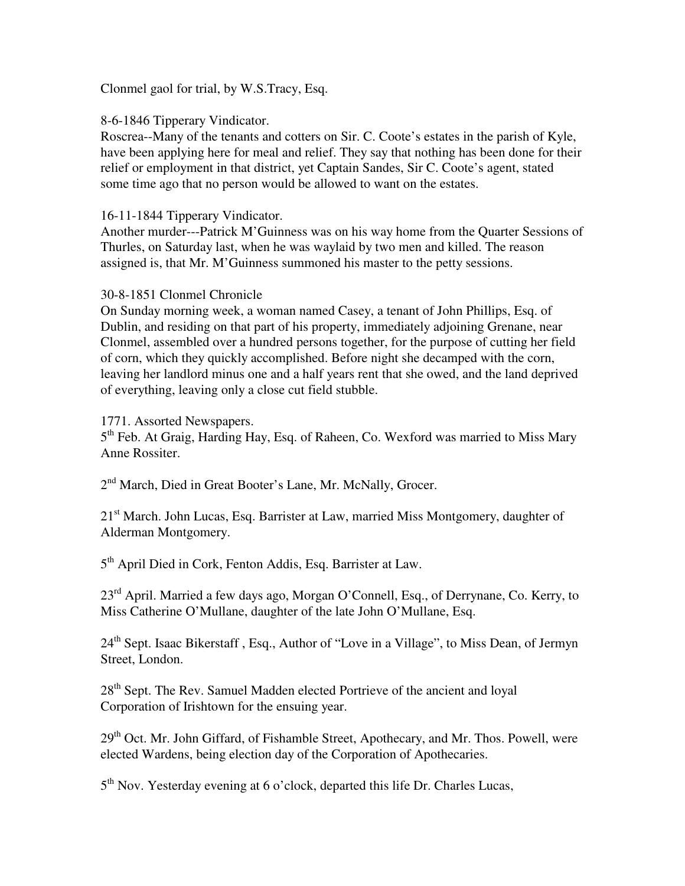Clonmel gaol for trial, by W.S.Tracy, Esq.

8-6-1846 Tipperary Vindicator.
Roscrea--Many of the tenants and cotters on Sir. C. Coote's estates in the parish of Kyle, have been applying here for meal and relief. They say that nothing has been done for their relief or employment in that district, yet Captain Sandes, Sir C. Coote's agent, stated some time ago that no person would be allowed to want on the estates.

16-11-1844 Tipperary Vindicator.
Another murder---Patrick M'Guinness was on his way home from the Quarter Sessions of Thurles, on Saturday last, when he was waylaid by two men and killed. The reason assigned is, that Mr. M'Guinness summoned his master to the petty sessions.

30-8-1851 Clonmel Chronicle
On Sunday morning week, a woman named Casey, a tenant of John Phillips, Esq. of Dublin, and residing on that part of his property, immediately adjoining Grenane, near Clonmel, assembled over a hundred persons together, for the purpose of cutting her field of corn, which they quickly accomplished. Before night she decamped with the corn, leaving her landlord minus one and a half years rent that she owed, and the land deprived of everything, leaving only a close cut field stubble.

1771. Assorted Newspapers.
5th Feb. At Graig, Harding Hay, Esq. of Raheen, Co. Wexford was married to Miss Mary Anne Rossiter.

2nd March, Died in Great Booter's Lane, Mr. McNally, Grocer.

21st March. John Lucas, Esq. Barrister at Law, married Miss Montgomery, daughter of Alderman Montgomery.

5th April Died in Cork, Fenton Addis, Esq. Barrister at Law.

23rd April. Married a few days ago, Morgan O'Connell, Esq., of Derrynane, Co. Kerry, to Miss Catherine O'Mullane, daughter of the late John O'Mullane, Esq.

24th Sept. Isaac Bikerstaff , Esq., Author of "Love in a Village", to Miss Dean, of Jermyn Street, London.

28th Sept. The Rev. Samuel Madden elected Portrieve of the ancient and loyal Corporation of Irishtown for the ensuing year.

29th Oct. Mr. John Giffard, of Fishamble Street, Apothecary, and Mr. Thos. Powell, were elected Wardens, being election day of the Corporation of Apothecaries.

5th Nov. Yesterday evening at 6 o'clock, departed this life Dr. Charles Lucas,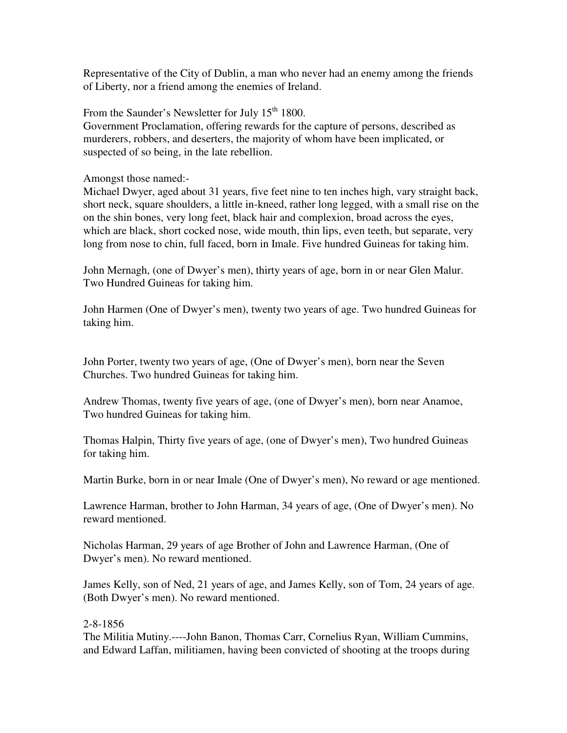Representative of the City of Dublin, a man who never had an enemy among the friends of Liberty, nor a friend among the enemies of Ireland.

From the Saunder's Newsletter for July 15th 1800.
Government Proclamation, offering rewards for the capture of persons, described as murderers, robbers, and deserters, the majority of whom have been implicated, or suspected of so being, in the late rebellion.

Amongst those named:-
Michael Dwyer, aged about 31 years, five feet nine to ten inches high, vary straight back, short neck, square shoulders, a little in-kneed, rather long legged, with a small rise on the on the shin bones, very long feet, black hair and complexion, broad across the eyes, which are black, short cocked nose, wide mouth, thin lips, even teeth, but separate, very long from nose to chin, full faced, born in Imale. Five hundred Guineas for taking him.

John Mernagh, (one of Dwyer's men), thirty years of age, born in or near Glen Malur. Two Hundred Guineas for taking him.

John Harmen (One of Dwyer's men), twenty two years of age. Two hundred Guineas for taking him.

John Porter, twenty two years of age, (One of Dwyer's men), born near the Seven Churches. Two hundred Guineas for taking him.

Andrew Thomas, twenty five years of age, (one of Dwyer's men), born near Anamoe, Two hundred Guineas for taking him.

Thomas Halpin, Thirty five years of age, (one of Dwyer's men), Two hundred Guineas for taking him.

Martin Burke, born in or near Imale (One of Dwyer's men), No reward or age mentioned.

Lawrence Harman, brother to John Harman, 34 years of age, (One of Dwyer's men). No reward mentioned.

Nicholas Harman, 29 years of age Brother of John and Lawrence Harman, (One of Dwyer's men). No reward mentioned.

James Kelly, son of Ned, 21 years of age, and James Kelly, son of Tom, 24 years of age. (Both Dwyer's men). No reward mentioned.

2-8-1856
The Militia Mutiny.----John Banon, Thomas Carr, Cornelius Ryan, William Cummins, and Edward Laffan, militiamen, having been convicted of shooting at the troops during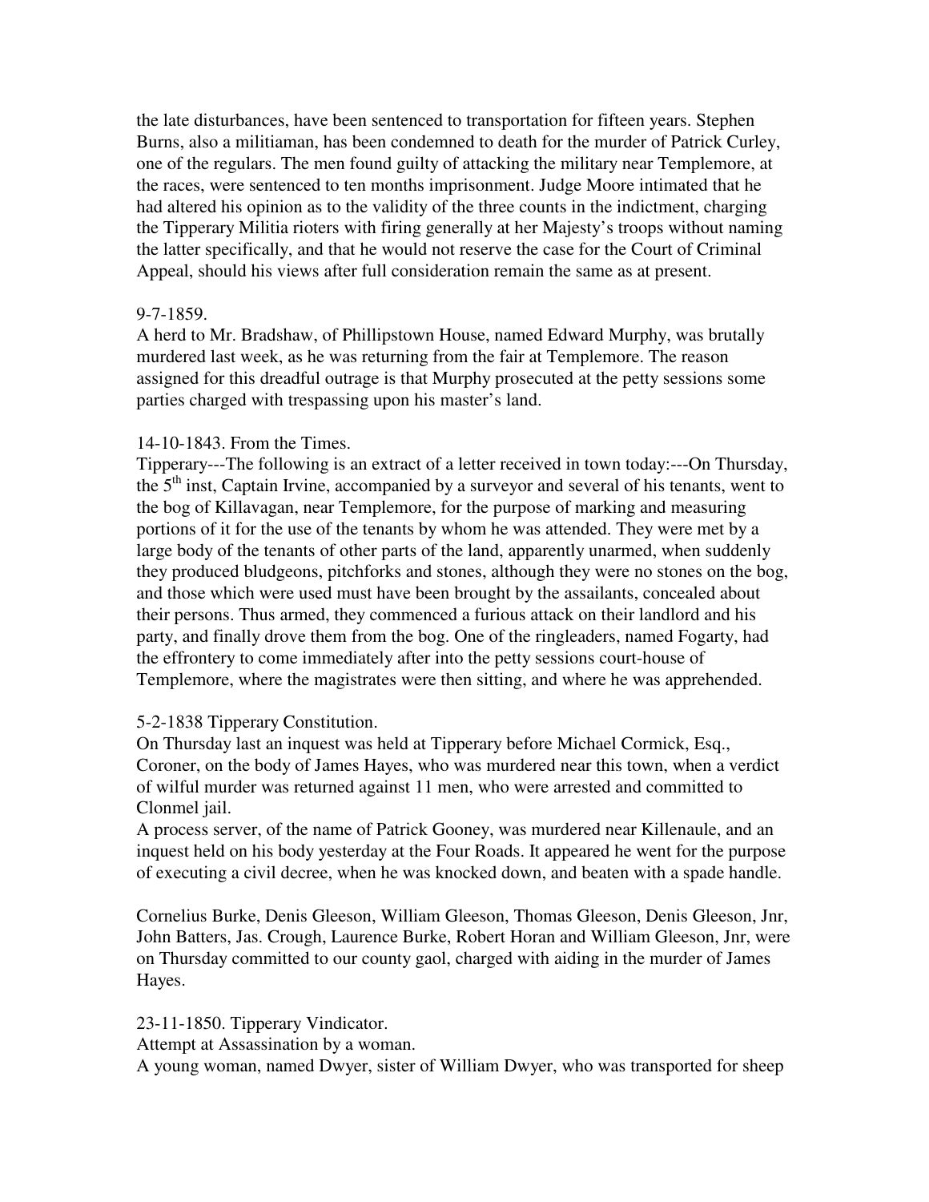the late disturbances, have been sentenced to transportation for fifteen years. Stephen Burns, also a militiaman, has been condemned to death for the murder of Patrick Curley, one of the regulars. The men found guilty of attacking the military near Templemore, at the races, were sentenced to ten months imprisonment. Judge Moore intimated that he had altered his opinion as to the validity of the three counts in the indictment, charging the Tipperary Militia rioters with firing generally at her Majesty's troops without naming the latter specifically, and that he would not reserve the case for the Court of Criminal Appeal, should his views after full consideration remain the same as at present.

9-7-1859.
A herd to Mr. Bradshaw, of Phillipstown House, named Edward Murphy, was brutally murdered last week, as he was returning from the fair at Templemore. The reason assigned for this dreadful outrage is that Murphy prosecuted at the petty sessions some parties charged with trespassing upon his master's land.

14-10-1843. From the Times.
Tipperary---The following is an extract of a letter received in town today:---On Thursday, the 5th inst, Captain Irvine, accompanied by a surveyor and several of his tenants, went to the bog of Killavagan, near Templemore, for the purpose of marking and measuring portions of it for the use of the tenants by whom he was attended. They were met by a large body of the tenants of other parts of the land, apparently unarmed, when suddenly they produced bludgeons, pitchforks and stones, although they were no stones on the bog, and those which were used must have been brought by the assailants, concealed about their persons. Thus armed, they commenced a furious attack on their landlord and his party, and finally drove them from the bog. One of the ringleaders, named Fogarty, had the effrontery to come immediately after into the petty sessions court-house of Templemore, where the magistrates were then sitting, and where he was apprehended.

5-2-1838 Tipperary Constitution.
On Thursday last an inquest was held at Tipperary before Michael Cormick, Esq., Coroner, on the body of James Hayes, who was murdered near this town, when a verdict of wilful murder was returned against 11 men, who were arrested and committed to Clonmel jail.
A process server, of the name of Patrick Gooney, was murdered near Killenaule, and an inquest held on his body yesterday at the Four Roads. It appeared he went for the purpose of executing a civil decree, when he was knocked down, and beaten with a spade handle.

Cornelius Burke, Denis Gleeson, William Gleeson, Thomas Gleeson, Denis Gleeson, Jnr, John Batters, Jas. Crough, Laurence Burke, Robert Horan and William Gleeson, Jnr, were on Thursday committed to our county gaol, charged with aiding in the murder of James Hayes.

23-11-1850. Tipperary Vindicator.
Attempt at Assassination by a woman.
A young woman, named Dwyer, sister of William Dwyer, who was transported for sheep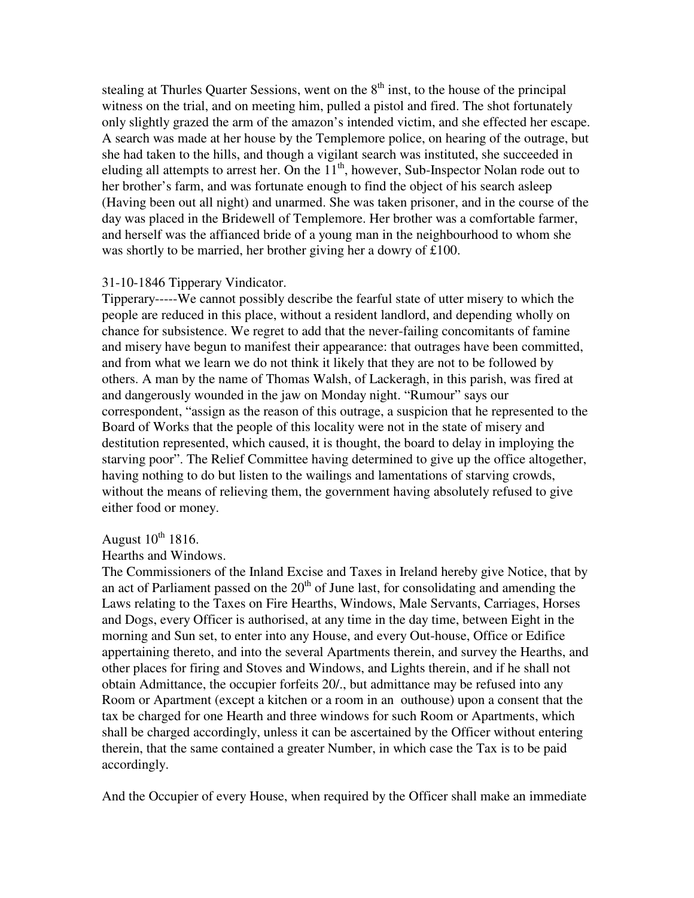stealing at Thurles Quarter Sessions, went on the 8th inst, to the house of the principal witness on the trial, and on meeting him, pulled a pistol and fired. The shot fortunately only slightly grazed the arm of the amazon's intended victim, and she effected her escape. A search was made at her house by the Templemore police, on hearing of the outrage, but she had taken to the hills, and though a vigilant search was instituted, she succeeded in eluding all attempts to arrest her. On the 11th, however, Sub-Inspector Nolan rode out to her brother's farm, and was fortunate enough to find the object of his search asleep (Having been out all night) and unarmed. She was taken prisoner, and in the course of the day was placed in the Bridewell of Templemore. Her brother was a comfortable farmer, and herself was the affianced bride of a young man in the neighbourhood to whom she was shortly to be married, her brother giving her a dowry of £100.

31-10-1846 Tipperary Vindicator.

Tipperary-----We cannot possibly describe the fearful state of utter misery to which the people are reduced in this place, without a resident landlord, and depending wholly on chance for subsistence. We regret to add that the never-failing concomitants of famine and misery have begun to manifest their appearance: that outrages have been committed, and from what we learn we do not think it likely that they are not to be followed by others. A man by the name of Thomas Walsh, of Lackeragh, in this parish, was fired at and dangerously wounded in the jaw on Monday night. "Rumour" says our correspondent, "assign as the reason of this outrage, a suspicion that he represented to the Board of Works that the people of this locality were not in the state of misery and destitution represented, which caused, it is thought, the board to delay in imploying the starving poor". The Relief Committee having determined to give up the office altogether, having nothing to do but listen to the wailings and lamentations of starving crowds, without the means of relieving them, the government having absolutely refused to give either food or money.

August 10th 1816.

Hearths and Windows.

The Commissioners of the Inland Excise and Taxes in Ireland hereby give Notice, that by an act of Parliament passed on the 20th of June last, for consolidating and amending the Laws relating to the Taxes on Fire Hearths, Windows, Male Servants, Carriages, Horses and Dogs, every Officer is authorised, at any time in the day time, between Eight in the morning and Sun set, to enter into any House, and every Out-house, Office or Edifice appertaining thereto, and into the several Apartments therein, and survey the Hearths, and other places for firing and Stoves and Windows, and Lights therein, and if he shall not obtain Admittance, the occupier forfeits 20/., but admittance may be refused into any Room or Apartment (except a kitchen or a room in an outhouse) upon a consent that the tax be charged for one Hearth and three windows for such Room or Apartments, which shall be charged accordingly, unless it can be ascertained by the Officer without entering therein, that the same contained a greater Number, in which case the Tax is to be paid accordingly.

And the Occupier of every House, when required by the Officer shall make an immediate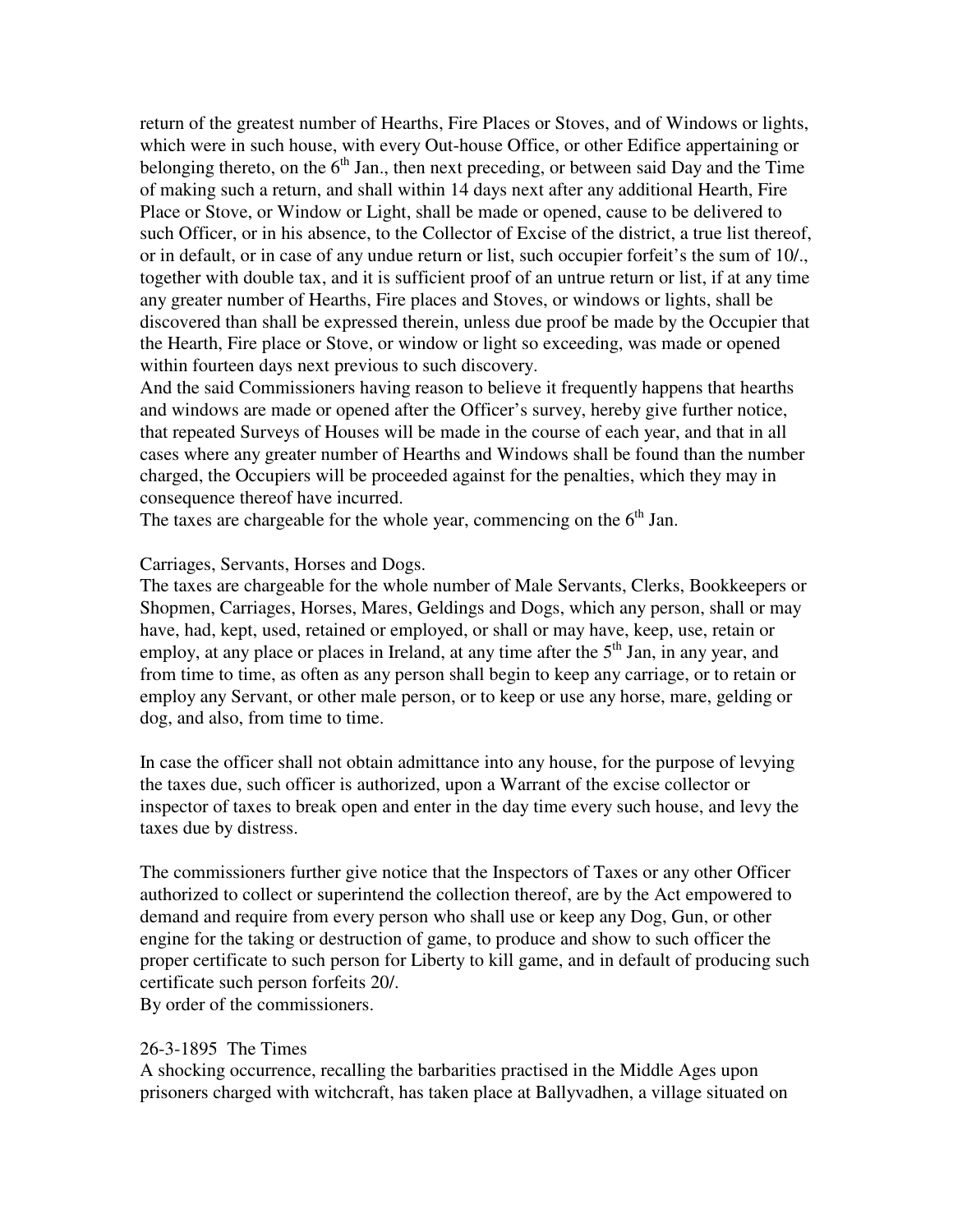return of the greatest number of Hearths, Fire Places or Stoves, and of Windows or lights, which were in such house, with every Out-house Office, or other Edifice appertaining or belonging thereto, on the 6th Jan., then next preceding, or between said Day and the Time of making such a return, and shall within 14 days next after any additional Hearth, Fire Place or Stove, or Window or Light, shall be made or opened, cause to be delivered to such Officer, or in his absence, to the Collector of Excise of the district, a true list thereof, or in default, or in case of any undue return or list, such occupier forfeit's the sum of 10/., together with double tax, and it is sufficient proof of an untrue return or list, if at any time any greater number of Hearths, Fire places and Stoves, or windows or lights, shall be discovered than shall be expressed therein, unless due proof be made by the Occupier that the Hearth, Fire place or Stove, or window or light so exceeding, was made or opened within fourteen days next previous to such discovery.

And the said Commissioners having reason to believe it frequently happens that hearths and windows are made or opened after the Officer's survey, hereby give further notice, that repeated Surveys of Houses will be made in the course of each year, and that in all cases where any greater number of Hearths and Windows shall be found than the number charged, the Occupiers will be proceeded against for the penalties, which they may in consequence thereof have incurred.

The taxes are chargeable for the whole year, commencing on the 6th Jan.

Carriages, Servants, Horses and Dogs.

The taxes are chargeable for the whole number of Male Servants, Clerks, Bookkeepers or Shopmen, Carriages, Horses, Mares, Geldings and Dogs, which any person, shall or may have, had, kept, used, retained or employed, or shall or may have, keep, use, retain or employ, at any place or places in Ireland, at any time after the 5th Jan, in any year, and from time to time, as often as any person shall begin to keep any carriage, or to retain or employ any Servant, or other male person, or to keep or use any horse, mare, gelding or dog, and also, from time to time.

In case the officer shall not obtain admittance into any house, for the purpose of levying the taxes due, such officer is authorized, upon a Warrant of the excise collector or inspector of taxes to break open and enter in the day time every such house, and levy the taxes due by distress.

The commissioners further give notice that the Inspectors of Taxes or any other Officer authorized to collect or superintend the collection thereof, are by the Act empowered to demand and require from every person who shall use or keep any Dog, Gun, or other engine for the taking or destruction of game, to produce and show to such officer the proper certificate to such person for Liberty to kill game, and in default of producing such certificate such person forfeits 20/.

By order of the commissioners.

26-3-1895 The Times

A shocking occurrence, recalling the barbarities practised in the Middle Ages upon prisoners charged with witchcraft, has taken place at Ballyvadhen, a village situated on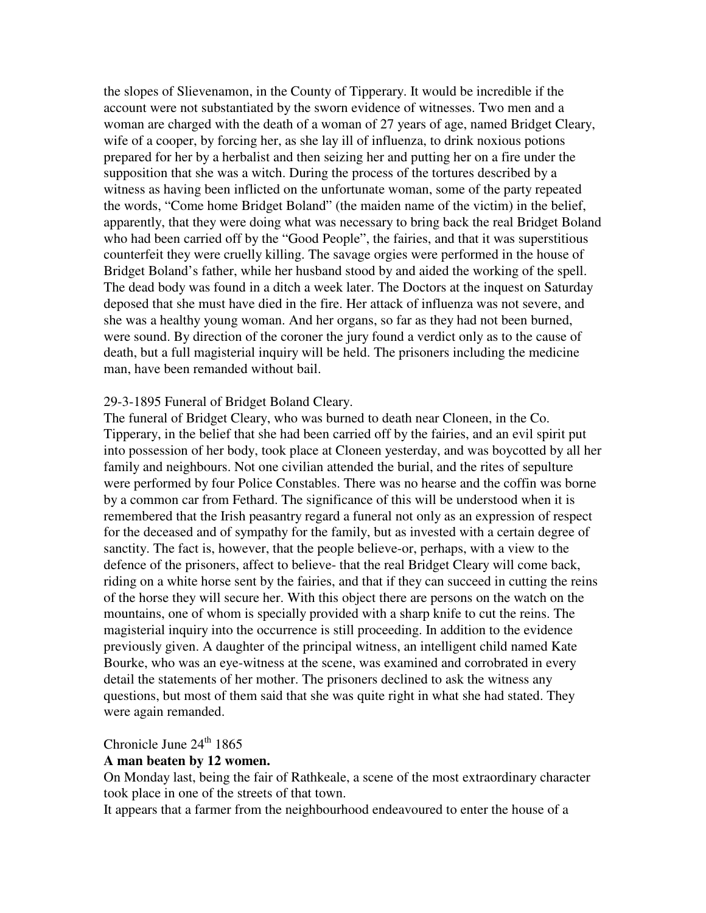the slopes of Slievenamon, in the County of Tipperary. It would be incredible if the account were not substantiated by the sworn evidence of witnesses. Two men and a woman are charged with the death of a woman of 27 years of age, named Bridget Cleary, wife of a cooper, by forcing her, as she lay ill of influenza, to drink noxious potions prepared for her by a herbalist and then seizing her and putting her on a fire under the supposition that she was a witch. During the process of the tortures described by a witness as having been inflicted on the unfortunate woman, some of the party repeated the words, "Come home Bridget Boland" (the maiden name of the victim) in the belief, apparently, that they were doing what was necessary to bring back the real Bridget Boland who had been carried off by the "Good People", the fairies, and that it was superstitious counterfeit they were cruelly killing. The savage orgies were performed in the house of Bridget Boland's father, while her husband stood by and aided the working of the spell. The dead body was found in a ditch a week later. The Doctors at the inquest on Saturday deposed that she must have died in the fire. Her attack of influenza was not severe, and she was a healthy young woman. And her organs, so far as they had not been burned, were sound. By direction of the coroner the jury found a verdict only as to the cause of death, but a full magisterial inquiry will be held. The prisoners including the medicine man, have been remanded without bail.

29-3-1895 Funeral of Bridget Boland Cleary.
The funeral of Bridget Cleary, who was burned to death near Cloneen, in the Co. Tipperary, in the belief that she had been carried off by the fairies, and an evil spirit put into possession of her body, took place at Cloneen yesterday, and was boycotted by all her family and neighbours. Not one civilian attended the burial, and the rites of sepulture were performed by four Police Constables. There was no hearse and the coffin was borne by a common car from Fethard. The significance of this will be understood when it is remembered that the Irish peasantry regard a funeral not only as an expression of respect for the deceased and of sympathy for the family, but as invested with a certain degree of sanctity. The fact is, however, that the people believe-or, perhaps, with a view to the defence of the prisoners, affect to believe- that the real Bridget Cleary will come back, riding on a white horse sent by the fairies, and that if they can succeed in cutting the reins of the horse they will secure her. With this object there are persons on the watch on the mountains, one of whom is specially provided with a sharp knife to cut the reins. The magisterial inquiry into the occurrence is still proceeding. In addition to the evidence previously given. A daughter of the principal witness, an intelligent child named Kate Bourke, who was an eye-witness at the scene, was examined and corrobrated in every detail the statements of her mother. The prisoners declined to ask the witness any questions, but most of them said that she was quite right in what she had stated. They were again remanded.

Chronicle June 24th 1865

**A man beaten by 12 women.**

On Monday last, being the fair of Rathkeale, a scene of the most extraordinary character took place in one of the streets of that town.

It appears that a farmer from the neighbourhood endeavoured to enter the house of a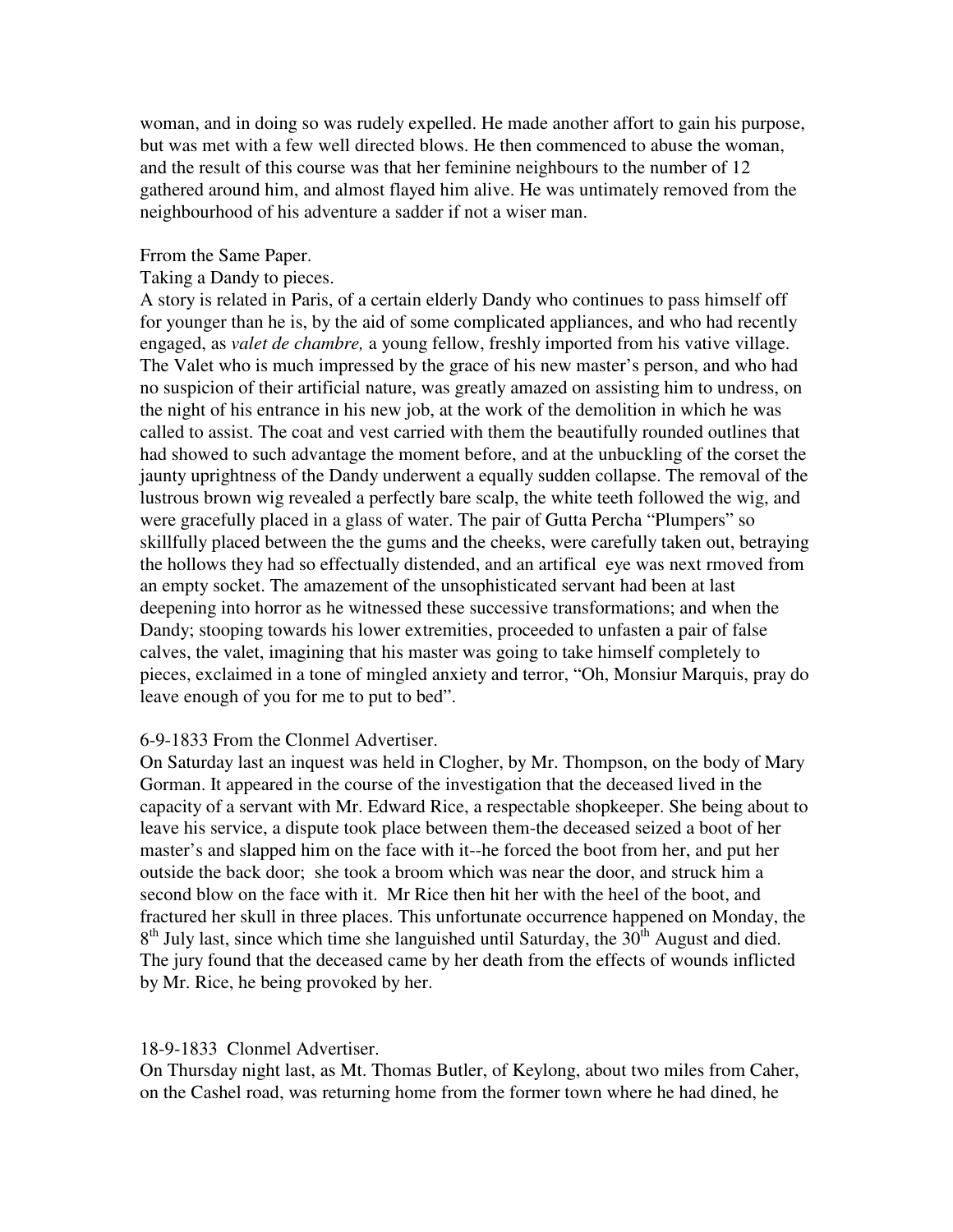woman, and in doing so was rudely expelled. He made another affort to gain his purpose, but was met with a few well directed blows. He then commenced to abuse the woman, and the result of this course was that her feminine neighbours to the number of 12 gathered around him, and almost flayed him alive. He was untimately removed from the neighbourhood of his adventure a sadder if not a wiser man.

Frrom the Same Paper.

Taking a Dandy to pieces.

A story is related in Paris, of a certain elderly Dandy who continues to pass himself off for younger than he is, by the aid of some complicated appliances, and who had recently engaged, as *valet de chambre,* a young fellow, freshly imported from his vative village. The Valet who is much impressed by the grace of his new master's person, and who had no suspicion of their artificial nature, was greatly amazed on assisting him to undress, on the night of his entrance in his new job, at the work of the demolition in which he was called to assist. The coat and vest carried with them the beautifully rounded outlines that had showed to such advantage the moment before, and at the unbuckling of the corset the jaunty uprightness of the Dandy underwent a equally sudden collapse. The removal of the lustrous brown wig revealed a perfectly bare scalp, the white teeth followed the wig, and were gracefully placed in a glass of water. The pair of Gutta Percha "Plumpers" so skillfully placed between the the gums and the cheeks, were carefully taken out, betraying the hollows they had so effectually distended, and an artifical eye was next rmoved from an empty socket. The amazement of the unsophisticated servant had been at last deepening into horror as he witnessed these successive transformations; and when the Dandy; stooping towards his lower extremities, proceeded to unfasten a pair of false calves, the valet, imagining that his master was going to take himself completely to pieces, exclaimed in a tone of mingled anxiety and terror, "Oh, Monsiur Marquis, pray do leave enough of you for me to put to bed".

6-9-1833 From the Clonmel Advertiser.

On Saturday last an inquest was held in Clogher, by Mr. Thompson, on the body of Mary Gorman. It appeared in the course of the investigation that the deceased lived in the capacity of a servant with Mr. Edward Rice, a respectable shopkeeper. She being about to leave his service, a dispute took place between them-the deceased seized a boot of her master's and slapped him on the face with it--he forced the boot from her, and put her outside the back door; she took a broom which was near the door, and struck him a second blow on the face with it. Mr Rice then hit her with the heel of the boot, and fractured her skull in three places. This unfortunate occurrence happened on Monday, the 8th July last, since which time she languished until Saturday, the 30th August and died. The jury found that the deceased came by her death from the effects of wounds inflicted by Mr. Rice, he being provoked by her.

18-9-1833 Clonmel Advertiser.

On Thursday night last, as Mt. Thomas Butler, of Keylong, about two miles from Caher, on the Cashel road, was returning home from the former town where he had dined, he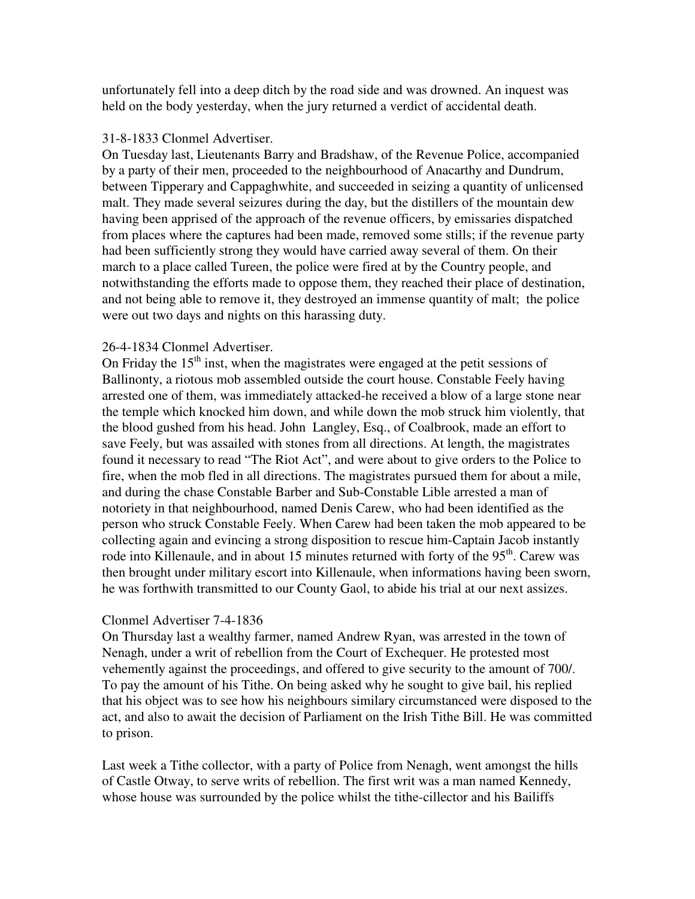unfortunately fell into a deep ditch by the road side and was drowned. An inquest was held on the body yesterday, when the jury returned a verdict of accidental death.

31-8-1833 Clonmel Advertiser.
On Tuesday last, Lieutenants Barry and Bradshaw, of the Revenue Police, accompanied by a party of their men, proceeded to the neighbourhood of Anacarthy and Dundrum, between Tipperary and Cappaghwhite, and succeeded in seizing a quantity of unlicensed malt. They made several seizures during the day, but the distillers of the mountain dew having been apprised of the approach of the revenue officers, by emissaries dispatched from places where the captures had been made, removed some stills; if the revenue party had been sufficiently strong they would have carried away several of them. On their march to a place called Tureen, the police were fired at by the Country people, and notwithstanding the efforts made to oppose them, they reached their place of destination, and not being able to remove it, they destroyed an immense quantity of malt; the police were out two days and nights on this harassing duty.

26-4-1834 Clonmel Advertiser.
On Friday the 15th inst, when the magistrates were engaged at the petit sessions of Ballinonty, a riotous mob assembled outside the court house. Constable Feely having arrested one of them, was immediately attacked-he received a blow of a large stone near the temple which knocked him down, and while down the mob struck him violently, that the blood gushed from his head. John Langley, Esq., of Coalbrook, made an effort to save Feely, but was assailed with stones from all directions. At length, the magistrates found it necessary to read "The Riot Act", and were about to give orders to the Police to fire, when the mob fled in all directions. The magistrates pursued them for about a mile, and during the chase Constable Barber and Sub-Constable Lible arrested a man of notoriety in that neighbourhood, named Denis Carew, who had been identified as the person who struck Constable Feely. When Carew had been taken the mob appeared to be collecting again and evincing a strong disposition to rescue him-Captain Jacob instantly rode into Killenaule, and in about 15 minutes returned with forty of the 95th. Carew was then brought under military escort into Killenaule, when informations having been sworn, he was forthwith transmitted to our County Gaol, to abide his trial at our next assizes.

Clonmel Advertiser 7-4-1836
On Thursday last a wealthy farmer, named Andrew Ryan, was arrested in the town of Nenagh, under a writ of rebellion from the Court of Exchequer. He protested most vehemently against the proceedings, and offered to give security to the amount of 700/. To pay the amount of his Tithe. On being asked why he sought to give bail, his replied that his object was to see how his neighbours similary circumstanced were disposed to the act, and also to await the decision of Parliament on the Irish Tithe Bill. He was committed to prison.

Last week a Tithe collector, with a party of Police from Nenagh, went amongst the hills of Castle Otway, to serve writs of rebellion. The first writ was a man named Kennedy, whose house was surrounded by the police whilst the tithe-cillector and his Bailiffs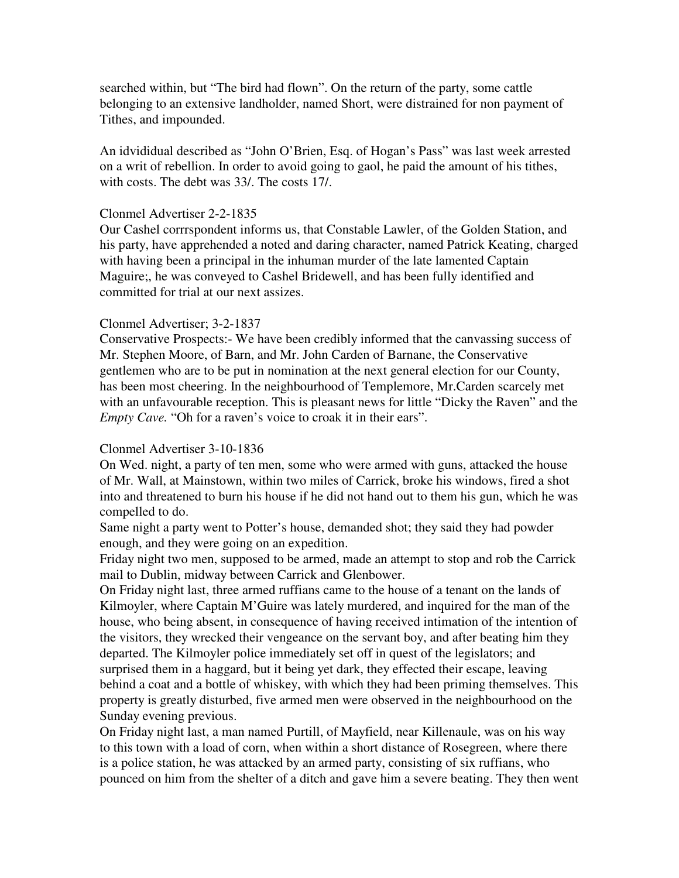searched within, but "The bird had flown". On the return of the party, some cattle belonging to an extensive landholder, named Short, were distrained for non payment of Tithes, and impounded.

An idvididual described as "John O'Brien, Esq. of Hogan's Pass" was last week arrested on a writ of rebellion. In order to avoid going to gaol, he paid the amount of his tithes, with costs. The debt was 33/. The costs 17/.

Clonmel Advertiser 2-2-1835
Our Cashel corrrspondent informs us, that Constable Lawler, of the Golden Station, and his party, have apprehended a noted and daring character, named Patrick Keating, charged with having been a principal in the inhuman murder of the late lamented Captain Maguire;, he was conveyed to Cashel Bridewell, and has been fully identified and committed for trial at our next assizes.

Clonmel Advertiser; 3-2-1837
Conservative Prospects:- We have been credibly informed that the canvassing success of Mr. Stephen Moore, of Barn, and Mr. John Carden of Barnane, the Conservative gentlemen who are to be put in nomination at the next general election for our County, has been most cheering. In the neighbourhood of Templemore, Mr.Carden scarcely met with an unfavourable reception. This is pleasant news for little "Dicky the Raven" and the *Empty Cave.* "Oh for a raven's voice to croak it in their ears".

Clonmel Advertiser 3-10-1836
On Wed. night, a party of ten men, some who were armed with guns, attacked the house of Mr. Wall, at Mainstown, within two miles of Carrick, broke his windows, fired a shot into and threatened to burn his house if he did not hand out to them his gun, which he was compelled to do.
Same night a party went to Potter's house, demanded shot; they said they had powder enough, and they were going on an expedition.
Friday night two men, supposed to be armed, made an attempt to stop and rob the Carrick mail to Dublin, midway between Carrick and Glenbower.
On Friday night last, three armed ruffians came to the house of a tenant on the lands of Kilmoyler, where Captain M'Guire was lately murdered, and inquired for the man of the house, who being absent, in consequence of having received intimation of the intention of the visitors, they wrecked their vengeance on the servant boy, and after beating him they departed. The Kilmoyler police immediately set off in quest of the legislators; and surprised them in a haggard, but it being yet dark, they effected their escape, leaving behind a coat and a bottle of whiskey, with which they had been priming themselves. This property is greatly disturbed, five armed men were observed in the neighbourhood on the Sunday evening previous.
On Friday night last, a man named Purtill, of Mayfield, near Killenaule, was on his way to this town with a load of corn, when within a short distance of Rosegreen, where there is a police station, he was attacked by an armed party, consisting of six ruffians, who pounced on him from the shelter of a ditch and gave him a severe beating. They then went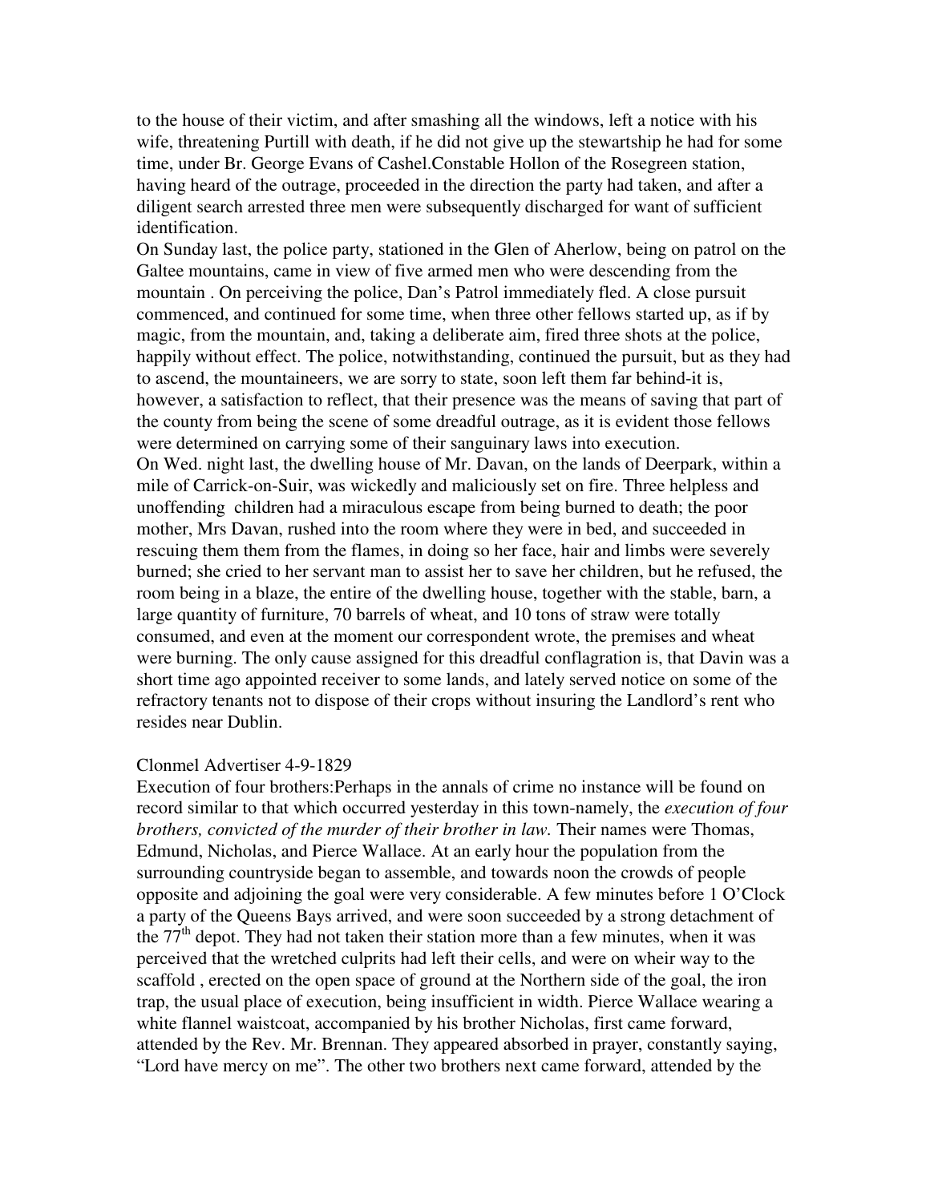to the house of their victim, and after smashing all the windows, left a notice with his wife, threatening Purtill with death, if he did not give up the stewartship he had for some time, under Br. George Evans of Cashel.Constable Hollon of the Rosegreen station, having heard of the outrage, proceeded in the direction the party had taken, and after a diligent search arrested three men were subsequently discharged for want of sufficient identification.

On Sunday last, the police party, stationed in the Glen of Aherlow, being on patrol on the Galtee mountains, came in view of five armed men who were descending from the mountain . On perceiving the police, Dan's Patrol immediately fled. A close pursuit commenced, and continued for some time, when three other fellows started up, as if by magic, from the mountain, and, taking a deliberate aim, fired three shots at the police, happily without effect. The police, notwithstanding, continued the pursuit, but as they had to ascend, the mountaineers, we are sorry to state, soon left them far behind-it is, however, a satisfaction to reflect, that their presence was the means of saving that part of the county from being the scene of some dreadful outrage, as it is evident those fellows were determined on carrying some of their sanguinary laws into execution.

On Wed. night last, the dwelling house of Mr. Davan, on the lands of Deerpark, within a mile of Carrick-on-Suir, was wickedly and maliciously set on fire. Three helpless and unoffending children had a miraculous escape from being burned to death; the poor mother, Mrs Davan, rushed into the room where they were in bed, and succeeded in rescuing them them from the flames, in doing so her face, hair and limbs were severely burned; she cried to her servant man to assist her to save her children, but he refused, the room being in a blaze, the entire of the dwelling house, together with the stable, barn, a large quantity of furniture, 70 barrels of wheat, and 10 tons of straw were totally consumed, and even at the moment our correspondent wrote, the premises and wheat were burning. The only cause assigned for this dreadful conflagration is, that Davin was a short time ago appointed receiver to some lands, and lately served notice on some of the refractory tenants not to dispose of their crops without insuring the Landlord's rent who resides near Dublin.

Clonmel Advertiser 4-9-1829

Execution of four brothers:Perhaps in the annals of crime no instance will be found on record similar to that which occurred yesterday in this town-namely, the *execution of four brothers, convicted of the murder of their brother in law.* Their names were Thomas, Edmund, Nicholas, and Pierce Wallace. At an early hour the population from the surrounding countryside began to assemble, and towards noon the crowds of people opposite and adjoining the goal were very considerable. A few minutes before 1 O'Clock a party of the Queens Bays arrived, and were soon succeeded by a strong detachment of the 77th depot. They had not taken their station more than a few minutes, when it was perceived that the wretched culprits had left their cells, and were on wheir way to the scaffold , erected on the open space of ground at the Northern side of the goal, the iron trap, the usual place of execution, being insufficient in width. Pierce Wallace wearing a white flannel waistcoat, accompanied by his brother Nicholas, first came forward, attended by the Rev. Mr. Brennan. They appeared absorbed in prayer, constantly saying, "Lord have mercy on me". The other two brothers next came forward, attended by the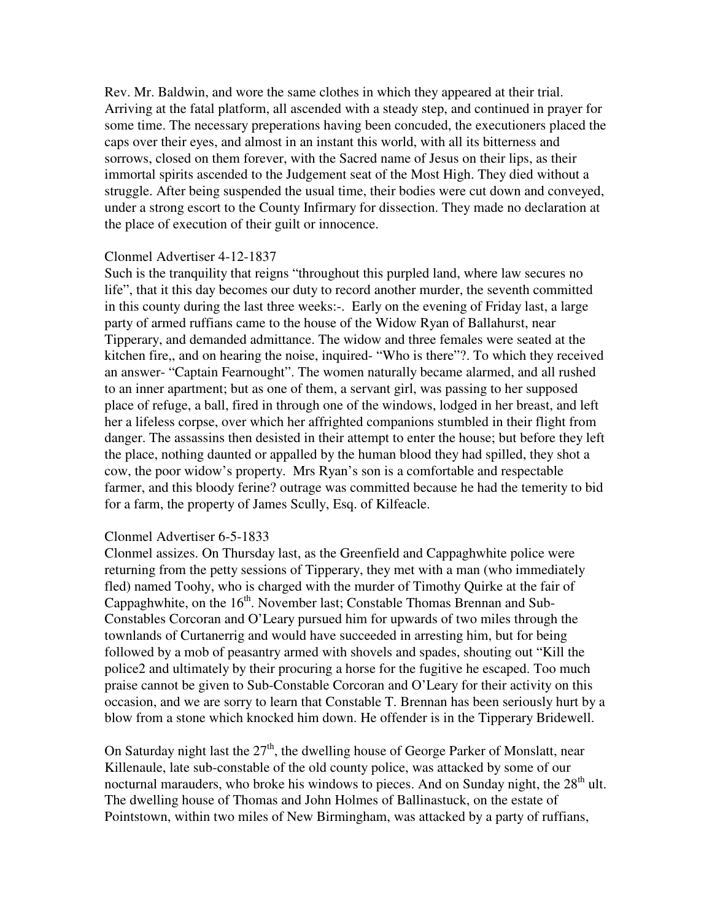Rev. Mr. Baldwin, and wore the same clothes in which they appeared at their trial. Arriving at the fatal platform, all ascended with a steady step, and continued in prayer for some time. The necessary preperations having been concuded, the executioners placed the caps over their eyes, and almost in an instant this world, with all its bitterness and sorrows, closed on them forever, with the Sacred name of Jesus on their lips, as their immortal spirits ascended to the Judgement seat of the Most High. They died without a struggle. After being suspended the usual time, their bodies were cut down and conveyed, under a strong escort to the County Infirmary for dissection. They made no declaration at the place of execution of their guilt or innocence.

Clonmel Advertiser 4-12-1837

Such is the tranquility that reigns "throughout this purpled land, where law secures no life", that it this day becomes our duty to record another murder, the seventh committed in this county during the last three weeks:-. Early on the evening of Friday last, a large party of armed ruffians came to the house of the Widow Ryan of Ballahurst, near Tipperary, and demanded admittance. The widow and three females were seated at the kitchen fire,, and on hearing the noise, inquired- "Who is there"?. To which they received an answer- "Captain Fearnought". The women naturally became alarmed, and all rushed to an inner apartment; but as one of them, a servant girl, was passing to her supposed place of refuge, a ball, fired in through one of the windows, lodged in her breast, and left her a lifeless corpse, over which her affrighted companions stumbled in their flight from danger. The assassins then desisted in their attempt to enter the house; but before they left the place, nothing daunted or appalled by the human blood they had spilled, they shot a cow, the poor widow's property. Mrs Ryan's son is a comfortable and respectable farmer, and this bloody ferine? outrage was committed because he had the temerity to bid for a farm, the property of James Scully, Esq. of Kilfeacle.

Clonmel Advertiser 6-5-1833

Clonmel assizes. On Thursday last, as the Greenfield and Cappaghwhite police were returning from the petty sessions of Tipperary, they met with a man (who immediately fled) named Toohy, who is charged with the murder of Timothy Quirke at the fair of Cappaghwhite, on the 16th. November last; Constable Thomas Brennan and Sub-Constables Corcoran and O'Leary pursued him for upwards of two miles through the townlands of Curtanerrig and would have succeeded in arresting him, but for being followed by a mob of peasantry armed with shovels and spades, shouting out "Kill the police2 and ultimately by their procuring a horse for the fugitive he escaped. Too much praise cannot be given to Sub-Constable Corcoran and O'Leary for their activity on this occasion, and we are sorry to learn that Constable T. Brennan has been seriously hurt by a blow from a stone which knocked him down. He offender is in the Tipperary Bridewell.

On Saturday night last the 27th, the dwelling house of George Parker of Monslatt, near Killenaule, late sub-constable of the old county police, was attacked by some of our nocturnal marauders, who broke his windows to pieces. And on Sunday night, the 28th ult. The dwelling house of Thomas and John Holmes of Ballinastuck, on the estate of Pointstown, within two miles of New Birmingham, was attacked by a party of ruffians,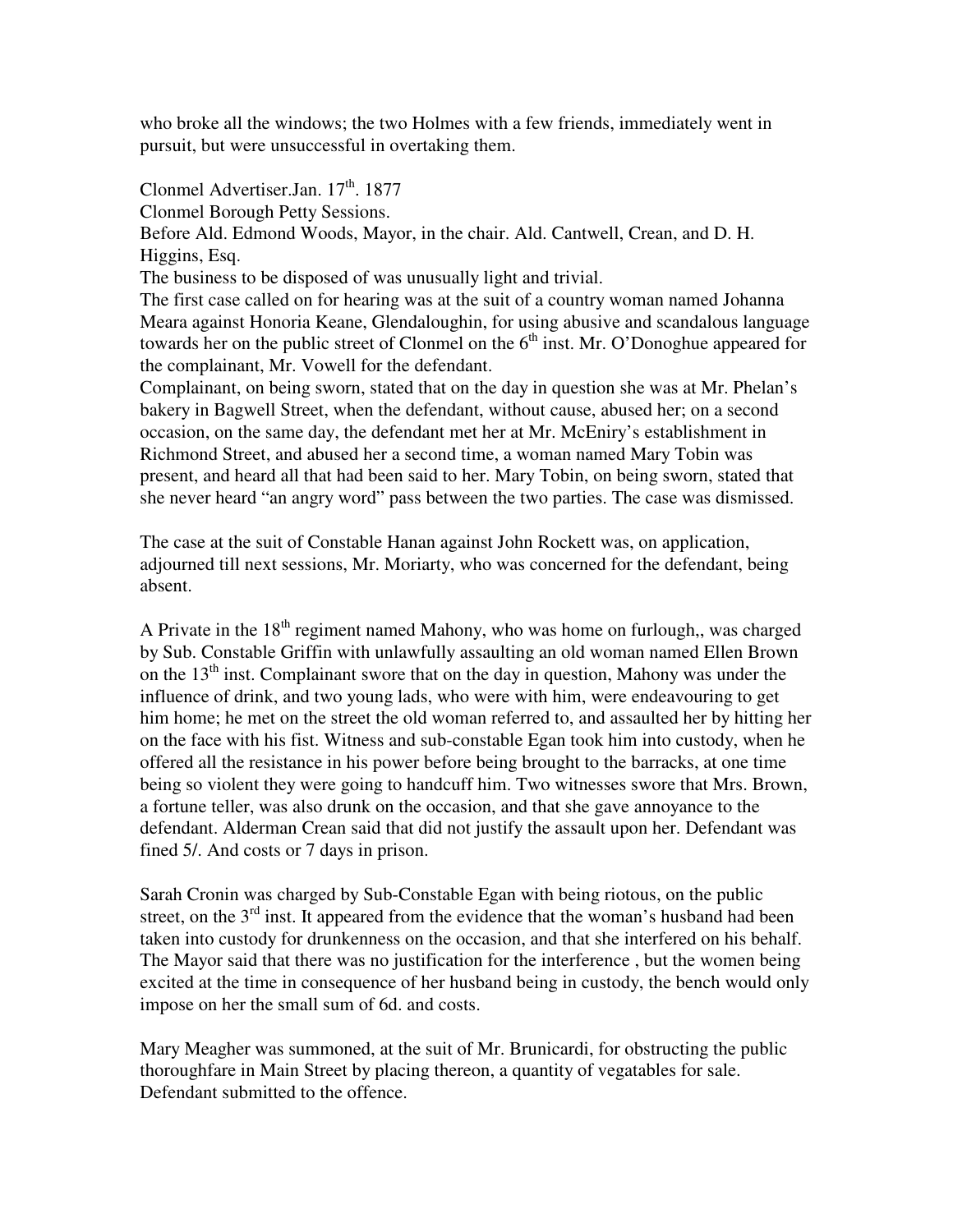who broke all the windows; the two Holmes with a few friends, immediately went in pursuit, but were unsuccessful in overtaking them.

Clonmel Advertiser.Jan. 17th. 1877

Clonmel Borough Petty Sessions.

Before Ald. Edmond Woods, Mayor, in the chair. Ald. Cantwell, Crean, and D. H. Higgins, Esq.

The business to be disposed of was unusually light and trivial.

The first case called on for hearing was at the suit of a country woman named Johanna Meara against Honoria Keane, Glendaloughin, for using abusive and scandalous language towards her on the public street of Clonmel on the 6th inst. Mr. O'Donoghue appeared for the complainant, Mr. Vowell for the defendant.

Complainant, on being sworn, stated that on the day in question she was at Mr. Phelan's bakery in Bagwell Street, when the defendant, without cause, abused her; on a second occasion, on the same day, the defendant met her at Mr. McEniry's establishment in Richmond Street, and abused her a second time, a woman named Mary Tobin was present, and heard all that had been said to her. Mary Tobin, on being sworn, stated that she never heard "an angry word" pass between the two parties. The case was dismissed.

The case at the suit of Constable Hanan against John Rockett was, on application, adjourned till next sessions, Mr. Moriarty, who was concerned for the defendant, being absent.

A Private in the 18th regiment named Mahony, who was home on furlough,, was charged by Sub. Constable Griffin with unlawfully assaulting an old woman named Ellen Brown on the 13th inst. Complainant swore that on the day in question, Mahony was under the influence of drink, and two young lads, who were with him, were endeavouring to get him home; he met on the street the old woman referred to, and assaulted her by hitting her on the face with his fist. Witness and sub-constable Egan took him into custody, when he offered all the resistance in his power before being brought to the barracks, at one time being so violent they were going to handcuff him. Two witnesses swore that Mrs. Brown, a fortune teller, was also drunk on the occasion, and that she gave annoyance to the defendant. Alderman Crean said that did not justify the assault upon her. Defendant was fined 5/. And costs or 7 days in prison.

Sarah Cronin was charged by Sub-Constable Egan with being riotous, on the public street, on the 3rd inst. It appeared from the evidence that the woman's husband had been taken into custody for drunkenness on the occasion, and that she interfered on his behalf. The Mayor said that there was no justification for the interference , but the women being excited at the time in consequence of her husband being in custody, the bench would only impose on her the small sum of 6d. and costs.

Mary Meagher was summoned, at the suit of Mr. Brunicardi, for obstructing the public thoroughfare in Main Street by placing thereon, a quantity of vegatables for sale. Defendant submitted to the offence.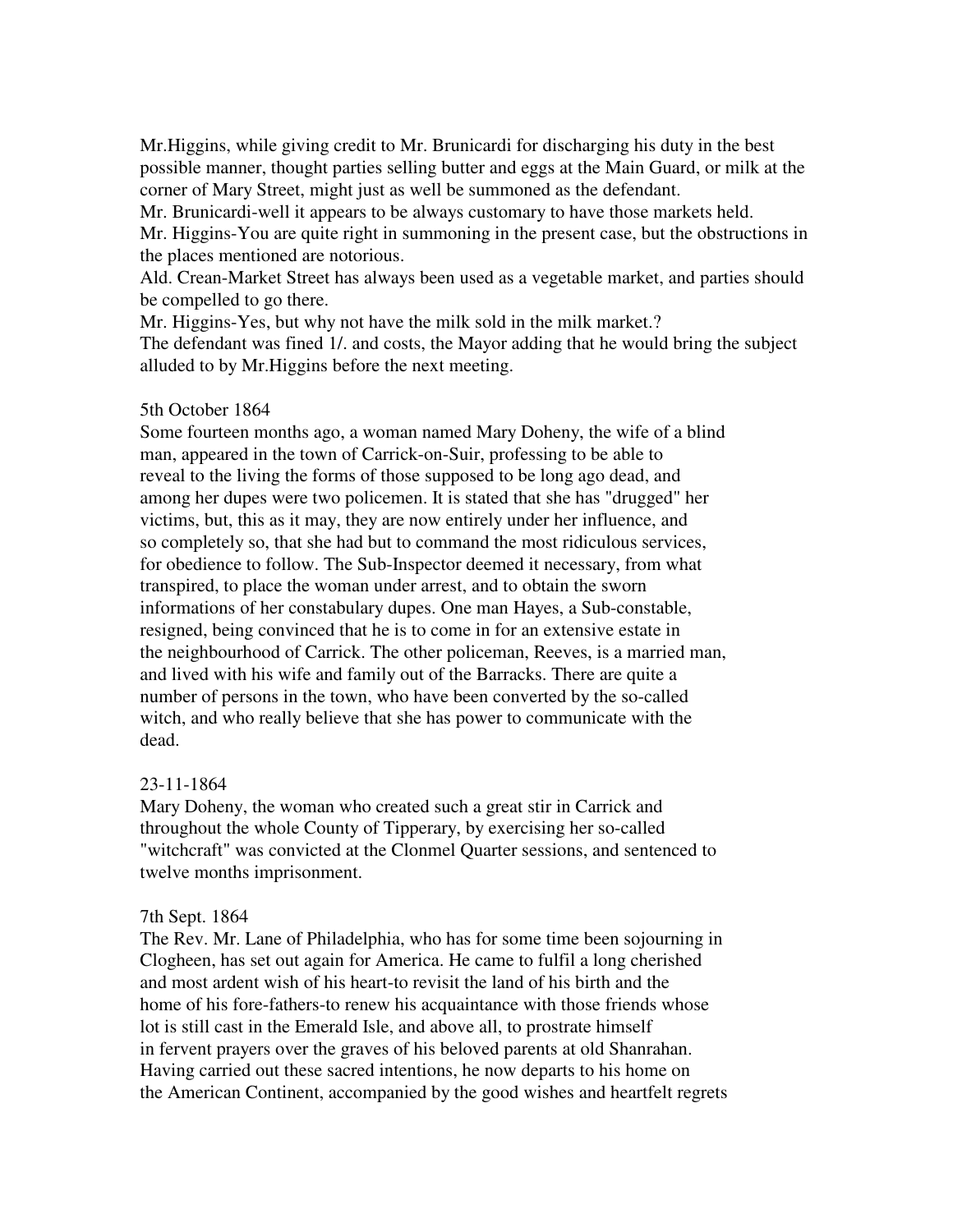Mr.Higgins, while giving credit to Mr. Brunicardi for discharging his duty in the best possible manner, thought parties selling butter and eggs at the Main Guard, or milk at the corner of Mary Street, might just as well be summoned as the defendant.
Mr. Brunicardi-well it appears to be always customary to have those markets held.
Mr. Higgins-You are quite right in summoning in the present case, but the obstructions in the places mentioned are notorious.
Ald. Crean-Market Street has always been used as a vegetable market, and parties should be compelled to go there.
Mr. Higgins-Yes, but why not have the milk sold in the milk market.?
The defendant was fined 1/. and costs, the Mayor adding that he would bring the subject alluded to by Mr.Higgins before the next meeting.

5th October 1864
Some fourteen months ago, a woman named Mary Doheny, the wife of a blind man, appeared in the town of Carrick-on-Suir, professing to be able to reveal to the living the forms of those supposed to be long ago dead, and among her dupes were two policemen. It is stated that she has "drugged" her victims, but, this as it may, they are now entirely under her influence, and so completely so, that she had but to command the most ridiculous services, for obedience to follow. The Sub-Inspector deemed it necessary, from what transpired, to place the woman under arrest, and to obtain the sworn informations of her constabulary dupes. One man Hayes, a Sub-constable, resigned, being convinced that he is to come in for an extensive estate in the neighbourhood of Carrick. The other policeman, Reeves, is a married man, and lived with his wife and family out of the Barracks. There are quite a number of persons in the town, who have been converted by the so-called witch, and who really believe that she has power to communicate with the dead.

23-11-1864
Mary Doheny, the woman who created such a great stir in Carrick and throughout the whole County of Tipperary, by exercising her so-called "witchcraft" was convicted at the Clonmel Quarter sessions, and sentenced to twelve months imprisonment.

7th Sept. 1864
The Rev. Mr. Lane of Philadelphia, who has for some time been sojourning in Clogheen, has set out again for America. He came to fulfil a long cherished and most ardent wish of his heart-to revisit the land of his birth and the home of his fore-fathers-to renew his acquaintance with those friends whose lot is still cast in the Emerald Isle, and above all, to prostrate himself in fervent prayers over the graves of his beloved parents at old Shanrahan. Having carried out these sacred intentions, he now departs to his home on the American Continent, accompanied by the good wishes and heartfelt regrets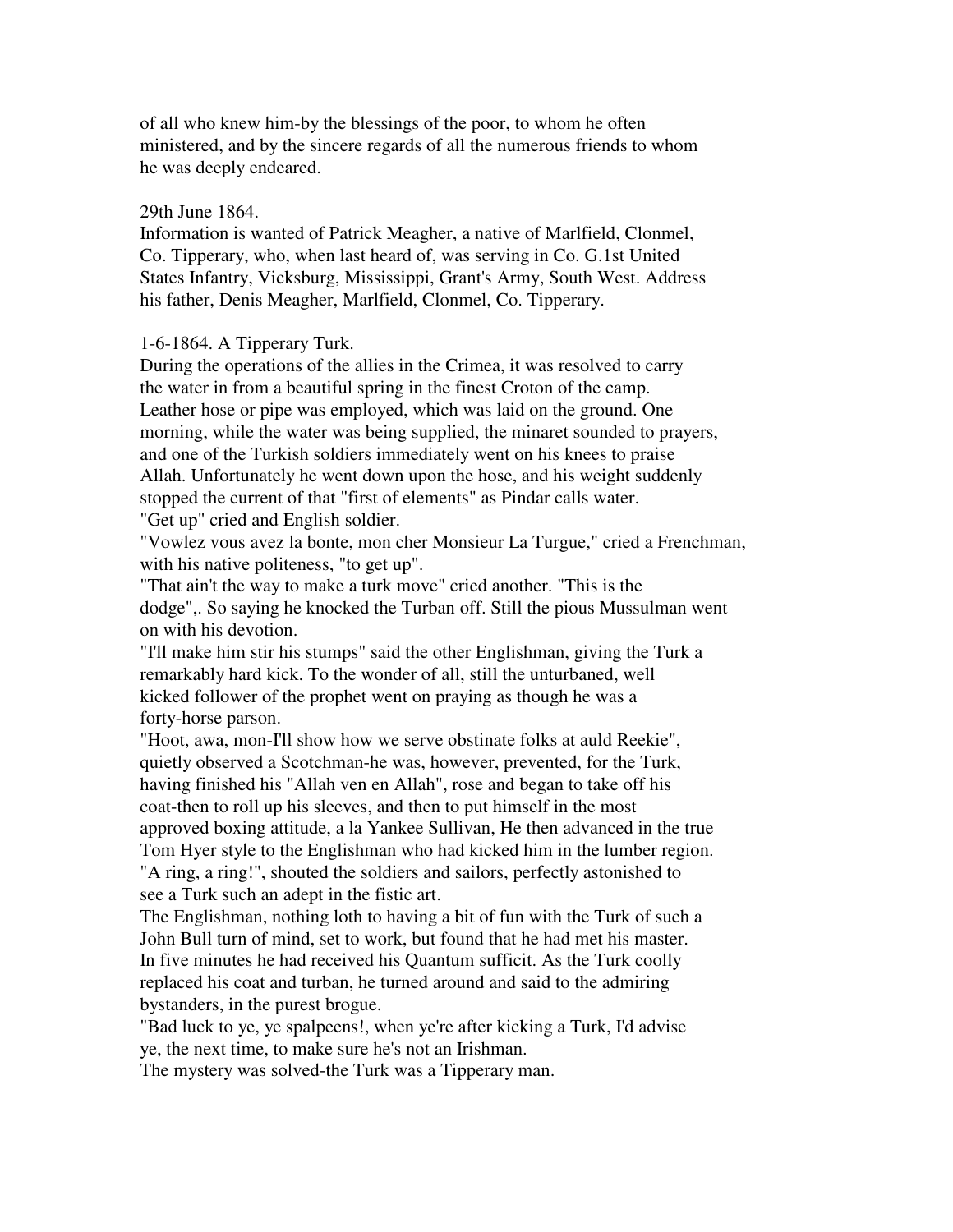of all who knew him-by the blessings of the poor, to whom he often ministered, and by the sincere regards of all the numerous friends to whom he was deeply endeared.

29th June 1864.
Information is wanted of Patrick Meagher, a native of Marlfield, Clonmel, Co. Tipperary, who, when last heard of, was serving in Co. G.1st United States Infantry, Vicksburg, Mississippi, Grant's Army, South West. Address his father, Denis Meagher, Marlfield, Clonmel, Co. Tipperary.

1-6-1864. A Tipperary Turk.
During the operations of the allies in the Crimea, it was resolved to carry the water in from a beautiful spring in the finest Croton of the camp. Leather hose or pipe was employed, which was laid on the ground. One morning, while the water was being supplied, the minaret sounded to prayers, and one of the Turkish soldiers immediately went on his knees to praise Allah. Unfortunately he went down upon the hose, and his weight suddenly stopped the current of that "first of elements" as Pindar calls water.
"Get up" cried and English soldier.
"Vowlez vous avez la bonte, mon cher Monsieur La Turgue," cried a Frenchman, with his native politeness, "to get up".
"That ain't the way to make a turk move" cried another. "This is the dodge",. So saying he knocked the Turban off. Still the pious Mussulman went on with his devotion.
"I'll make him stir his stumps" said the other Englishman, giving the Turk a remarkably hard kick. To the wonder of all, still the unturbaned, well kicked follower of the prophet went on praying as though he was a forty-horse parson.
"Hoot, awa, mon-I'll show how we serve obstinate folks at auld Reekie", quietly observed a Scotchman-he was, however, prevented, for the Turk, having finished his "Allah ven en Allah", rose and began to take off his coat-then to roll up his sleeves, and then to put himself in the most approved boxing attitude, a la Yankee Sullivan, He then advanced in the true Tom Hyer style to the Englishman who had kicked him in the lumber region.
"A ring, a ring!", shouted the soldiers and sailors, perfectly astonished to see a Turk such an adept in the fistic art.
The Englishman, nothing loth to having a bit of fun with the Turk of such a John Bull turn of mind, set to work, but found that he had met his master. In five minutes he had received his Quantum sufficit. As the Turk coolly replaced his coat and turban, he turned around and said to the admiring bystanders, in the purest brogue.
"Bad luck to ye, ye spalpeens!, when ye're after kicking a Turk, I'd advise ye, the next time, to make sure he's not an Irishman.
The mystery was solved-the Turk was a Tipperary man.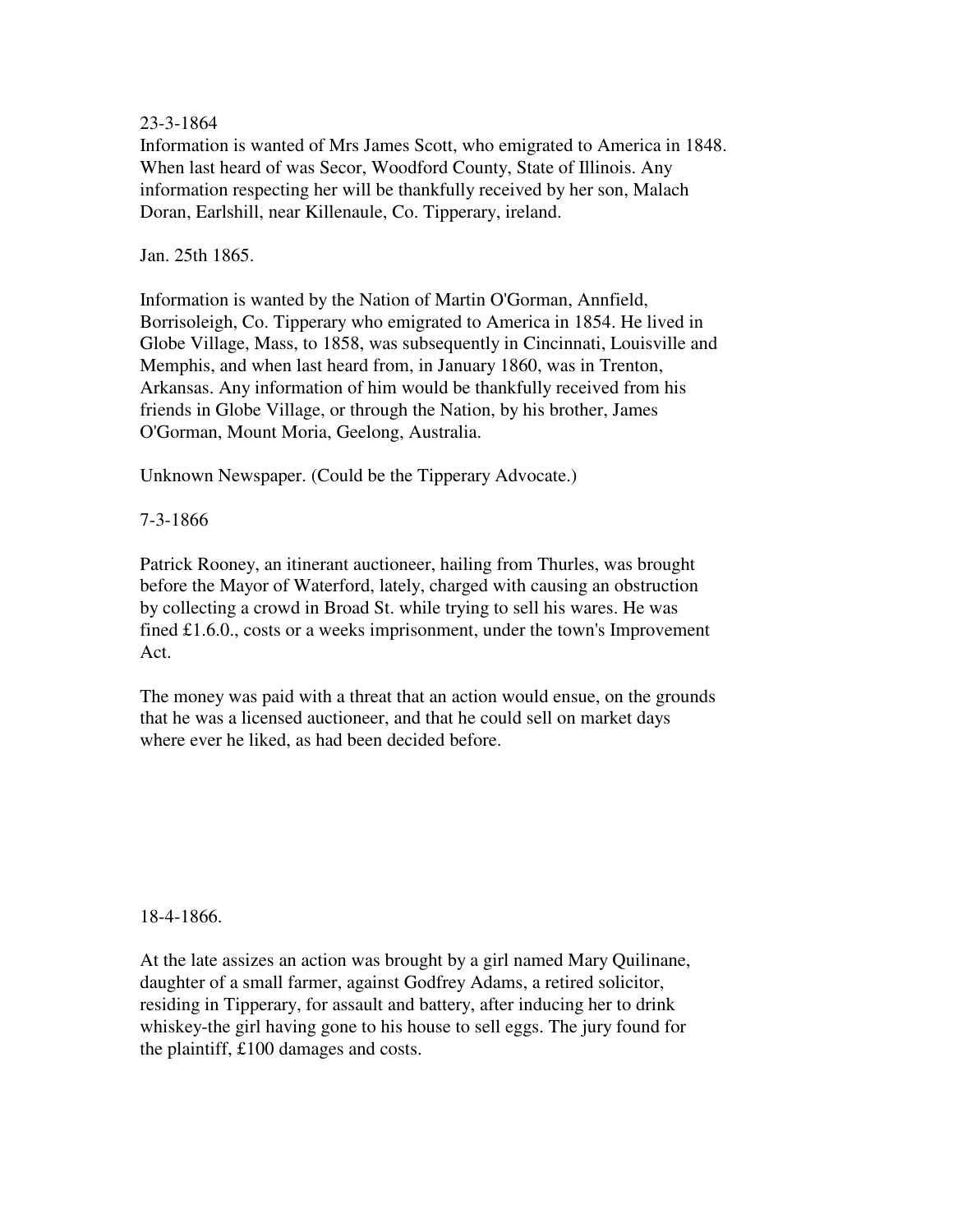23-3-1864

Information is wanted of Mrs James Scott, who emigrated to America in 1848. When last heard of was Secor, Woodford County, State of Illinois. Any information respecting her will be thankfully received by her son, Malach Doran, Earlshill, near Killenaule, Co. Tipperary, ireland.

Jan. 25th 1865.

Information is wanted by the Nation of Martin O'Gorman, Annfield, Borrisoleigh, Co. Tipperary who emigrated to America in 1854. He lived in Globe Village, Mass, to 1858, was subsequently in Cincinnati, Louisville and Memphis, and when last heard from, in January 1860, was in Trenton, Arkansas. Any information of him would be thankfully received from his friends in Globe Village, or through the Nation, by his brother, James O'Gorman, Mount Moria, Geelong, Australia.

Unknown Newspaper. (Could be the Tipperary Advocate.)

7-3-1866

Patrick Rooney, an itinerant auctioneer, hailing from Thurles, was brought before the Mayor of Waterford, lately, charged with causing an obstruction by collecting a crowd in Broad St. while trying to sell his wares. He was fined £1.6.0., costs or a weeks imprisonment, under the town's Improvement Act.

The money was paid with a threat that an action would ensue, on the grounds that he was a licensed auctioneer, and that he could sell on market days where ever he liked, as had been decided before.

18-4-1866.

At the late assizes an action was brought by a girl named Mary Quilinane, daughter of a small farmer, against Godfrey Adams, a retired solicitor, residing in Tipperary, for assault and battery, after inducing her to drink whiskey-the girl having gone to his house to sell eggs. The jury found for the plaintiff, £100 damages and costs.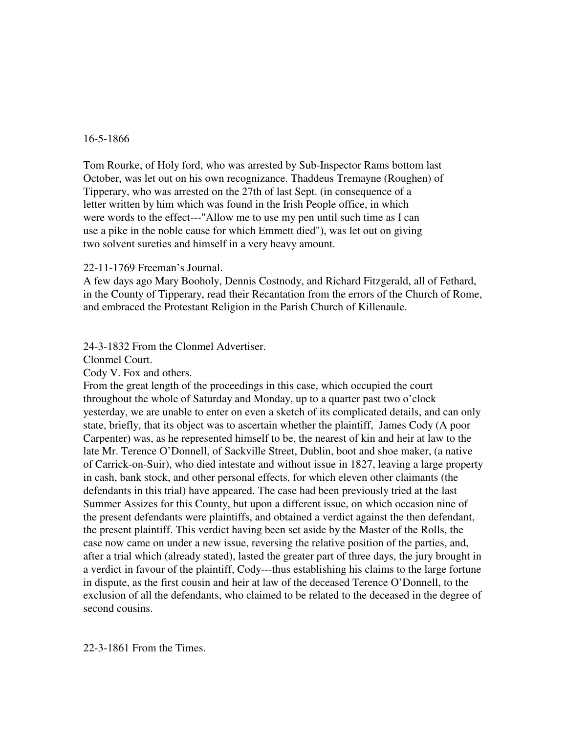16-5-1866

Tom Rourke, of Holy ford, who was arrested by Sub-Inspector Rams bottom last October, was let out on his own recognizance. Thaddeus Tremayne (Roughen) of Tipperary, who was arrested on the 27th of last Sept. (in consequence of a letter written by him which was found in the Irish People office, in which were words to the effect---"Allow me to use my pen until such time as I can use a pike in the noble cause for which Emmett died"), was let out on giving two solvent sureties and himself in a very heavy amount.

22-11-1769 Freeman's Journal.
A few days ago Mary Booholy, Dennis Costnody, and Richard Fitzgerald, all of Fethard, in the County of Tipperary, read their Recantation from the errors of the Church of Rome, and embraced the Protestant Religion in the Parish Church of Killenaule.

24-3-1832 From the Clonmel Advertiser.
Clonmel Court.
Cody V. Fox and others.
From the great length of the proceedings in this case, which occupied the court throughout the whole of Saturday and Monday, up to a quarter past two o'clock yesterday, we are unable to enter on even a sketch of its complicated details, and can only state, briefly, that its object was to ascertain whether the plaintiff, James Cody (A poor Carpenter) was, as he represented himself to be, the nearest of kin and heir at law to the late Mr. Terence O'Donnell, of Sackville Street, Dublin, boot and shoe maker, (a native of Carrick-on-Suir), who died intestate and without issue in 1827, leaving a large property in cash, bank stock, and other personal effects, for which eleven other claimants (the defendants in this trial) have appeared. The case had been previously tried at the last Summer Assizes for this County, but upon a different issue, on which occasion nine of the present defendants were plaintiffs, and obtained a verdict against the then defendant, the present plaintiff. This verdict having been set aside by the Master of the Rolls, the case now came on under a new issue, reversing the relative position of the parties, and, after a trial which (already stated), lasted the greater part of three days, the jury brought in a verdict in favour of the plaintiff, Cody---thus establishing his claims to the large fortune in dispute, as the first cousin and heir at law of the deceased Terence O'Donnell, to the exclusion of all the defendants, who claimed to be related to the deceased in the degree of second cousins.

22-3-1861 From the Times.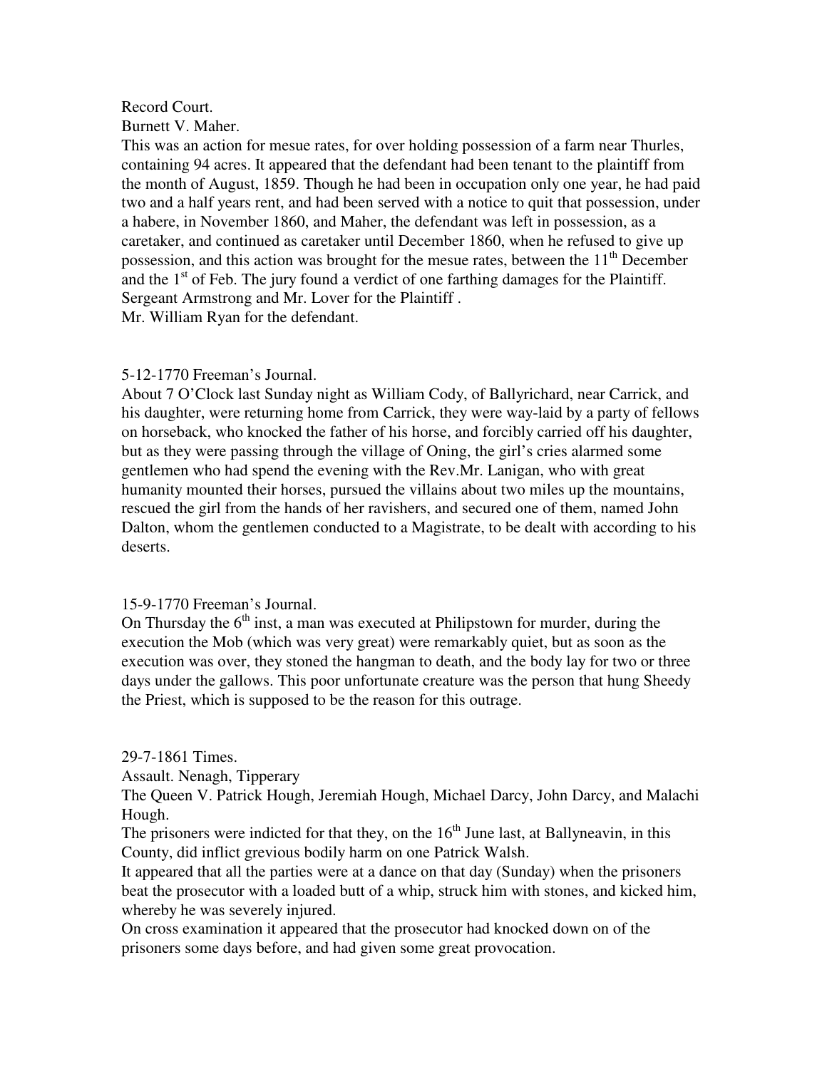Record Court.

Burnett V. Maher.

This was an action for mesue rates, for over holding possession of a farm near Thurles, containing 94 acres. It appeared that the defendant had been tenant to the plaintiff from the month of August, 1859. Though he had been in occupation only one year, he had paid two and a half years rent, and had been served with a notice to quit that possession, under a habere, in November 1860, and Maher, the defendant was left in possession, as a caretaker, and continued as caretaker until December 1860, when he refused to give up possession, and this action was brought for the mesue rates, between the 11th December and the 1st of Feb. The jury found a verdict of one farthing damages for the Plaintiff.
Sergeant Armstrong and Mr. Lover for the Plaintiff .
Mr. William Ryan for the defendant.

5-12-1770 Freeman's Journal.

About 7 O'Clock last Sunday night as William Cody, of Ballyrichard, near Carrick, and his daughter, were returning home from Carrick, they were way-laid by a party of fellows on horseback, who knocked the father of his horse, and forcibly carried off his daughter, but as they were passing through the village of Oning, the girl's cries alarmed some gentlemen who had spend the evening with the Rev.Mr. Lanigan, who with great humanity mounted their horses, pursued the villains about two miles up the mountains, rescued the girl from the hands of her ravishers, and secured one of them, named John Dalton, whom the gentlemen conducted to a Magistrate, to be dealt with according to his deserts.

15-9-1770 Freeman's Journal.

On Thursday the 6th inst, a man was executed at Philipstown for murder, during the execution the Mob (which was very great) were remarkably quiet, but as soon as the execution was over, they stoned the hangman to death, and the body lay for two or three days under the gallows. This poor unfortunate creature was the person that hung Sheedy the Priest, which is supposed to be the reason for this outrage.

29-7-1861 Times.

Assault. Nenagh, Tipperary

The Queen V. Patrick Hough, Jeremiah Hough, Michael Darcy, John Darcy, and Malachi Hough.

The prisoners were indicted for that they, on the 16th June last, at Ballyneavin, in this County, did inflict grevious bodily harm on one Patrick Walsh.

It appeared that all the parties were at a dance on that day (Sunday) when the prisoners beat the prosecutor with a loaded butt of a whip, struck him with stones, and kicked him, whereby he was severely injured.

On cross examination it appeared that the prosecutor had knocked down on of the prisoners some days before, and had given some great provocation.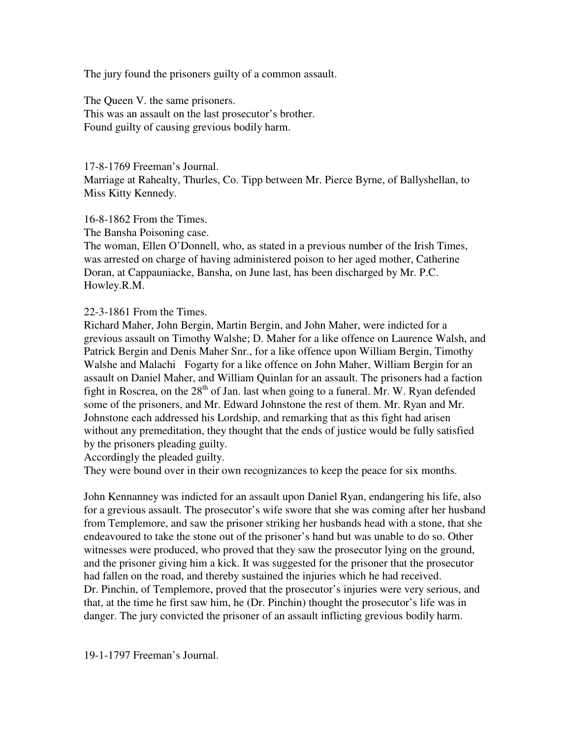The jury found the prisoners guilty of a common assault.

The Queen V. the same prisoners.
This was an assault on the last prosecutor's brother.
Found guilty of causing grevious bodily harm.

17-8-1769 Freeman's Journal.
Marriage at Rahealty, Thurles, Co. Tipp between Mr. Pierce Byrne, of Ballyshellan, to Miss Kitty Kennedy.

16-8-1862 From the Times.
The Bansha Poisoning case.
The woman, Ellen O'Donnell, who, as stated in a previous number of the Irish Times, was arrested on charge of having administered poison to her aged mother, Catherine Doran, at Cappauniacke, Bansha, on June last, has been discharged by Mr. P.C. Howley.R.M.

22-3-1861 From the Times.
Richard Maher, John Bergin, Martin Bergin, and John Maher, were indicted for a grevious assault on Timothy Walshe; D. Maher for a like offence on Laurence Walsh, and Patrick Bergin and Denis Maher Snr., for a like offence upon William Bergin, Timothy Walshe and Malachi Fogarty for a like offence on John Maher, William Bergin for an assault on Daniel Maher, and William Quinlan for an assault. The prisoners had a faction fight in Roscrea, on the 28th of Jan. last when going to a funeral. Mr. W. Ryan defended some of the prisoners, and Mr. Edward Johnstone the rest of them. Mr. Ryan and Mr. Johnstone each addressed his Lordship, and remarking that as this fight had arisen without any premeditation, they thought that the ends of justice would be fully satisfied by the prisoners pleading guilty.
Accordingly the pleaded guilty.
They were bound over in their own recognizances to keep the peace for six months.

John Kennanney was indicted for an assault upon Daniel Ryan, endangering his life, also for a grevious assault. The prosecutor's wife swore that she was coming after her husband from Templemore, and saw the prisoner striking her husbands head with a stone, that she endeavoured to take the stone out of the prisoner's hand but was unable to do so. Other witnesses were produced, who proved that they saw the prosecutor lying on the ground, and the prisoner giving him a kick. It was suggested for the prisoner that the prosecutor had fallen on the road, and thereby sustained the injuries which he had received.
Dr. Pinchin, of Templemore, proved that the prosecutor's injuries were very serious, and that, at the time he first saw him, he (Dr. Pinchin) thought the prosecutor's life was in danger. The jury convicted the prisoner of an assault inflicting grevious bodily harm.

19-1-1797 Freeman's Journal.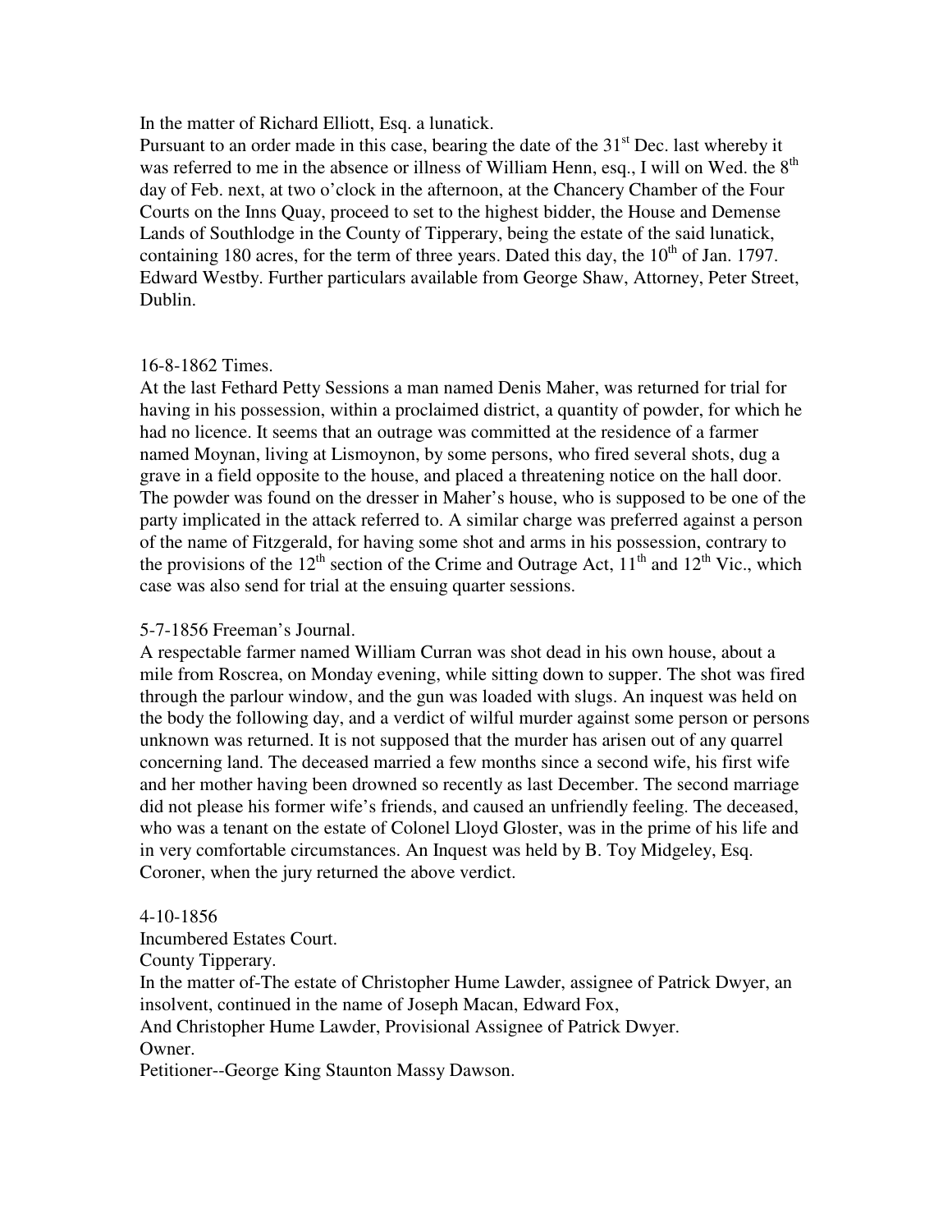In the matter of Richard Elliott, Esq. a lunatick.
Pursuant to an order made in this case, bearing the date of the 31st Dec. last whereby it was referred to me in the absence or illness of William Henn, esq., I will on Wed. the 8th day of Feb. next, at two o'clock in the afternoon, at the Chancery Chamber of the Four Courts on the Inns Quay, proceed to set to the highest bidder, the House and Demense Lands of Southlodge in the County of Tipperary, being the estate of the said lunatick, containing 180 acres, for the term of three years. Dated this day, the 10th of Jan. 1797. Edward Westby. Further particulars available from George Shaw, Attorney, Peter Street, Dublin.

16-8-1862 Times.
At the last Fethard Petty Sessions a man named Denis Maher, was returned for trial for having in his possession, within a proclaimed district, a quantity of powder, for which he had no licence. It seems that an outrage was committed at the residence of a farmer named Moynan, living at Lismoynon, by some persons, who fired several shots, dug a grave in a field opposite to the house, and placed a threatening notice on the hall door. The powder was found on the dresser in Maher's house, who is supposed to be one of the party implicated in the attack referred to. A similar charge was preferred against a person of the name of Fitzgerald, for having some shot and arms in his possession, contrary to the provisions of the 12th section of the Crime and Outrage Act, 11th and 12th Vic., which case was also send for trial at the ensuing quarter sessions.

5-7-1856 Freeman's Journal.
A respectable farmer named William Curran was shot dead in his own house, about a mile from Roscrea, on Monday evening, while sitting down to supper. The shot was fired through the parlour window, and the gun was loaded with slugs. An inquest was held on the body the following day, and a verdict of wilful murder against some person or persons unknown was returned. It is not supposed that the murder has arisen out of any quarrel concerning land. The deceased married a few months since a second wife, his first wife and her mother having been drowned so recently as last December. The second marriage did not please his former wife's friends, and caused an unfriendly feeling. The deceased, who was a tenant on the estate of Colonel Lloyd Gloster, was in the prime of his life and in very comfortable circumstances. An Inquest was held by B. Toy Midgeley, Esq. Coroner, when the jury returned the above verdict.

4-10-1856
Incumbered Estates Court.
County Tipperary.
In the matter of-The estate of Christopher Hume Lawder, assignee of Patrick Dwyer, an insolvent, continued in the name of Joseph Macan, Edward Fox,
And Christopher Hume Lawder, Provisional Assignee of Patrick Dwyer.
Owner.
Petitioner--George King Staunton Massy Dawson.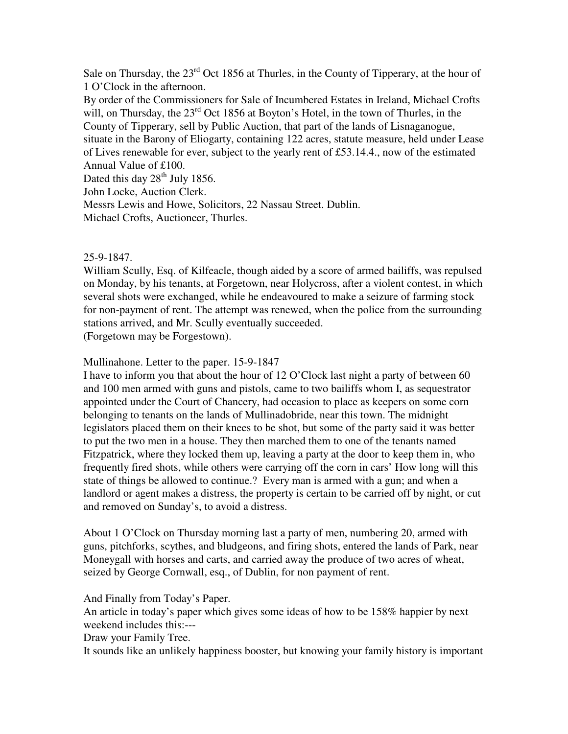Sale on Thursday, the 23rd Oct 1856 at Thurles, in the County of Tipperary, at the hour of 1 O'Clock in the afternoon.

By order of the Commissioners for Sale of Incumbered Estates in Ireland, Michael Crofts will, on Thursday, the 23rd Oct 1856 at Boyton's Hotel, in the town of Thurles, in the County of Tipperary, sell by Public Auction, that part of the lands of Lisnaganogue, situate in the Barony of Eliogarty, containing 122 acres, statute measure, held under Lease of Lives renewable for ever, subject to the yearly rent of £53.14.4., now of the estimated Annual Value of £100.

Dated this day 28th July 1856.

John Locke, Auction Clerk.

Messrs Lewis and Howe, Solicitors, 22 Nassau Street. Dublin.

Michael Crofts, Auctioneer, Thurles.

25-9-1847.

William Scully, Esq. of Kilfeacle, though aided by a score of armed bailiffs, was repulsed on Monday, by his tenants, at Forgetown, near Holycross, after a violent contest, in which several shots were exchanged, while he endeavoured to make a seizure of farming stock for non-payment of rent. The attempt was renewed, when the police from the surrounding stations arrived, and Mr. Scully eventually succeeded.
(Forgetown may be Forgestown).

Mullinahone. Letter to the paper. 15-9-1847

I have to inform you that about the hour of 12 O'Clock last night a party of between 60 and 100 men armed with guns and pistols, came to two bailiffs whom I, as sequestrator appointed under the Court of Chancery, had occasion to place as keepers on some corn belonging to tenants on the lands of Mullinadobride, near this town. The midnight legislators placed them on their knees to be shot, but some of the party said it was better to put the two men in a house. They then marched them to one of the tenants named Fitzpatrick, where they locked them up, leaving a party at the door to keep them in, who frequently fired shots, while others were carrying off the corn in cars' How long will this state of things be allowed to continue.? Every man is armed with a gun; and when a landlord or agent makes a distress, the property is certain to be carried off by night, or cut and removed on Sunday's, to avoid a distress.

About 1 O'Clock on Thursday morning last a party of men, numbering 20, armed with guns, pitchforks, scythes, and bludgeons, and firing shots, entered the lands of Park, near Moneygall with horses and carts, and carried away the produce of two acres of wheat, seized by George Cornwall, esq., of Dublin, for non payment of rent.

And Finally from Today's Paper.

An article in today's paper which gives some ideas of how to be 158% happier by next weekend includes this:---

Draw your Family Tree.

It sounds like an unlikely happiness booster, but knowing your family history is important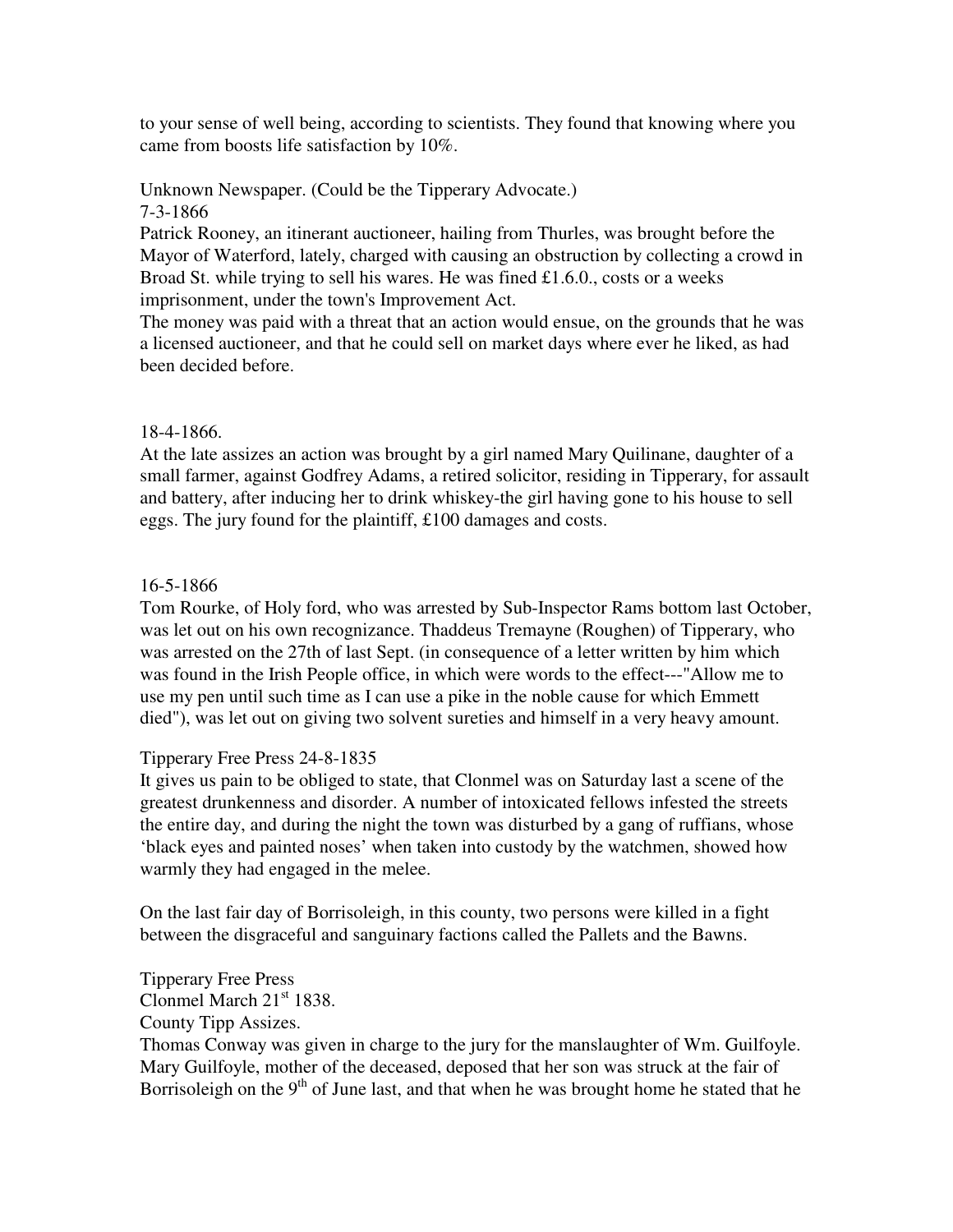to your sense of well being, according to scientists. They found that knowing where you came from boosts life satisfaction by 10%.

Unknown Newspaper. (Could be the Tipperary Advocate.)
7-3-1866
Patrick Rooney, an itinerant auctioneer, hailing from Thurles, was brought before the Mayor of Waterford, lately, charged with causing an obstruction by collecting a crowd in Broad St. while trying to sell his wares. He was fined £1.6.0., costs or a weeks imprisonment, under the town's Improvement Act.
The money was paid with a threat that an action would ensue, on the grounds that he was a licensed auctioneer, and that he could sell on market days where ever he liked, as had been decided before.

18-4-1866.
At the late assizes an action was brought by a girl named Mary Quilinane, daughter of a small farmer, against Godfrey Adams, a retired solicitor, residing in Tipperary, for assault and battery, after inducing her to drink whiskey-the girl having gone to his house to sell eggs. The jury found for the plaintiff, £100 damages and costs.

16-5-1866
Tom Rourke, of Holy ford, who was arrested by Sub-Inspector Rams bottom last October, was let out on his own recognizance. Thaddeus Tremayne (Roughen) of Tipperary, who was arrested on the 27th of last Sept. (in consequence of a letter written by him which was found in the Irish People office, in which were words to the effect---"Allow me to use my pen until such time as I can use a pike in the noble cause for which Emmett died"), was let out on giving two solvent sureties and himself in a very heavy amount.

Tipperary Free Press 24-8-1835
It gives us pain to be obliged to state, that Clonmel was on Saturday last a scene of the greatest drunkenness and disorder. A number of intoxicated fellows infested the streets the entire day, and during the night the town was disturbed by a gang of ruffians, whose 'black eyes and painted noses' when taken into custody by the watchmen, showed how warmly they had engaged in the melee.

On the last fair day of Borrisoleigh, in this county, two persons were killed in a fight between the disgraceful and sanguinary factions called the Pallets and the Bawns.

Tipperary Free Press
Clonmel March 21st 1838.
County Tipp Assizes.
Thomas Conway was given in charge to the jury for the manslaughter of Wm. Guilfoyle. Mary Guilfoyle, mother of the deceased, deposed that her son was struck at the fair of Borrisoleigh on the 9th of June last, and that when he was brought home he stated that he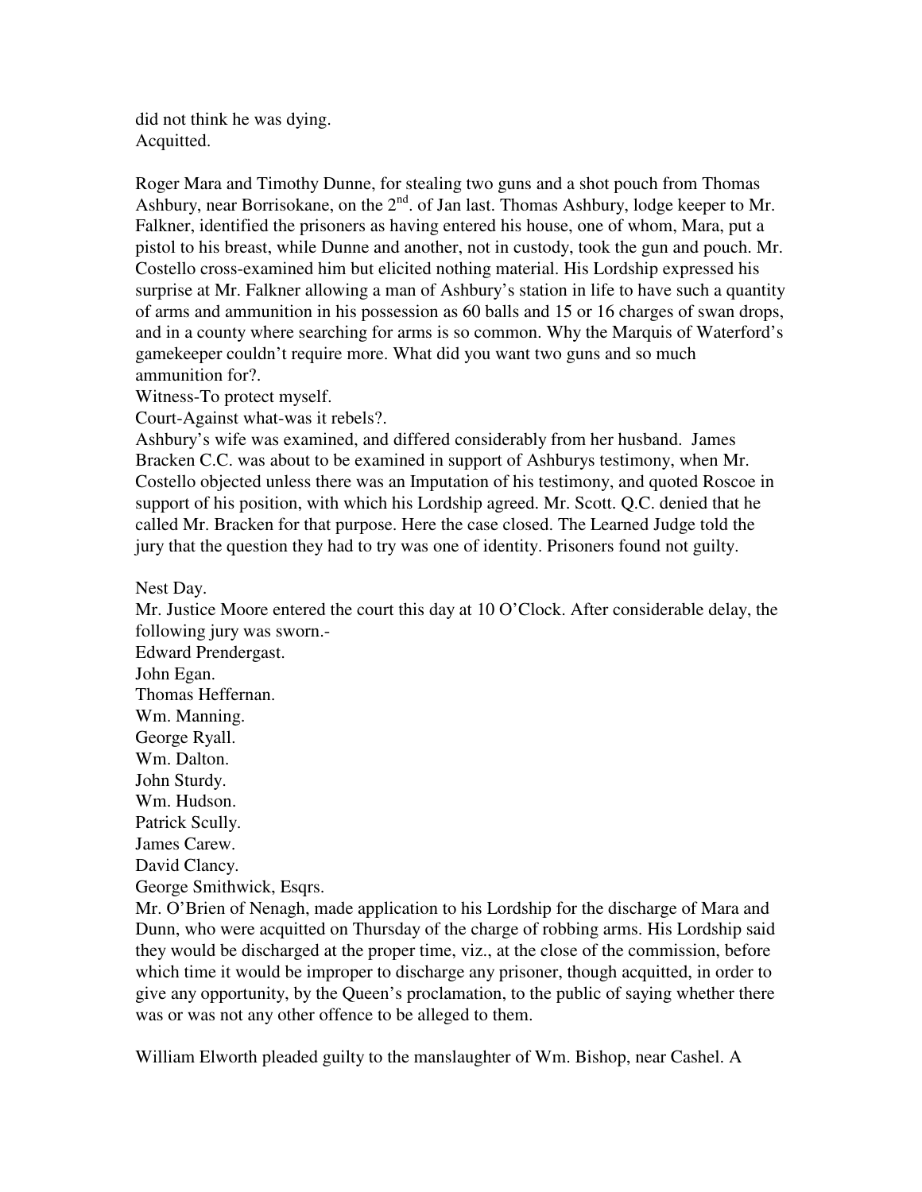did not think he was dying.
Acquitted.

Roger Mara and Timothy Dunne, for stealing two guns and a shot pouch from Thomas Ashbury, near Borrisokane, on the 2nd. of Jan last. Thomas Ashbury, lodge keeper to Mr. Falkner, identified the prisoners as having entered his house, one of whom, Mara, put a pistol to his breast, while Dunne and another, not in custody, took the gun and pouch. Mr. Costello cross-examined him but elicited nothing material. His Lordship expressed his surprise at Mr. Falkner allowing a man of Ashbury's station in life to have such a quantity of arms and ammunition in his possession as 60 balls and 15 or 16 charges of swan drops, and in a county where searching for arms is so common. Why the Marquis of Waterford's gamekeeper couldn't require more. What did you want two guns and so much ammunition for?.
Witness-To protect myself.
Court-Against what-was it rebels?.
Ashbury's wife was examined, and differed considerably from her husband. James Bracken C.C. was about to be examined in support of Ashburys testimony, when Mr. Costello objected unless there was an Imputation of his testimony, and quoted Roscoe in support of his position, with which his Lordship agreed. Mr. Scott. Q.C. denied that he called Mr. Bracken for that purpose. Here the case closed. The Learned Judge told the jury that the question they had to try was one of identity. Prisoners found not guilty.

Nest Day.
Mr. Justice Moore entered the court this day at 10 O'Clock. After considerable delay, the following jury was sworn.-
Edward Prendergast.
John Egan.
Thomas Heffernan.
Wm. Manning.
George Ryall.
Wm. Dalton.
John Sturdy.
Wm. Hudson.
Patrick Scully.
James Carew.
David Clancy.
George Smithwick, Esqrs.
Mr. O'Brien of Nenagh, made application to his Lordship for the discharge of Mara and Dunn, who were acquitted on Thursday of the charge of robbing arms. His Lordship said they would be discharged at the proper time, viz., at the close of the commission, before which time it would be improper to discharge any prisoner, though acquitted, in order to give any opportunity, by the Queen's proclamation, to the public of saying whether there was or was not any other offence to be alleged to them.

William Elworth pleaded guilty to the manslaughter of Wm. Bishop, near Cashel. A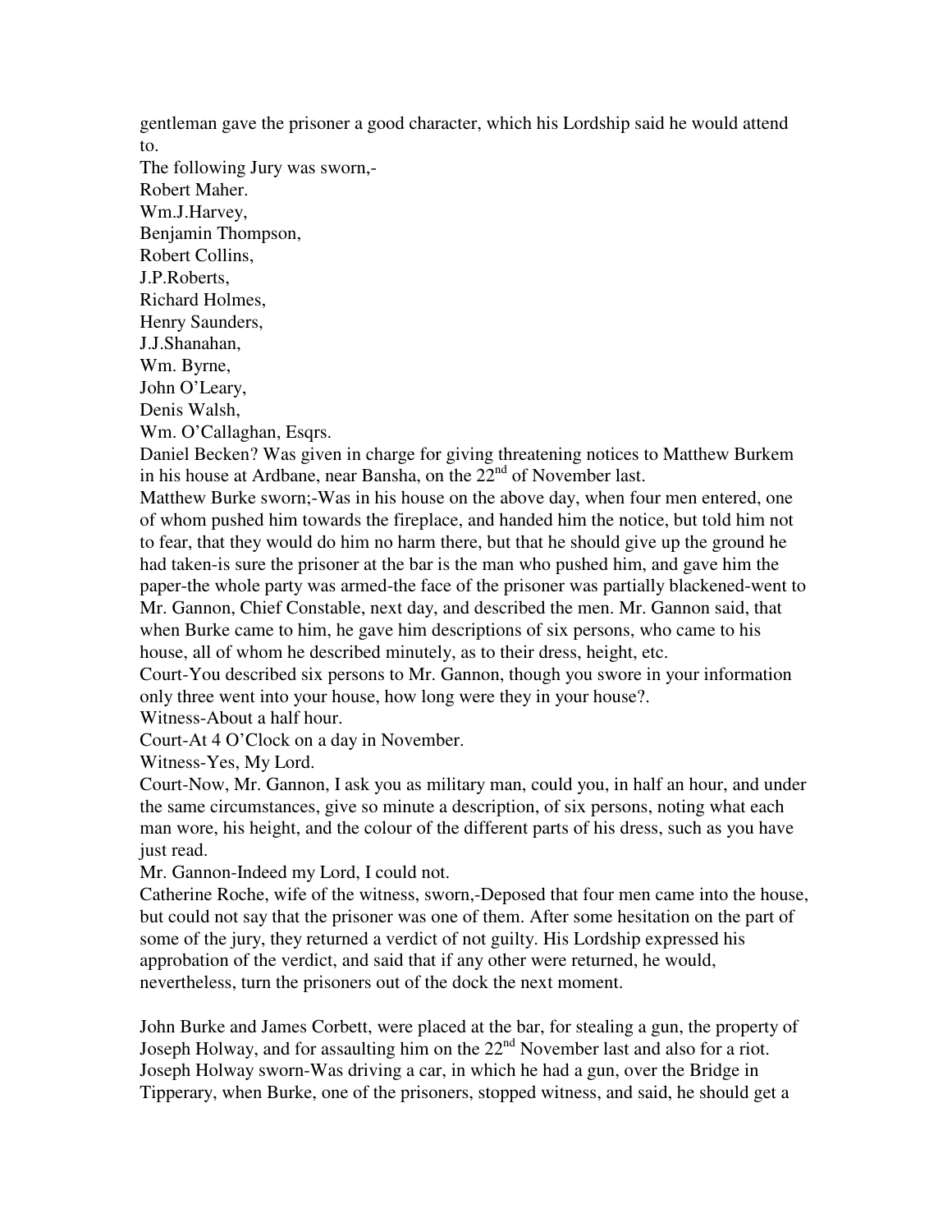gentleman gave the prisoner a good character, which his Lordship said he would attend to.

The following Jury was sworn,-

Robert Maher.
Wm.J.Harvey,
Benjamin Thompson,
Robert Collins,
J.P.Roberts,
Richard Holmes,
Henry Saunders,
J.J.Shanahan,
Wm. Byrne,
John O'Leary,
Denis Walsh,
Wm. O'Callaghan, Esqrs.

Daniel Becken? Was given in charge for giving threatening notices to Matthew Burkem in his house at Ardbane, near Bansha, on the 22nd of November last.

Matthew Burke sworn;-Was in his house on the above day, when four men entered, one of whom pushed him towards the fireplace, and handed him the notice, but told him not to fear, that they would do him no harm there, but that he should give up the ground he had taken-is sure the prisoner at the bar is the man who pushed him, and gave him the paper-the whole party was armed-the face of the prisoner was partially blackened-went to Mr. Gannon, Chief Constable, next day, and described the men. Mr. Gannon said, that when Burke came to him, he gave him descriptions of six persons, who came to his house, all of whom he described minutely, as to their dress, height, etc.

Court-You described six persons to Mr. Gannon, though you swore in your information only three went into your house, how long were they in your house?.

Witness-About a half hour.

Court-At 4 O'Clock on a day in November.

Witness-Yes, My Lord.

Court-Now, Mr. Gannon, I ask you as military man, could you, in half an hour, and under the same circumstances, give so minute a description, of six persons, noting what each man wore, his height, and the colour of the different parts of his dress, such as you have just read.

Mr. Gannon-Indeed my Lord, I could not.

Catherine Roche, wife of the witness, sworn,-Deposed that four men came into the house, but could not say that the prisoner was one of them. After some hesitation on the part of some of the jury, they returned a verdict of not guilty. His Lordship expressed his approbation of the verdict, and said that if any other were returned, he would, nevertheless, turn the prisoners out of the dock the next moment.

John Burke and James Corbett, were placed at the bar, for stealing a gun, the property of Joseph Holway, and for assaulting him on the 22nd November last and also for a riot.

Joseph Holway sworn-Was driving a car, in which he had a gun, over the Bridge in Tipperary, when Burke, one of the prisoners, stopped witness, and said, he should get a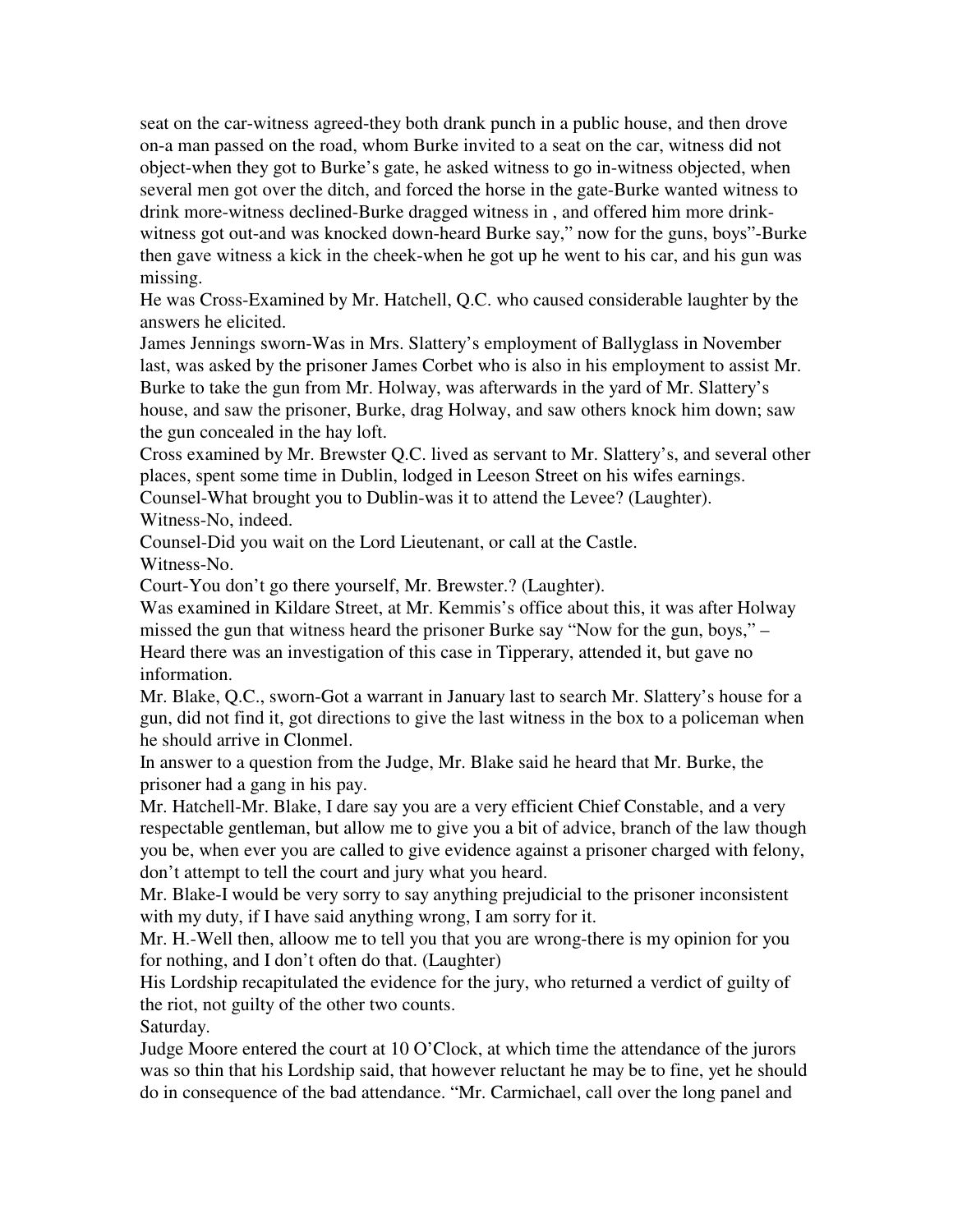seat on the car-witness agreed-they both drank punch in a public house, and then drove on-a man passed on the road, whom Burke invited to a seat on the car, witness did not object-when they got to Burke's gate, he asked witness to go in-witness objected, when several men got over the ditch, and forced the horse in the gate-Burke wanted witness to drink more-witness declined-Burke dragged witness in , and offered him more drink-witness got out-and was knocked down-heard Burke say," now for the guns, boys"-Burke then gave witness a kick in the cheek-when he got up he went to his car, and his gun was missing.

He was Cross-Examined by Mr. Hatchell, Q.C. who caused considerable laughter by the answers he elicited.

James Jennings sworn-Was in Mrs. Slattery's employment of Ballyglass in November last, was asked by the prisoner James Corbet who is also in his employment to assist Mr. Burke to take the gun from Mr. Holway, was afterwards in the yard of Mr. Slattery's house, and saw the prisoner, Burke, drag Holway, and saw others knock him down; saw the gun concealed in the hay loft.

Cross examined by Mr. Brewster Q.C. lived as servant to Mr. Slattery's, and several other places, spent some time in Dublin, lodged in Leeson Street on his wifes earnings.

Counsel-What brought you to Dublin-was it to attend the Levee? (Laughter).

Witness-No, indeed.

Counsel-Did you wait on the Lord Lieutenant, or call at the Castle.

Witness-No.

Court-You don't go there yourself, Mr. Brewster.? (Laughter).

Was examined in Kildare Street, at Mr. Kemmis's office about this, it was after Holway missed the gun that witness heard the prisoner Burke say "Now for the gun, boys," – Heard there was an investigation of this case in Tipperary, attended it, but gave no information.

Mr. Blake, Q.C., sworn-Got a warrant in January last to search Mr. Slattery's house for a gun, did not find it, got directions to give the last witness in the box to a policeman when he should arrive in Clonmel.

In answer to a question from the Judge, Mr. Blake said he heard that Mr. Burke, the prisoner had a gang in his pay.

Mr. Hatchell-Mr. Blake, I dare say you are a very efficient Chief Constable, and a very respectable gentleman, but allow me to give you a bit of advice, branch of the law though you be, when ever you are called to give evidence against a prisoner charged with felony, don't attempt to tell the court and jury what you heard.

Mr. Blake-I would be very sorry to say anything prejudicial to the prisoner inconsistent with my duty, if I have said anything wrong, I am sorry for it.

Mr. H.-Well then, alloow me to tell you that you are wrong-there is my opinion for you for nothing, and I don't often do that. (Laughter)

His Lordship recapitulated the evidence for the jury, who returned a verdict of guilty of the riot, not guilty of the other two counts.

Saturday.

Judge Moore entered the court at 10 O'Clock, at which time the attendance of the jurors was so thin that his Lordship said, that however reluctant he may be to fine, yet he should do in consequence of the bad attendance. "Mr. Carmichael, call over the long panel and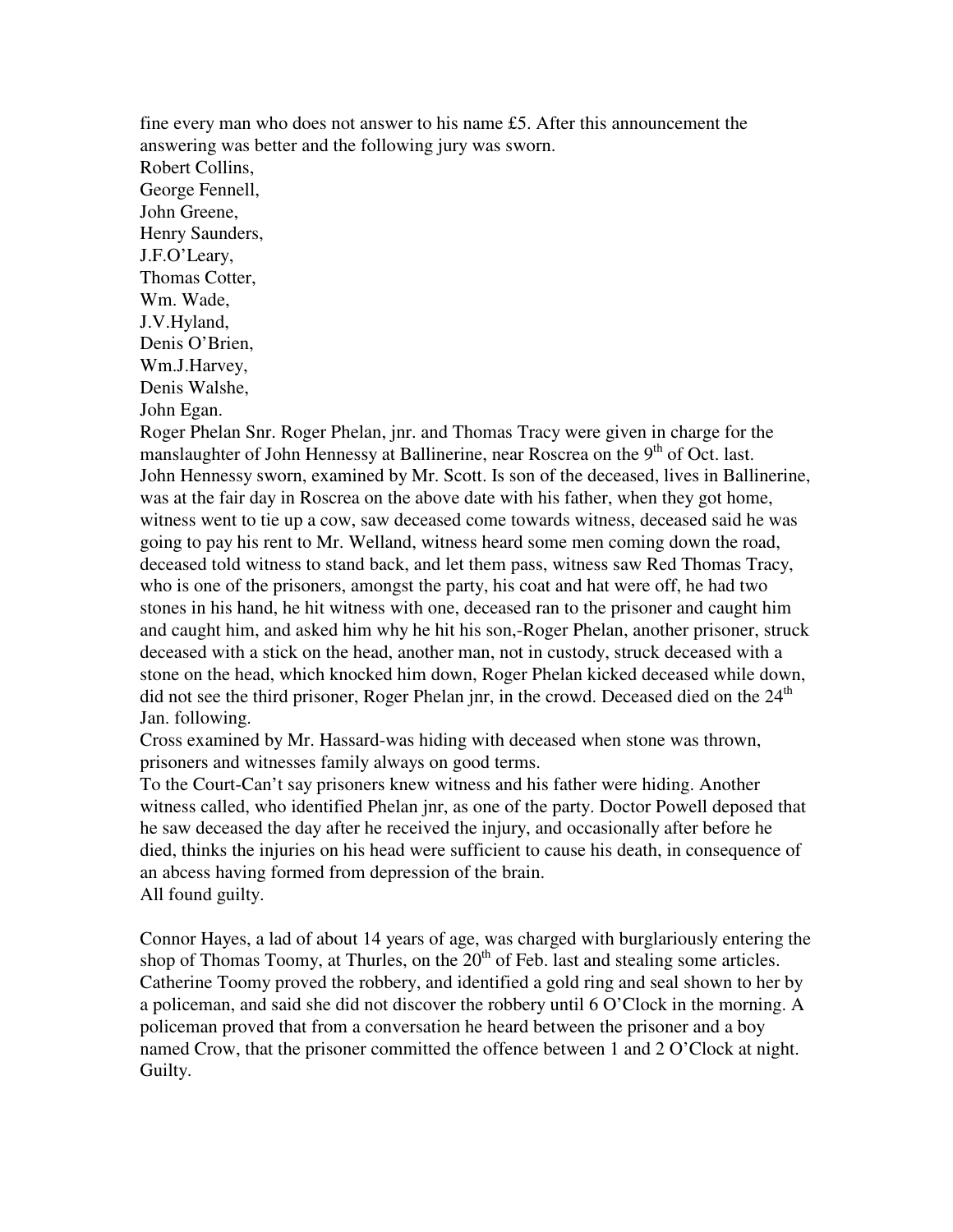fine every man who does not answer to his name £5. After this announcement the answering was better and the following jury was sworn.

Robert Collins,
George Fennell,
John Greene,
Henry Saunders,
J.F.O'Leary,
Thomas Cotter,
Wm. Wade,
J.V.Hyland,
Denis O'Brien,
Wm.J.Harvey,
Denis Walshe,
John Egan.

Roger Phelan Snr. Roger Phelan, jnr. and Thomas Tracy were given in charge for the manslaughter of John Hennessy at Ballinerine, near Roscrea on the 9th of Oct. last.
John Hennessy sworn, examined by Mr. Scott. Is son of the deceased, lives in Ballinerine, was at the fair day in Roscrea on the above date with his father, when they got home, witness went to tie up a cow, saw deceased come towards witness, deceased said he was going to pay his rent to Mr. Welland, witness heard some men coming down the road, deceased told witness to stand back, and let them pass, witness saw Red Thomas Tracy, who is one of the prisoners, amongst the party, his coat and hat were off, he had two stones in his hand, he hit witness with one, deceased ran to the prisoner and caught him and caught him, and asked him why he hit his son,-Roger Phelan, another prisoner, struck deceased with a stick on the head, another man, not in custody, struck deceased with a stone on the head, which knocked him down, Roger Phelan kicked deceased while down, did not see the third prisoner, Roger Phelan jnr, in the crowd. Deceased died on the 24th Jan. following.
Cross examined by Mr. Hassard-was hiding with deceased when stone was thrown, prisoners and witnesses family always on good terms.
To the Court-Can't say prisoners knew witness and his father were hiding. Another witness called, who identified Phelan jnr, as one of the party. Doctor Powell deposed that he saw deceased the day after he received the injury, and occasionally after before he died, thinks the injuries on his head were sufficient to cause his death, in consequence of an abcess having formed from depression of the brain.
All found guilty.

Connor Hayes, a lad of about 14 years of age, was charged with burglariously entering the shop of Thomas Toomy, at Thurles, on the 20th of Feb. last and stealing some articles. Catherine Toomy proved the robbery, and identified a gold ring and seal shown to her by a policeman, and said she did not discover the robbery until 6 O'Clock in the morning. A policeman proved that from a conversation he heard between the prisoner and a boy named Crow, that the prisoner committed the offence between 1 and 2 O'Clock at night. Guilty.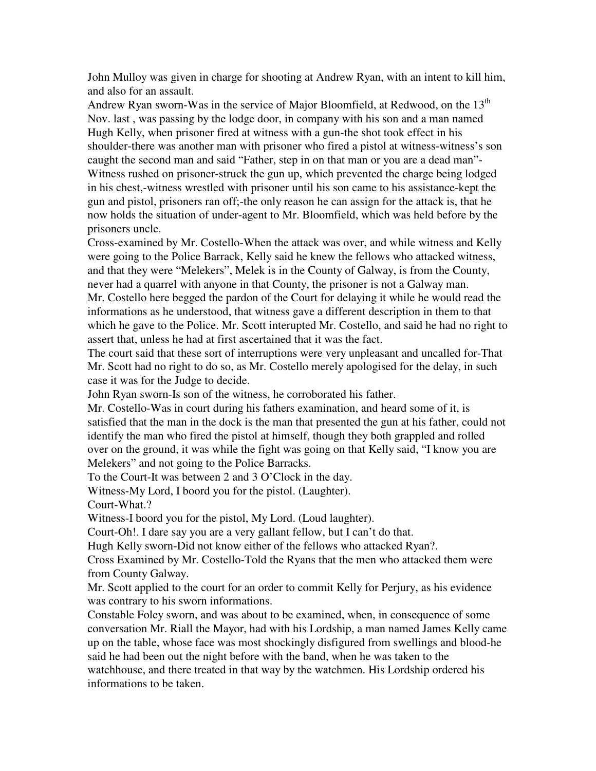John Mulloy was given in charge for shooting at Andrew Ryan, with an intent to kill him, and also for an assault.

Andrew Ryan sworn-Was in the service of Major Bloomfield, at Redwood, on the 13th Nov. last , was passing by the lodge door, in company with his son and a man named Hugh Kelly, when prisoner fired at witness with a gun-the shot took effect in his shoulder-there was another man with prisoner who fired a pistol at witness-witness's son caught the second man and said "Father, step in on that man or you are a dead man"-Witness rushed on prisoner-struck the gun up, which prevented the charge being lodged in his chest,-witness wrestled with prisoner until his son came to his assistance-kept the gun and pistol, prisoners ran off;-the only reason he can assign for the attack is, that he now holds the situation of under-agent to Mr. Bloomfield, which was held before by the prisoners uncle.

Cross-examined by Mr. Costello-When the attack was over, and while witness and Kelly were going to the Police Barrack, Kelly said he knew the fellows who attacked witness, and that they were "Melekers", Melek is in the County of Galway, is from the County, never had a quarrel with anyone in that County, the prisoner is not a Galway man.

Mr. Costello here begged the pardon of the Court for delaying it while he would read the informations as he understood, that witness gave a different description in them to that which he gave to the Police. Mr. Scott interupted Mr. Costello, and said he had no right to assert that, unless he had at first ascertained that it was the fact.

The court said that these sort of interruptions were very unpleasant and uncalled for-That Mr. Scott had no right to do so, as Mr. Costello merely apologised for the delay, in such case it was for the Judge to decide.

John Ryan sworn-Is son of the witness, he corroborated his father.

Mr. Costello-Was in court during his fathers examination, and heard some of it, is satisfied that the man in the dock is the man that presented the gun at his father, could not identify the man who fired the pistol at himself, though they both grappled and rolled over on the ground, it was while the fight was going on that Kelly said, "I know you are Melekers" and not going to the Police Barracks.

To the Court-It was between 2 and 3 O'Clock in the day.

Witness-My Lord, I boord you for the pistol. (Laughter).

Court-What.?

Witness-I boord you for the pistol, My Lord. (Loud laughter).

Court-Oh!. I dare say you are a very gallant fellow, but I can't do that.

Hugh Kelly sworn-Did not know either of the fellows who attacked Ryan?.

Cross Examined by Mr. Costello-Told the Ryans that the men who attacked them were from County Galway.

Mr. Scott applied to the court for an order to commit Kelly for Perjury, as his evidence was contrary to his sworn informations.

Constable Foley sworn, and was about to be examined, when, in consequence of some conversation Mr. Riall the Mayor, had with his Lordship, a man named James Kelly came up on the table, whose face was most shockingly disfigured from swellings and blood-he said he had been out the night before with the band, when he was taken to the watchhouse, and there treated in that way by the watchmen. His Lordship ordered his informations to be taken.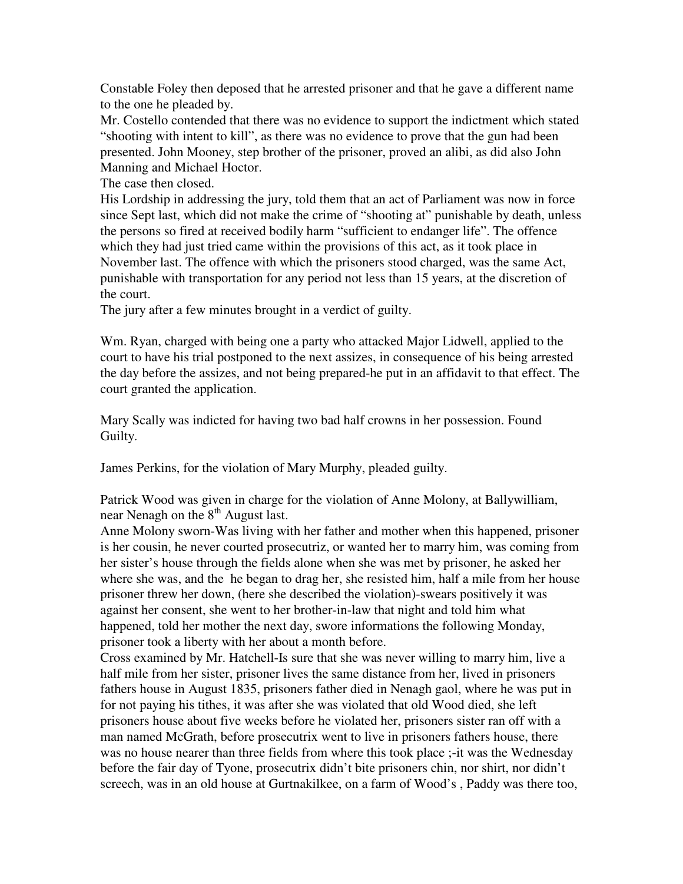Constable Foley then deposed that he arrested prisoner and that he gave a different name to the one he pleaded by.

Mr. Costello contended that there was no evidence to support the indictment which stated "shooting with intent to kill", as there was no evidence to prove that the gun had been presented. John Mooney, step brother of the prisoner, proved an alibi, as did also John Manning and Michael Hoctor.

The case then closed.

His Lordship in addressing the jury, told them that an act of Parliament was now in force since Sept last, which did not make the crime of "shooting at" punishable by death, unless the persons so fired at received bodily harm "sufficient to endanger life". The offence which they had just tried came within the provisions of this act, as it took place in November last. The offence with which the prisoners stood charged, was the same Act, punishable with transportation for any period not less than 15 years, at the discretion of the court.

The jury after a few minutes brought in a verdict of guilty.

Wm. Ryan, charged with being one a party who attacked Major Lidwell, applied to the court to have his trial postponed to the next assizes, in consequence of his being arrested the day before the assizes, and not being prepared-he put in an affidavit to that effect. The court granted the application.

Mary Scally was indicted for having two bad half crowns in her possession. Found Guilty.

James Perkins, for the violation of Mary Murphy, pleaded guilty.

Patrick Wood was given in charge for the violation of Anne Molony, at Ballywilliam, near Nenagh on the 8th August last.

Anne Molony sworn-Was living with her father and mother when this happened, prisoner is her cousin, he never courted prosecutriz, or wanted her to marry him, was coming from her sister's house through the fields alone when she was met by prisoner, he asked her where she was, and the he began to drag her, she resisted him, half a mile from her house prisoner threw her down, (here she described the violation)-swears positively it was against her consent, she went to her brother-in-law that night and told him what happened, told her mother the next day, swore informations the following Monday, prisoner took a liberty with her about a month before.

Cross examined by Mr. Hatchell-Is sure that she was never willing to marry him, live a half mile from her sister, prisoner lives the same distance from her, lived in prisoners fathers house in August 1835, prisoners father died in Nenagh gaol, where he was put in for not paying his tithes, it was after she was violated that old Wood died, she left prisoners house about five weeks before he violated her, prisoners sister ran off with a man named McGrath, before prosecutrix went to live in prisoners fathers house, there was no house nearer than three fields from where this took place ;-it was the Wednesday before the fair day of Tyone, prosecutrix didn't bite prisoners chin, nor shirt, nor didn't screech, was in an old house at Gurtnakilkee, on a farm of Wood's , Paddy was there too,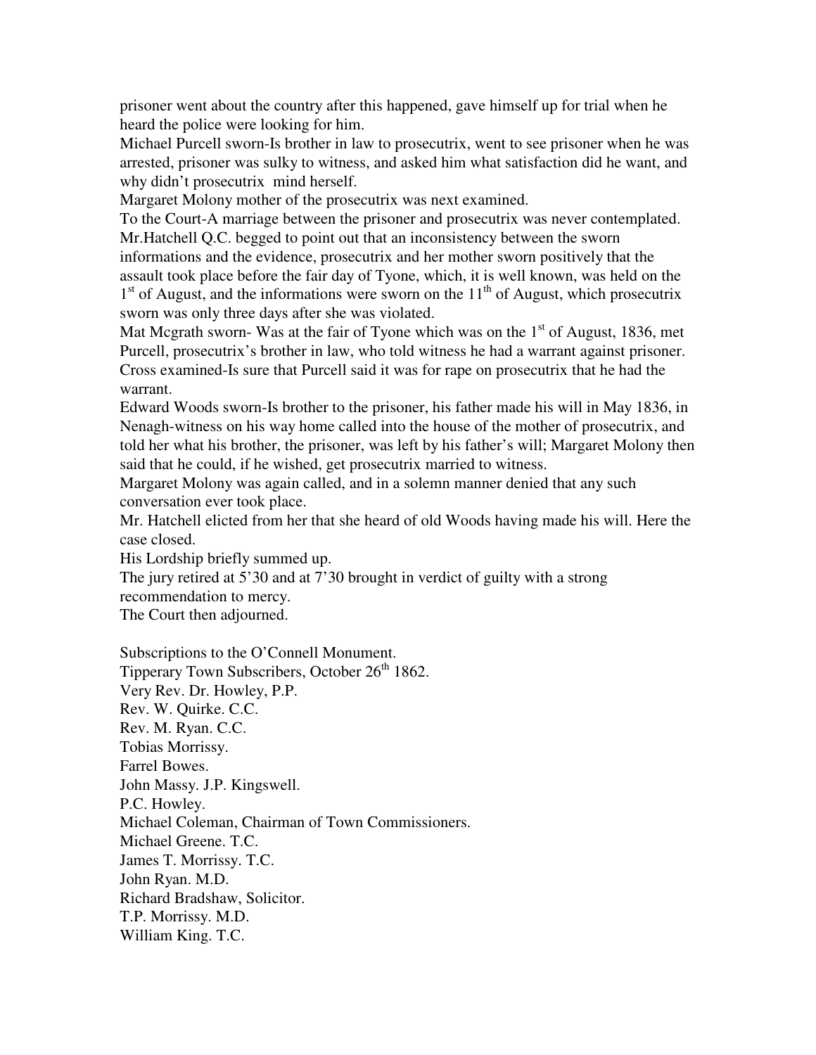prisoner went about the country after this happened, gave himself up for trial when he heard the police were looking for him.

Michael Purcell sworn-Is brother in law to prosecutrix, went to see prisoner when he was arrested, prisoner was sulky to witness, and asked him what satisfaction did he want, and why didn't prosecutrix  mind herself.

Margaret Molony mother of the prosecutrix was next examined.

To the Court-A marriage between the prisoner and prosecutrix was never contemplated.

Mr.Hatchell Q.C. begged to point out that an inconsistency between the sworn informations and the evidence, prosecutrix and her mother sworn positively that the assault took place before the fair day of Tyone, which, it is well known, was held on the 1st of August, and the informations were sworn on the 11th of August, which prosecutrix sworn was only three days after she was violated.

Mat Mcgrath sworn- Was at the fair of Tyone which was on the 1st of August, 1836, met Purcell, prosecutrix's brother in law, who told witness he had a warrant against prisoner.

Cross examined-Is sure that Purcell said it was for rape on prosecutrix that he had the warrant.

Edward Woods sworn-Is brother to the prisoner, his father made his will in May 1836, in Nenagh-witness on his way home called into the house of the mother of prosecutrix, and told her what his brother, the prisoner, was left by his father's will; Margaret Molony then said that he could, if he wished, get prosecutrix married to witness.

Margaret Molony was again called, and in a solemn manner denied that any such conversation ever took place.

Mr. Hatchell elicted from her that she heard of old Woods having made his will. Here the case closed.

His Lordship briefly summed up.

The jury retired at 5'30 and at 7'30 brought in verdict of guilty with a strong recommendation to mercy.

The Court then adjourned.

Subscriptions to the O'Connell Monument.

Tipperary Town Subscribers, October 26th 1862.

Very Rev. Dr. Howley, P.P.

Rev. W. Quirke. C.C.

Rev. M. Ryan. C.C.

Tobias Morrissy.

Farrel Bowes.

John Massy. J.P. Kingswell.

P.C. Howley.

Michael Coleman, Chairman of Town Commissioners.

Michael Greene. T.C.

James T. Morrissy. T.C.

John Ryan. M.D.

Richard Bradshaw, Solicitor.

T.P. Morrissy. M.D.

William King. T.C.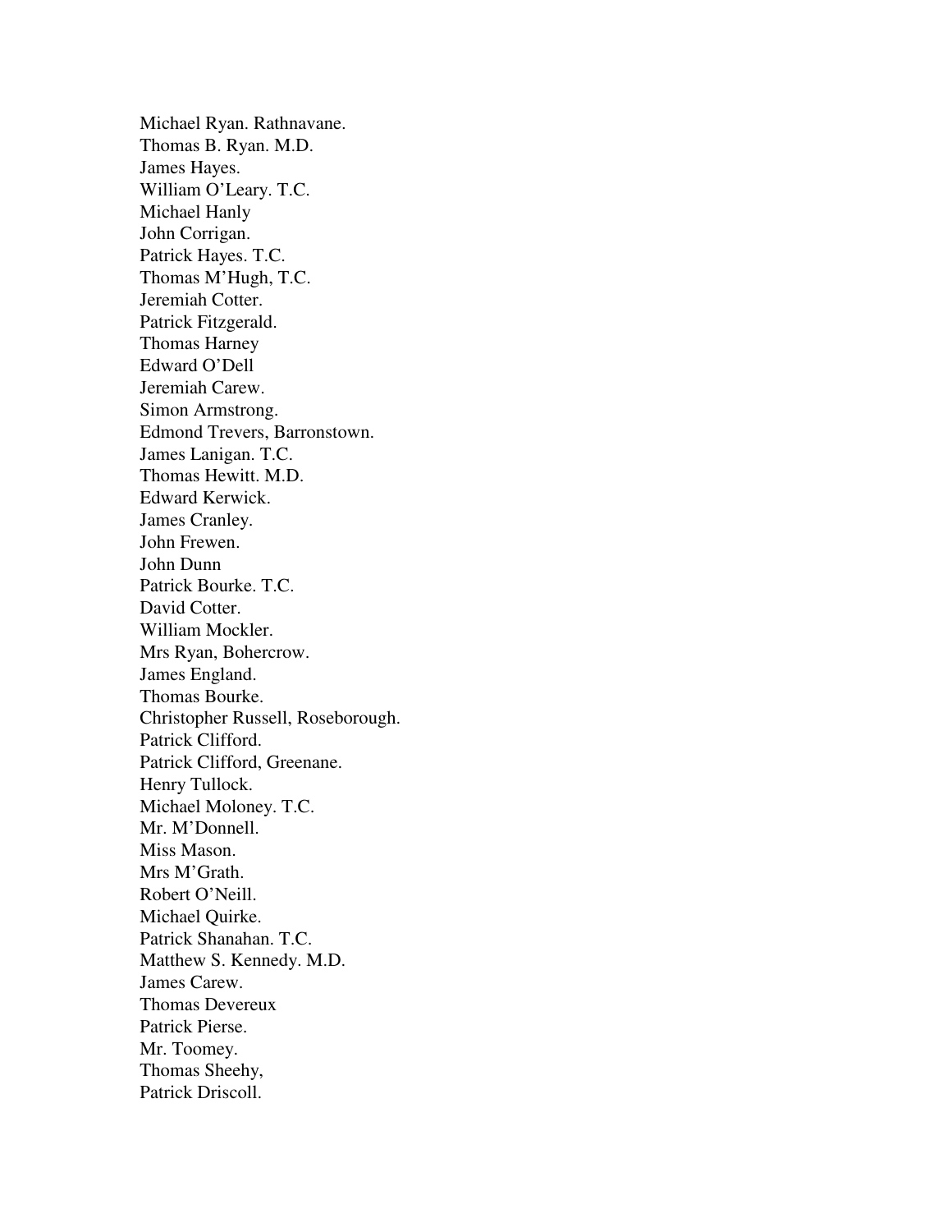Michael Ryan. Rathnavane.
Thomas B. Ryan. M.D.
James Hayes.
William O'Leary. T.C.
Michael Hanly
John Corrigan.
Patrick Hayes. T.C.
Thomas M'Hugh, T.C.
Jeremiah Cotter.
Patrick Fitzgerald.
Thomas Harney
Edward O'Dell
Jeremiah Carew.
Simon Armstrong.
Edmond Trevers, Barronstown.
James Lanigan. T.C.
Thomas Hewitt. M.D.
Edward Kerwick.
James Cranley.
John Frewen.
John Dunn
Patrick Bourke. T.C.
David Cotter.
William Mockler.
Mrs Ryan, Bohercrow.
James England.
Thomas Bourke.
Christopher Russell, Roseborough.
Patrick Clifford.
Patrick Clifford, Greenane.
Henry Tullock.
Michael Moloney. T.C.
Mr. M'Donnell.
Miss Mason.
Mrs M'Grath.
Robert O'Neill.
Michael Quirke.
Patrick Shanahan. T.C.
Matthew S. Kennedy. M.D.
James Carew.
Thomas Devereux
Patrick Pierse.
Mr. Toomey.
Thomas Sheehy,
Patrick Driscoll.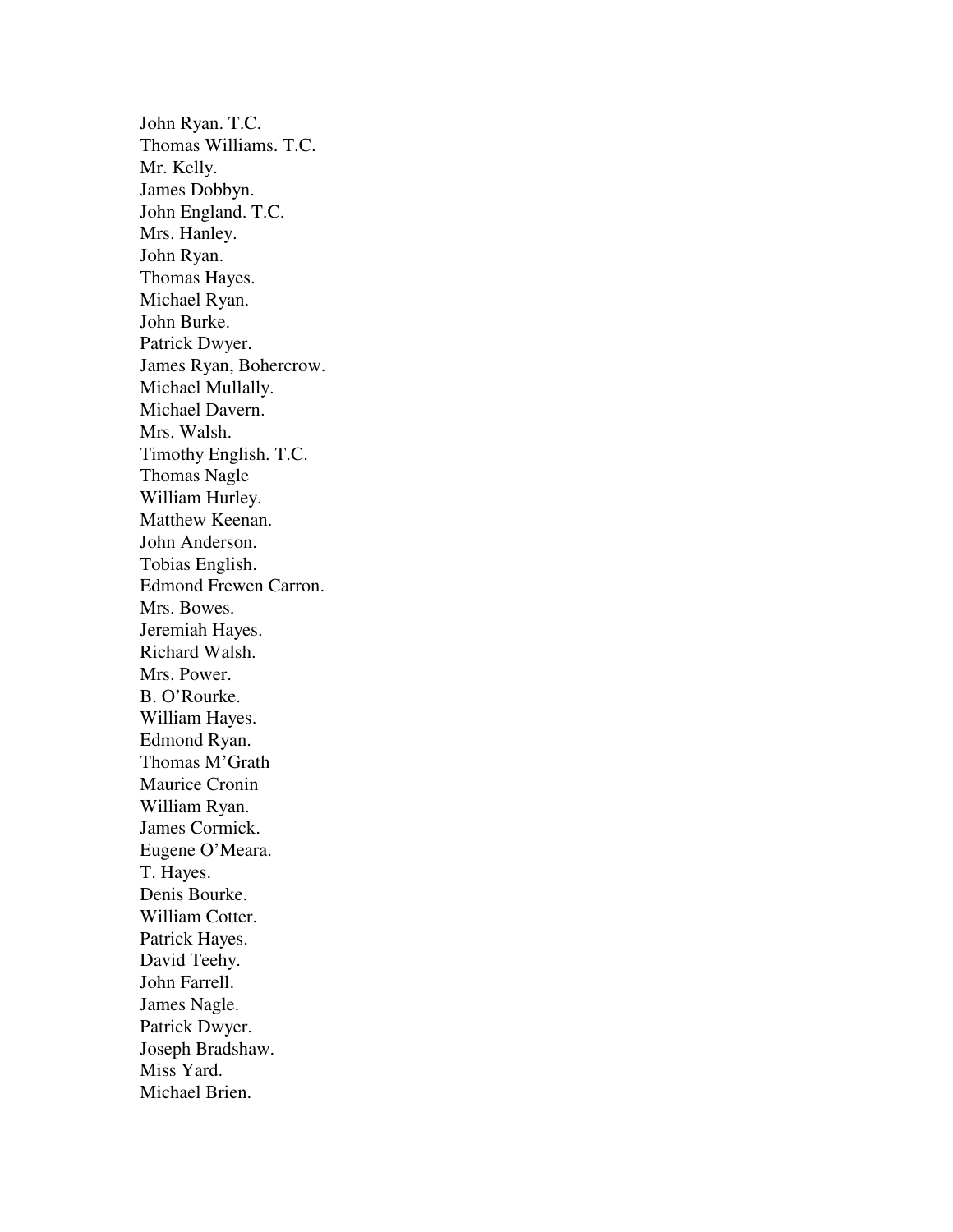John Ryan. T.C.
Thomas Williams. T.C.
Mr. Kelly.
James Dobbyn.
John England. T.C.
Mrs. Hanley.
John Ryan.
Thomas Hayes.
Michael Ryan.
John Burke.
Patrick Dwyer.
James Ryan, Bohercrow.
Michael Mullally.
Michael Davern.
Mrs. Walsh.
Timothy English. T.C.
Thomas Nagle
William Hurley.
Matthew Keenan.
John Anderson.
Tobias English.
Edmond Frewen Carron.
Mrs. Bowes.
Jeremiah Hayes.
Richard Walsh.
Mrs. Power.
B. O'Rourke.
William Hayes.
Edmond Ryan.
Thomas M'Grath
Maurice Cronin
William Ryan.
James Cormick.
Eugene O'Meara.
T. Hayes.
Denis Bourke.
William Cotter.
Patrick Hayes.
David Teehy.
John Farrell.
James Nagle.
Patrick Dwyer.
Joseph Bradshaw.
Miss Yard.
Michael Brien.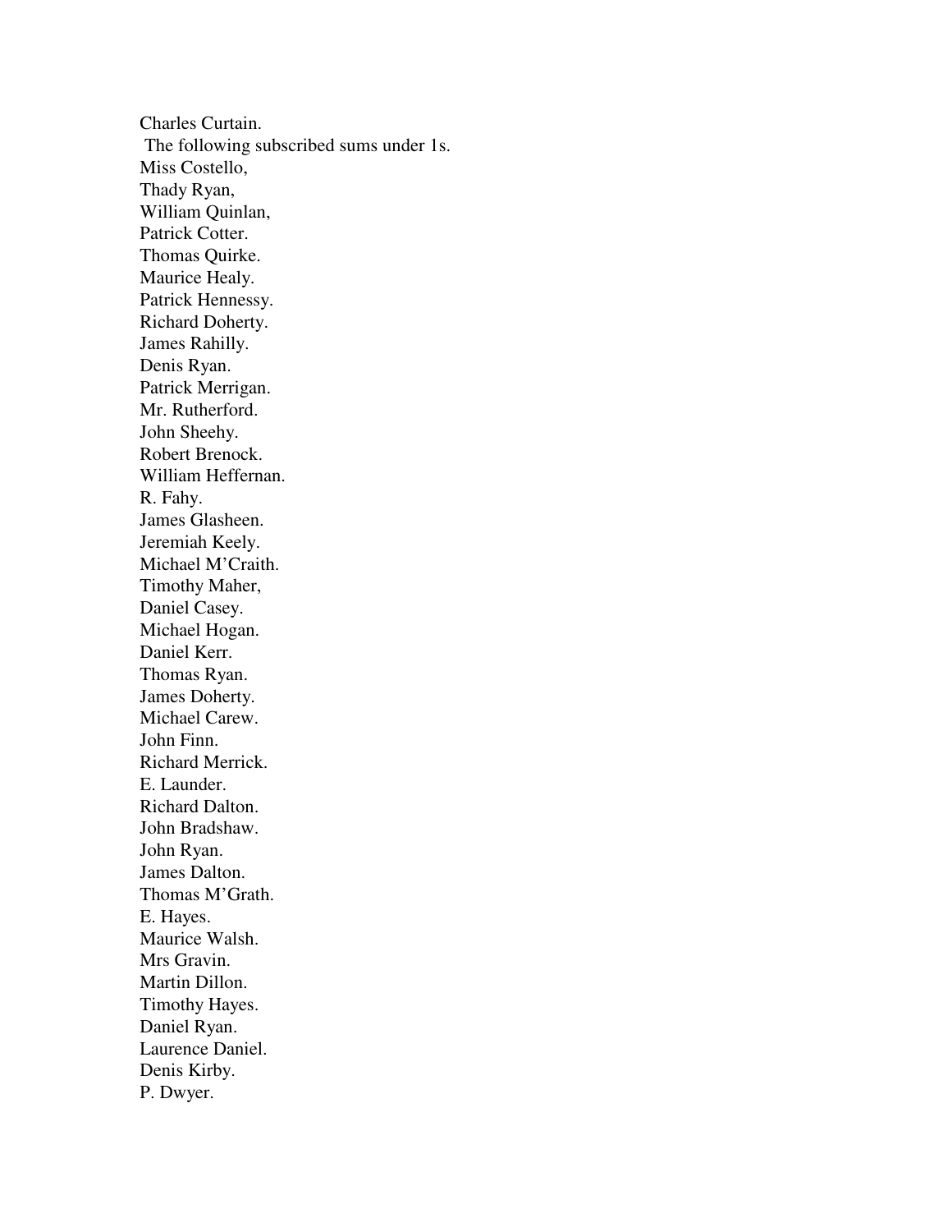Charles Curtain.

The following subscribed sums under 1s.

Miss Costello,

Thady Ryan,

William Quinlan,

Patrick Cotter.

Thomas Quirke.

Maurice Healy.

Patrick Hennessy.

Richard Doherty.

James Rahilly.

Denis Ryan.

Patrick Merrigan.

Mr. Rutherford.

John Sheehy.

Robert Brenock.

William Heffernan.

R. Fahy.

James Glasheen.

Jeremiah Keely.

Michael M'Craith.

Timothy Maher,

Daniel Casey.

Michael Hogan.

Daniel Kerr.

Thomas Ryan.

James Doherty.

Michael Carew.

John Finn.

Richard Merrick.

E. Launder.

Richard Dalton.

John Bradshaw.

John Ryan.

James Dalton.

Thomas M'Grath.

E. Hayes.

Maurice Walsh.

Mrs Gravin.

Martin Dillon.

Timothy Hayes.

Daniel Ryan.

Laurence Daniel.

Denis Kirby.

P. Dwyer.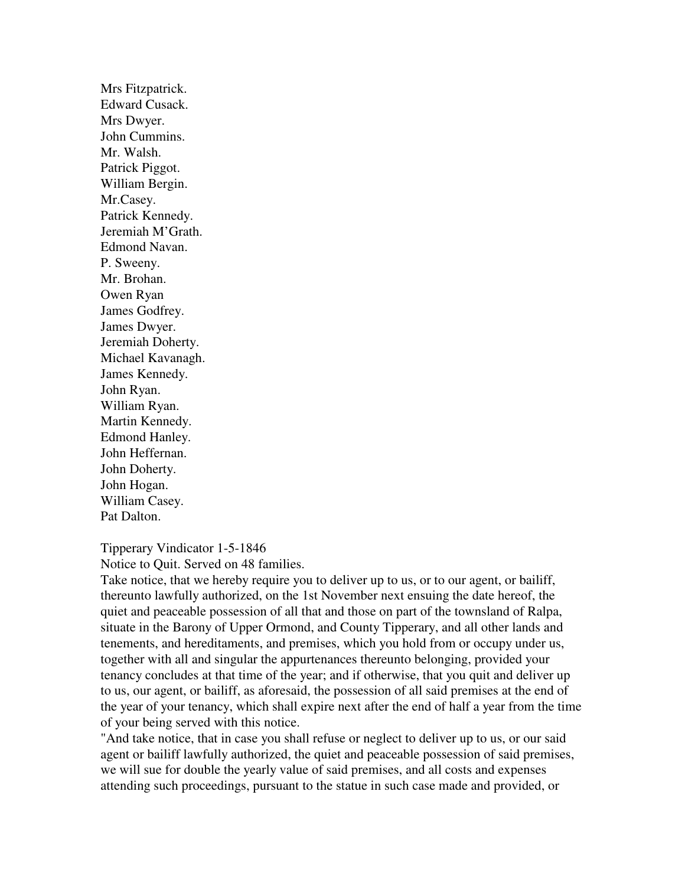Mrs Fitzpatrick.
Edward Cusack.
Mrs Dwyer.
John Cummins.
Mr. Walsh.
Patrick Piggot.
William Bergin.
Mr.Casey.
Patrick Kennedy.
Jeremiah M'Grath.
Edmond Navan.
P. Sweeny.
Mr. Brohan.
Owen Ryan
James Godfrey.
James Dwyer.
Jeremiah Doherty.
Michael Kavanagh.
James Kennedy.
John Ryan.
William Ryan.
Martin Kennedy.
Edmond Hanley.
John Heffernan.
John Doherty.
John Hogan.
William Casey.
Pat Dalton.

Tipperary Vindicator 1-5-1846
Notice to Quit. Served on 48 families.
Take notice, that we hereby require you to deliver up to us, or to our agent, or bailiff, thereunto lawfully authorized, on the 1st November next ensuing the date hereof, the quiet and peaceable possession of all that and those on part of the townsland of Ralpa, situate in the Barony of Upper Ormond, and County Tipperary, and all other lands and tenements, and hereditaments, and premises, which you hold from or occupy under us, together with all and singular the appurtenances thereunto belonging, provided your tenancy concludes at that time of the year; and if otherwise, that you quit and deliver up to us, our agent, or bailiff, as aforesaid, the possession of all said premises at the end of the year of your tenancy, which shall expire next after the end of half a year from the time of your being served with this notice.
"And take notice, that in case you shall refuse or neglect to deliver up to us, or our said agent or bailiff lawfully authorized, the quiet and peaceable possession of said premises, we will sue for double the yearly value of said premises, and all costs and expenses attending such proceedings, pursuant to the statue in such case made and provided, or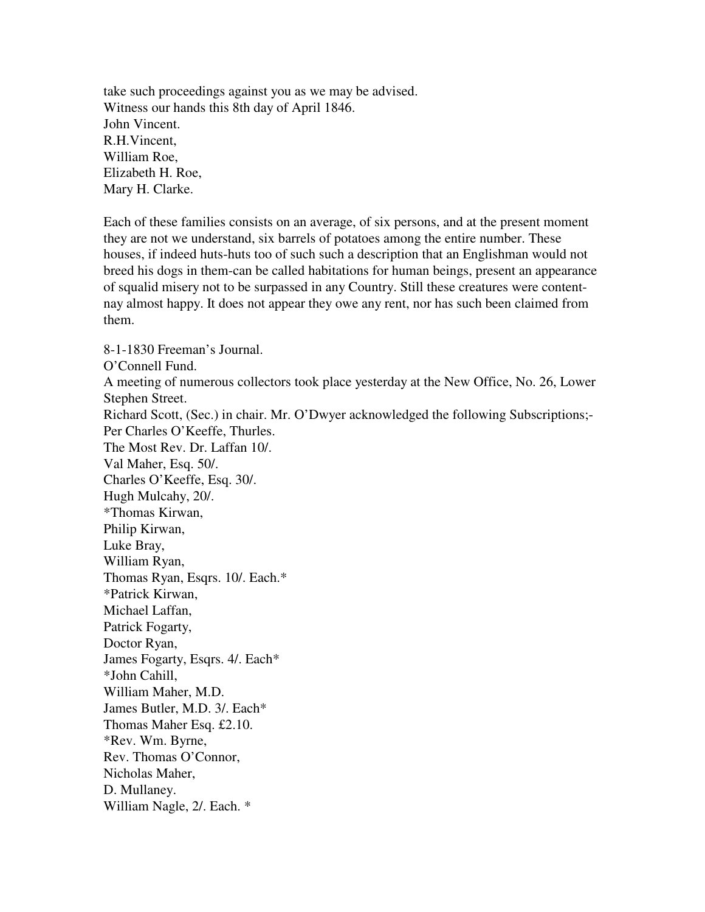take such proceedings against you as we may be advised.
Witness our hands this 8th day of April 1846.
John Vincent.
R.H.Vincent,
William Roe,
Elizabeth H. Roe,
Mary H. Clarke.

Each of these families consists on an average, of six persons, and at the present moment they are not we understand, six barrels of potatoes among the entire number. These houses, if indeed huts-huts too of such such a description that an Englishman would not breed his dogs in them-can be called habitations for human beings, present an appearance of squalid misery not to be surpassed in any Country. Still these creatures were content-nay almost happy. It does not appear they owe any rent, nor has such been claimed from them.

8-1-1830 Freeman's Journal.
O'Connell Fund.
A meeting of numerous collectors took place yesterday at the New Office, No. 26, Lower Stephen Street.
Richard Scott, (Sec.) in chair. Mr. O'Dwyer acknowledged the following Subscriptions;-
Per Charles O'Keeffe, Thurles.
The Most Rev. Dr. Laffan 10/.
Val Maher, Esq. 50/.
Charles O'Keeffe, Esq. 30/.
Hugh Mulcahy, 20/.
*Thomas Kirwan,
Philip Kirwan,
Luke Bray,
William Ryan,
Thomas Ryan, Esqrs. 10/. Each.*
*Patrick Kirwan,
Michael Laffan,
Patrick Fogarty,
Doctor Ryan,
James Fogarty, Esqrs. 4/. Each*
*John Cahill,
William Maher, M.D.
James Butler, M.D. 3/. Each*
Thomas Maher Esq. £2.10.
*Rev. Wm. Byrne,
Rev. Thomas O'Connor,
Nicholas Maher,
D. Mullaney.
William Nagle, 2/. Each. *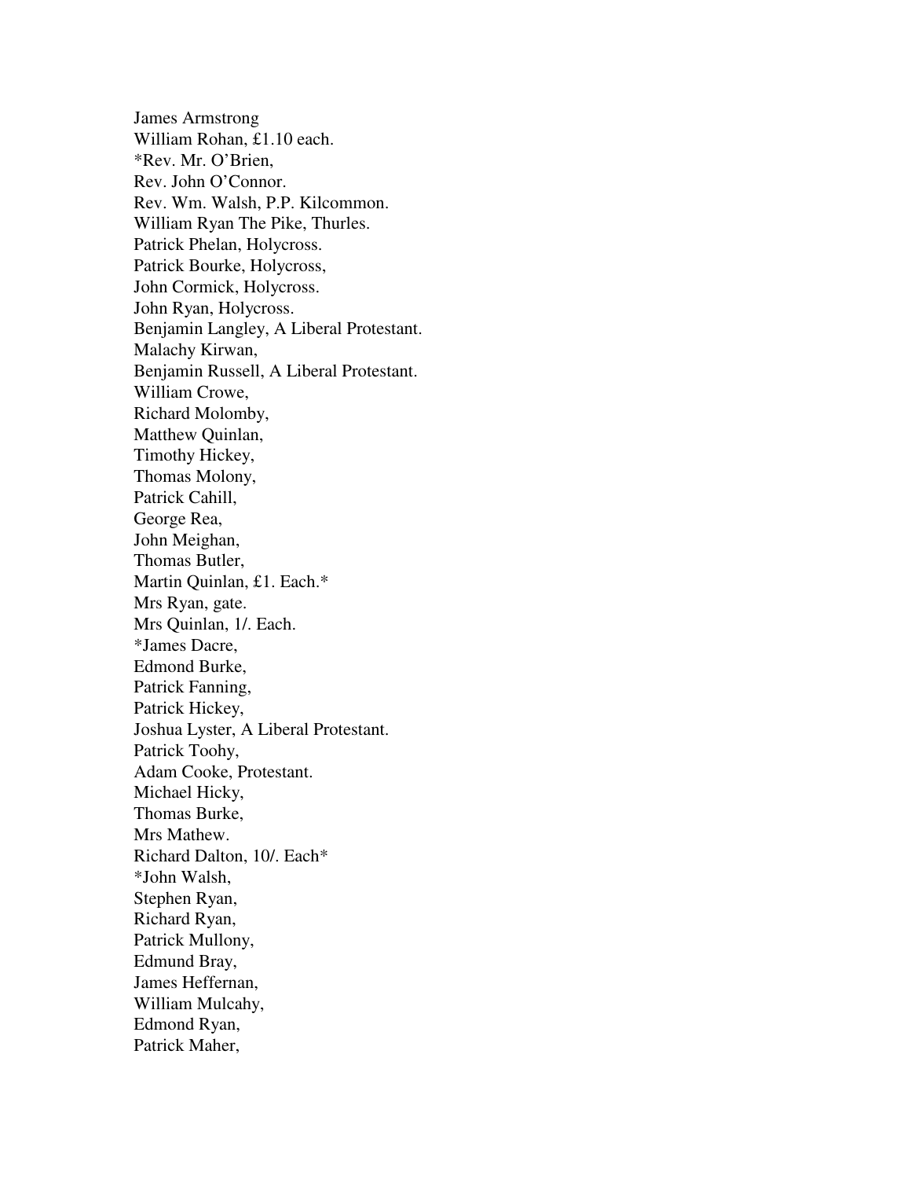James Armstrong  
William Rohan, £1.10 each.  
*Rev. Mr. O'Brien,  
Rev. John O'Connor.  
Rev. Wm. Walsh, P.P. Kilcommon.  
William Ryan The Pike, Thurles.  
Patrick Phelan, Holycross.  
Patrick Bourke, Holycross,  
John Cormick, Holycross.  
John Ryan, Holycross.  
Benjamin Langley, A Liberal Protestant.  
Malachy Kirwan,  
Benjamin Russell, A Liberal Protestant.  
William Crowe,  
Richard Molomby,  
Matthew Quinlan,  
Timothy Hickey,  
Thomas Molony,  
Patrick Cahill,  
George Rea,  
John Meighan,  
Thomas Butler,  
Martin Quinlan, £1. Each.*  
Mrs Ryan, gate.  
Mrs Quinlan, 1/. Each.  
*James Dacre,  
Edmond Burke,  
Patrick Fanning,  
Patrick Hickey,  
Joshua Lyster, A Liberal Protestant.  
Patrick Toohy,  
Adam Cooke, Protestant.  
Michael Hicky,  
Thomas Burke,  
Mrs Mathew.  
Richard Dalton, 10/. Each*  
*John Walsh,  
Stephen Ryan,  
Richard Ryan,  
Patrick Mullony,  
Edmund Bray,  
James Heffernan,  
William Mulcahy,  
Edmond Ryan,  
Patrick Maher,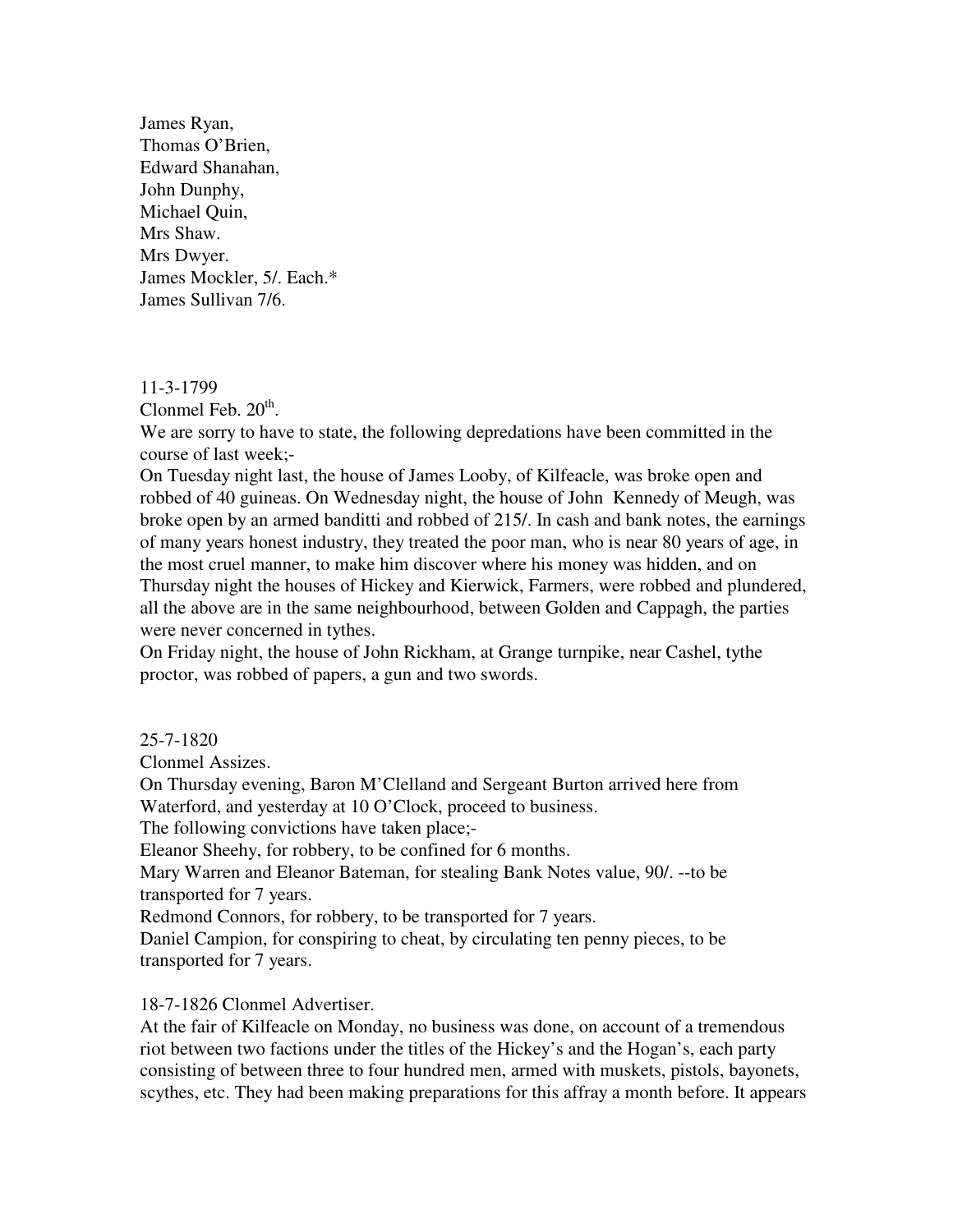James Ryan,
Thomas O'Brien,
Edward Shanahan,
John Dunphy,
Michael Quin,
Mrs Shaw.
Mrs Dwyer.
James Mockler, 5/. Each.*
James Sullivan 7/6.

11-3-1799

Clonmel Feb. 20th.

We are sorry to have to state, the following depredations have been committed in the course of last week;-

On Tuesday night last, the house of James Looby, of Kilfeacle, was broke open and robbed of 40 guineas. On Wednesday night, the house of John Kennedy of Meugh, was broke open by an armed banditti and robbed of 215/. In cash and bank notes, the earnings of many years honest industry, they treated the poor man, who is near 80 years of age, in the most cruel manner, to make him discover where his money was hidden, and on Thursday night the houses of Hickey and Kierwick, Farmers, were robbed and plundered, all the above are in the same neighbourhood, between Golden and Cappagh, the parties were never concerned in tythes.

On Friday night, the house of John Rickham, at Grange turnpike, near Cashel, tythe proctor, was robbed of papers, a gun and two swords.

25-7-1820

Clonmel Assizes.

On Thursday evening, Baron M'Clelland and Sergeant Burton arrived here from Waterford, and yesterday at 10 O'Clock, proceed to business.

The following convictions have taken place;-

Eleanor Sheehy, for robbery, to be confined for 6 months.

Mary Warren and Eleanor Bateman, for stealing Bank Notes value, 90/. --to be transported for 7 years.

Redmond Connors, for robbery, to be transported for 7 years.

Daniel Campion, for conspiring to cheat, by circulating ten penny pieces, to be transported for 7 years.

18-7-1826 Clonmel Advertiser.

At the fair of Kilfeacle on Monday, no business was done, on account of a tremendous riot between two factions under the titles of the Hickey's and the Hogan's, each party consisting of between three to four hundred men, armed with muskets, pistols, bayonets, scythes, etc. They had been making preparations for this affray a month before. It appears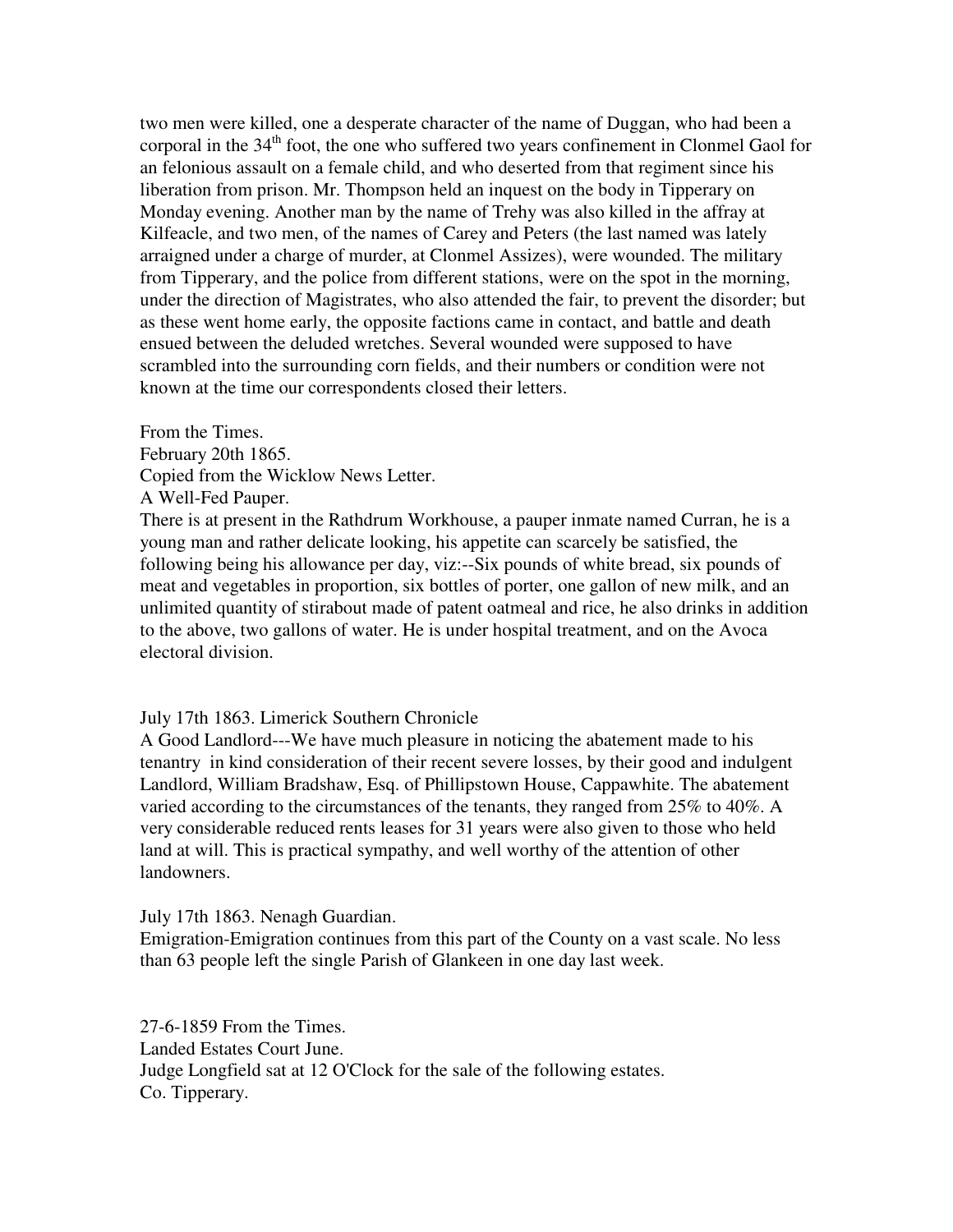two men were killed, one a desperate character of the name of Duggan, who had been a corporal in the 34th foot, the one who suffered two years confinement in Clonmel Gaol for an felonious assault on a female child, and who deserted from that regiment since his liberation from prison. Mr. Thompson held an inquest on the body in Tipperary on Monday evening. Another man by the name of Trehy was also killed in the affray at Kilfeacle, and two men, of the names of Carey and Peters (the last named was lately arraigned under a charge of murder, at Clonmel Assizes), were wounded. The military from Tipperary, and the police from different stations, were on the spot in the morning, under the direction of Magistrates, who also attended the fair, to prevent the disorder; but as these went home early, the opposite factions came in contact, and battle and death ensued between the deluded wretches. Several wounded were supposed to have scrambled into the surrounding corn fields, and their numbers or condition were not known at the time our correspondents closed their letters.

From the Times.
February 20th 1865.
Copied from the Wicklow News Letter.
A Well-Fed Pauper.
There is at present in the Rathdrum Workhouse, a pauper inmate named Curran, he is a young man and rather delicate looking, his appetite can scarcely be satisfied, the following being his allowance per day, viz:--Six pounds of white bread, six pounds of meat and vegetables in proportion, six bottles of porter, one gallon of new milk, and an unlimited quantity of stirabout made of patent oatmeal and rice, he also drinks in addition to the above, two gallons of water. He is under hospital treatment, and on the Avoca electoral division.

July 17th 1863. Limerick Southern Chronicle
A Good Landlord---We have much pleasure in noticing the abatement made to his tenantry in kind consideration of their recent severe losses, by their good and indulgent Landlord, William Bradshaw, Esq. of Phillipstown House, Cappawhite. The abatement varied according to the circumstances of the tenants, they ranged from 25% to 40%. A very considerable reduced rents leases for 31 years were also given to those who held land at will. This is practical sympathy, and well worthy of the attention of other landowners.

July 17th 1863. Nenagh Guardian.
Emigration-Emigration continues from this part of the County on a vast scale. No less than 63 people left the single Parish of Glankeen in one day last week.

27-6-1859 From the Times.
Landed Estates Court June.
Judge Longfield sat at 12 O'Clock for the sale of the following estates.
Co. Tipperary.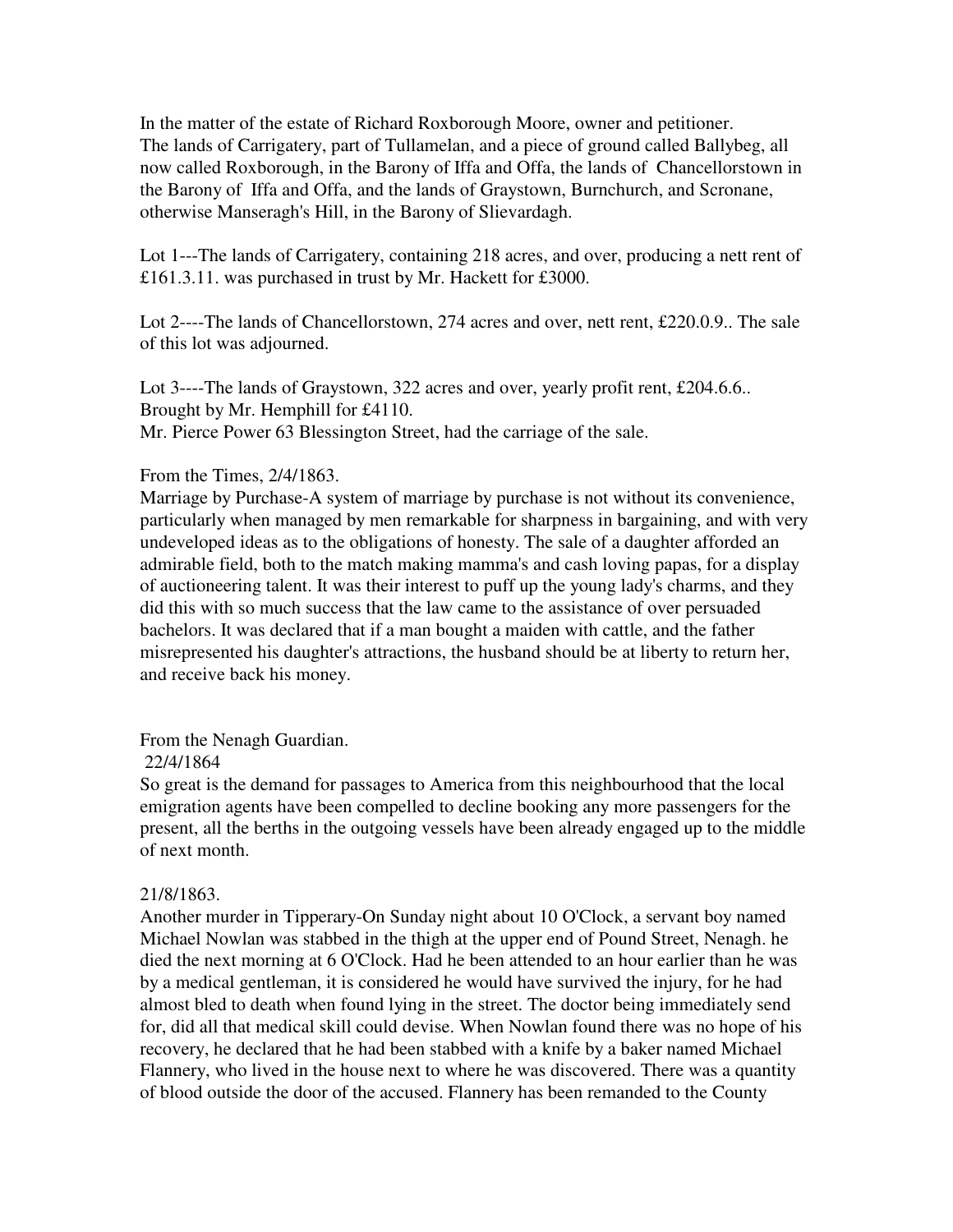In the matter of the estate of Richard Roxborough Moore, owner and petitioner.
The lands of Carrigatery, part of Tullamelan, and a piece of ground called Ballybeg, all now called Roxborough, in the Barony of Iffa and Offa, the lands of Chancellorstown in the Barony of Iffa and Offa, and the lands of Graystown, Burnchurch, and Scronane, otherwise Manseragh's Hill, in the Barony of Slievardagh.

Lot 1---The lands of Carrigatery, containing 218 acres, and over, producing a nett rent of £161.3.11. was purchased in trust by Mr. Hackett for £3000.

Lot 2----The lands of Chancellorstown, 274 acres and over, nett rent, £220.0.9.. The sale of this lot was adjourned.

Lot 3----The lands of Graystown, 322 acres and over, yearly profit rent, £204.6.6.. Brought by Mr. Hemphill for £4110.
Mr. Pierce Power 63 Blessington Street, had the carriage of the sale.

From the Times, 2/4/1863.
Marriage by Purchase-A system of marriage by purchase is not without its convenience, particularly when managed by men remarkable for sharpness in bargaining, and with very undeveloped ideas as to the obligations of honesty. The sale of a daughter afforded an admirable field, both to the match making mamma's and cash loving papas, for a display of auctioneering talent. It was their interest to puff up the young lady's charms, and they did this with so much success that the law came to the assistance of over persuaded bachelors. It was declared that if a man bought a maiden with cattle, and the father misrepresented his daughter's attractions, the husband should be at liberty to return her, and receive back his money.

From the Nenagh Guardian.
22/4/1864
So great is the demand for passages to America from this neighbourhood that the local emigration agents have been compelled to decline booking any more passengers for the present, all the berths in the outgoing vessels have been already engaged up to the middle of next month.

21/8/1863.
Another murder in Tipperary-On Sunday night about 10 O'Clock, a servant boy named Michael Nowlan was stabbed in the thigh at the upper end of Pound Street, Nenagh. he died the next morning at 6 O'Clock. Had he been attended to an hour earlier than he was by a medical gentleman, it is considered he would have survived the injury, for he had almost bled to death when found lying in the street. The doctor being immediately send for, did all that medical skill could devise. When Nowlan found there was no hope of his recovery, he declared that he had been stabbed with a knife by a baker named Michael Flannery, who lived in the house next to where he was discovered. There was a quantity of blood outside the door of the accused. Flannery has been remanded to the County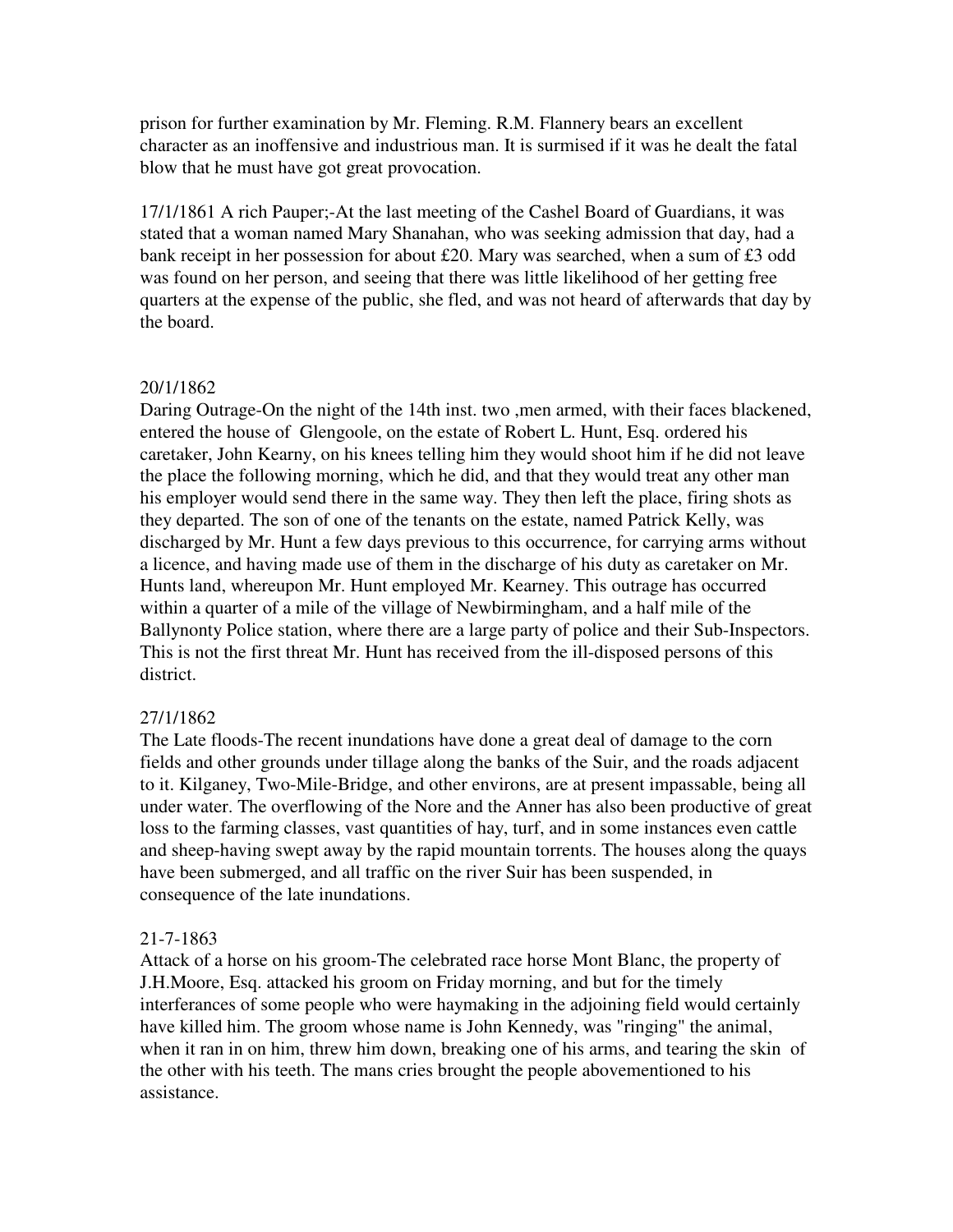prison for further examination by Mr. Fleming. R.M. Flannery bears an excellent character as an inoffensive and industrious man. It is surmised if it was he dealt the fatal blow that he must have got great provocation.

17/1/1861 A rich Pauper;-At the last meeting of the Cashel Board of Guardians, it was stated that a woman named Mary Shanahan, who was seeking admission that day, had a bank receipt in her possession for about £20. Mary was searched, when a sum of £3 odd was found on her person, and seeing that there was little likelihood of her getting free quarters at the expense of the public, she fled, and was not heard of afterwards that day by the board.

20/1/1862

Daring Outrage-On the night of the 14th inst. two ,men armed, with their faces blackened, entered the house of Glengoole, on the estate of Robert L. Hunt, Esq. ordered his caretaker, John Kearny, on his knees telling him they would shoot him if he did not leave the place the following morning, which he did, and that they would treat any other man his employer would send there in the same way. They then left the place, firing shots as they departed. The son of one of the tenants on the estate, named Patrick Kelly, was discharged by Mr. Hunt a few days previous to this occurrence, for carrying arms without a licence, and having made use of them in the discharge of his duty as caretaker on Mr. Hunts land, whereupon Mr. Hunt employed Mr. Kearney. This outrage has occurred within a quarter of a mile of the village of Newbirmingham, and a half mile of the Ballynonty Police station, where there are a large party of police and their Sub-Inspectors. This is not the first threat Mr. Hunt has received from the ill-disposed persons of this district.

27/1/1862

The Late floods-The recent inundations have done a great deal of damage to the corn fields and other grounds under tillage along the banks of the Suir, and the roads adjacent to it. Kilganey, Two-Mile-Bridge, and other environs, are at present impassable, being all under water. The overflowing of the Nore and the Anner has also been productive of great loss to the farming classes, vast quantities of hay, turf, and in some instances even cattle and sheep-having swept away by the rapid mountain torrents. The houses along the quays have been submerged, and all traffic on the river Suir has been suspended, in consequence of the late inundations.

21-7-1863

Attack of a horse on his groom-The celebrated race horse Mont Blanc, the property of J.H.Moore, Esq. attacked his groom on Friday morning, and but for the timely interferances of some people who were haymaking in the adjoining field would certainly have killed him. The groom whose name is John Kennedy, was "ringing" the animal, when it ran in on him, threw him down, breaking one of his arms, and tearing the skin of the other with his teeth. The mans cries brought the people abovementioned to his assistance.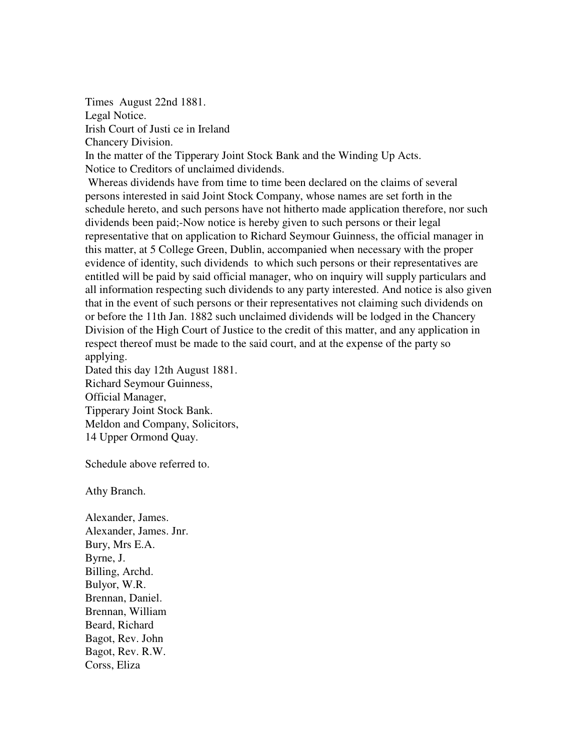Times August 22nd 1881.
Legal Notice.
Irish Court of Justi ce in Ireland
Chancery Division.
In the matter of the Tipperary Joint Stock Bank and the Winding Up Acts.
Notice to Creditors of unclaimed dividends.

Whereas dividends have from time to time been declared on the claims of several persons interested in said Joint Stock Company, whose names are set forth in the schedule hereto, and such persons have not hitherto made application therefore, nor such dividends been paid;-Now notice is hereby given to such persons or their legal representative that on application to Richard Seymour Guinness, the official manager in this matter, at 5 College Green, Dublin, accompanied when necessary with the proper evidence of identity, such dividends to which such persons or their representatives are entitled will be paid by said official manager, who on inquiry will supply particulars and all information respecting such dividends to any party interested. And notice is also given that in the event of such persons or their representatives not claiming such dividends on or before the 11th Jan. 1882 such unclaimed dividends will be lodged in the Chancery Division of the High Court of Justice to the credit of this matter, and any application in respect thereof must be made to the said court, and at the expense of the party so applying.

Dated this day 12th August 1881.
Richard Seymour Guinness,
Official Manager,
Tipperary Joint Stock Bank.
Meldon and Company, Solicitors,
14 Upper Ormond Quay.

Schedule above referred to.

Athy Branch.

Alexander, James.
Alexander, James. Jnr.
Bury, Mrs E.A.
Byrne, J.
Billing, Archd.
Bulyor, W.R.
Brennan, Daniel.
Brennan, William
Beard, Richard
Bagot, Rev. John
Bagot, Rev. R.W.
Corss, Eliza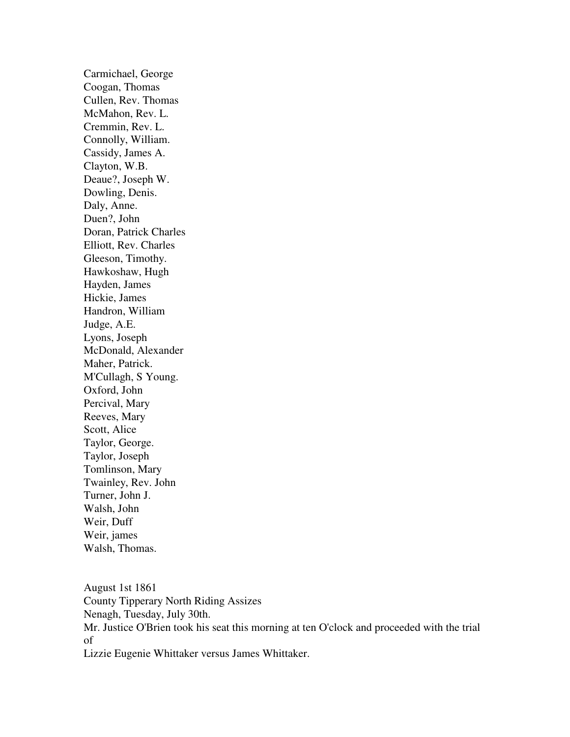Carmichael, George  
Coogan, Thomas  
Cullen, Rev. Thomas  
McMahon, Rev. L.  
Cremmin, Rev. L.  
Connolly, William.  
Cassidy, James A.  
Clayton, W.B.  
Deaue?, Joseph W.  
Dowling, Denis.  
Daly, Anne.  
Duen?, John  
Doran, Patrick Charles  
Elliott, Rev. Charles  
Gleeson, Timothy.  
Hawkoshaw, Hugh  
Hayden, James  
Hickie, James  
Handron, William  
Judge, A.E.  
Lyons, Joseph  
McDonald, Alexander  
Maher, Patrick.  
M'Cullagh, S Young.  
Oxford, John  
Percival, Mary  
Reeves, Mary  
Scott, Alice  
Taylor, George.  
Taylor, Joseph  
Tomlinson, Mary  
Twainley, Rev. John  
Turner, John J.  
Walsh, John  
Weir, Duff  
Weir, james  
Walsh, Thomas.

August 1st 1861  
County Tipperary North Riding Assizes  
Nenagh, Tuesday, July 30th.  
Mr. Justice O'Brien took his seat this morning at ten O'clock and proceeded with the trial of  
Lizzie Eugenie Whittaker versus James Whittaker.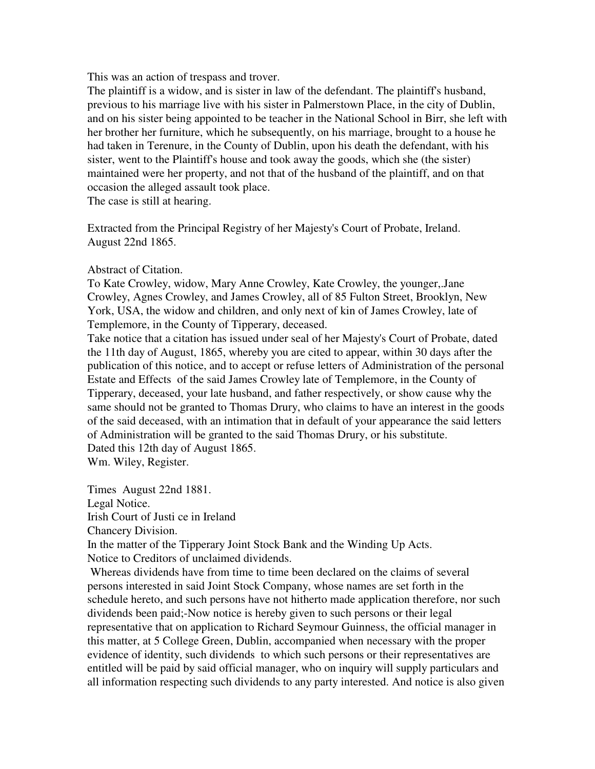This was an action of trespass and trover.
The plaintiff is a widow, and is sister in law of the defendant. The plaintiff's husband, previous to his marriage live with his sister in Palmerstown Place, in the city of Dublin, and on his sister being appointed to be teacher in the National School in Birr, she left with her brother her furniture, which he subsequently, on his marriage, brought to a house he had taken in Terenure, in the County of Dublin, upon his death the defendant, with his sister, went to the Plaintiff's house and took away the goods, which she (the sister) maintained were her property, and not that of the husband of the plaintiff, and on that occasion the alleged assault took place.
The case is still at hearing.

Extracted from the Principal Registry of her Majesty's Court of Probate, Ireland.
August 22nd 1865.

Abstract of Citation.
To Kate Crowley, widow, Mary Anne Crowley, Kate Crowley, the younger,.Jane Crowley, Agnes Crowley, and James Crowley, all of 85 Fulton Street, Brooklyn, New York, USA, the widow and children, and only next of kin of James Crowley, late of Templemore, in the County of Tipperary, deceased.
Take notice that a citation has issued under seal of her Majesty's Court of Probate, dated the 11th day of August, 1865, whereby you are cited to appear, within 30 days after the publication of this notice, and to accept or refuse letters of Administration of the personal Estate and Effects of the said James Crowley late of Templemore, in the County of Tipperary, deceased, your late husband, and father respectively, or show cause why the same should not be granted to Thomas Drury, who claims to have an interest in the goods of the said deceased, with an intimation that in default of your appearance the said letters of Administration will be granted to the said Thomas Drury, or his substitute.
Dated this 12th day of August 1865.
Wm. Wiley, Register.

Times August 22nd 1881.
Legal Notice.
Irish Court of Justi ce in Ireland
Chancery Division.
In the matter of the Tipperary Joint Stock Bank and the Winding Up Acts.
Notice to Creditors of unclaimed dividends.
Whereas dividends have from time to time been declared on the claims of several persons interested in said Joint Stock Company, whose names are set forth in the schedule hereto, and such persons have not hitherto made application therefore, nor such dividends been paid;-Now notice is hereby given to such persons or their legal representative that on application to Richard Seymour Guinness, the official manager in this matter, at 5 College Green, Dublin, accompanied when necessary with the proper evidence of identity, such dividends to which such persons or their representatives are entitled will be paid by said official manager, who on inquiry will supply particulars and all information respecting such dividends to any party interested. And notice is also given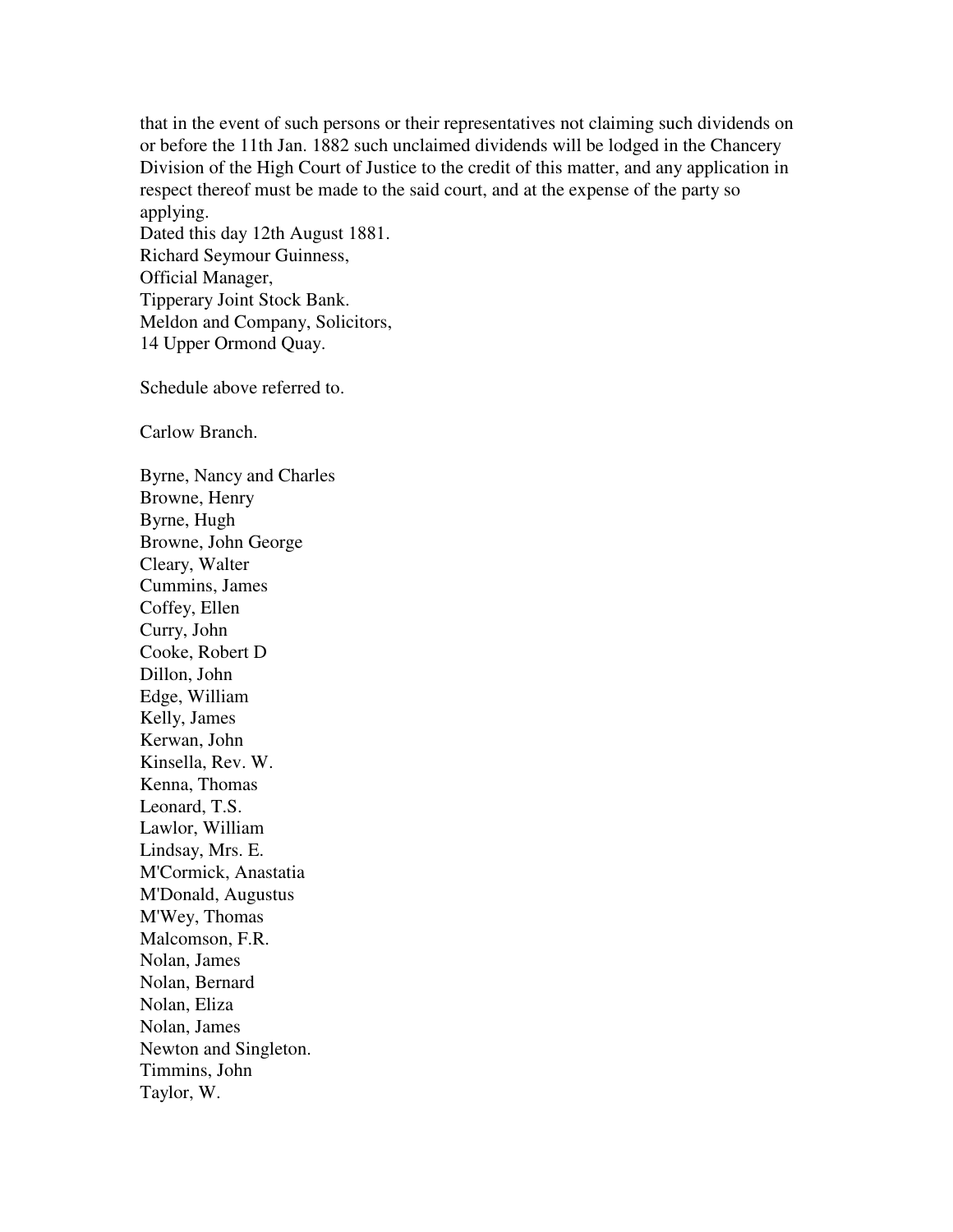that in the event of such persons or their representatives not claiming such dividends on or before the 11th Jan. 1882 such unclaimed dividends will be lodged in the Chancery Division of the High Court of Justice to the credit of this matter, and any application in respect thereof must be made to the said court, and at the expense of the party so applying.
Dated this day 12th August 1881.
Richard Seymour Guinness,
Official Manager,
Tipperary Joint Stock Bank.
Meldon and Company, Solicitors,
14 Upper Ormond Quay.

Schedule above referred to.

Carlow Branch.

Byrne, Nancy and Charles
Browne, Henry
Byrne, Hugh
Browne, John George
Cleary, Walter
Cummins, James
Coffey, Ellen
Curry, John
Cooke, Robert D
Dillon, John
Edge, William
Kelly, James
Kerwan, John
Kinsella, Rev. W.
Kenna, Thomas
Leonard, T.S.
Lawlor, William
Lindsay, Mrs. E.
M'Cormick, Anastatia
M'Donald, Augustus
M'Wey, Thomas
Malcomson, F.R.
Nolan, James
Nolan, Bernard
Nolan, Eliza
Nolan, James
Newton and Singleton.
Timmins, John
Taylor, W.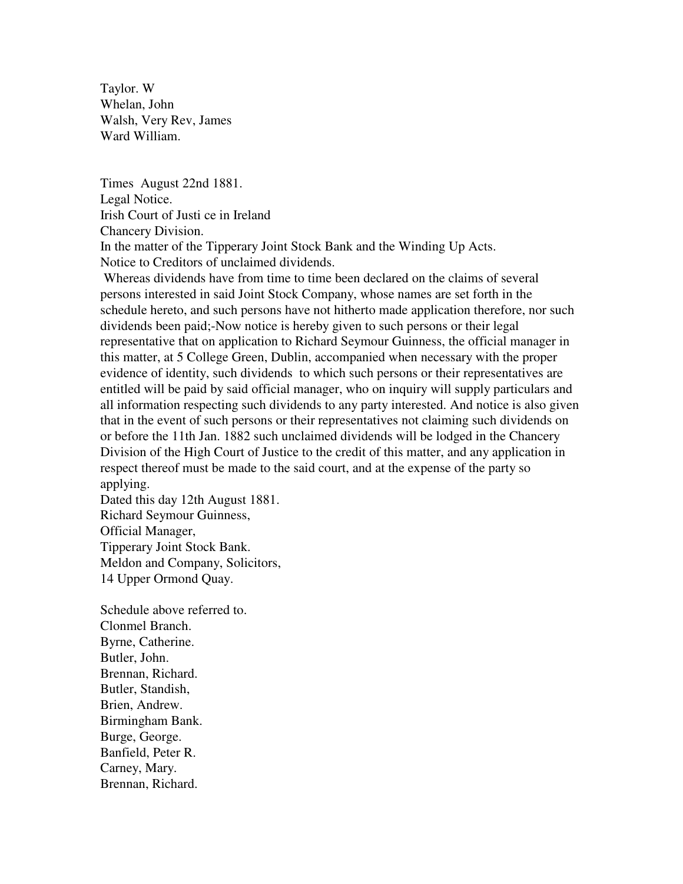Taylor. W
Whelan, John
Walsh, Very Rev, James
Ward William.

Times August 22nd 1881.
Legal Notice.
Irish Court of Justi ce in Ireland
Chancery Division.
In the matter of the Tipperary Joint Stock Bank and the Winding Up Acts.
Notice to Creditors of unclaimed dividends.

Whereas dividends have from time to time been declared on the claims of several persons interested in said Joint Stock Company, whose names are set forth in the schedule hereto, and such persons have not hitherto made application therefore, nor such dividends been paid;-Now notice is hereby given to such persons or their legal representative that on application to Richard Seymour Guinness, the official manager in this matter, at 5 College Green, Dublin, accompanied when necessary with the proper evidence of identity, such dividends to which such persons or their representatives are entitled will be paid by said official manager, who on inquiry will supply particulars and all information respecting such dividends to any party interested. And notice is also given that in the event of such persons or their representatives not claiming such dividends on or before the 11th Jan. 1882 such unclaimed dividends will be lodged in the Chancery Division of the High Court of Justice to the credit of this matter, and any application in respect thereof must be made to the said court, and at the expense of the party so applying.

Dated this day 12th August 1881.
Richard Seymour Guinness,
Official Manager,
Tipperary Joint Stock Bank.
Meldon and Company, Solicitors,
14 Upper Ormond Quay.

Schedule above referred to.
Clonmel Branch.
Byrne, Catherine.
Butler, John.
Brennan, Richard.
Butler, Standish,
Brien, Andrew.
Birmingham Bank.
Burge, George.
Banfield, Peter R.
Carney, Mary.
Brennan, Richard.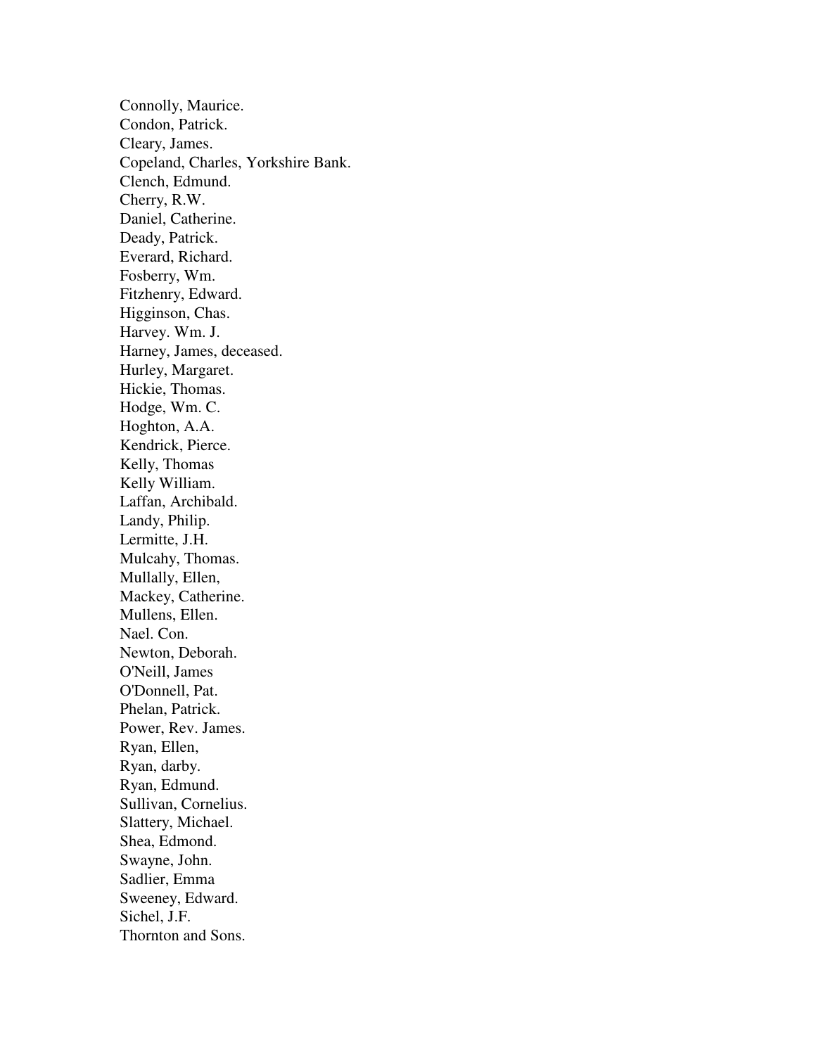Connolly, Maurice.
Condon, Patrick.
Cleary, James.
Copeland, Charles, Yorkshire Bank.
Clench, Edmund.
Cherry, R.W.
Daniel, Catherine.
Deady, Patrick.
Everard, Richard.
Fosberry, Wm.
Fitzhenry, Edward.
Higginson, Chas.
Harvey. Wm. J.
Harney, James, deceased.
Hurley, Margaret.
Hickie, Thomas.
Hodge, Wm. C.
Hoghton, A.A.
Kendrick, Pierce.
Kelly, Thomas
Kelly William.
Laffan, Archibald.
Landy, Philip.
Lermitte, J.H.
Mulcahy, Thomas.
Mullally, Ellen,
Mackey, Catherine.
Mullens, Ellen.
Nael. Con.
Newton, Deborah.
O'Neill, James
O'Donnell, Pat.
Phelan, Patrick.
Power, Rev. James.
Ryan, Ellen,
Ryan, darby.
Ryan, Edmund.
Sullivan, Cornelius.
Slattery, Michael.
Shea, Edmond.
Swayne, John.
Sadlier, Emma
Sweeney, Edward.
Sichel, J.F.
Thornton and Sons.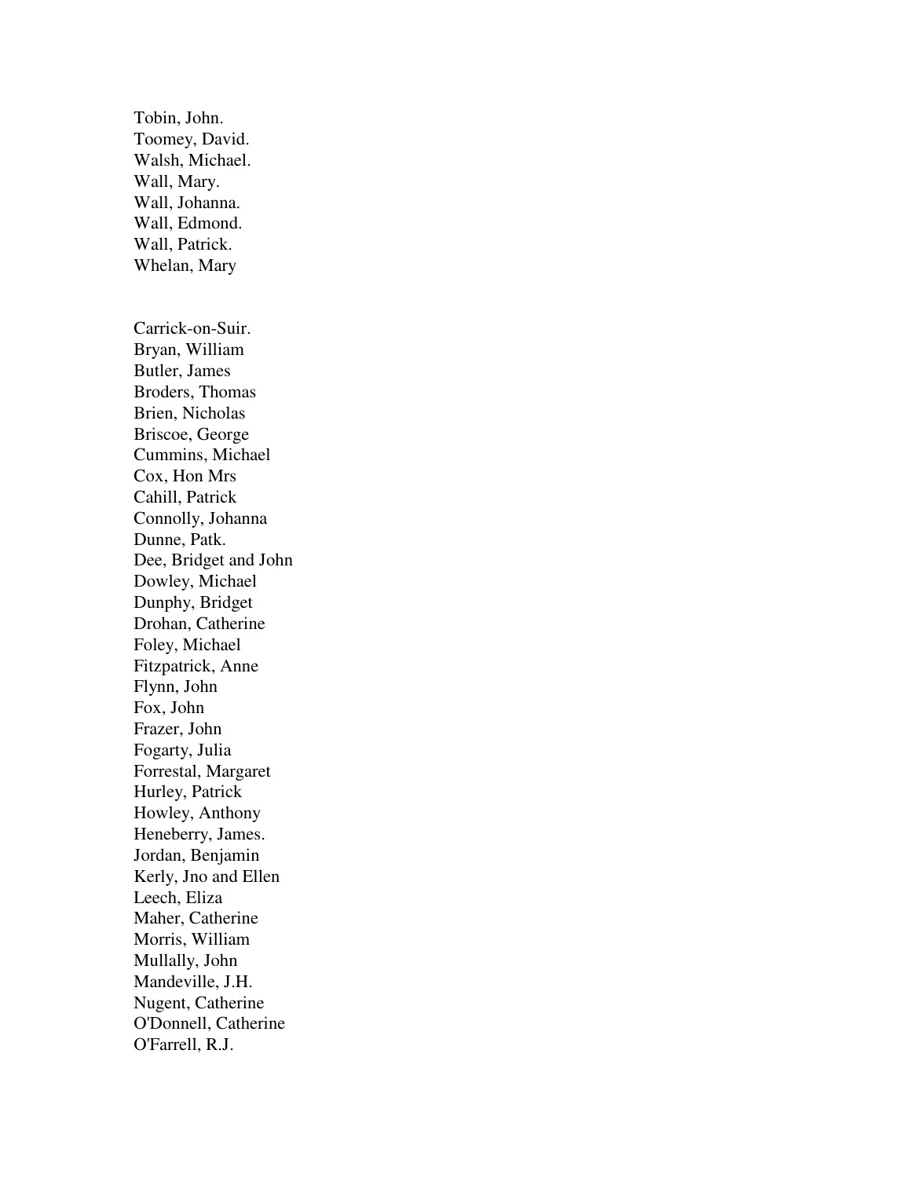Tobin, John.
Toomey, David.
Walsh, Michael.
Wall, Mary.
Wall, Johanna.
Wall, Edmond.
Wall, Patrick.
Whelan, Mary

Carrick-on-Suir.
Bryan, William
Butler, James
Broders, Thomas
Brien, Nicholas
Briscoe, George
Cummins, Michael
Cox, Hon Mrs
Cahill, Patrick
Connolly, Johanna
Dunne, Patk.
Dee, Bridget and John
Dowley, Michael
Dunphy, Bridget
Drohan, Catherine
Foley, Michael
Fitzpatrick, Anne
Flynn, John
Fox, John
Frazer, John
Fogarty, Julia
Forrestal, Margaret
Hurley, Patrick
Howley, Anthony
Heneberry, James.
Jordan, Benjamin
Kerly, Jno and Ellen
Leech, Eliza
Maher, Catherine
Morris, William
Mullally, John
Mandeville, J.H.
Nugent, Catherine
O'Donnell, Catherine
O'Farrell, R.J.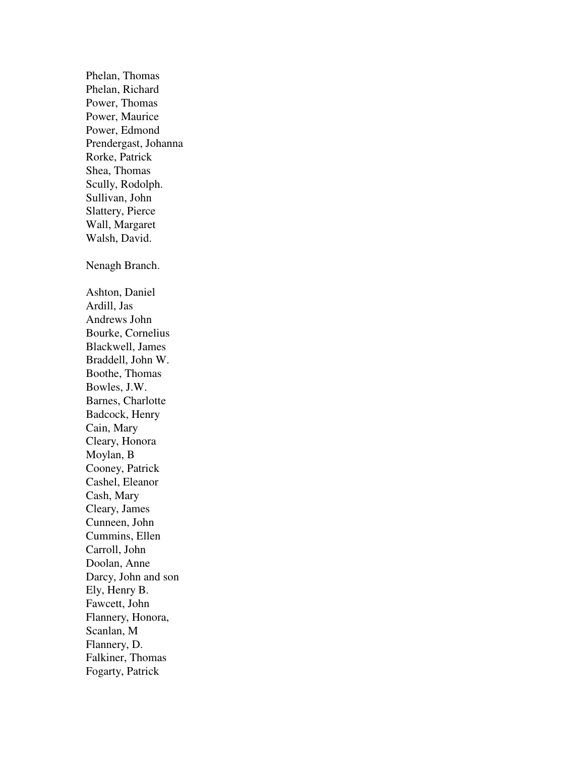Phelan, Thomas  
Phelan, Richard  
Power, Thomas  
Power, Maurice  
Power, Edmond  
Prendergast, Johanna  
Rorke, Patrick  
Shea, Thomas  
Scully, Rodolph.  
Sullivan, John  
Slattery, Pierce  
Wall, Margaret  
Walsh, David.

Nenagh Branch.

Ashton, Daniel  
Ardill, Jas  
Andrews John  
Bourke, Cornelius  
Blackwell, James  
Braddell, John W.  
Boothe, Thomas  
Bowles, J.W.  
Barnes, Charlotte  
Badcock, Henry  
Cain, Mary  
Cleary, Honora  
Moylan, B  
Cooney, Patrick  
Cashel, Eleanor  
Cash, Mary  
Cleary, James  
Cunneen, John  
Cummins, Ellen  
Carroll, John  
Doolan, Anne  
Darcy, John and son  
Ely, Henry B.  
Fawcett, John  
Flannery, Honora,  
Scanlan, M  
Flannery, D.  
Falkiner, Thomas  
Fogarty, Patrick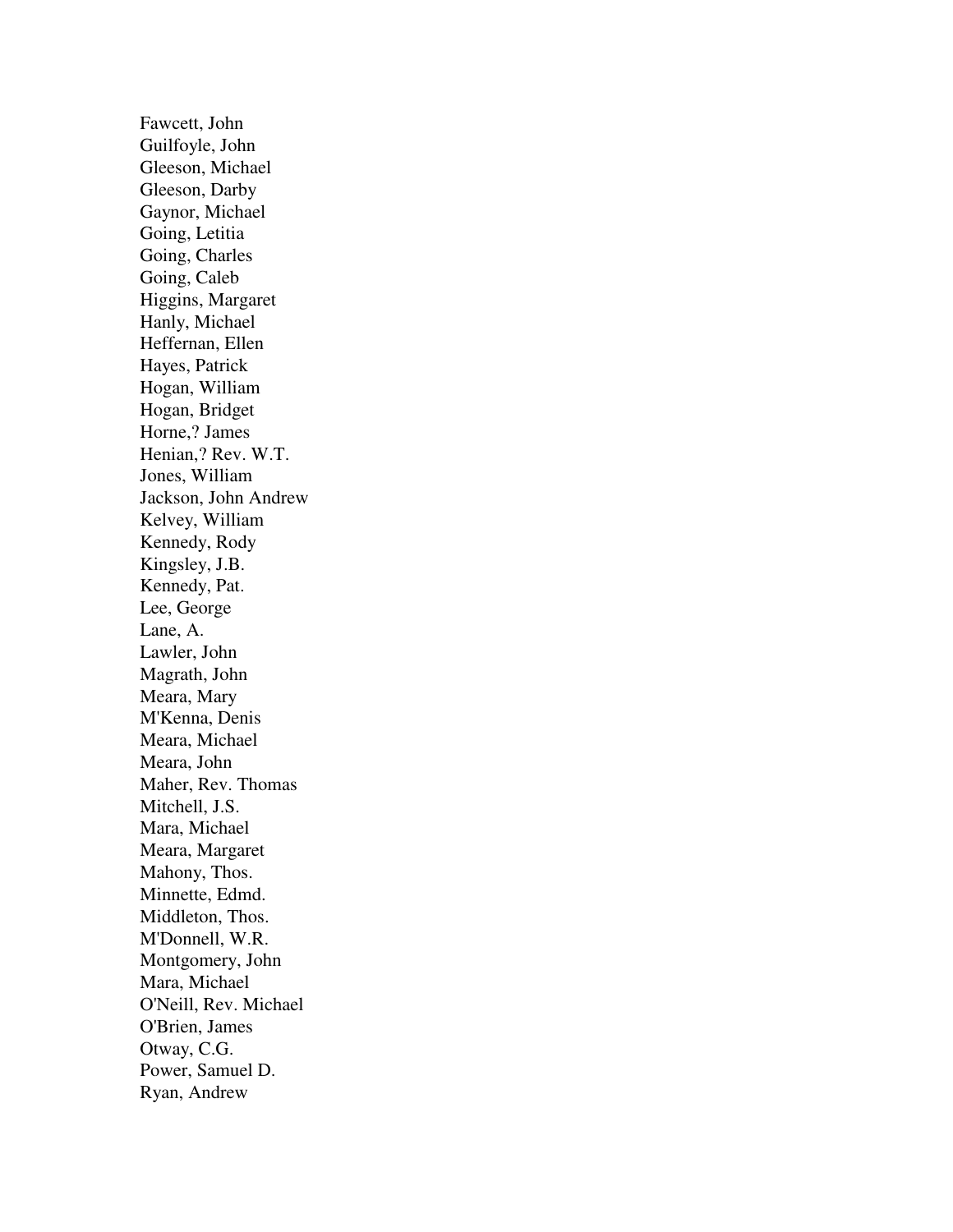Fawcett, John
Guilfoyle, John
Gleeson, Michael
Gleeson, Darby
Gaynor, Michael
Going, Letitia
Going, Charles
Going, Caleb
Higgins, Margaret
Hanly, Michael
Heffernan, Ellen
Hayes, Patrick
Hogan, William
Hogan, Bridget
Horne,? James
Henian,? Rev. W.T.
Jones, William
Jackson, John Andrew
Kelvey, William
Kennedy, Rody
Kingsley, J.B.
Kennedy, Pat.
Lee, George
Lane, A.
Lawler, John
Magrath, John
Meara, Mary
M'Kenna, Denis
Meara, Michael
Meara, John
Maher, Rev. Thomas
Mitchell, J.S.
Mara, Michael
Meara, Margaret
Mahony, Thos.
Minnette, Edmd.
Middleton, Thos.
M'Donnell, W.R.
Montgomery, John
Mara, Michael
O'Neill, Rev. Michael
O'Brien, James
Otway, C.G.
Power, Samuel D.
Ryan, Andrew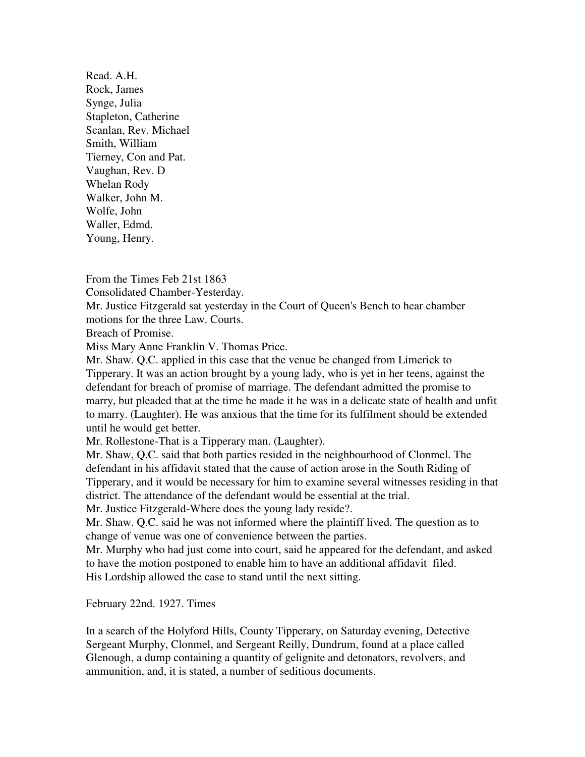Read. A.H.
Rock, James
Synge, Julia
Stapleton, Catherine
Scanlan, Rev. Michael
Smith, William
Tierney, Con and Pat.
Vaughan, Rev. D
Whelan Rody
Walker, John M.
Wolfe, John
Waller, Edmd.
Young, Henry.

From the Times Feb 21st 1863
Consolidated Chamber-Yesterday.
Mr. Justice Fitzgerald sat yesterday in the Court of Queen's Bench to hear chamber motions for the three Law. Courts.
Breach of Promise.
Miss Mary Anne Franklin V. Thomas Price.
Mr. Shaw. Q.C. applied in this case that the venue be changed from Limerick to Tipperary. It was an action brought by a young lady, who is yet in her teens, against the defendant for breach of promise of marriage. The defendant admitted the promise to marry, but pleaded that at the time he made it he was in a delicate state of health and unfit to marry. (Laughter). He was anxious that the time for its fulfilment should be extended until he would get better.
Mr. Rollestone-That is a Tipperary man. (Laughter).
Mr. Shaw, Q.C. said that both parties resided in the neighbourhood of Clonmel. The defendant in his affidavit stated that the cause of action arose in the South Riding of Tipperary, and it would be necessary for him to examine several witnesses residing in that district. The attendance of the defendant would be essential at the trial.
Mr. Justice Fitzgerald-Where does the young lady reside?.
Mr. Shaw. Q.C. said he was not informed where the plaintiff lived. The question as to change of venue was one of convenience between the parties.
Mr. Murphy who had just come into court, said he appeared for the defendant, and asked to have the motion postponed to enable him to have an additional affidavit filed.
His Lordship allowed the case to stand until the next sitting.

February 22nd. 1927. Times

In a search of the Holyford Hills, County Tipperary, on Saturday evening, Detective Sergeant Murphy, Clonmel, and Sergeant Reilly, Dundrum, found at a place called Glenough, a dump containing a quantity of gelignite and detonators, revolvers, and ammunition, and, it is stated, a number of seditious documents.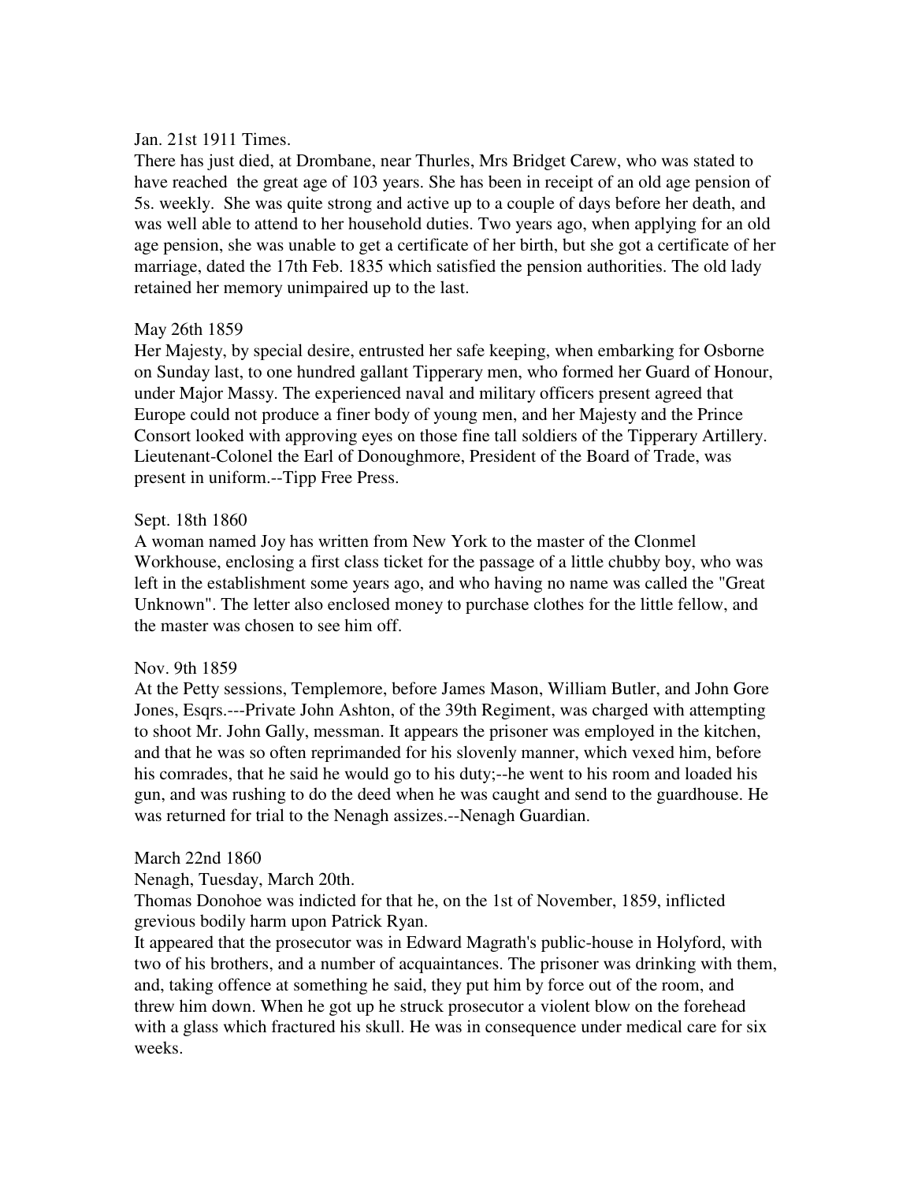Jan. 21st 1911 Times.

There has just died, at Drombane, near Thurles, Mrs Bridget Carew, who was stated to have reached the great age of 103 years. She has been in receipt of an old age pension of 5s. weekly. She was quite strong and active up to a couple of days before her death, and was well able to attend to her household duties. Two years ago, when applying for an old age pension, she was unable to get a certificate of her birth, but she got a certificate of her marriage, dated the 17th Feb. 1835 which satisfied the pension authorities. The old lady retained her memory unimpaired up to the last.

May 26th 1859

Her Majesty, by special desire, entrusted her safe keeping, when embarking for Osborne on Sunday last, to one hundred gallant Tipperary men, who formed her Guard of Honour, under Major Massy. The experienced naval and military officers present agreed that Europe could not produce a finer body of young men, and her Majesty and the Prince Consort looked with approving eyes on those fine tall soldiers of the Tipperary Artillery. Lieutenant-Colonel the Earl of Donoughmore, President of the Board of Trade, was present in uniform.--Tipp Free Press.

Sept. 18th 1860

A woman named Joy has written from New York to the master of the Clonmel Workhouse, enclosing a first class ticket for the passage of a little chubby boy, who was left in the establishment some years ago, and who having no name was called the "Great Unknown". The letter also enclosed money to purchase clothes for the little fellow, and the master was chosen to see him off.

Nov. 9th 1859

At the Petty sessions, Templemore, before James Mason, William Butler, and John Gore Jones, Esqrs.---Private John Ashton, of the 39th Regiment, was charged with attempting to shoot Mr. John Gally, messman. It appears the prisoner was employed in the kitchen, and that he was so often reprimanded for his slovenly manner, which vexed him, before his comrades, that he said he would go to his duty;--he went to his room and loaded his gun, and was rushing to do the deed when he was caught and send to the guardhouse. He was returned for trial to the Nenagh assizes.--Nenagh Guardian.

March 22nd 1860

Nenagh, Tuesday, March 20th.

Thomas Donohoe was indicted for that he, on the 1st of November, 1859, inflicted grevious bodily harm upon Patrick Ryan.

It appeared that the prosecutor was in Edward Magrath's public-house in Holyford, with two of his brothers, and a number of acquaintances. The prisoner was drinking with them, and, taking offence at something he said, they put him by force out of the room, and threw him down. When he got up he struck prosecutor a violent blow on the forehead with a glass which fractured his skull. He was in consequence under medical care for six weeks.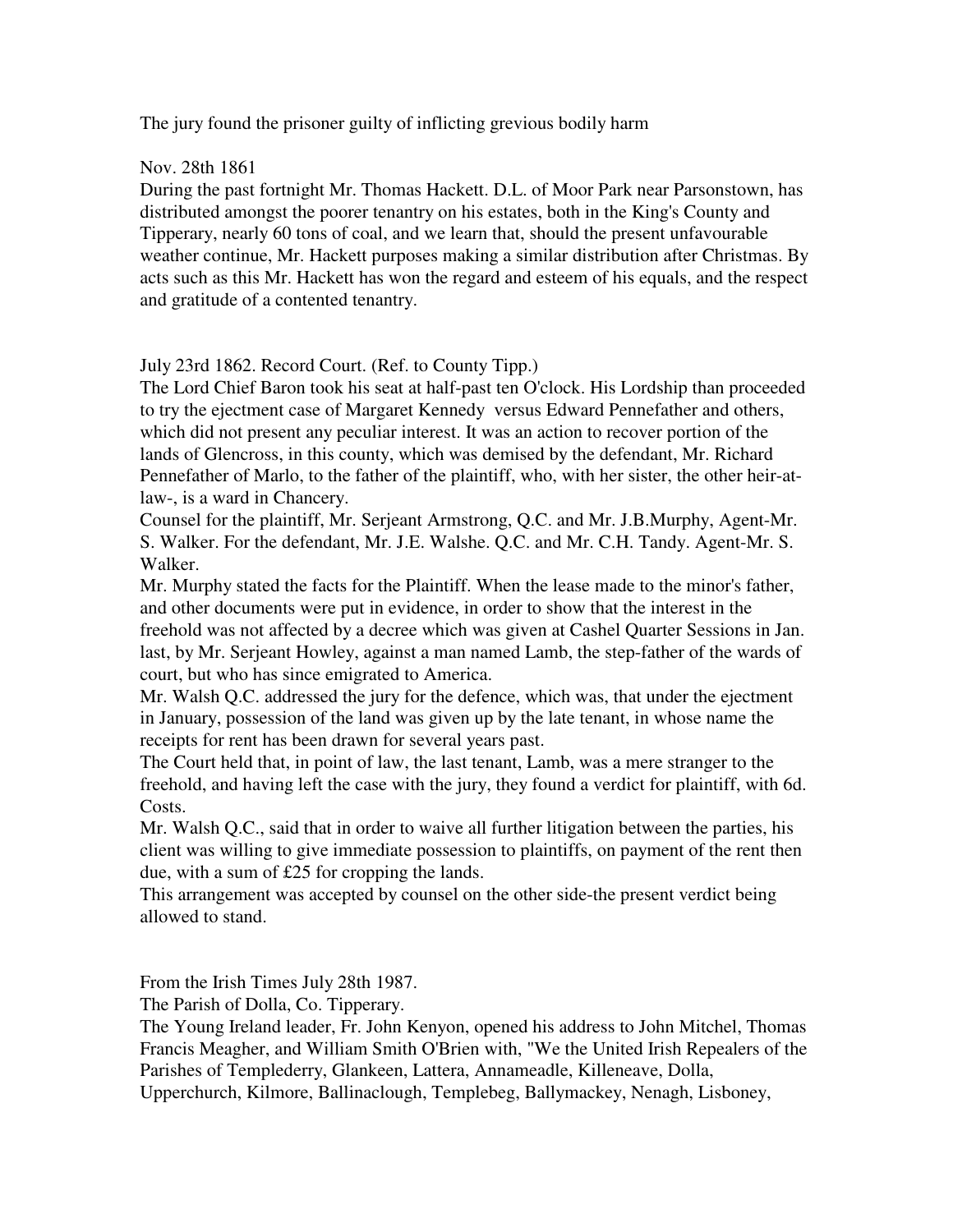The jury found the prisoner guilty of inflicting grevious bodily harm

Nov. 28th 1861

During the past fortnight Mr. Thomas Hackett. D.L. of Moor Park near Parsonstown, has distributed amongst the poorer tenantry on his estates, both in the King's County and Tipperary, nearly 60 tons of coal, and we learn that, should the present unfavourable weather continue, Mr. Hackett purposes making a similar distribution after Christmas. By acts such as this Mr. Hackett has won the regard and esteem of his equals, and the respect and gratitude of a contented tenantry.

July 23rd 1862. Record Court. (Ref. to County Tipp.)

The Lord Chief Baron took his seat at half-past ten O'clock. His Lordship than proceeded to try the ejectment case of Margaret Kennedy versus Edward Pennefather and others, which did not present any peculiar interest. It was an action to recover portion of the lands of Glencross, in this county, which was demised by the defendant, Mr. Richard Pennefather of Marlo, to the father of the plaintiff, who, with her sister, the other heir-at-law-, is a ward in Chancery.

Counsel for the plaintiff, Mr. Serjeant Armstrong, Q.C. and Mr. J.B.Murphy, Agent-Mr. S. Walker. For the defendant, Mr. J.E. Walshe. Q.C. and Mr. C.H. Tandy. Agent-Mr. S. Walker.

Mr. Murphy stated the facts for the Plaintiff. When the lease made to the minor's father, and other documents were put in evidence, in order to show that the interest in the freehold was not affected by a decree which was given at Cashel Quarter Sessions in Jan. last, by Mr. Serjeant Howley, against a man named Lamb, the step-father of the wards of court, but who has since emigrated to America.

Mr. Walsh Q.C. addressed the jury for the defence, which was, that under the ejectment in January, possession of the land was given up by the late tenant, in whose name the receipts for rent has been drawn for several years past.

The Court held that, in point of law, the last tenant, Lamb, was a mere stranger to the freehold, and having left the case with the jury, they found a verdict for plaintiff, with 6d. Costs.

Mr. Walsh Q.C., said that in order to waive all further litigation between the parties, his client was willing to give immediate possession to plaintiffs, on payment of the rent then due, with a sum of £25 for cropping the lands.

This arrangement was accepted by counsel on the other side-the present verdict being allowed to stand.

From the Irish Times July 28th 1987.

The Parish of Dolla, Co. Tipperary.

The Young Ireland leader, Fr. John Kenyon, opened his address to John Mitchel, Thomas Francis Meagher, and William Smith O'Brien with, "We the United Irish Repealers of the Parishes of Templederry, Glankeen, Lattera, Annameadle, Killeneave, Dolla, Upperchurch, Kilmore, Ballinaclough, Templebeg, Ballymackey, Nenagh, Lisboney,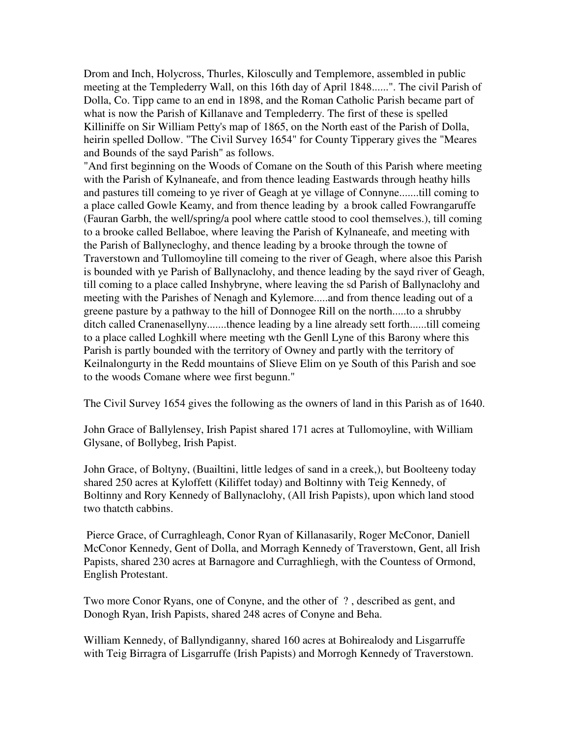Drom and Inch, Holycross, Thurles, Kiloscully and Templemore, assembled in public meeting at the Templederry Wall, on this 16th day of April 1848......". The civil Parish of Dolla, Co. Tipp came to an end in 1898, and the Roman Catholic Parish became part of what is now the Parish of Killanave and Templederry. The first of these is spelled Killiniffe on Sir William Petty's map of 1865, on the North east of the Parish of Dolla, heirin spelled Dollow. "The Civil Survey 1654" for County Tipperary gives the "Meares and Bounds of the sayd Parish" as follows.

"And first beginning on the Woods of Comane on the South of this Parish where meeting with the Parish of Kylnaneafe, and from thence leading Eastwards through heathy hills and pastures till comeing to ye river of Geagh at ye village of Connyne.......till coming to a place called Gowle Keamy, and from thence leading by a brook called Fowrangaruffe (Fauran Garbh, the well/spring/a pool where cattle stood to cool themselves.), till coming to a brooke called Bellaboe, where leaving the Parish of Kylnaneafe, and meeting with the Parish of Ballynecloghy, and thence leading by a brooke through the towne of Traverstown and Tullomoyline till comeing to the river of Geagh, where alsoe this Parish is bounded with ye Parish of Ballynaclohy, and thence leading by the sayd river of Geagh, till coming to a place called Inshybryne, where leaving the sd Parish of Ballynaclohy and meeting with the Parishes of Nenagh and Kylemore.....and from thence leading out of a greene pasture by a pathway to the hill of Donnogee Rill on the north.....to a shrubby ditch called Cranenasellyny.......thence leading by a line already sett forth......till comeing to a place called Loghkill where meeting wth the Genll Lyne of this Barony where this Parish is partly bounded with the territory of Owney and partly with the territory of Keilnalongurty in the Redd mountains of Slieve Elim on ye South of this Parish and soe to the woods Comane where wee first begunn."

The Civil Survey 1654 gives the following as the owners of land in this Parish as of 1640.

John Grace of Ballylensey, Irish Papist shared 171 acres at Tullomoyline, with William Glysane, of Bollybeg, Irish Papist.

John Grace, of Boltyny, (Buailtini, little ledges of sand in a creek,), but Boolteeny today shared 250 acres at Kyloffett (Kiliffet today) and Boltinny with Teig Kennedy, of Boltinny and Rory Kennedy of Ballynaclohy, (All Irish Papists), upon which land stood two thatcth cabbins.

Pierce Grace, of Curraghleagh, Conor Ryan of Killanasarily, Roger McConor, Daniell McConor Kennedy, Gent of Dolla, and Morragh Kennedy of Traverstown, Gent, all Irish Papists, shared 230 acres at Barnagore and Curraghliegh, with the Countess of Ormond, English Protestant.

Two more Conor Ryans, one of Conyne, and the other of ?, described as gent, and Donogh Ryan, Irish Papists, shared 248 acres of Conyne and Beha.

William Kennedy, of Ballyndiganny, shared 160 acres at Bohirealody and Lisgarruffe with Teig Birragra of Lisgarruffe (Irish Papists) and Morrogh Kennedy of Traverstown.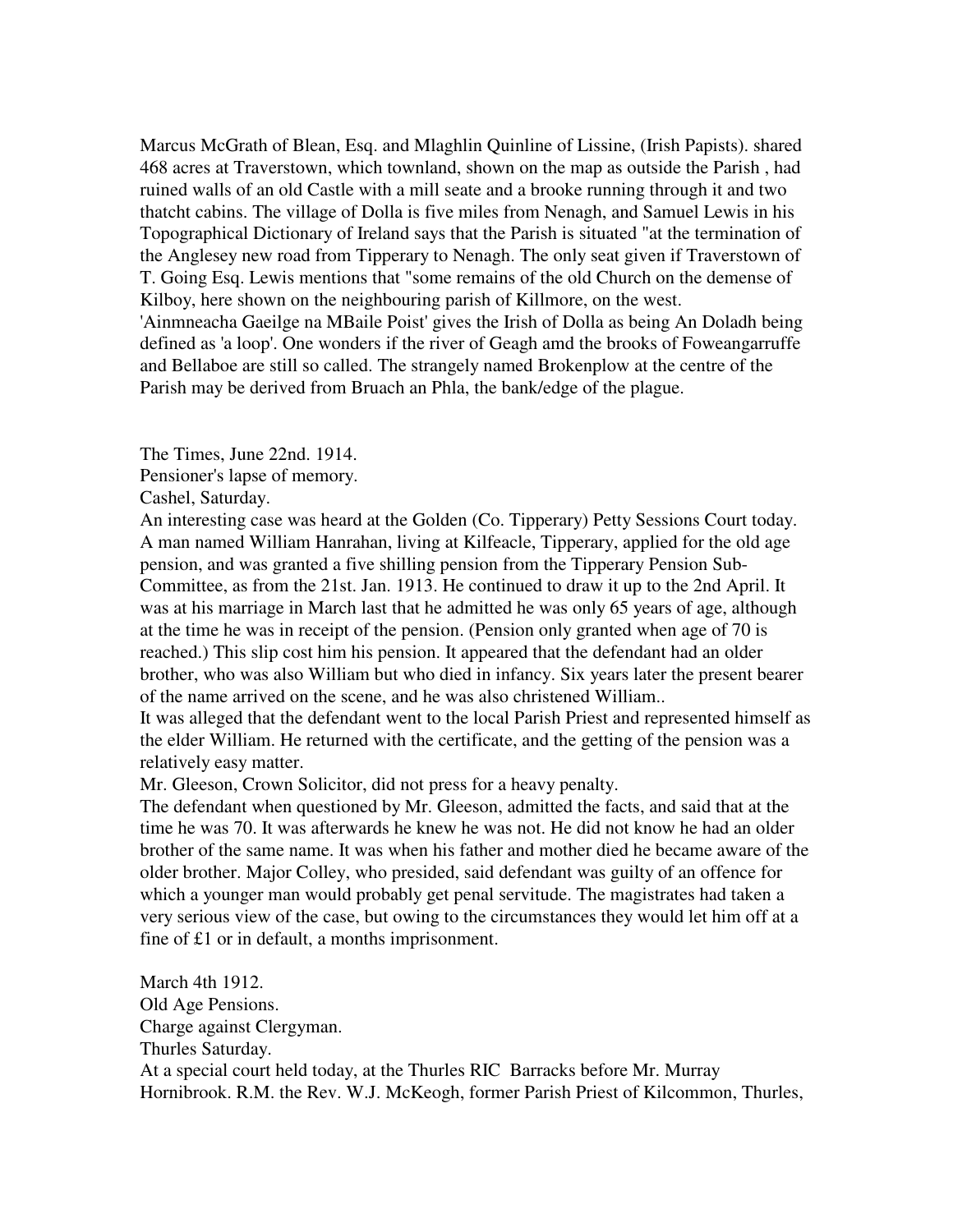Marcus McGrath of Blean, Esq. and Mlaghlin Quinline of Lissine, (Irish Papists). shared 468 acres at Traverstown, which townland, shown on the map as outside the Parish , had ruined walls of an old Castle with a mill seate and a brooke running through it and two thatcht cabins. The village of Dolla is five miles from Nenagh, and Samuel Lewis in his Topographical Dictionary of Ireland says that the Parish is situated "at the termination of the Anglesey new road from Tipperary to Nenagh. The only seat given if Traverstown of T. Going Esq. Lewis mentions that "some remains of the old Church on the demense of Kilboy, here shown on the neighbouring parish of Killmore, on the west.
'Ainmneacha Gaeilge na MBaile Poist' gives the Irish of Dolla as being An Doladh being defined as 'a loop'. One wonders if the river of Geagh amd the brooks of Foweangarruffe and Bellaboe are still so called. The strangely named Brokenplow at the centre of the Parish may be derived from Bruach an Phla, the bank/edge of the plague.

The Times, June 22nd. 1914.
Pensioner's lapse of memory.
Cashel, Saturday.
An interesting case was heard at the Golden (Co. Tipperary) Petty Sessions Court today. A man named William Hanrahan, living at Kilfeacle, Tipperary, applied for the old age pension, and was granted a five shilling pension from the Tipperary Pension Sub-Committee, as from the 21st. Jan. 1913. He continued to draw it up to the 2nd April. It was at his marriage in March last that he admitted he was only 65 years of age, although at the time he was in receipt of the pension. (Pension only granted when age of 70 is reached.) This slip cost him his pension. It appeared that the defendant had an older brother, who was also William but who died in infancy. Six years later the present bearer of the name arrived on the scene, and he was also christened William..
It was alleged that the defendant went to the local Parish Priest and represented himself as the elder William. He returned with the certificate, and the getting of the pension was a relatively easy matter.
Mr. Gleeson, Crown Solicitor, did not press for a heavy penalty.
The defendant when questioned by Mr. Gleeson, admitted the facts, and said that at the time he was 70. It was afterwards he knew he was not. He did not know he had an older brother of the same name. It was when his father and mother died he became aware of the older brother. Major Colley, who presided, said defendant was guilty of an offence for which a younger man would probably get penal servitude. The magistrates had taken a very serious view of the case, but owing to the circumstances they would let him off at a fine of £1 or in default, a months imprisonment.

March 4th 1912.
Old Age Pensions.
Charge against Clergyman.
Thurles Saturday.
At a special court held today, at the Thurles RIC Barracks before Mr. Murray Hornibrook. R.M. the Rev. W.J. McKeogh, former Parish Priest of Kilcommon, Thurles,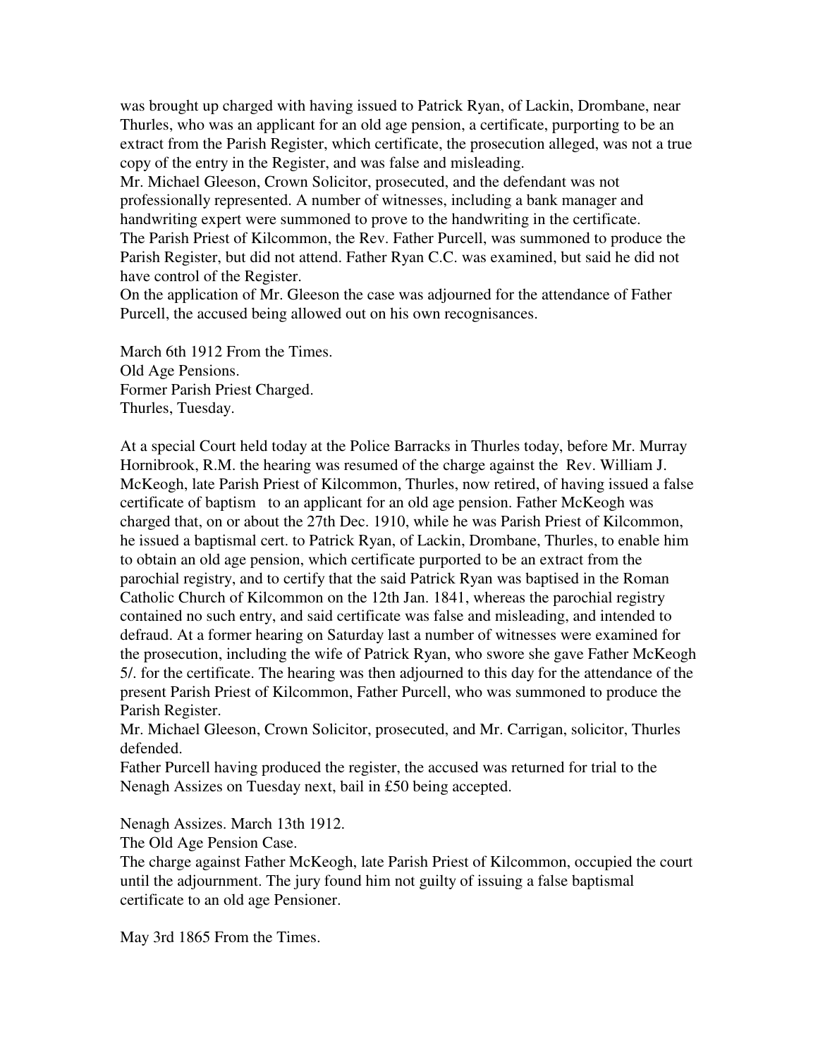was brought up charged with having issued to Patrick Ryan, of Lackin, Drombane, near Thurles, who was an applicant for an old age pension, a certificate, purporting to be an extract from the Parish Register, which certificate, the prosecution alleged, was not a true copy of the entry in the Register, and was false and misleading.
Mr. Michael Gleeson, Crown Solicitor, prosecuted, and the defendant was not professionally represented. A number of witnesses, including a bank manager and handwriting expert were summoned to prove to the handwriting in the certificate.
The Parish Priest of Kilcommon, the Rev. Father Purcell, was summoned to produce the Parish Register, but did not attend. Father Ryan C.C. was examined, but said he did not have control of the Register.
On the application of Mr. Gleeson the case was adjourned for the attendance of Father Purcell, the accused being allowed out on his own recognisances.

March 6th 1912 From the Times.
Old Age Pensions.
Former Parish Priest Charged.
Thurles, Tuesday.

At a special Court held today at the Police Barracks in Thurles today, before Mr. Murray Hornibrook, R.M. the hearing was resumed of the charge against the Rev. William J. McKeogh, late Parish Priest of Kilcommon, Thurles, now retired, of having issued a false certificate of baptism to an applicant for an old age pension. Father McKeogh was charged that, on or about the 27th Dec. 1910, while he was Parish Priest of Kilcommon, he issued a baptismal cert. to Patrick Ryan, of Lackin, Drombane, Thurles, to enable him to obtain an old age pension, which certificate purported to be an extract from the parochial registry, and to certify that the said Patrick Ryan was baptised in the Roman Catholic Church of Kilcommon on the 12th Jan. 1841, whereas the parochial registry contained no such entry, and said certificate was false and misleading, and intended to defraud. At a former hearing on Saturday last a number of witnesses were examined for the prosecution, including the wife of Patrick Ryan, who swore she gave Father McKeogh 5/. for the certificate. The hearing was then adjourned to this day for the attendance of the present Parish Priest of Kilcommon, Father Purcell, who was summoned to produce the Parish Register.
Mr. Michael Gleeson, Crown Solicitor, prosecuted, and Mr. Carrigan, solicitor, Thurles defended.
Father Purcell having produced the register, the accused was returned for trial to the Nenagh Assizes on Tuesday next, bail in £50 being accepted.

Nenagh Assizes. March 13th 1912.
The Old Age Pension Case.
The charge against Father McKeogh, late Parish Priest of Kilcommon, occupied the court until the adjournment. The jury found him not guilty of issuing a false baptismal certificate to an old age Pensioner.

May 3rd 1865 From the Times.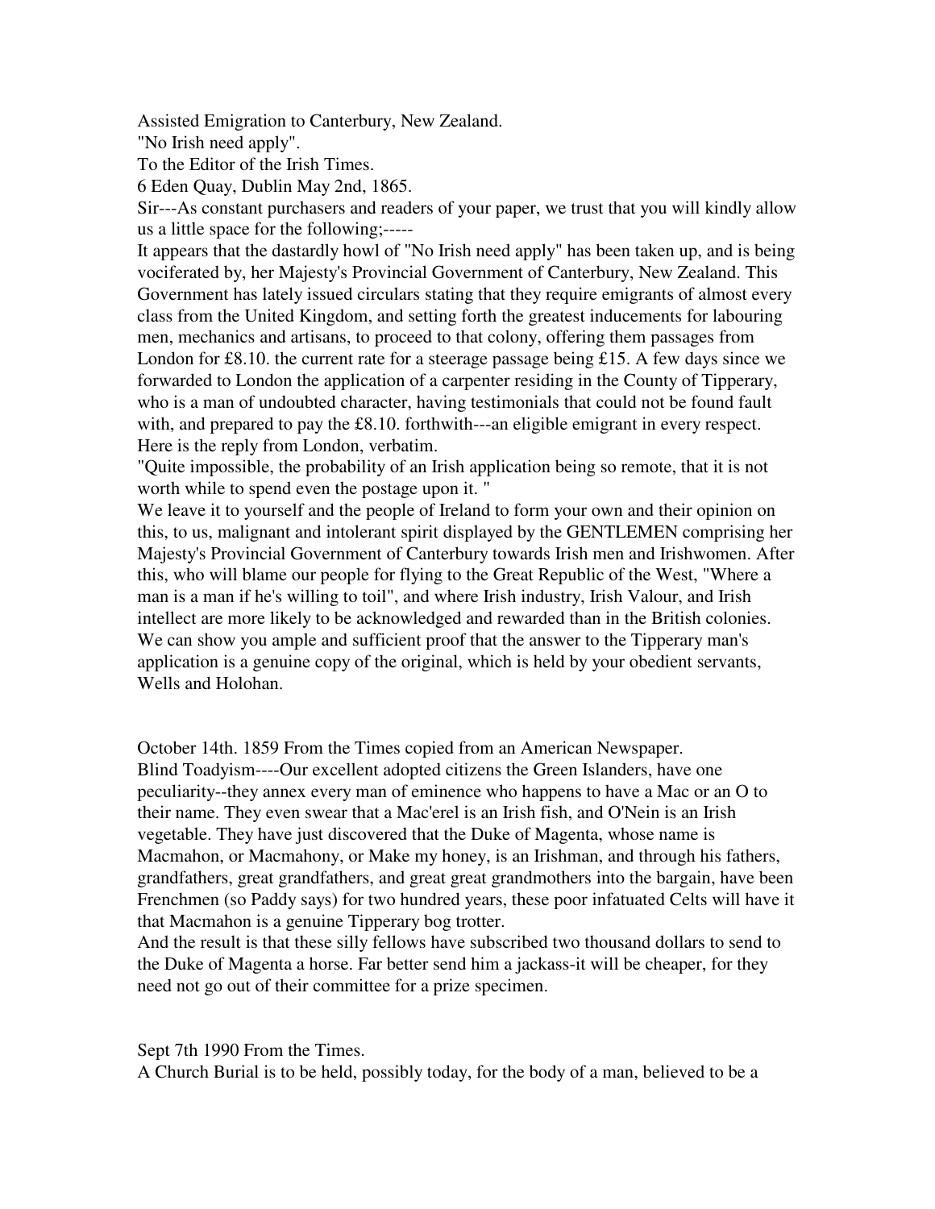Assisted Emigration to Canterbury, New Zealand.

"No Irish need apply".

To the Editor of the Irish Times.

6 Eden Quay, Dublin May 2nd, 1865.

Sir---As constant purchasers and readers of your paper, we trust that you will kindly allow us a little space for the following;-----

It appears that the dastardly howl of "No Irish need apply" has been taken up, and is being vociferated by, her Majesty's Provincial Government of Canterbury, New Zealand. This Government has lately issued circulars stating that they require emigrants of almost every class from the United Kingdom, and setting forth the greatest inducements for labouring men, mechanics and artisans, to proceed to that colony, offering them passages from London for £8.10. the current rate for a steerage passage being £15. A few days since we forwarded to London the application of a carpenter residing in the County of Tipperary, who is a man of undoubted character, having testimonials that could not be found fault with, and prepared to pay the £8.10. forthwith---an eligible emigrant in every respect. Here is the reply from London, verbatim.

"Quite impossible, the probability of an Irish application being so remote, that it is not worth while to spend even the postage upon it. "

We leave it to yourself and the people of Ireland to form your own and their opinion on this, to us, malignant and intolerant spirit displayed by the GENTLEMEN comprising her Majesty's Provincial Government of Canterbury towards Irish men and Irishwomen. After this, who will blame our people for flying to the Great Republic of the West, "Where a man is a man if he's willing to toil", and where Irish industry, Irish Valour, and Irish intellect are more likely to be acknowledged and rewarded than in the British colonies. We can show you ample and sufficient proof that the answer to the Tipperary man's application is a genuine copy of the original, which is held by your obedient servants, Wells and Holohan.

October 14th. 1859 From the Times copied from an American Newspaper.

Blind Toadyism----Our excellent adopted citizens the Green Islanders, have one peculiarity--they annex every man of eminence who happens to have a Mac or an O to their name. They even swear that a Mac'erel is an Irish fish, and O'Nein is an Irish vegetable. They have just discovered that the Duke of Magenta, whose name is Macmahon, or Macmahony, or Make my honey, is an Irishman, and through his fathers, grandfathers, great grandfathers, and great great grandmothers into the bargain, have been Frenchmen (so Paddy says) for two hundred years, these poor infatuated Celts will have it that Macmahon is a genuine Tipperary bog trotter.

And the result is that these silly fellows have subscribed two thousand dollars to send to the Duke of Magenta a horse. Far better send him a jackass-it will be cheaper, for they need not go out of their committee for a prize specimen.

Sept 7th 1990 From the Times.

A Church Burial is to be held, possibly today, for the body of a man, believed to be a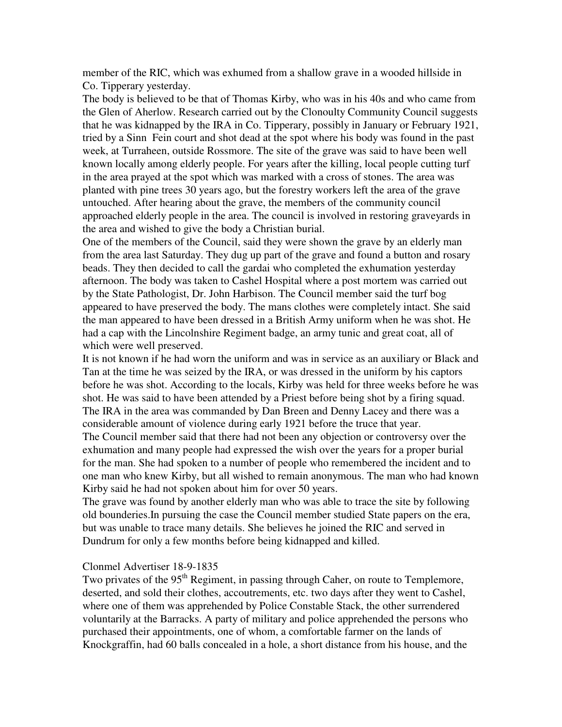member of the RIC, which was exhumed from a shallow grave in a wooded hillside in Co. Tipperary yesterday.

The body is believed to be that of Thomas Kirby, who was in his 40s and who came from the Glen of Aherlow. Research carried out by the Clonoulty Community Council suggests that he was kidnapped by the IRA in Co. Tipperary, possibly in January or February 1921, tried by a Sinn Fein court and shot dead at the spot where his body was found in the past week, at Turraheen, outside Rossmore. The site of the grave was said to have been well known locally among elderly people. For years after the killing, local people cutting turf in the area prayed at the spot which was marked with a cross of stones. The area was planted with pine trees 30 years ago, but the forestry workers left the area of the grave untouched. After hearing about the grave, the members of the community council approached elderly people in the area. The council is involved in restoring graveyards in the area and wished to give the body a Christian burial.

One of the members of the Council, said they were shown the grave by an elderly man from the area last Saturday. They dug up part of the grave and found a button and rosary beads. They then decided to call the gardai who completed the exhumation yesterday afternoon. The body was taken to Cashel Hospital where a post mortem was carried out by the State Pathologist, Dr. John Harbison. The Council member said the turf bog appeared to have preserved the body. The mans clothes were completely intact. She said the man appeared to have been dressed in a British Army uniform when he was shot. He had a cap with the Lincolnshire Regiment badge, an army tunic and great coat, all of which were well preserved.

It is not known if he had worn the uniform and was in service as an auxiliary or Black and Tan at the time he was seized by the IRA, or was dressed in the uniform by his captors before he was shot. According to the locals, Kirby was held for three weeks before he was shot. He was said to have been attended by a Priest before being shot by a firing squad. The IRA in the area was commanded by Dan Breen and Denny Lacey and there was a considerable amount of violence during early 1921 before the truce that year.

The Council member said that there had not been any objection or controversy over the exhumation and many people had expressed the wish over the years for a proper burial for the man. She had spoken to a number of people who remembered the incident and to one man who knew Kirby, but all wished to remain anonymous. The man who had known Kirby said he had not spoken about him for over 50 years.

The grave was found by another elderly man who was able to trace the site by following old bounderies.In pursuing the case the Council member studied State papers on the era, but was unable to trace many details. She believes he joined the RIC and served in Dundrum for only a few months before being kidnapped and killed.

Clonmel Advertiser 18-9-1835

Two privates of the 95th Regiment, in passing through Caher, on route to Templemore, deserted, and sold their clothes, accoutrements, etc. two days after they went to Cashel, where one of them was apprehended by Police Constable Stack, the other surrendered voluntarily at the Barracks. A party of military and police apprehended the persons who purchased their appointments, one of whom, a comfortable farmer on the lands of Knockgraffin, had 60 balls concealed in a hole, a short distance from his house, and the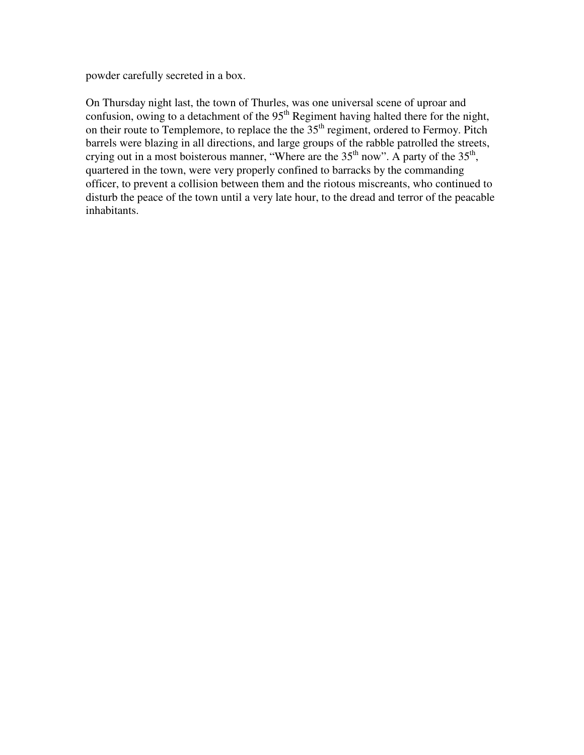powder carefully secreted in a box.

On Thursday night last, the town of Thurles, was one universal scene of uproar and confusion, owing to a detachment of the 95th Regiment having halted there for the night, on their route to Templemore, to replace the the 35th regiment, ordered to Fermoy. Pitch barrels were blazing in all directions, and large groups of the rabble patrolled the streets, crying out in a most boisterous manner, "Where are the 35th now". A party of the 35th, quartered in the town, were very properly confined to barracks by the commanding officer, to prevent a collision between them and the riotous miscreants, who continued to disturb the peace of the town until a very late hour, to the dread and terror of the peacable inhabitants.